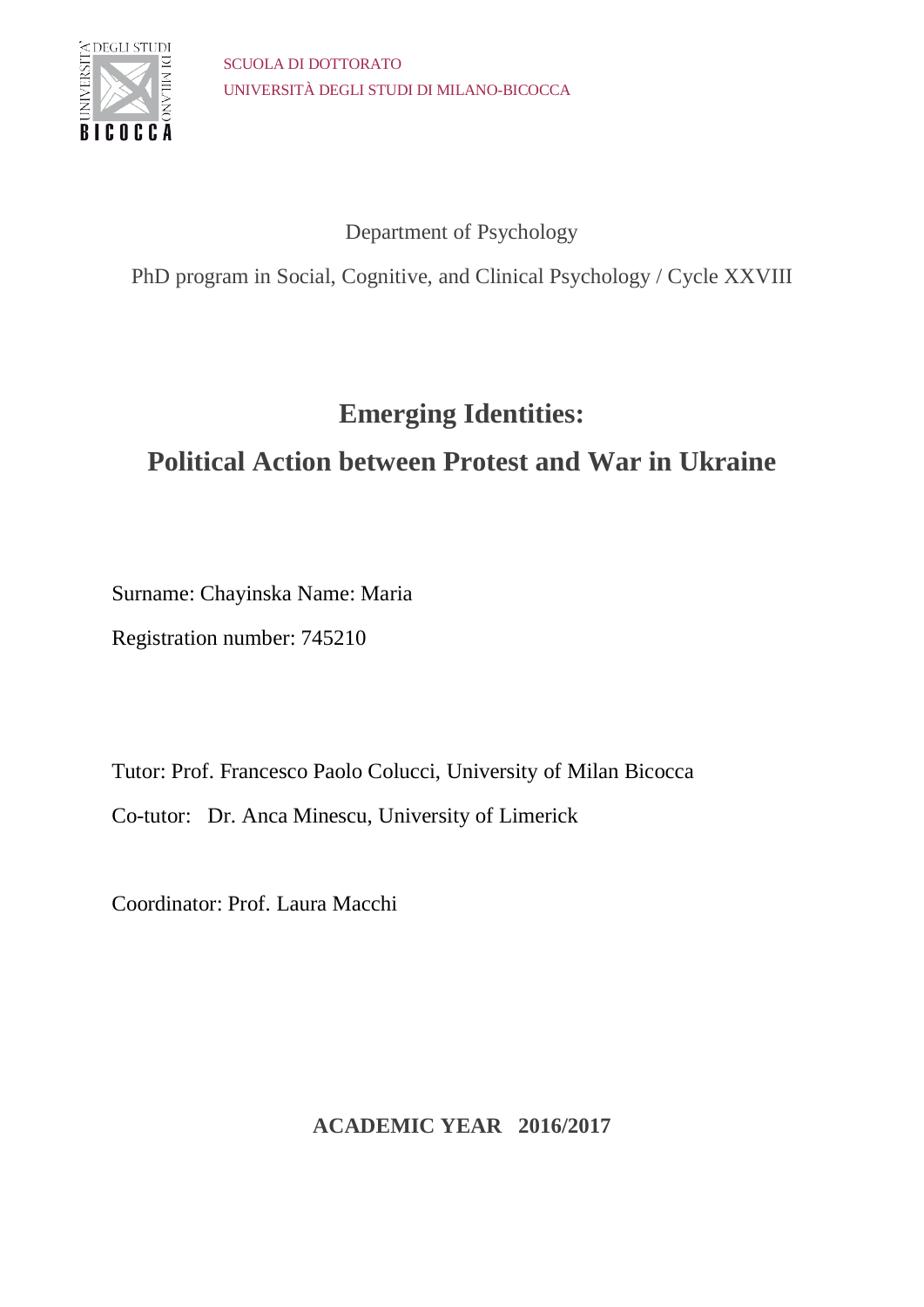SCUOLA DI DOTTORATO

UNIVERSITÀ DEGLI STUDI DI MILANO-BICOCCA

Department of Psychology

PhD program in Social, Cognitive, and Clinical Psychology / Cycle XXVIII

# Emerging Identities:

# Political Action between Protest and War in Ukraine

Surname: Chayinska Name: Maria

Registration number: 745210

Tutor: Prof. Francesco Paolo Colucci, University of Milan Bicocca

Co-tutor: Dr. Anca Minescu, University of Limerick

Coordinator: Prof. Laura Macchi

**ACADEMIC YEAR 2016/2017**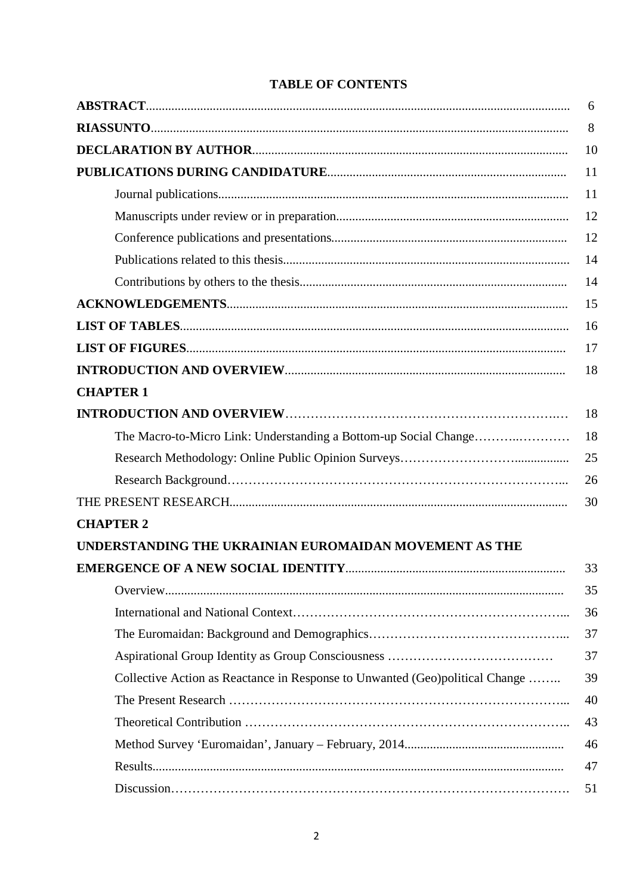# TABLE OF CONTENTS

| | |
|---|---|
| **ABSTRACT** | 6 |
| **RIASSUNTO** | 8 |
| **DECLARATION BY AUTHOR** | 10 |
| **PUBLICATIONS DURING CANDIDATURE** | 11 |
| Journal publications | 11 |
| Manuscripts under review or in preparation | 12 |
| Conference publications and presentations | 12 |
| Publications related to this thesis | 14 |
| Contributions by others to the thesis | 14 |
| **ACKNOWLEDGEMENTS** | 15 |
| **LIST OF TABLES** | 16 |
| **LIST OF FIGURES** | 17 |
| **INTRODUCTION AND OVERVIEW** | 18 |
| **CHAPTER 1** | |
| **INTRODUCTION AND OVERVIEW** | 18 |
| The Macro-to-Micro Link: Understanding a Bottom-up Social Change | 18 |
| Research Methodology: Online Public Opinion Surveys | 25 |
| Research Background | 26 |
| THE PRESENT RESEARCH | 30 |
| **CHAPTER 2** | |
| **UNDERSTANDING THE UKRAINIAN EUROMAIDAN MOVEMENT AS THE EMERGENCE OF A NEW SOCIAL IDENTITY** | 33 |
| Overview | 35 |
| International and National Context | 36 |
| The Euromaidan: Background and Demographics | 37 |
| Aspirational Group Identity as Group Consciousness | 37 |
| Collective Action as Reactance in Response to Unwanted (Geo)political Change | 39 |
| The Present Research | 40 |
| Theoretical Contribution | 43 |
| Method Survey 'Euromaidan', January – February, 2014 | 46 |
| Results | 47 |
| Discussion | 51 |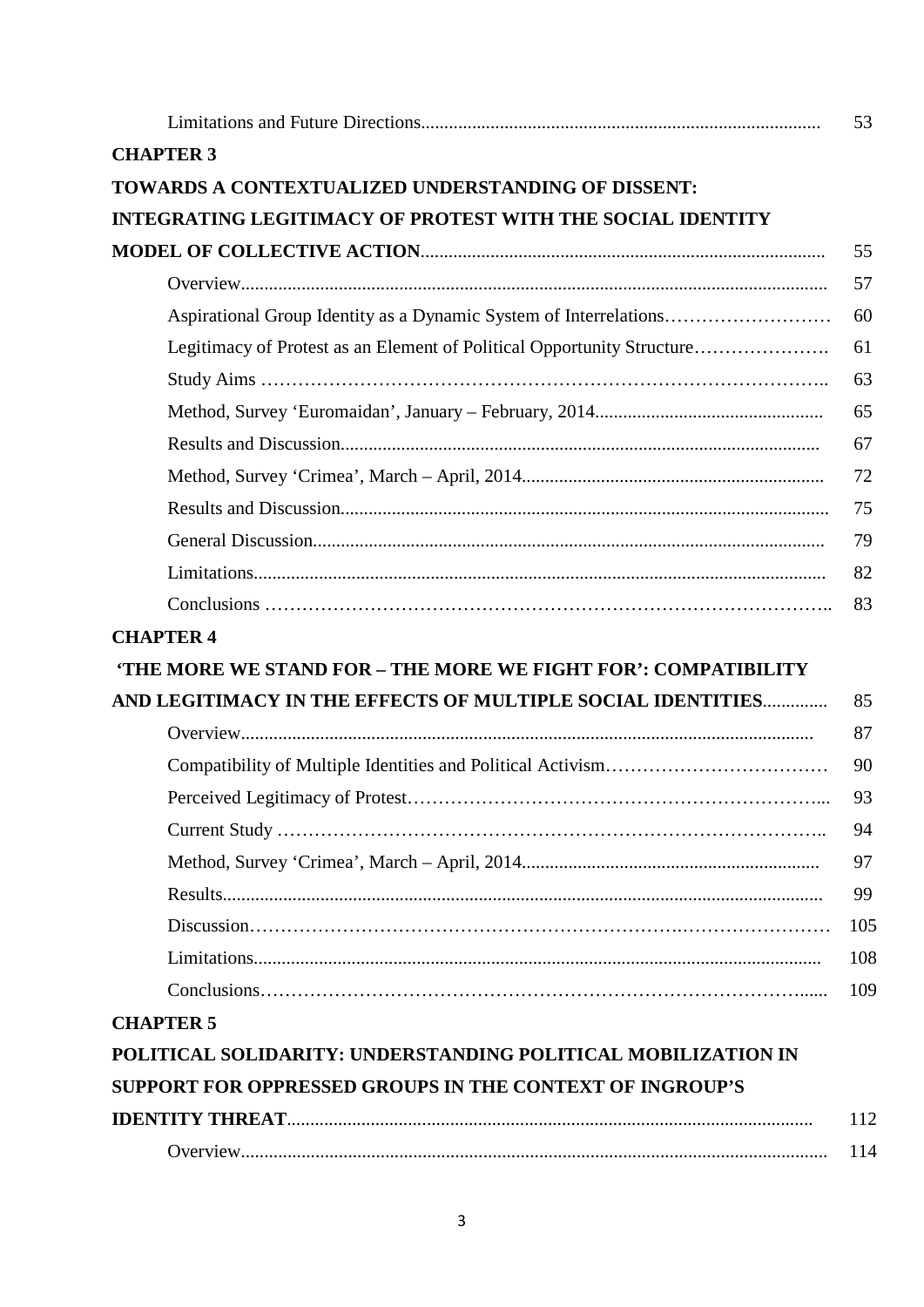Limitations and Future Directions ..... 53

**CHAPTER 3**

**TOWARDS A CONTEXTUALIZED UNDERSTANDING OF DISSENT: INTEGRATING LEGITIMACY OF PROTEST WITH THE SOCIAL IDENTITY MODEL OF COLLECTIVE ACTION** ..... 55

Overview ..... 57

Aspirational Group Identity as a Dynamic System of Interrelations ..... 60

Legitimacy of Protest as an Element of Political Opportunity Structure ..... 61

Study Aims ..... 63

Method, Survey 'Euromaidan', January – February, 2014 ..... 65

Results and Discussion ..... 67

Method, Survey 'Crimea', March – April, 2014 ..... 72

Results and Discussion ..... 75

General Discussion ..... 79

Limitations ..... 82

Conclusions ..... 83

**CHAPTER 4**

**'THE MORE WE STAND FOR – THE MORE WE FIGHT FOR': COMPATIBILITY AND LEGITIMACY IN THE EFFECTS OF MULTIPLE SOCIAL IDENTITIES** ..... 85

Overview ..... 87

Compatibility of Multiple Identities and Political Activism ..... 90

Perceived Legitimacy of Protest ..... 93

Current Study ..... 94

Method, Survey 'Crimea', March – April, 2014 ..... 97

Results ..... 99

Discussion ..... 105

Limitations ..... 108

Conclusions ..... 109

**CHAPTER 5**

**POLITICAL SOLIDARITY: UNDERSTANDING POLITICAL MOBILIZATION IN SUPPORT FOR OPPRESSED GROUPS IN THE CONTEXT OF INGROUP'S IDENTITY THREAT** ..... 112

Overview ..... 114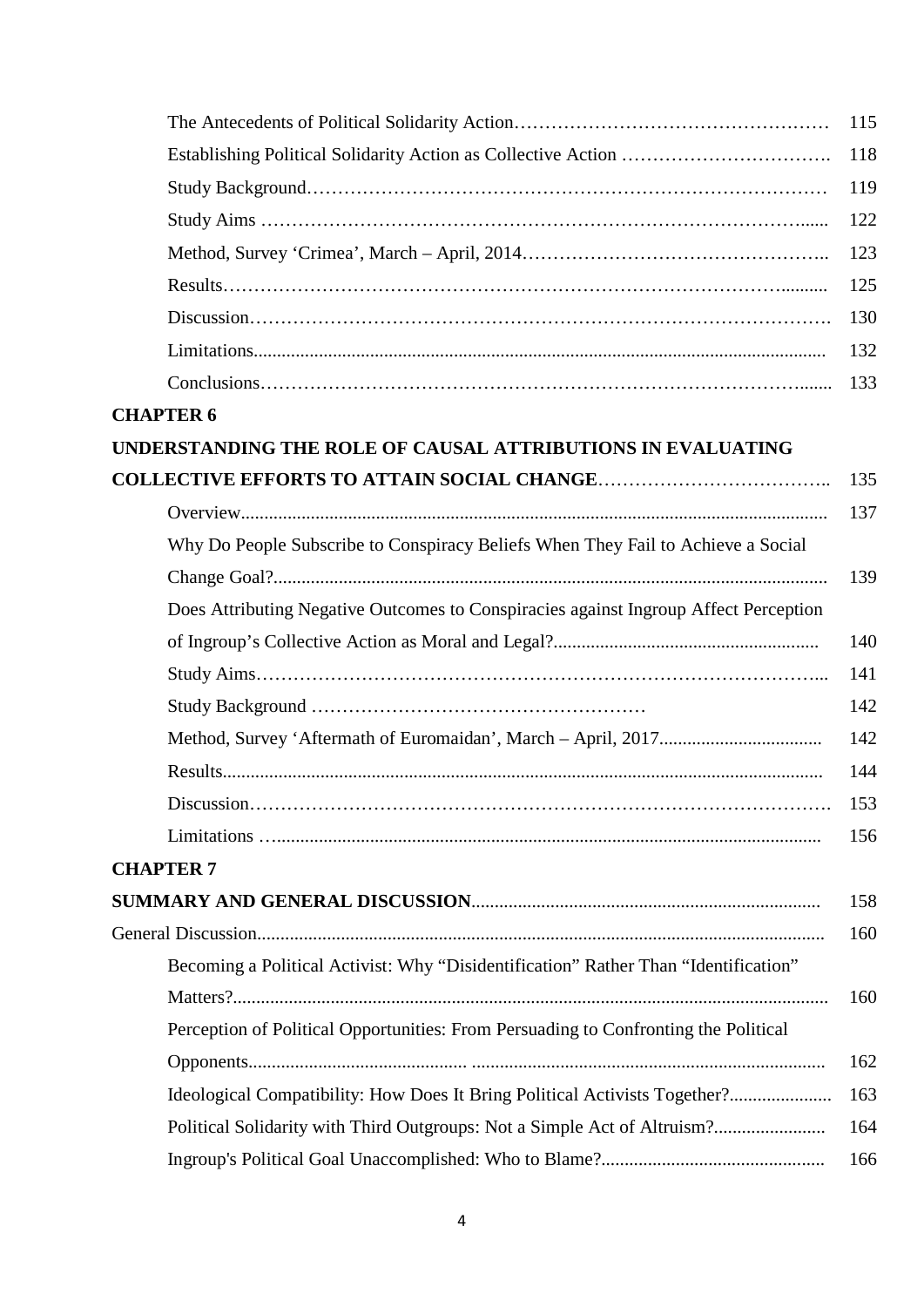| | |
|---|---|
| The Antecedents of Political Solidarity Action | 115 |
| Establishing Political Solidarity Action as Collective Action | 118 |
| Study Background | 119 |
| Study Aims | 122 |
| Method, Survey 'Crimea', March – April, 2014 | 123 |
| Results | 125 |
| Discussion | 130 |
| Limitations | 132 |
| Conclusions | 133 |
| **CHAPTER 6** | |
| **UNDERSTANDING THE ROLE OF CAUSAL ATTRIBUTIONS IN EVALUATING COLLECTIVE EFFORTS TO ATTAIN SOCIAL CHANGE** | 135 |
| Overview | 137 |
| Why Do People Subscribe to Conspiracy Beliefs When They Fail to Achieve a Social Change Goal? | 139 |
| Does Attributing Negative Outcomes to Conspiracies against Ingroup Affect Perception of Ingroup's Collective Action as Moral and Legal? | 140 |
| Study Aims | 141 |
| Study Background | 142 |
| Method, Survey 'Aftermath of Euromaidan', March – April, 2017 | 142 |
| Results | 144 |
| Discussion | 153 |
| Limitations | 156 |
| **CHAPTER 7** | |
| **SUMMARY AND GENERAL DISCUSSION** | 158 |
| General Discussion | 160 |
| Becoming a Political Activist: Why "Disidentification" Rather Than "Identification" Matters? | 160 |
| Perception of Political Opportunities: From Persuading to Confronting the Political Opponents | 162 |
| Ideological Compatibility: How Does It Bring Political Activists Together? | 163 |
| Political Solidarity with Third Outgroups: Not a Simple Act of Altruism? | 164 |
| Ingroup's Political Goal Unaccomplished: Who to Blame? | 166 |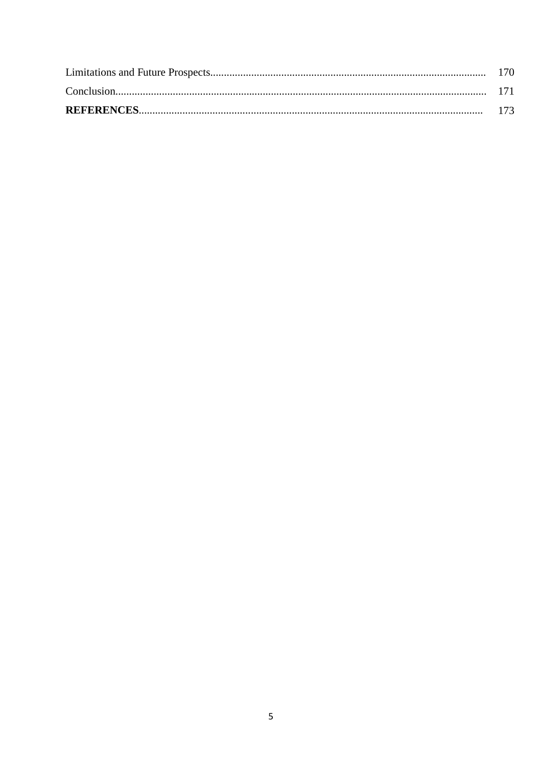Limitations and Future Prospects........................................................................................................ 170

Conclusion........................................................................................................................................ 171

**REFERENCES**............................................................................................................................. 173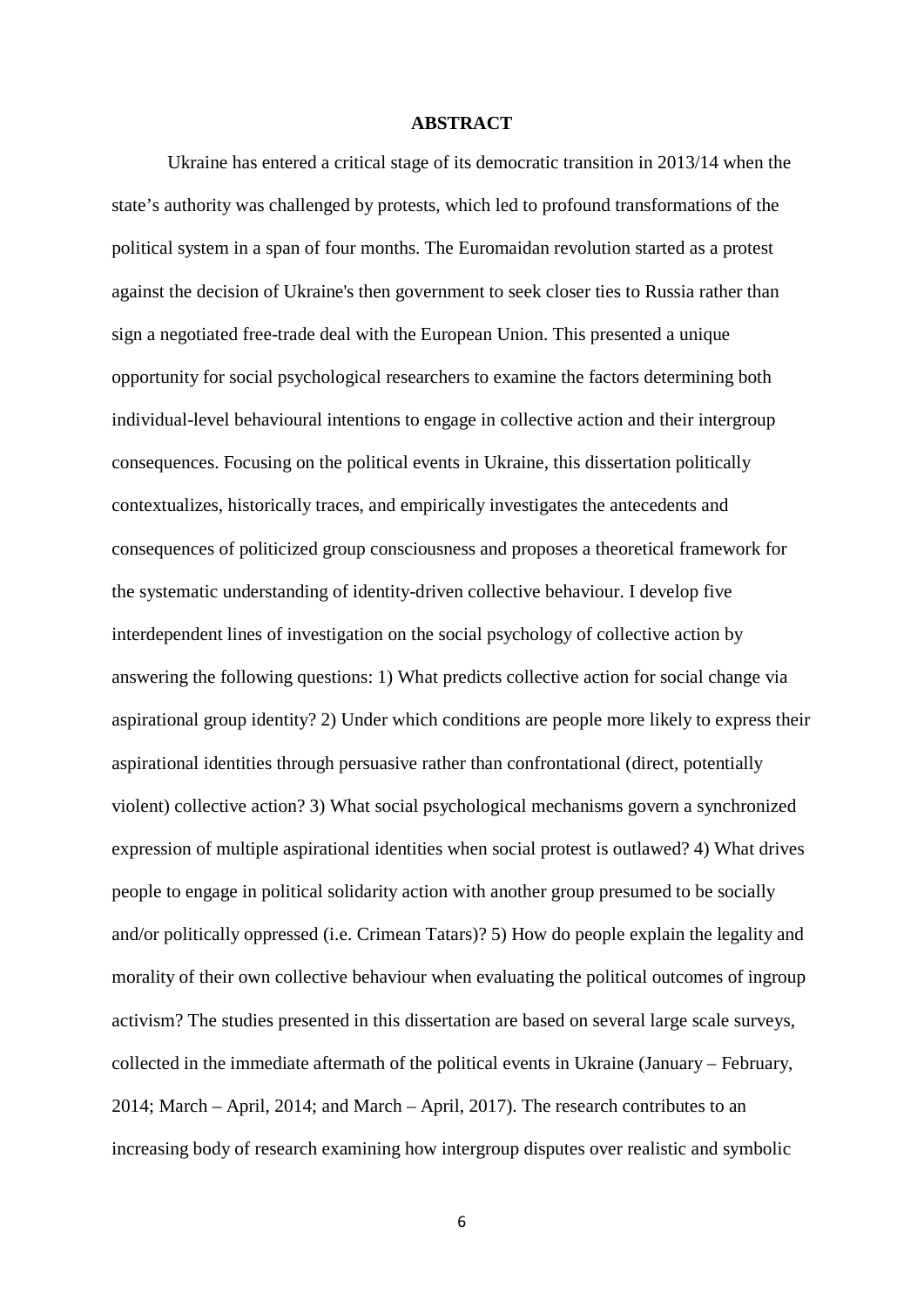# ABSTRACT

Ukraine has entered a critical stage of its democratic transition in 2013/14 when the state's authority was challenged by protests, which led to profound transformations of the political system in a span of four months. The Euromaidan revolution started as a protest against the decision of Ukraine's then government to seek closer ties to Russia rather than sign a negotiated free-trade deal with the European Union. This presented a unique opportunity for social psychological researchers to examine the factors determining both individual-level behavioural intentions to engage in collective action and their intergroup consequences. Focusing on the political events in Ukraine, this dissertation politically contextualizes, historically traces, and empirically investigates the antecedents and consequences of politicized group consciousness and proposes a theoretical framework for the systematic understanding of identity-driven collective behaviour. I develop five interdependent lines of investigation on the social psychology of collective action by answering the following questions: 1) What predicts collective action for social change via aspirational group identity? 2) Under which conditions are people more likely to express their aspirational identities through persuasive rather than confrontational (direct, potentially violent) collective action? 3) What social psychological mechanisms govern a synchronized expression of multiple aspirational identities when social protest is outlawed? 4) What drives people to engage in political solidarity action with another group presumed to be socially and/or politically oppressed (i.e. Crimean Tatars)? 5) How do people explain the legality and morality of their own collective behaviour when evaluating the political outcomes of ingroup activism? The studies presented in this dissertation are based on several large scale surveys, collected in the immediate aftermath of the political events in Ukraine (January – February, 2014; March – April, 2014; and March – April, 2017). The research contributes to an increasing body of research examining how intergroup disputes over realistic and symbolic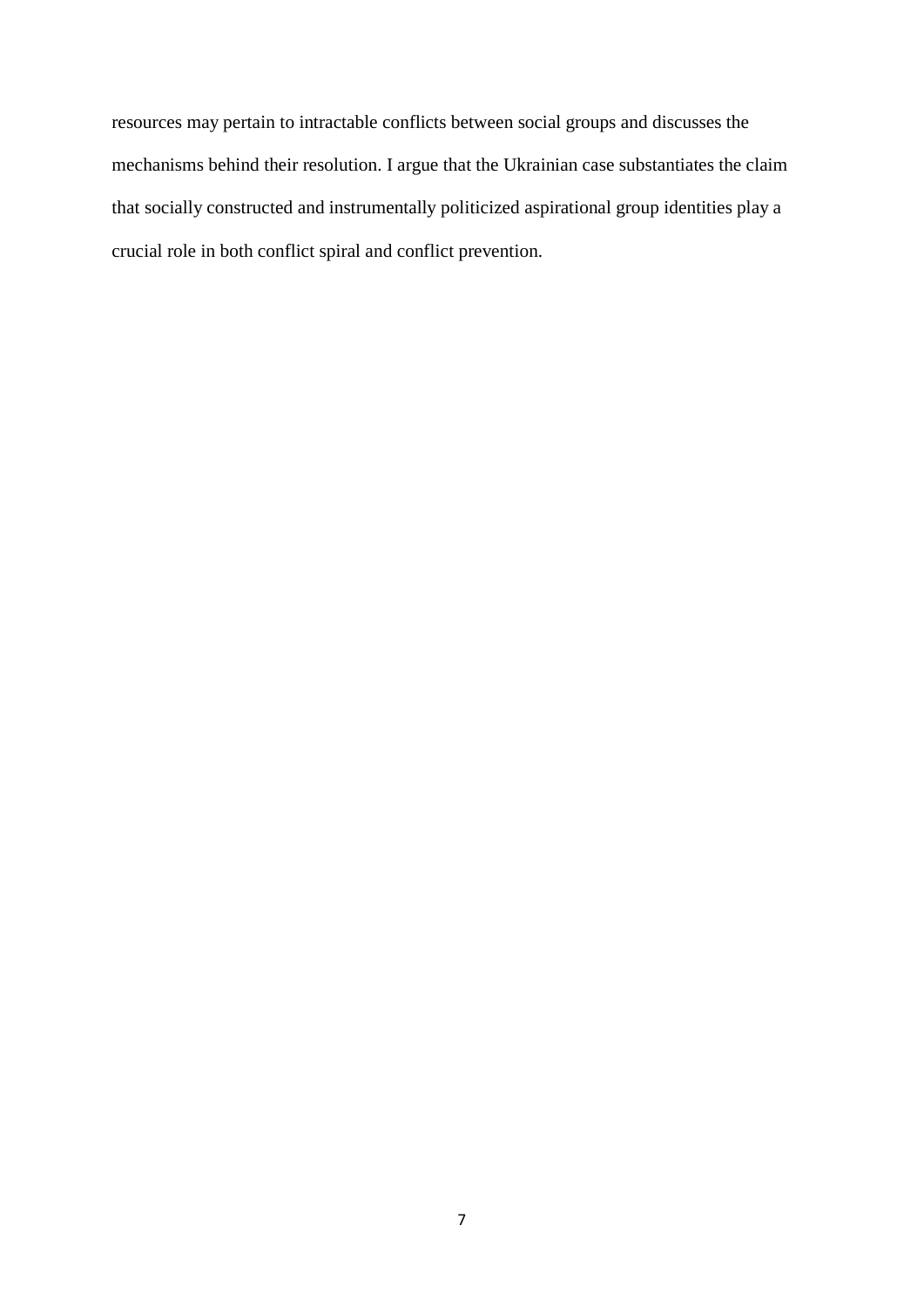resources may pertain to intractable conflicts between social groups and discusses the mechanisms behind their resolution. I argue that the Ukrainian case substantiates the claim that socially constructed and instrumentally politicized aspirational group identities play a crucial role in both conflict spiral and conflict prevention.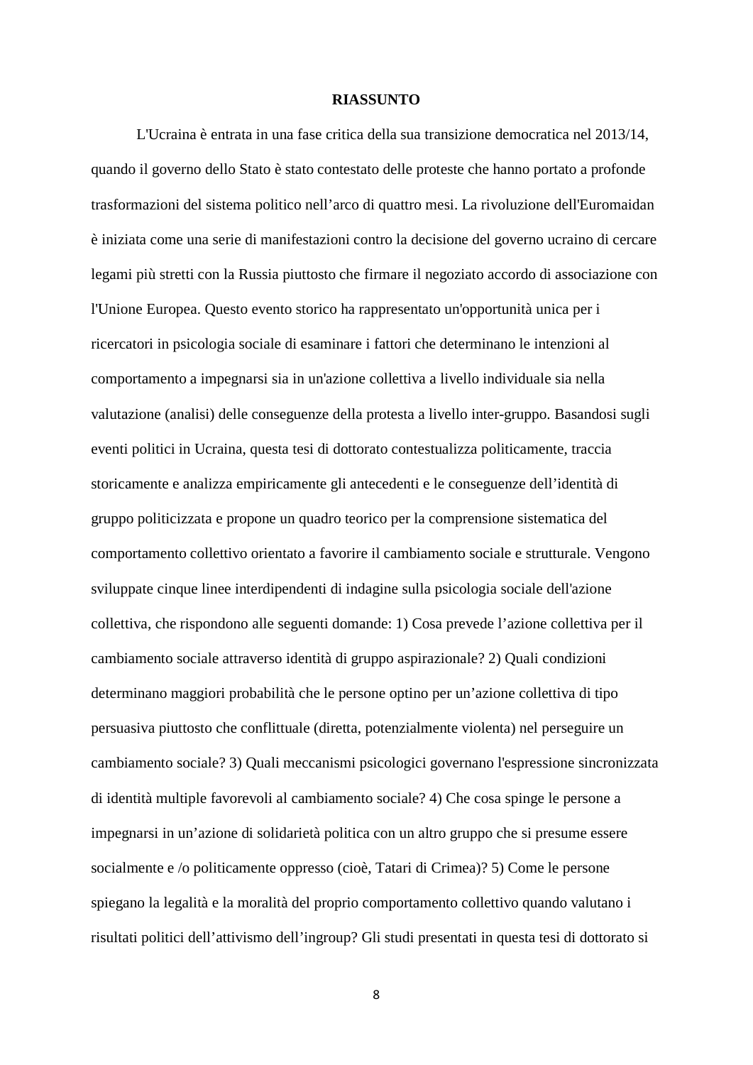**RIASSUNTO**

L'Ucraina è entrata in una fase critica della sua transizione democratica nel 2013/14, quando il governo dello Stato è stato contestato delle proteste che hanno portato a profonde trasformazioni del sistema politico nell'arco di quattro mesi. La rivoluzione dell'Euromaidan è iniziata come una serie di manifestazioni contro la decisione del governo ucraino di cercare legami più stretti con la Russia piuttosto che firmare il negoziato accordo di associazione con l'Unione Europea. Questo evento storico ha rappresentato un'opportunità unica per i ricercatori in psicologia sociale di esaminare i fattori che determinano le intenzioni al comportamento a impegnarsi sia in un'azione collettiva a livello individuale sia nella valutazione (analisi) delle conseguenze della protesta a livello inter-gruppo. Basandosi sugli eventi politici in Ucraina, questa tesi di dottorato contestualizza politicamente, traccia storicamente e analizza empiricamente gli antecedenti e le conseguenze dell'identità di gruppo politicizzata e propone un quadro teorico per la comprensione sistematica del comportamento collettivo orientato a favorire il cambiamento sociale e strutturale. Vengono sviluppate cinque linee interdipendenti di indagine sulla psicologia sociale dell'azione collettiva, che rispondono alle seguenti domande: 1) Cosa prevede l'azione collettiva per il cambiamento sociale attraverso identità di gruppo aspirazionale? 2) Quali condizioni determinano maggiori probabilità che le persone optino per un'azione collettiva di tipo persuasiva piuttosto che conflittuale (diretta, potenzialmente violenta) nel perseguire un cambiamento sociale? 3) Quali meccanismi psicologici governano l'espressione sincronizzata di identità multiple favorevoli al cambiamento sociale? 4) Che cosa spinge le persone a impegnarsi in un'azione di solidarietà politica con un altro gruppo che si presume essere socialmente e /o politicamente oppresso (cioè, Tatari di Crimea)? 5) Come le persone spiegano la legalità e la moralità del proprio comportamento collettivo quando valutano i risultati politici dell'attivismo dell'ingroup? Gli studi presentati in questa tesi di dottorato si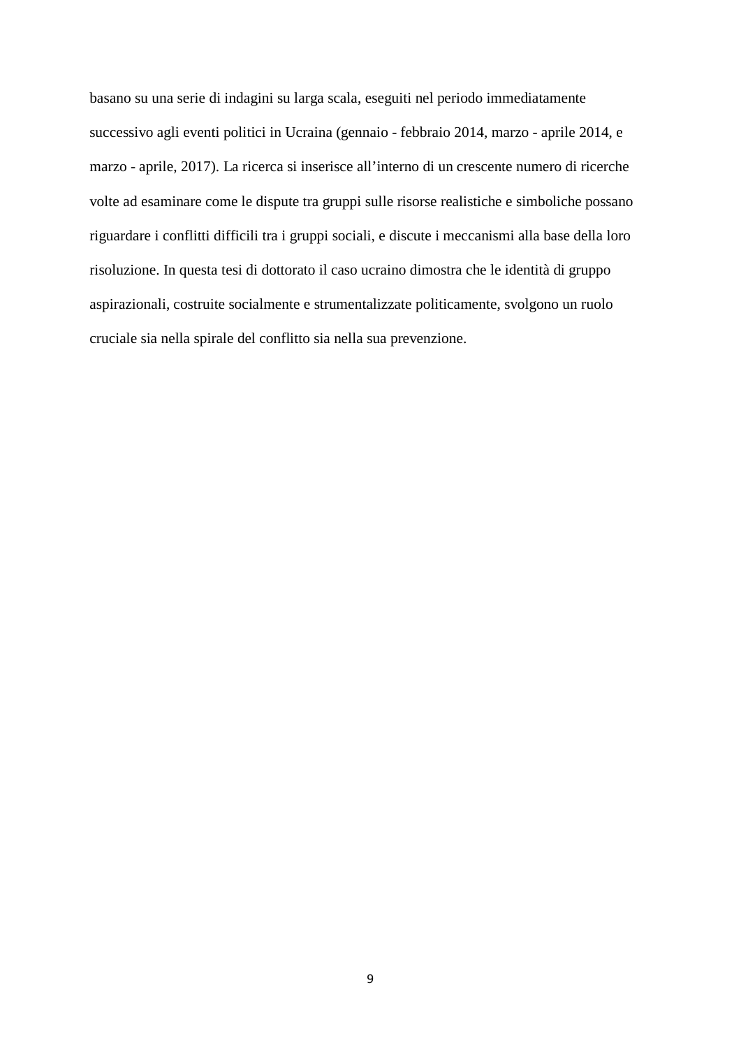basano su una serie di indagini su larga scala, eseguiti nel periodo immediatamente successivo agli eventi politici in Ucraina (gennaio - febbraio 2014, marzo - aprile 2014, e marzo - aprile, 2017). La ricerca si inserisce all'interno di un crescente numero di ricerche volte ad esaminare come le dispute tra gruppi sulle risorse realistiche e simboliche possano riguardare i conflitti difficili tra i gruppi sociali, e discute i meccanismi alla base della loro risoluzione. In questa tesi di dottorato il caso ucraino dimostra che le identità di gruppo aspirazionali, costruite socialmente e strumentalizzate politicamente, svolgono un ruolo cruciale sia nella spirale del conflitto sia nella sua prevenzione.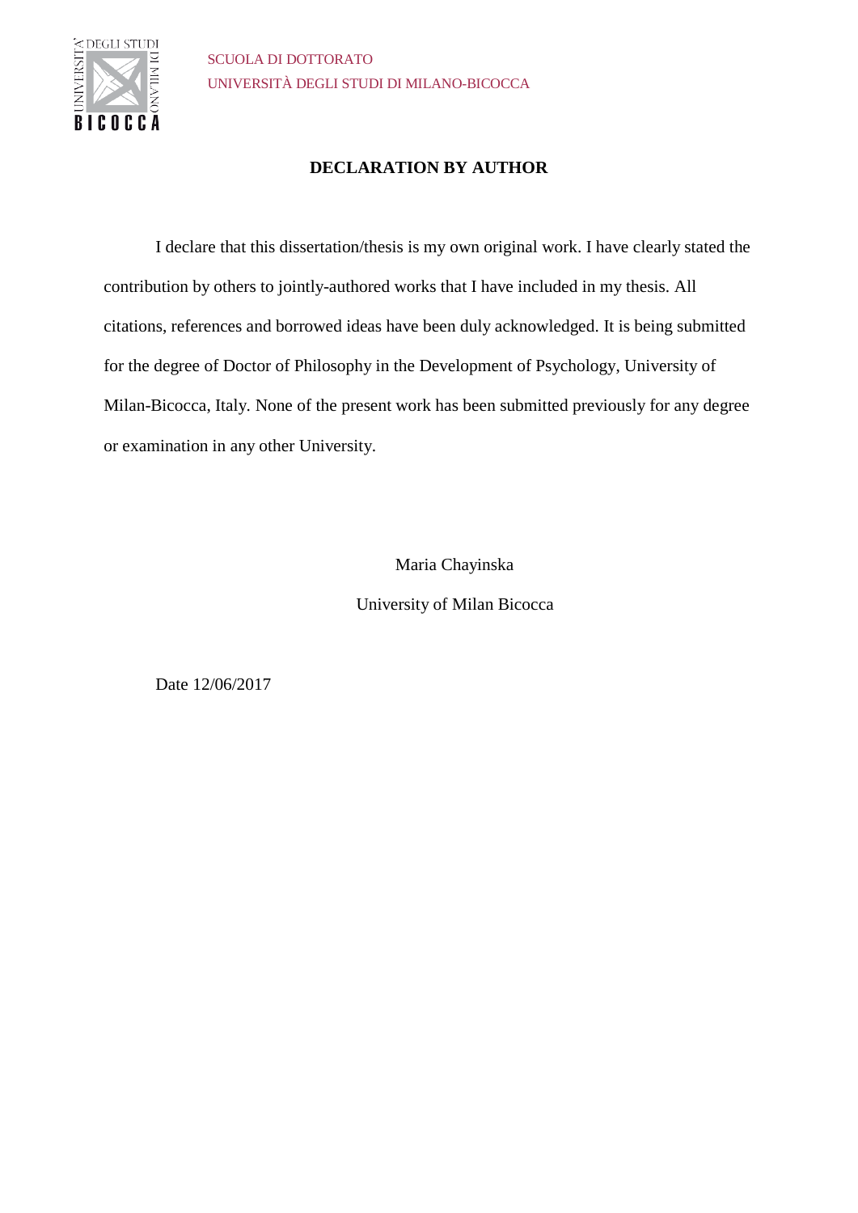SCUOLA DI DOTTORATO

UNIVERSITÀ DEGLI STUDI DI MILANO-BICOCCA

# DECLARATION BY AUTHOR

I declare that this dissertation/thesis is my own original work. I have clearly stated the contribution by others to jointly-authored works that I have included in my thesis. All citations, references and borrowed ideas have been duly acknowledged. It is being submitted for the degree of Doctor of Philosophy in the Development of Psychology, University of Milan-Bicocca, Italy. None of the present work has been submitted previously for any degree or examination in any other University.

Maria Chayinska

University of Milan Bicocca

Date 12/06/2017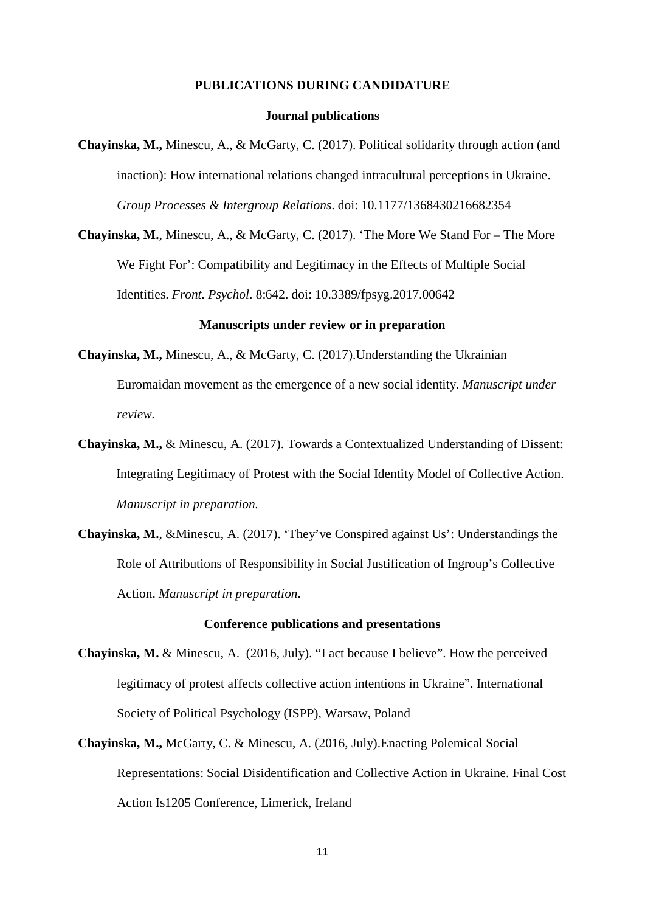## PUBLICATIONS DURING CANDIDATURE

### Journal publications

**Chayinska, M.,** Minescu, A., & McGarty, C. (2017). Political solidarity through action (and inaction): How international relations changed intracultural perceptions in Ukraine. *Group Processes & Intergroup Relations*. doi: 10.1177/1368430216682354

**Chayinska, M.**, Minescu, A., & McGarty, C. (2017). 'The More We Stand For – The More We Fight For': Compatibility and Legitimacy in the Effects of Multiple Social Identities. *Front. Psychol*. 8:642. doi: 10.3389/fpsyg.2017.00642

### Manuscripts under review or in preparation

**Chayinska, M.,** Minescu, A., & McGarty, C. (2017).Understanding the Ukrainian Euromaidan movement as the emergence of a new social identity. *Manuscript under review.*

**Chayinska, M.,** & Minescu, A. (2017). Towards a Contextualized Understanding of Dissent: Integrating Legitimacy of Protest with the Social Identity Model of Collective Action. *Manuscript in preparation.*

**Chayinska, M.**, &Minescu, A. (2017). 'They've Conspired against Us': Understandings the Role of Attributions of Responsibility in Social Justification of Ingroup's Collective Action. *Manuscript in preparation*.

### Conference publications and presentations

**Chayinska, M.** & Minescu, A. (2016, July). "I act because I believe". How the perceived legitimacy of protest affects collective action intentions in Ukraine". International Society of Political Psychology (ISPP), Warsaw, Poland

**Chayinska, M.,** McGarty, C. & Minescu, A. (2016, July).Enacting Polemical Social Representations: Social Disidentification and Collective Action in Ukraine. Final Cost Action Is1205 Conference, Limerick, Ireland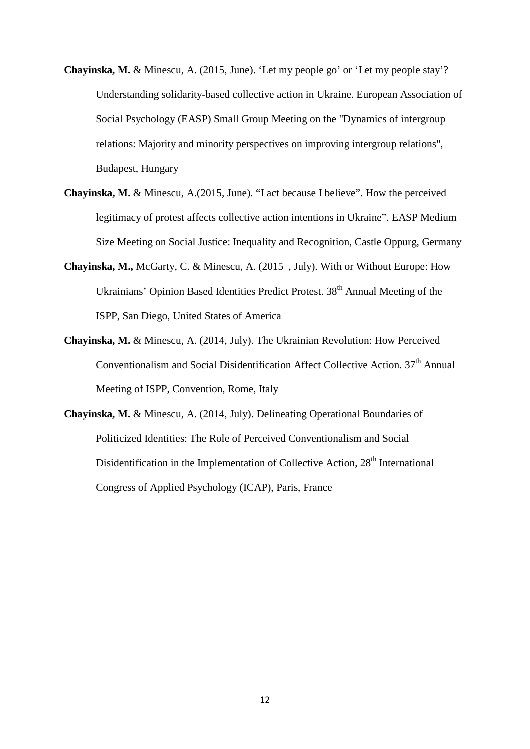**Chayinska, M.** & Minescu, A. (2015, June). ‘Let my people go’ or ‘Let my people stay’? Understanding solidarity-based collective action in Ukraine. European Association of Social Psychology (EASP) Small Group Meeting on the "Dynamics of intergroup relations: Majority and minority perspectives on improving intergroup relations", Budapest, Hungary

**Chayinska, M.** & Minescu, A.(2015, June). “I act because I believe”. How the perceived legitimacy of protest affects collective action intentions in Ukraine”. EASP Medium Size Meeting on Social Justice: Inequality and Recognition, Castle Oppurg, Germany

**Chayinska, M.,** McGarty, C. & Minescu, A. (2015 , July). With or Without Europe: How Ukrainians’ Opinion Based Identities Predict Protest. 38th Annual Meeting of the ISPP, San Diego, United States of America

**Chayinska, M.** & Minescu, A. (2014, July). The Ukrainian Revolution: How Perceived Conventionalism and Social Disidentification Affect Collective Action. 37th Annual Meeting of ISPP, Convention, Rome, Italy

**Chayinska, M.** & Minescu, A. (2014, July). Delineating Operational Boundaries of Politicized Identities: The Role of Perceived Conventionalism and Social Disidentification in the Implementation of Collective Action, 28th International Congress of Applied Psychology (ICAP), Paris, France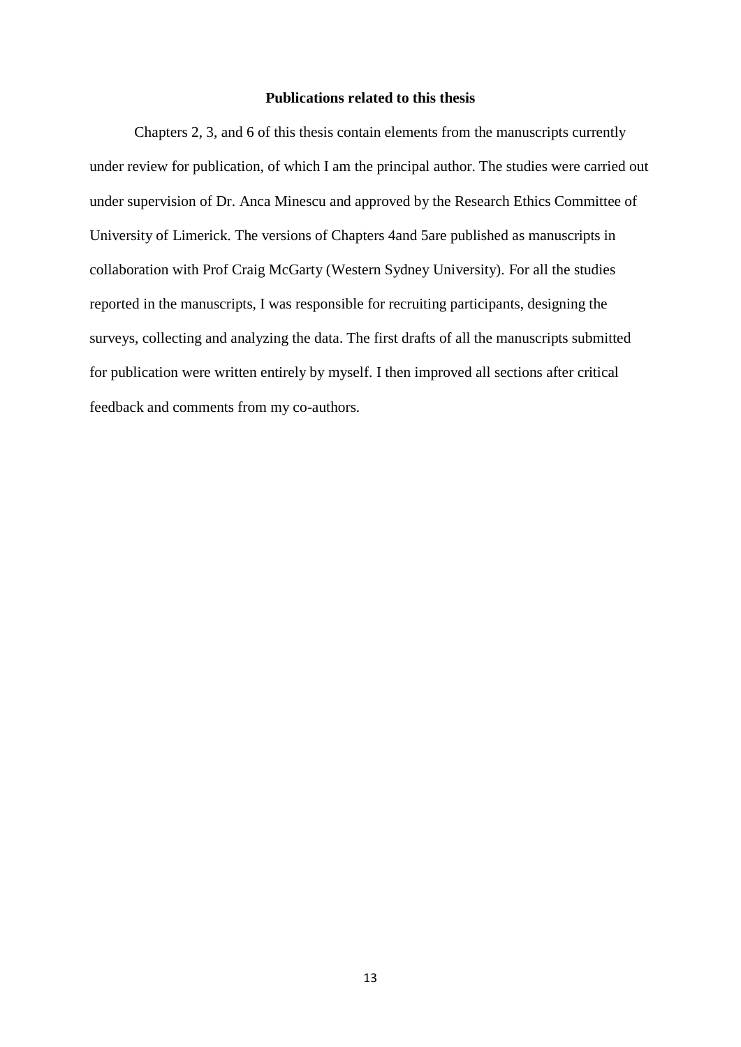# Publications related to this thesis

Chapters 2, 3, and 6 of this thesis contain elements from the manuscripts currently under review for publication, of which I am the principal author. The studies were carried out under supervision of Dr. Anca Minescu and approved by the Research Ethics Committee of University of Limerick. The versions of Chapters 4and 5are published as manuscripts in collaboration with Prof Craig McGarty (Western Sydney University). For all the studies reported in the manuscripts, I was responsible for recruiting participants, designing the surveys, collecting and analyzing the data. The first drafts of all the manuscripts submitted for publication were written entirely by myself. I then improved all sections after critical feedback and comments from my co-authors.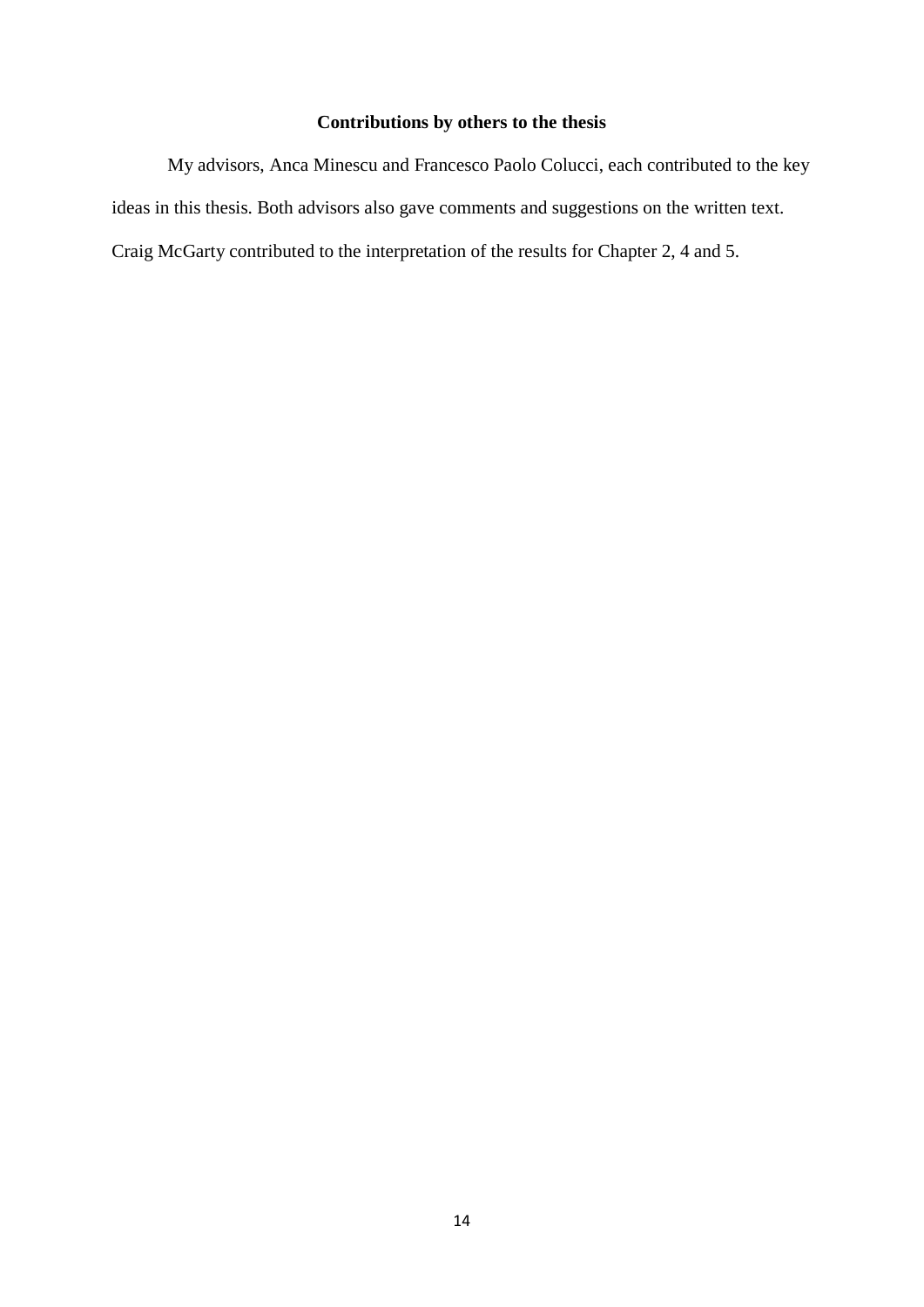## Contributions by others to the thesis

My advisors, Anca Minescu and Francesco Paolo Colucci, each contributed to the key ideas in this thesis. Both advisors also gave comments and suggestions on the written text. Craig McGarty contributed to the interpretation of the results for Chapter 2, 4 and 5.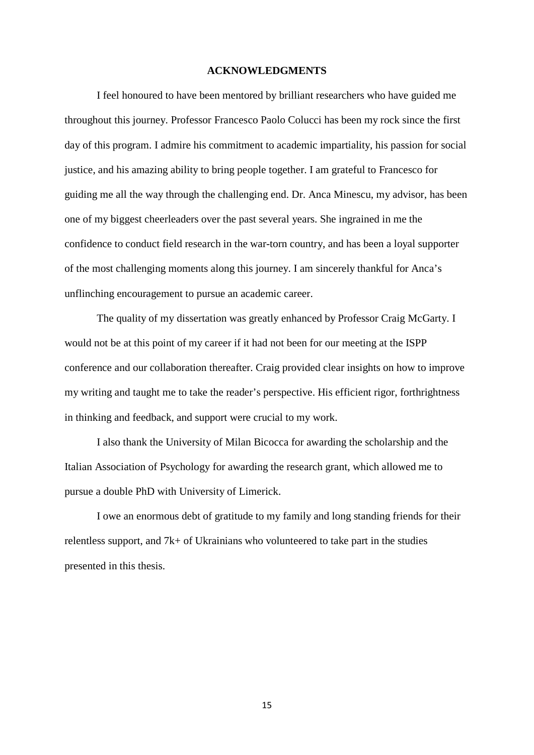# ACKNOWLEDGMENTS

I feel honoured to have been mentored by brilliant researchers who have guided me throughout this journey. Professor Francesco Paolo Colucci has been my rock since the first day of this program. I admire his commitment to academic impartiality, his passion for social justice, and his amazing ability to bring people together. I am grateful to Francesco for guiding me all the way through the challenging end. Dr. Anca Minescu, my advisor, has been one of my biggest cheerleaders over the past several years. She ingrained in me the confidence to conduct field research in the war-torn country, and has been a loyal supporter of the most challenging moments along this journey. I am sincerely thankful for Anca's unflinching encouragement to pursue an academic career.

The quality of my dissertation was greatly enhanced by Professor Craig McGarty. I would not be at this point of my career if it had not been for our meeting at the ISPP conference and our collaboration thereafter. Craig provided clear insights on how to improve my writing and taught me to take the reader's perspective. His efficient rigor, forthrightness in thinking and feedback, and support were crucial to my work.

I also thank the University of Milan Bicocca for awarding the scholarship and the Italian Association of Psychology for awarding the research grant, which allowed me to pursue a double PhD with University of Limerick.

I owe an enormous debt of gratitude to my family and long standing friends for their relentless support, and 7k+ of Ukrainians who volunteered to take part in the studies presented in this thesis.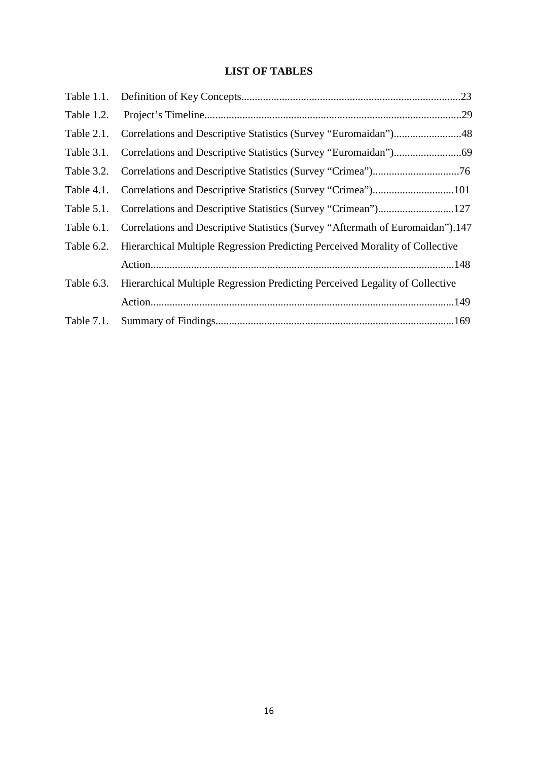# LIST OF TABLES

Table 1.1. Definition of Key Concepts.................................................................................23

Table 1.2. Project's Timeline...............................................................................................29

Table 2.1. Correlations and Descriptive Statistics (Survey "Euromaidan").........................48

Table 3.1. Correlations and Descriptive Statistics (Survey "Euromaidan").........................69

Table 3.2. Correlations and Descriptive Statistics (Survey "Crimea")................................76

Table 4.1. Correlations and Descriptive Statistics (Survey "Crimea")..............................101

Table 5.1. Correlations and Descriptive Statistics (Survey "Crimean")............................127

Table 6.1. Correlations and Descriptive Statistics (Survey "Aftermath of Euromaidan").147

Table 6.2. Hierarchical Multiple Regression Predicting Perceived Morality of Collective Action................................................................................................................148

Table 6.3. Hierarchical Multiple Regression Predicting Perceived Legality of Collective Action................................................................................................................149

Table 7.1. Summary of Findings........................................................................................169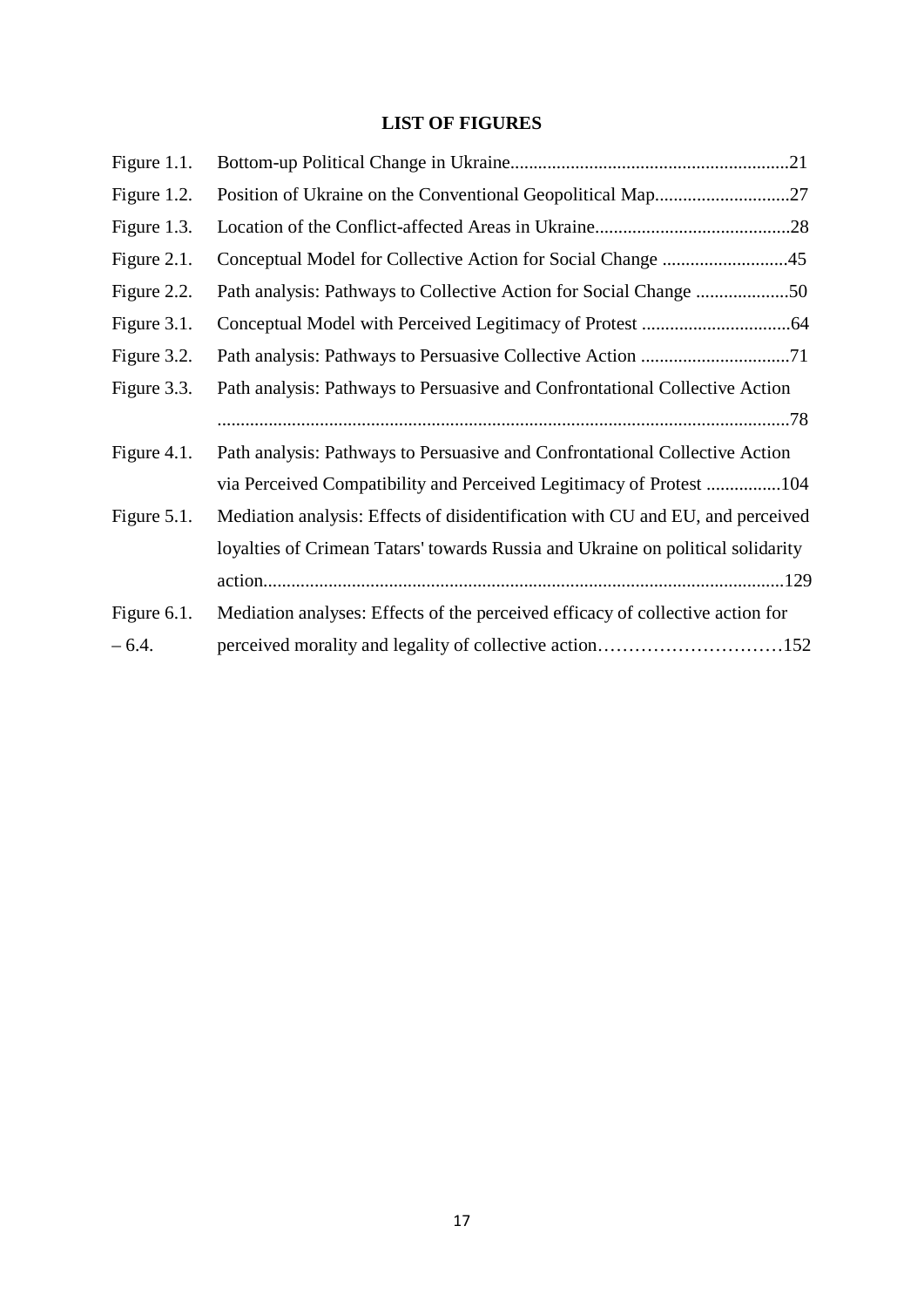**LIST OF FIGURES**

| | | |
|---|---|---|
| Figure 1.1. | Bottom-up Political Change in Ukraine | 21 |
| Figure 1.2. | Position of Ukraine on the Conventional Geopolitical Map | 27 |
| Figure 1.3. | Location of the Conflict-affected Areas in Ukraine | 28 |
| Figure 2.1. | Conceptual Model for Collective Action for Social Change | 45 |
| Figure 2.2. | Path analysis: Pathways to Collective Action for Social Change | 50 |
| Figure 3.1. | Conceptual Model with Perceived Legitimacy of Protest | 64 |
| Figure 3.2. | Path analysis: Pathways to Persuasive Collective Action | 71 |
| Figure 3.3. | Path analysis: Pathways to Persuasive and Confrontational Collective Action | 78 |
| Figure 4.1. | Path analysis: Pathways to Persuasive and Confrontational Collective Action via Perceived Compatibility and Perceived Legitimacy of Protest | 104 |
| Figure 5.1. | Mediation analysis: Effects of disidentification with CU and EU, and perceived loyalties of Crimean Tatars' towards Russia and Ukraine on political solidarity action | 129 |
| Figure 6.1. – 6.4. | Mediation analyses: Effects of the perceived efficacy of collective action for perceived morality and legality of collective action | 152 |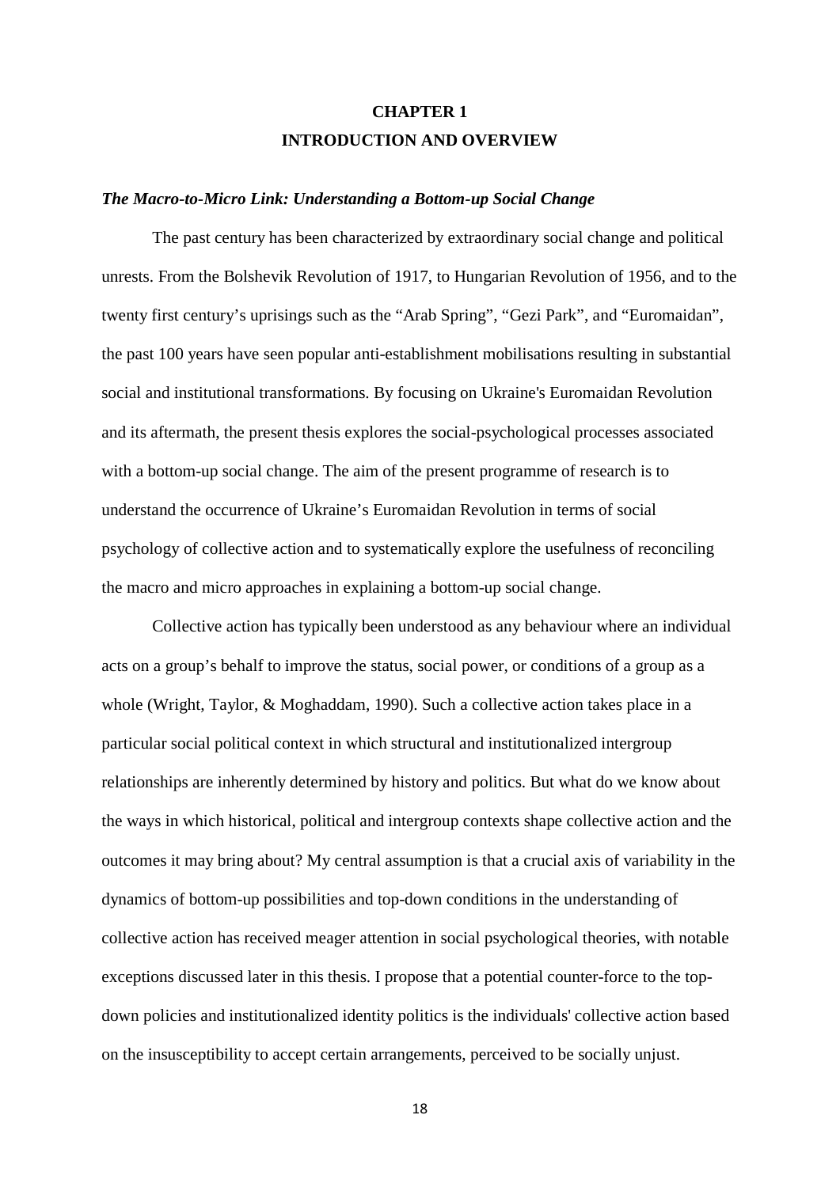# CHAPTER 1
# INTRODUCTION AND OVERVIEW

### *The Macro-to-Micro Link: Understanding a Bottom-up Social Change*

The past century has been characterized by extraordinary social change and political unrests. From the Bolshevik Revolution of 1917, to Hungarian Revolution of 1956, and to the twenty first century's uprisings such as the "Arab Spring", "Gezi Park", and "Euromaidan", the past 100 years have seen popular anti-establishment mobilisations resulting in substantial social and institutional transformations. By focusing on Ukraine's Euromaidan Revolution and its aftermath, the present thesis explores the social-psychological processes associated with a bottom-up social change. The aim of the present programme of research is to understand the occurrence of Ukraine's Euromaidan Revolution in terms of social psychology of collective action and to systematically explore the usefulness of reconciling the macro and micro approaches in explaining a bottom-up social change.

Collective action has typically been understood as any behaviour where an individual acts on a group's behalf to improve the status, social power, or conditions of a group as a whole (Wright, Taylor, & Moghaddam, 1990). Such a collective action takes place in a particular social political context in which structural and institutionalized intergroup relationships are inherently determined by history and politics. But what do we know about the ways in which historical, political and intergroup contexts shape collective action and the outcomes it may bring about? My central assumption is that a crucial axis of variability in the dynamics of bottom-up possibilities and top-down conditions in the understanding of collective action has received meager attention in social psychological theories, with notable exceptions discussed later in this thesis. I propose that a potential counter-force to the top-down policies and institutionalized identity politics is the individuals' collective action based on the insusceptibility to accept certain arrangements, perceived to be socially unjust.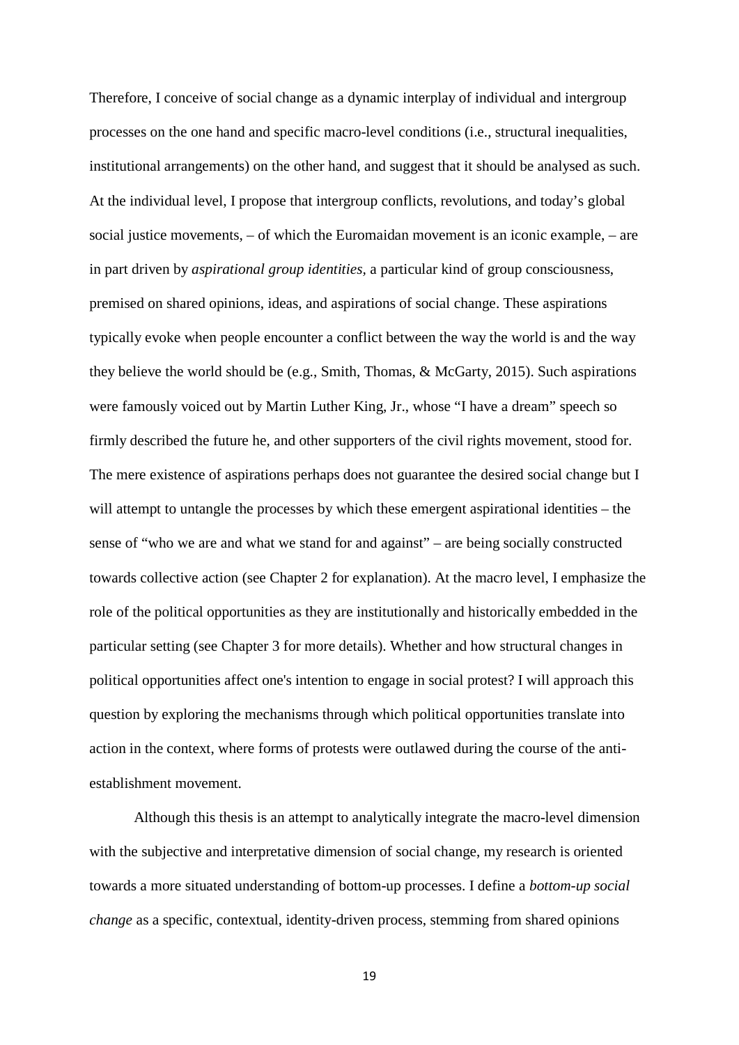Therefore, I conceive of social change as a dynamic interplay of individual and intergroup processes on the one hand and specific macro-level conditions (i.e., structural inequalities, institutional arrangements) on the other hand, and suggest that it should be analysed as such. At the individual level, I propose that intergroup conflicts, revolutions, and today's global social justice movements, – of which the Euromaidan movement is an iconic example, – are in part driven by *aspirational group identities*, a particular kind of group consciousness, premised on shared opinions, ideas, and aspirations of social change. These aspirations typically evoke when people encounter a conflict between the way the world is and the way they believe the world should be (e.g., Smith, Thomas, & McGarty, 2015). Such aspirations were famously voiced out by Martin Luther King, Jr., whose "I have a dream" speech so firmly described the future he, and other supporters of the civil rights movement, stood for. The mere existence of aspirations perhaps does not guarantee the desired social change but I will attempt to untangle the processes by which these emergent aspirational identities – the sense of "who we are and what we stand for and against" – are being socially constructed towards collective action (see Chapter 2 for explanation). At the macro level, I emphasize the role of the political opportunities as they are institutionally and historically embedded in the particular setting (see Chapter 3 for more details). Whether and how structural changes in political opportunities affect one's intention to engage in social protest? I will approach this question by exploring the mechanisms through which political opportunities translate into action in the context, where forms of protests were outlawed during the course of the anti-establishment movement.

Although this thesis is an attempt to analytically integrate the macro-level dimension with the subjective and interpretative dimension of social change, my research is oriented towards a more situated understanding of bottom-up processes. I define a *bottom-up social change* as a specific, contextual, identity-driven process, stemming from shared opinions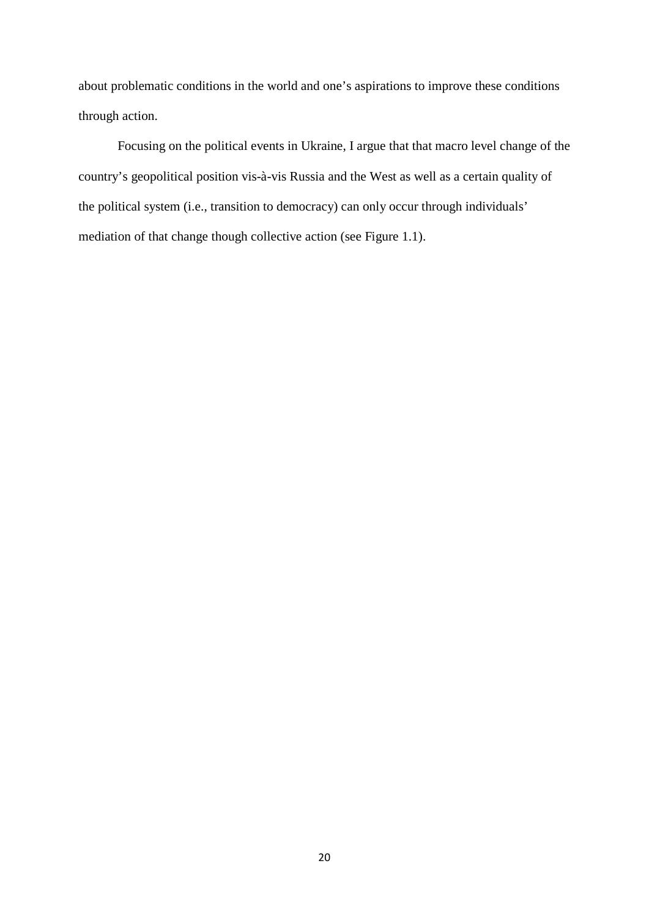about problematic conditions in the world and one's aspirations to improve these conditions through action.

Focusing on the political events in Ukraine, I argue that that macro level change of the country's geopolitical position vis-à-vis Russia and the West as well as a certain quality of the political system (i.e., transition to democracy) can only occur through individuals' mediation of that change though collective action (see Figure 1.1).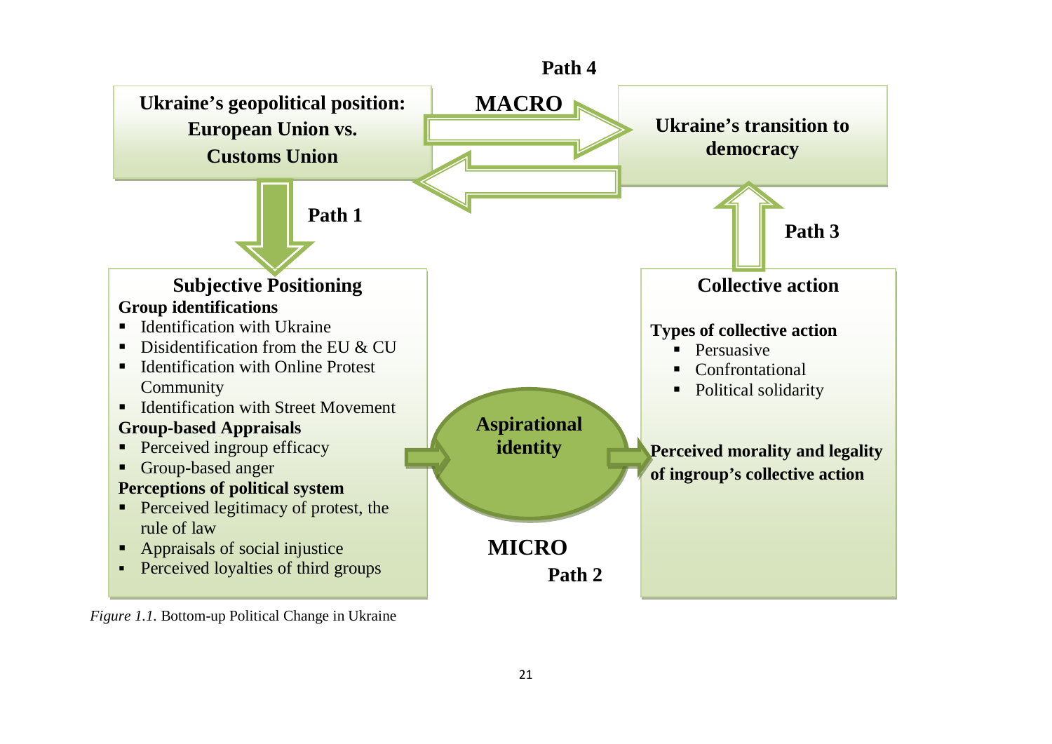Path 4

**Ukraine's geopositional position: European Union vs. Customs Union**

**MACRO**

**Ukraine's transition to democracy**

Path 1

Path 3

**Subjective Positioning**

**Group identifications**

- Identification with Ukraine
- Disidentification from the EU & CU
- Identification with Online Protest Community
- Identification with Street Movement

**Group-based Appraisals**

- Perceived ingroup efficacy
- Group-based anger

**Perceptions of political system**

- Perceived legitimacy of protest, the rule of law
- Appraisals of social injustice
- Perceived loyalties of third groups

**Aspirational identity**

**MICRO**

Path 2

**Collective action**

**Types of collective action**

- Persuasive
- Confrontational
- Political solidarity

**Perceived morality and legality of ingroup's collective action**

*Figure 1.1.* Bottom-up Political Change in Ukraine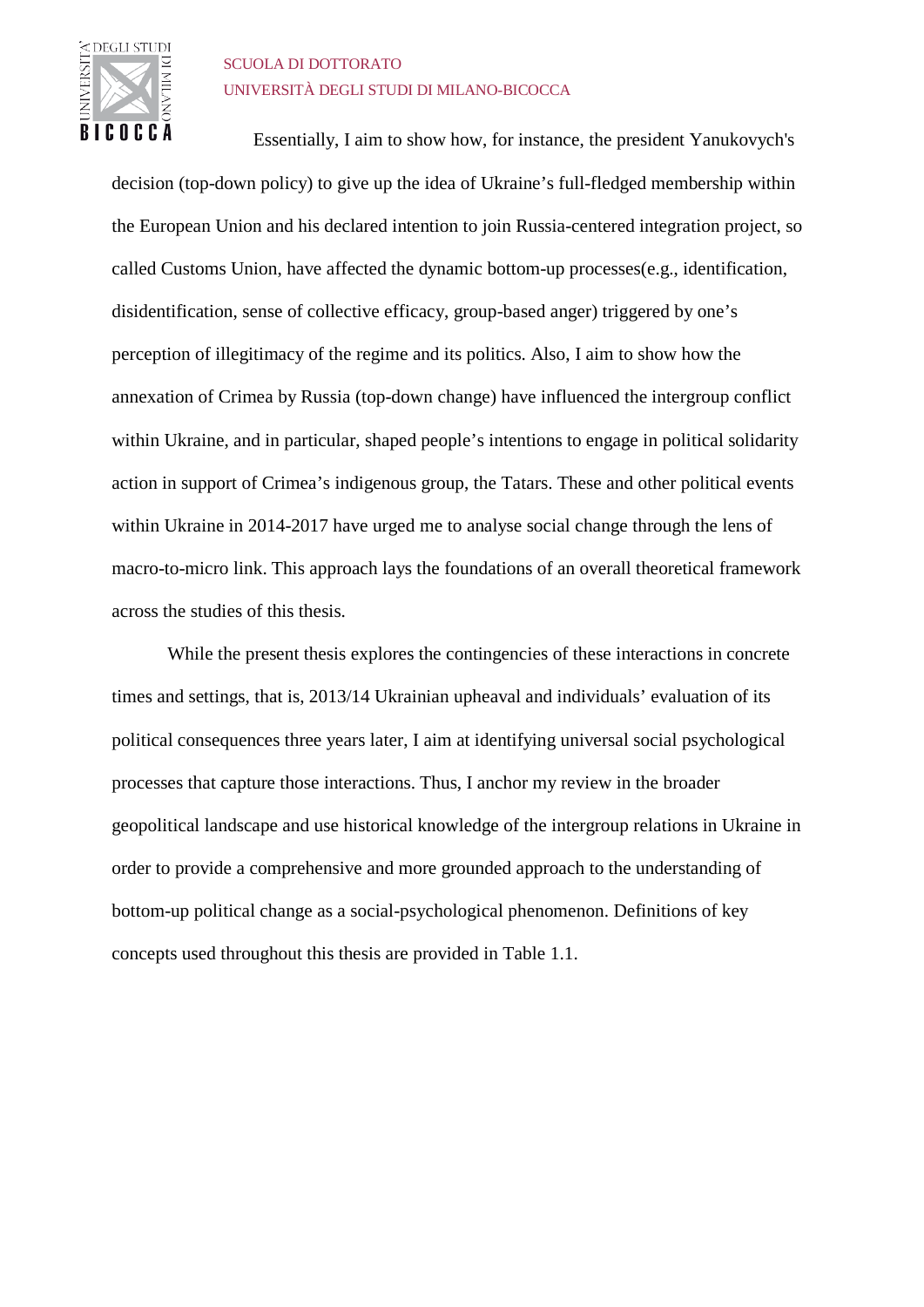Essentially, I aim to show how, for instance, the president Yanukovych's decision (top-down policy) to give up the idea of Ukraine's full-fledged membership within the European Union and his declared intention to join Russia-centered integration project, so called Customs Union, have affected the dynamic bottom-up processes(e.g., identification, disidentification, sense of collective efficacy, group-based anger) triggered by one's perception of illegitimacy of the regime and its politics. Also, I aim to show how the annexation of Crimea by Russia (top-down change) have influenced the intergroup conflict within Ukraine, and in particular, shaped people's intentions to engage in political solidarity action in support of Crimea's indigenous group, the Tatars. These and other political events within Ukraine in 2014-2017 have urged me to analyse social change through the lens of macro-to-micro link. This approach lays the foundations of an overall theoretical framework across the studies of this thesis.

While the present thesis explores the contingencies of these interactions in concrete times and settings, that is, 2013/14 Ukrainian upheaval and individuals' evaluation of its political consequences three years later, I aim at identifying universal social psychological processes that capture those interactions. Thus, I anchor my review in the broader geopolitical landscape and use historical knowledge of the intergroup relations in Ukraine in order to provide a comprehensive and more grounded approach to the understanding of bottom-up political change as a social-psychological phenomenon. Definitions of key concepts used throughout this thesis are provided in Table 1.1.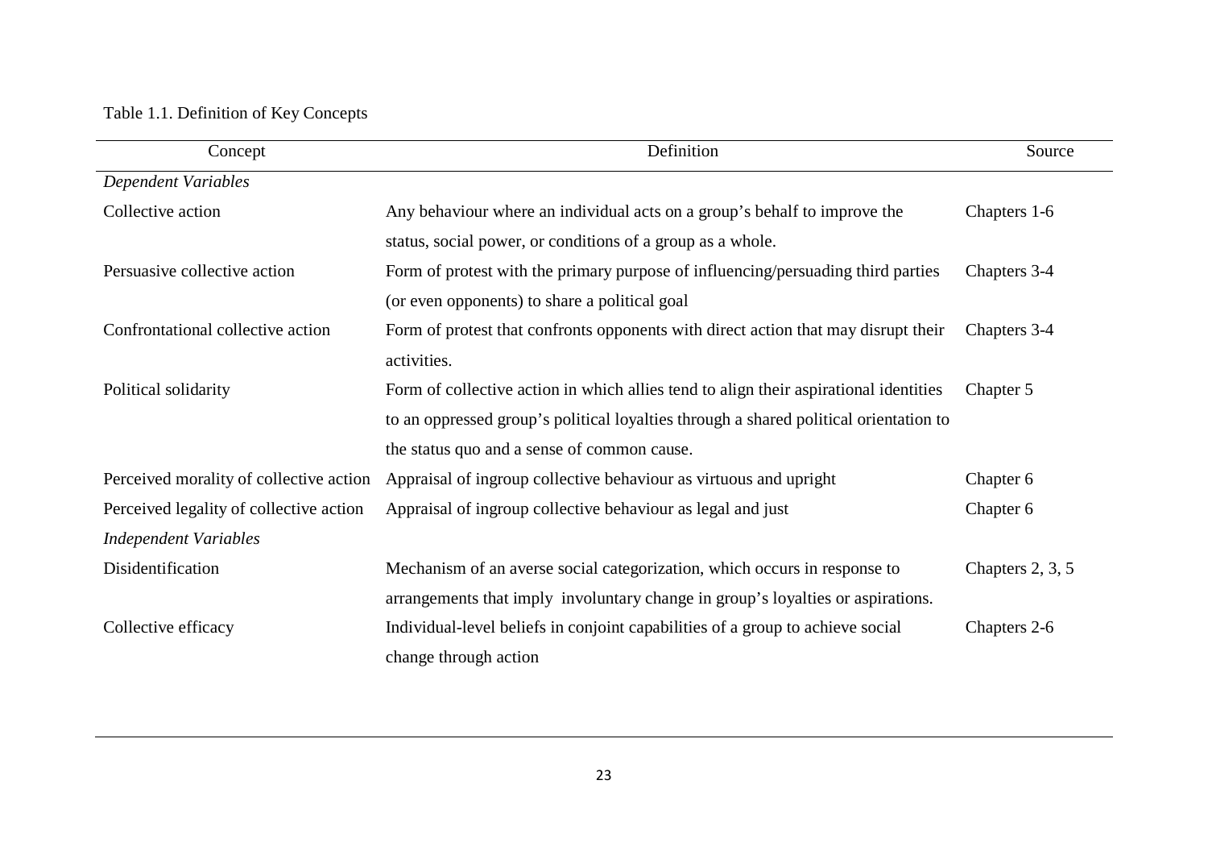Table 1.1. Definition of Key Concepts

| Concept | Definition | Source |
| --- | --- | --- |
| *Dependent Variables* | | |
| Collective action | Any behaviour where an individual acts on a group's behalf to improve the status, social power, or conditions of a group as a whole. | Chapters 1-6 |
| Persuasive collective action | Form of protest with the primary purpose of influencing/persuading third parties (or even opponents) to share a political goal | Chapters 3-4 |
| Confrontational collective action | Form of protest that confronts opponents with direct action that may disrupt their activities. | Chapters 3-4 |
| Political solidarity | Form of collective action in which allies tend to align their aspirational identities to an oppressed group's political loyalties through a shared political orientation to the status quo and a sense of common cause. | Chapter 5 |
| Perceived morality of collective action | Appraisal of ingroup collective behaviour as virtuous and upright | Chapter 6 |
| Perceived legality of collective action | Appraisal of ingroup collective behaviour as legal and just | Chapter 6 |
| *Independent Variables* | | |
| Disidentification | Mechanism of an averse social categorization, which occurs in response to arrangements that imply involuntary change in group's loyalties or aspirations. | Chapters 2, 3, 5 |
| Collective efficacy | Individual-level beliefs in conjoint capabilities of a group to achieve social change through action | Chapters 2-6 |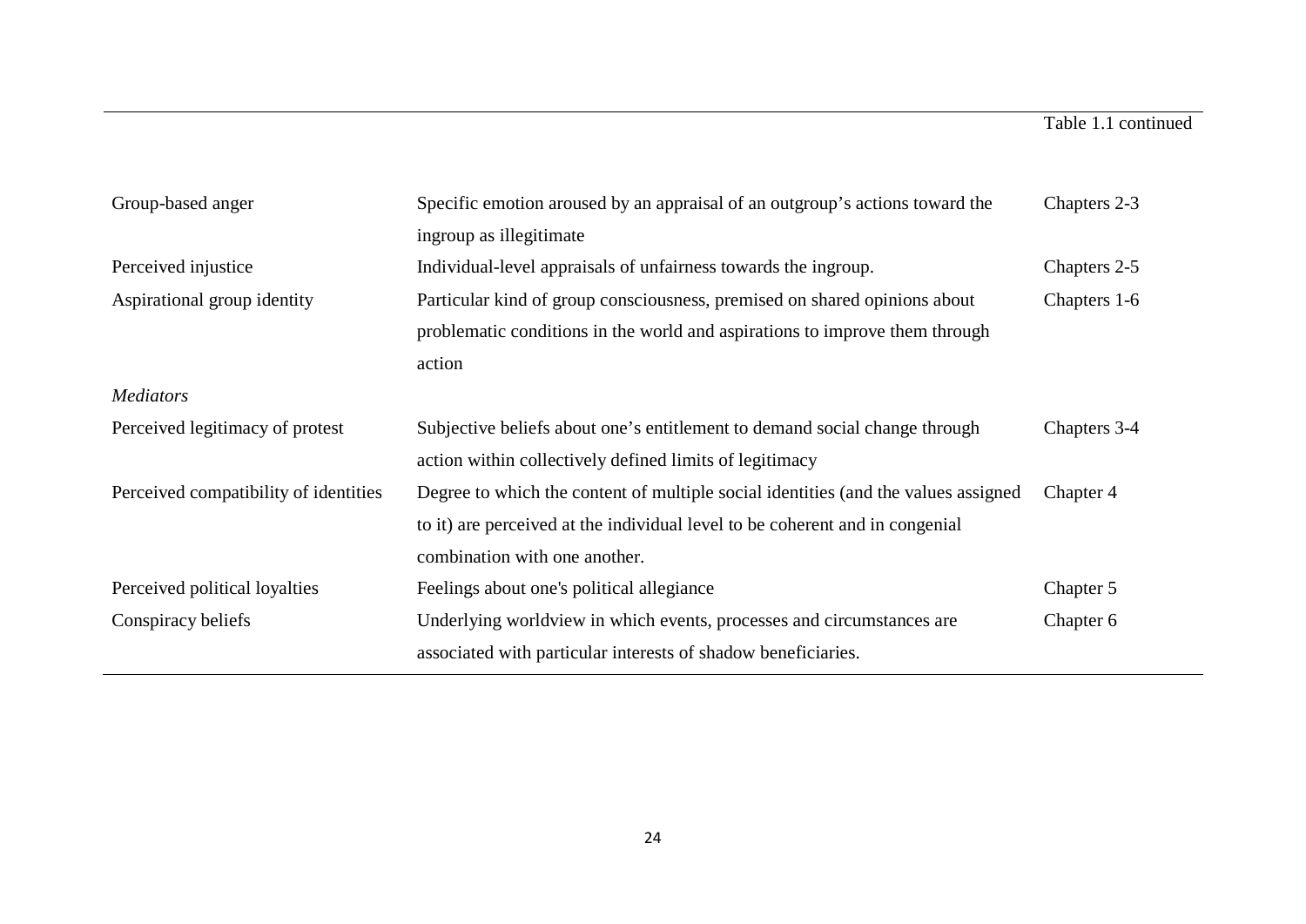Table 1.1 continued

| | | |
|---|---|---|
| Group-based anger | Specific emotion aroused by an appraisal of an outgroup's actions toward the ingroup as illegitimate | Chapters 2-3 |
| Perceived injustice | Individual-level appraisals of unfairness towards the ingroup. | Chapters 2-5 |
| Aspirational group identity | Particular kind of group consciousness, premised on shared opinions about problematic conditions in the world and aspirations to improve them through action | Chapters 1-6 |
| *Mediators* | | |
| Perceived legitimacy of protest | Subjective beliefs about one's entitlement to demand social change through action within collectively defined limits of legitimacy | Chapters 3-4 |
| Perceived compatibility of identities | Degree to which the content of multiple social identities (and the values assigned to it) are perceived at the individual level to be coherent and in congenial combination with one another. | Chapter 4 |
| Perceived political loyalties | Feelings about one's political allegiance | Chapter 5 |
| Conspiracy beliefs | Underlying worldview in which events, processes and circumstances are associated with particular interests of shadow beneficiaries. | Chapter 6 |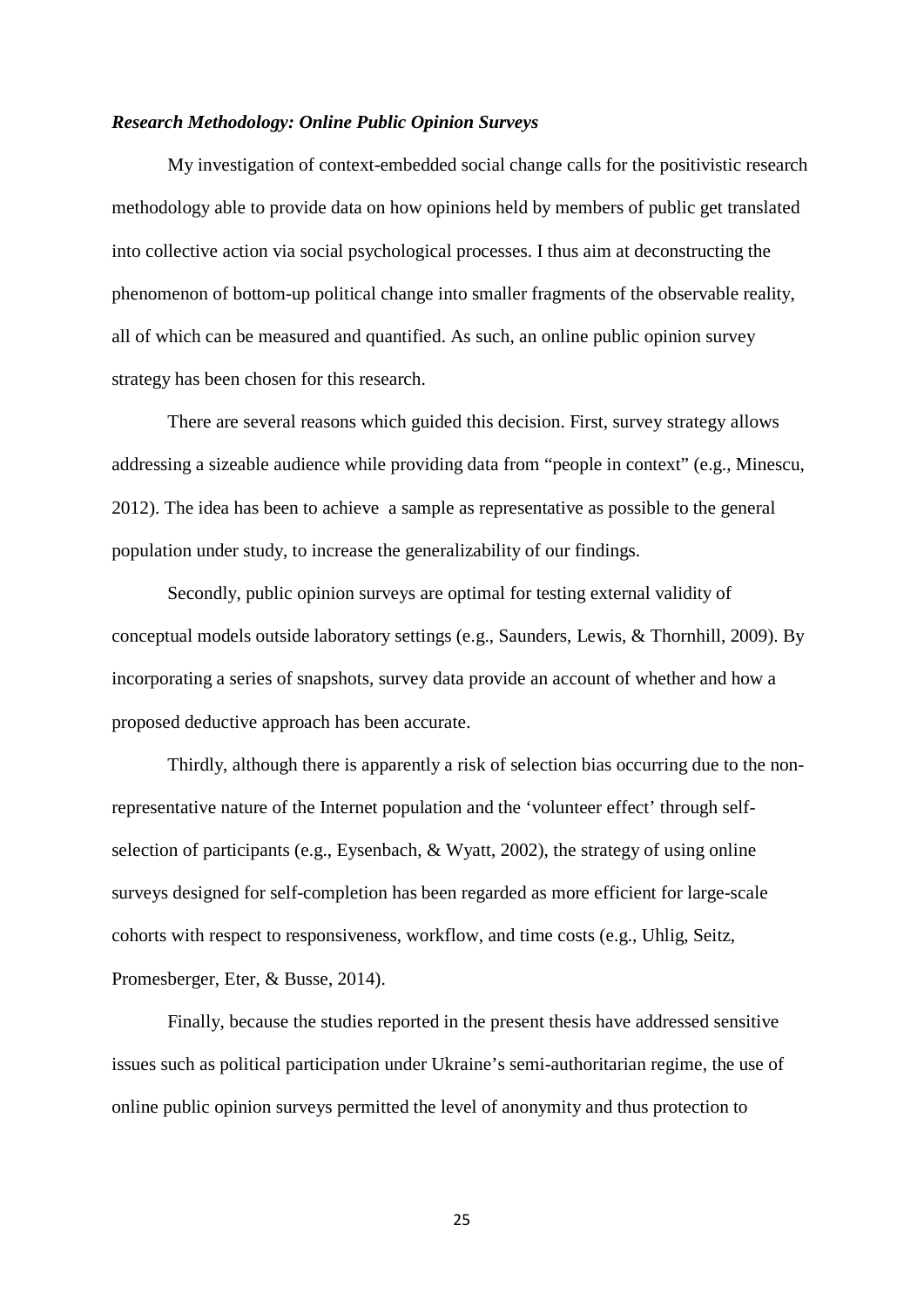### ***Research Methodology: Online Public Opinion Surveys***

My investigation of context-embedded social change calls for the positivistic research methodology able to provide data on how opinions held by members of public get translated into collective action via social psychological processes. I thus aim at deconstructing the phenomenon of bottom-up political change into smaller fragments of the observable reality, all of which can be measured and quantified. As such, an online public opinion survey strategy has been chosen for this research.

There are several reasons which guided this decision. First, survey strategy allows addressing a sizeable audience while providing data from "people in context" (e.g., Minescu, 2012). The idea has been to achieve a sample as representative as possible to the general population under study, to increase the generalizability of our findings.

Secondly, public opinion surveys are optimal for testing external validity of conceptual models outside laboratory settings (e.g., Saunders, Lewis, & Thornhill, 2009). By incorporating a series of snapshots, survey data provide an account of whether and how a proposed deductive approach has been accurate.

Thirdly, although there is apparently a risk of selection bias occurring due to the non-representative nature of the Internet population and the 'volunteer effect' through self-selection of participants (e.g., Eysenbach, & Wyatt, 2002), the strategy of using online surveys designed for self-completion has been regarded as more efficient for large-scale cohorts with respect to responsiveness, workflow, and time costs (e.g., Uhlig, Seitz, Promesberger, Eter, & Busse, 2014).

Finally, because the studies reported in the present thesis have addressed sensitive issues such as political participation under Ukraine's semi-authoritarian regime, the use of online public opinion surveys permitted the level of anonymity and thus protection to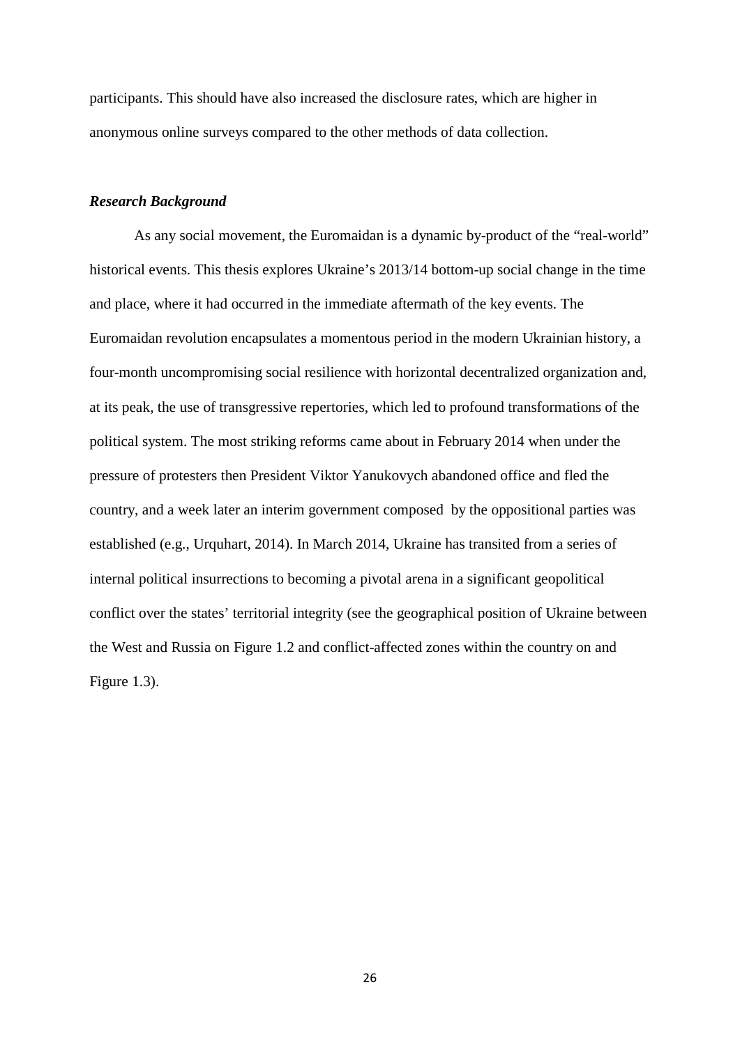participants. This should have also increased the disclosure rates, which are higher in anonymous online surveys compared to the other methods of data collection.

### ***Research Background***

As any social movement, the Euromaidan is a dynamic by-product of the "real-world" historical events. This thesis explores Ukraine's 2013/14 bottom-up social change in the time and place, where it had occurred in the immediate aftermath of the key events. The Euromaidan revolution encapsulates a momentous period in the modern Ukrainian history, a four-month uncompromising social resilience with horizontal decentralized organization and, at its peak, the use of transgressive repertories, which led to profound transformations of the political system. The most striking reforms came about in February 2014 when under the pressure of protesters then President Viktor Yanukovych abandoned office and fled the country, and a week later an interim government composed by the oppositional parties was established (e.g., Urquhart, 2014). In March 2014, Ukraine has transited from a series of internal political insurrections to becoming a pivotal arena in a significant geopolitical conflict over the states' territorial integrity (see the geographical position of Ukraine between the West and Russia on Figure 1.2 and conflict-affected zones within the country on and Figure 1.3).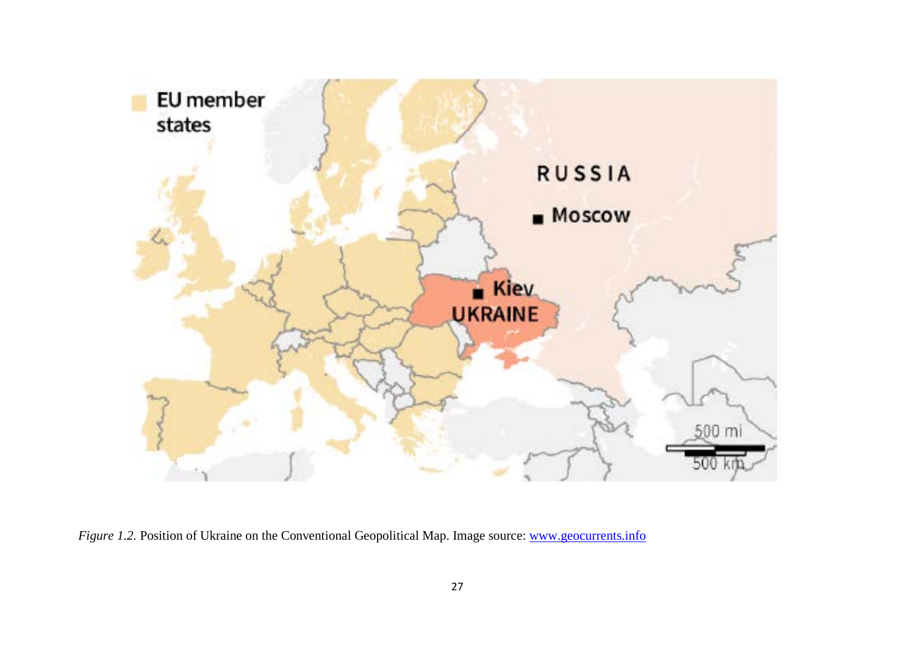*Figure 1.2.* Position of Ukraine on the Conventional Geopolitical Map. Image source: [www.geocurrents.info](http://www.geocurrents.info)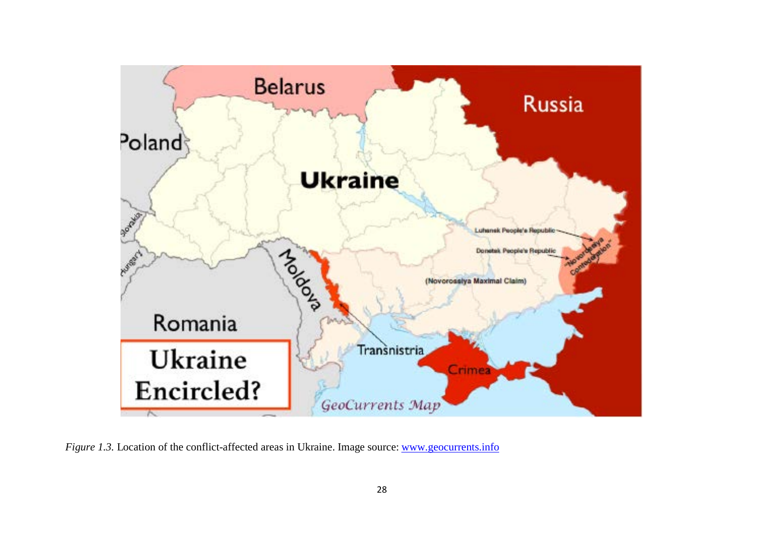*Figure 1.3.* Location of the conflict-affected areas in Ukraine. Image source: [www.geocurrents.info](www.geocurrents.info)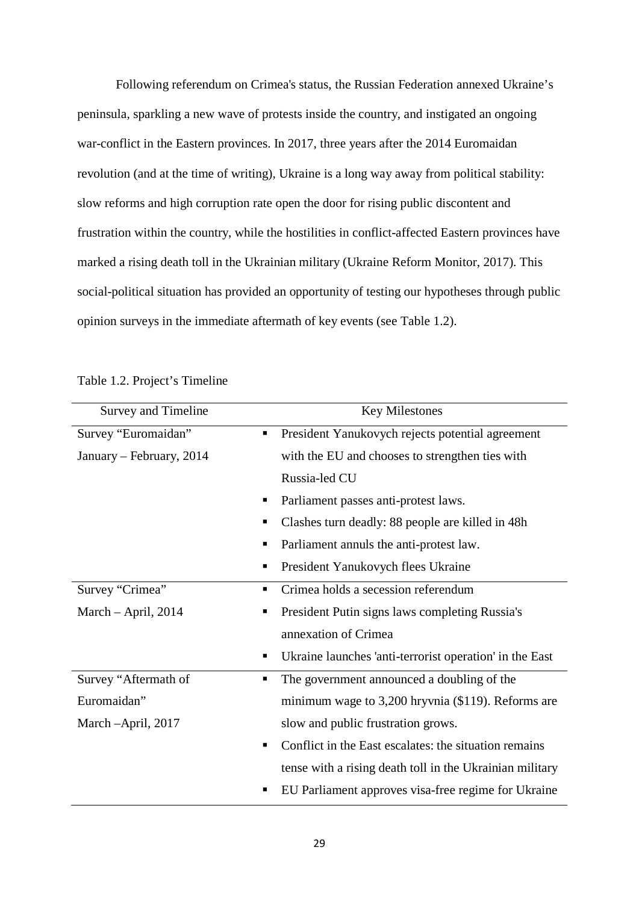Following referendum on Crimea's status, the Russian Federation annexed Ukraine's peninsula, sparkling a new wave of protests inside the country, and instigated an ongoing war-conflict in the Eastern provinces. In 2017, three years after the 2014 Euromaidan revolution (and at the time of writing), Ukraine is a long way away from political stability: slow reforms and high corruption rate open the door for rising public discontent and frustration within the country, while the hostilities in conflict-affected Eastern provinces have marked a rising death toll in the Ukrainian military (Ukraine Reform Monitor, 2017). This social-political situation has provided an opportunity of testing our hypotheses through public opinion surveys in the immediate aftermath of key events (see Table 1.2).

Table 1.2. Project's Timeline

| Survey and Timeline | Key Milestones |
|---|---|
| Survey "Euromaidan" January – February, 2014 | ▪ President Yanukovych rejects potential agreement with the EU and chooses to strengthen ties with Russia-led CU<br>▪ Parliament passes anti-protest laws.<br>▪ Clashes turn deadly: 88 people are killed in 48h<br>▪ Parliament annuls the anti-protest law.<br>▪ President Yanukovych flees Ukraine |
| Survey "Crimea" March – April, 2014 | ▪ Crimea holds a secession referendum<br>▪ President Putin signs laws completing Russia's annexation of Crimea<br>▪ Ukraine launches 'anti-terrorist operation' in the East |
| Survey "Aftermath of Euromaidan" March –April, 2017 | ▪ The government announced a doubling of the minimum wage to 3,200 hryvnia ($119). Reforms are slow and public frustration grows.<br>▪ Conflict in the East escalates: the situation remains tense with a rising death toll in the Ukrainian military<br>▪ EU Parliament approves visa-free regime for Ukraine |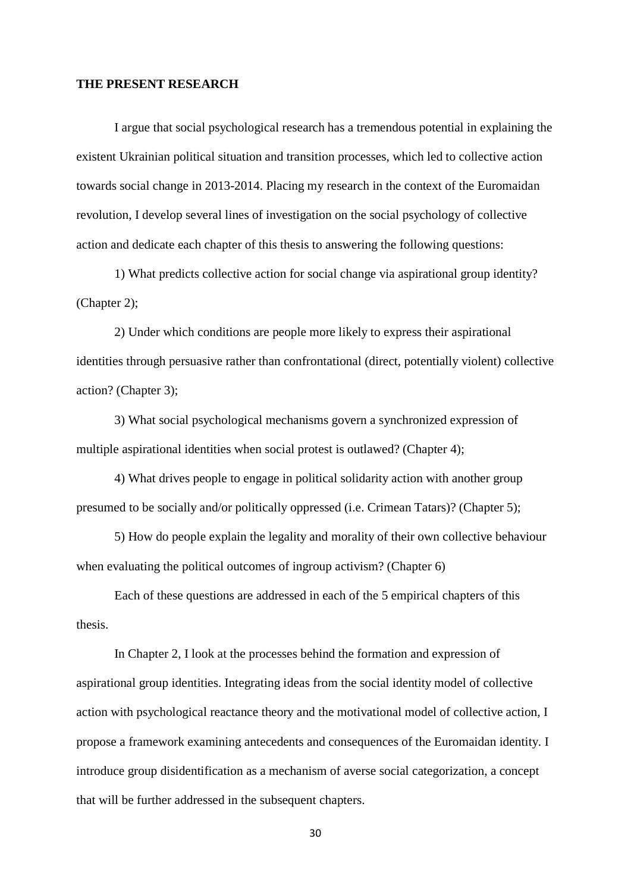**THE PRESENT RESEARCH**

I argue that social psychological research has a tremendous potential in explaining the existent Ukrainian political situation and transition processes, which led to collective action towards social change in 2013-2014. Placing my research in the context of the Euromaidan revolution, I develop several lines of investigation on the social psychology of collective action and dedicate each chapter of this thesis to answering the following questions:

1) What predicts collective action for social change via aspirational group identity? (Chapter 2);

2) Under which conditions are people more likely to express their aspirational identities through persuasive rather than confrontational (direct, potentially violent) collective action? (Chapter 3);

3) What social psychological mechanisms govern a synchronized expression of multiple aspirational identities when social protest is outlawed? (Chapter 4);

4) What drives people to engage in political solidarity action with another group presumed to be socially and/or politically oppressed (i.e. Crimean Tatars)? (Chapter 5);

5) How do people explain the legality and morality of their own collective behaviour when evaluating the political outcomes of ingroup activism? (Chapter 6)

Each of these questions are addressed in each of the 5 empirical chapters of this thesis.

In Chapter 2, I look at the processes behind the formation and expression of aspirational group identities. Integrating ideas from the social identity model of collective action with psychological reactance theory and the motivational model of collective action, I propose a framework examining antecedents and consequences of the Euromaidan identity. I introduce group disidentification as a mechanism of averse social categorization, a concept that will be further addressed in the subsequent chapters.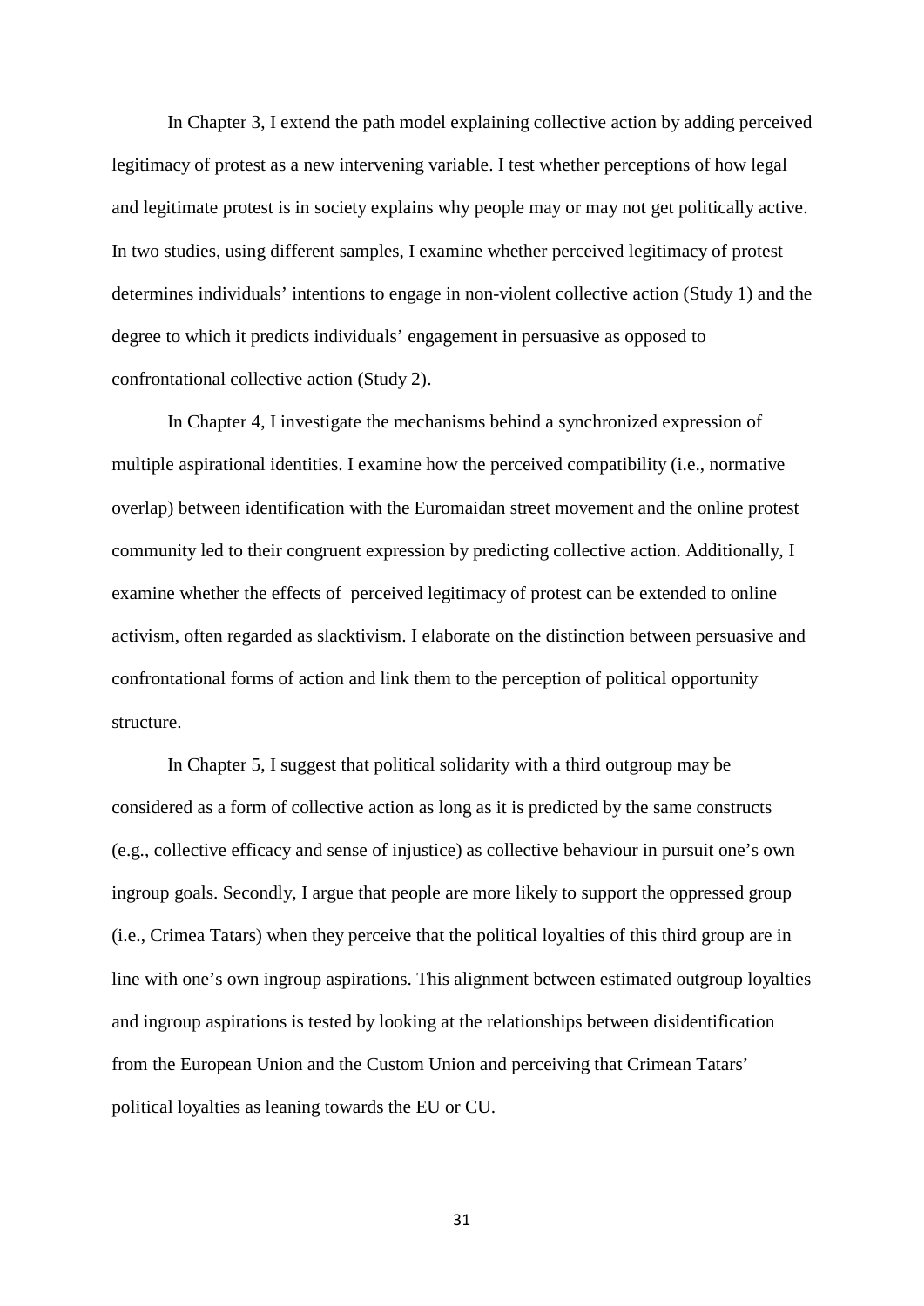In Chapter 3, I extend the path model explaining collective action by adding perceived legitimacy of protest as a new intervening variable. I test whether perceptions of how legal and legitimate protest is in society explains why people may or may not get politically active. In two studies, using different samples, I examine whether perceived legitimacy of protest determines individuals' intentions to engage in non-violent collective action (Study 1) and the degree to which it predicts individuals' engagement in persuasive as opposed to confrontational collective action (Study 2).

In Chapter 4, I investigate the mechanisms behind a synchronized expression of multiple aspirational identities. I examine how the perceived compatibility (i.e., normative overlap) between identification with the Euromaidan street movement and the online protest community led to their congruent expression by predicting collective action. Additionally, I examine whether the effects of perceived legitimacy of protest can be extended to online activism, often regarded as slacktivism. I elaborate on the distinction between persuasive and confrontational forms of action and link them to the perception of political opportunity structure.

In Chapter 5, I suggest that political solidarity with a third outgroup may be considered as a form of collective action as long as it is predicted by the same constructs (e.g., collective efficacy and sense of injustice) as collective behaviour in pursuit one's own ingroup goals. Secondly, I argue that people are more likely to support the oppressed group (i.e., Crimea Tatars) when they perceive that the political loyalties of this third group are in line with one's own ingroup aspirations. This alignment between estimated outgroup loyalties and ingroup aspirations is tested by looking at the relationships between disidentification from the European Union and the Custom Union and perceiving that Crimean Tatars' political loyalties as leaning towards the EU or CU.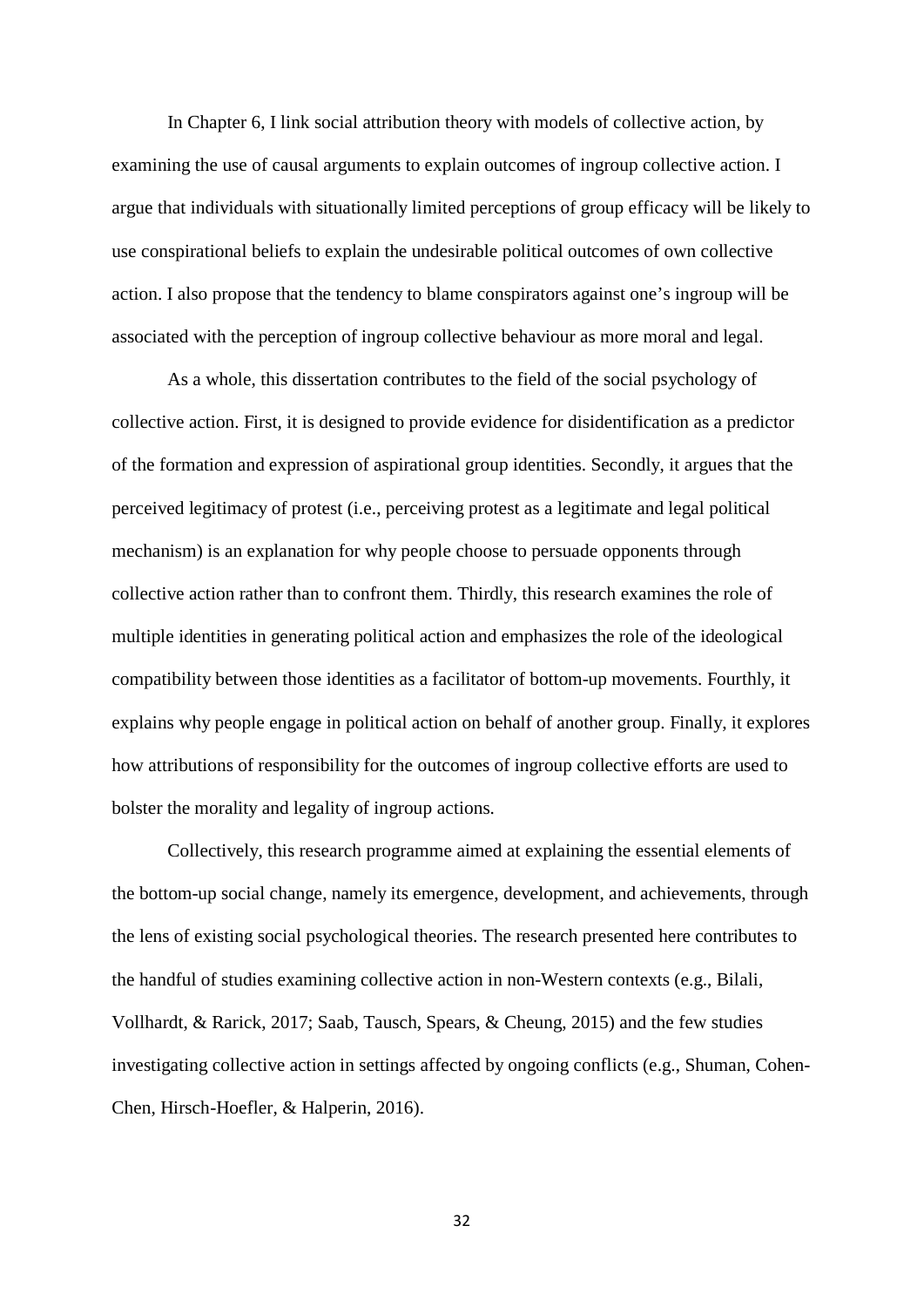In Chapter 6, I link social attribution theory with models of collective action, by examining the use of causal arguments to explain outcomes of ingroup collective action. I argue that individuals with situationally limited perceptions of group efficacy will be likely to use conspirational beliefs to explain the undesirable political outcomes of own collective action. I also propose that the tendency to blame conspirators against one's ingroup will be associated with the perception of ingroup collective behaviour as more moral and legal.

As a whole, this dissertation contributes to the field of the social psychology of collective action. First, it is designed to provide evidence for disidentification as a predictor of the formation and expression of aspirational group identities. Secondly, it argues that the perceived legitimacy of protest (i.e., perceiving protest as a legitimate and legal political mechanism) is an explanation for why people choose to persuade opponents through collective action rather than to confront them. Thirdly, this research examines the role of multiple identities in generating political action and emphasizes the role of the ideological compatibility between those identities as a facilitator of bottom-up movements. Fourthly, it explains why people engage in political action on behalf of another group. Finally, it explores how attributions of responsibility for the outcomes of ingroup collective efforts are used to bolster the morality and legality of ingroup actions.

Collectively, this research programme aimed at explaining the essential elements of the bottom-up social change, namely its emergence, development, and achievements, through the lens of existing social psychological theories. The research presented here contributes to the handful of studies examining collective action in non-Western contexts (e.g., Bilali, Vollhardt, & Rarick, 2017; Saab, Tausch, Spears, & Cheung, 2015) and the few studies investigating collective action in settings affected by ongoing conflicts (e.g., Shuman, Cohen-Chen, Hirsch-Hoefler, & Halperin, 2016).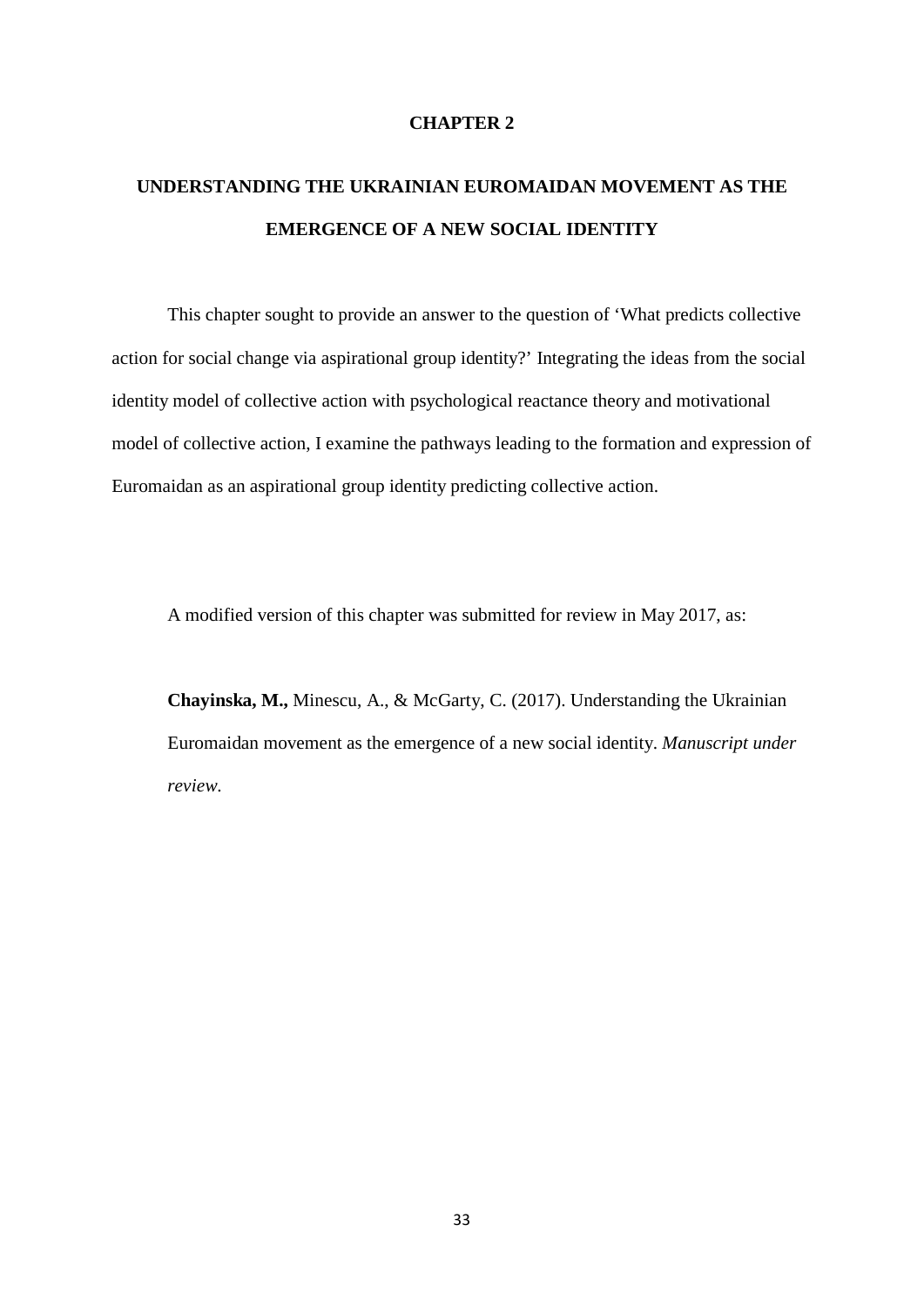# CHAPTER 2

# UNDERSTANDING THE UKRAINIAN EUROMAIDAN MOVEMENT AS THE EMERGENCE OF A NEW SOCIAL IDENTITY

This chapter sought to provide an answer to the question of 'What predicts collective action for social change via aspirational group identity?' Integrating the ideas from the social identity model of collective action with psychological reactance theory and motivational model of collective action, I examine the pathways leading to the formation and expression of Euromaidan as an aspirational group identity predicting collective action.

A modified version of this chapter was submitted for review in May 2017, as:

**Chayinska, M.,** Minescu, A., & McGarty, C. (2017). Understanding the Ukrainian Euromaidan movement as the emergence of a new social identity. *Manuscript under review.*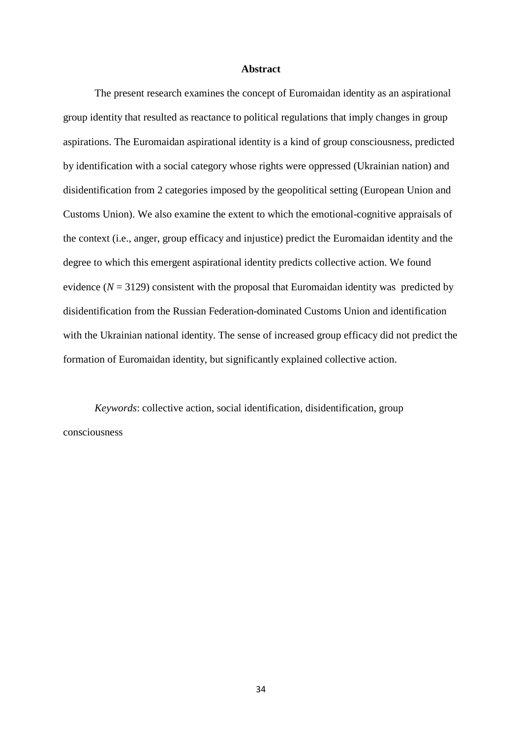**Abstract**

The present research examines the concept of Euromaidan identity as an aspirational group identity that resulted as reactance to political regulations that imply changes in group aspirations. The Euromaidan aspirational identity is a kind of group consciousness, predicted by identification with a social category whose rights were oppressed (Ukrainian nation) and disidentification from 2 categories imposed by the geopolitical setting (European Union and Customs Union). We also examine the extent to which the emotional-cognitive appraisals of the context (i.e., anger, group efficacy and injustice) predict the Euromaidan identity and the degree to which this emergent aspirational identity predicts collective action. We found evidence ($N$ = 3129) consistent with the proposal that Euromaidan identity was predicted by disidentification from the Russian Federation-dominated Customs Union and identification with the Ukrainian national identity. The sense of increased group efficacy did not predict the formation of Euromaidan identity, but significantly explained collective action.

*Keywords*: collective action, social identification, disidentification, group consciousness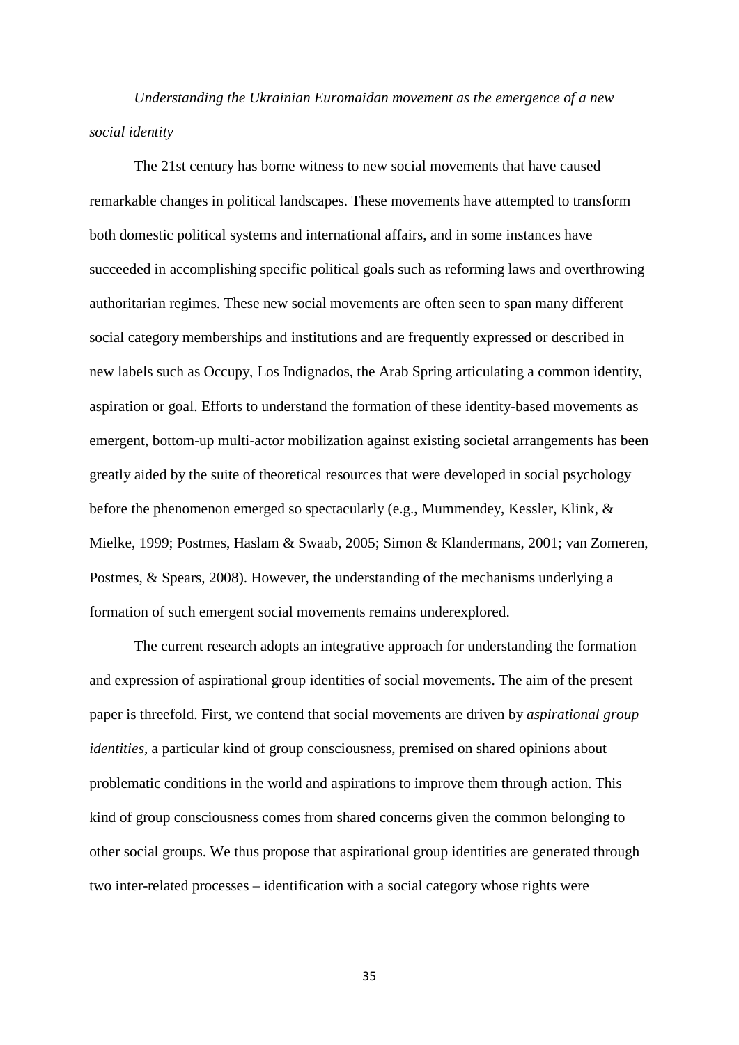*Understanding the Ukrainian Euromaidan movement as the emergence of a new social identity*

The 21st century has borne witness to new social movements that have caused remarkable changes in political landscapes. These movements have attempted to transform both domestic political systems and international affairs, and in some instances have succeeded in accomplishing specific political goals such as reforming laws and overthrowing authoritarian regimes. These new social movements are often seen to span many different social category memberships and institutions and are frequently expressed or described in new labels such as Occupy, Los Indignados, the Arab Spring articulating a common identity, aspiration or goal. Efforts to understand the formation of these identity-based movements as emergent, bottom-up multi-actor mobilization against existing societal arrangements has been greatly aided by the suite of theoretical resources that were developed in social psychology before the phenomenon emerged so spectacularly (e.g., Mummendey, Kessler, Klink, & Mielke, 1999; Postmes, Haslam & Swaab, 2005; Simon & Klandermans, 2001; van Zomeren, Postmes, & Spears, 2008). However, the understanding of the mechanisms underlying a formation of such emergent social movements remains underexplored.

The current research adopts an integrative approach for understanding the formation and expression of aspirational group identities of social movements. The aim of the present paper is threefold. First, we contend that social movements are driven by *aspirational group identities*, a particular kind of group consciousness, premised on shared opinions about problematic conditions in the world and aspirations to improve them through action. This kind of group consciousness comes from shared concerns given the common belonging to other social groups. We thus propose that aspirational group identities are generated through two inter-related processes – identification with a social category whose rights were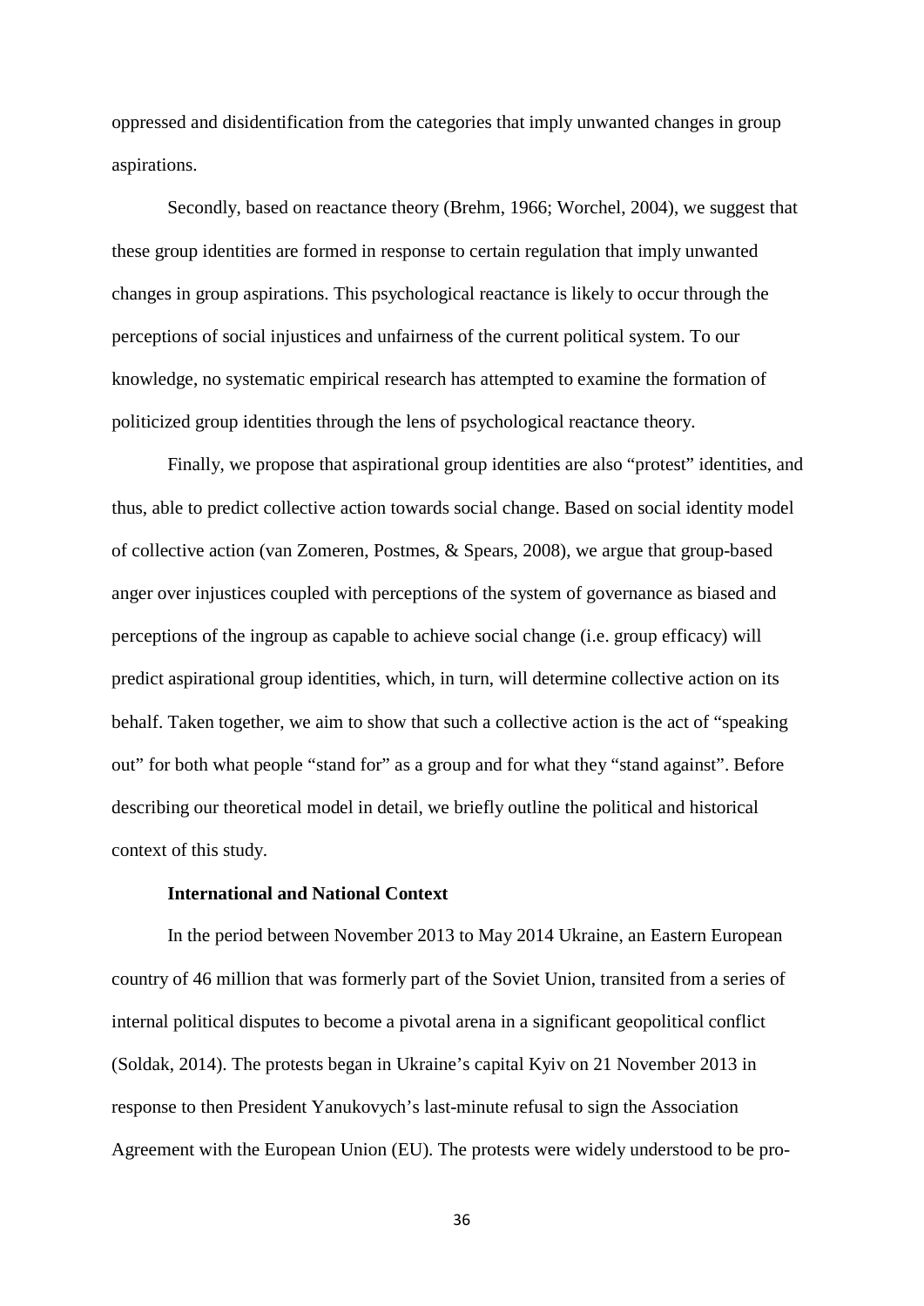oppressed and disidentification from the categories that imply unwanted changes in group aspirations.

Secondly, based on reactance theory (Brehm, 1966; Worchel, 2004), we suggest that these group identities are formed in response to certain regulation that imply unwanted changes in group aspirations. This psychological reactance is likely to occur through the perceptions of social injustices and unfairness of the current political system. To our knowledge, no systematic empirical research has attempted to examine the formation of politicized group identities through the lens of psychological reactance theory.

Finally, we propose that aspirational group identities are also "protest" identities, and thus, able to predict collective action towards social change. Based on social identity model of collective action (van Zomeren, Postmes, & Spears, 2008), we argue that group-based anger over injustices coupled with perceptions of the system of governance as biased and perceptions of the ingroup as capable to achieve social change (i.e. group efficacy) will predict aspirational group identities, which, in turn, will determine collective action on its behalf. Taken together, we aim to show that such a collective action is the act of "speaking out" for both what people "stand for" as a group and for what they "stand against". Before describing our theoretical model in detail, we briefly outline the political and historical context of this study.

**International and National Context**

In the period between November 2013 to May 2014 Ukraine, an Eastern European country of 46 million that was formerly part of the Soviet Union, transited from a series of internal political disputes to become a pivotal arena in a significant geopolitical conflict (Soldak, 2014). The protests began in Ukraine's capital Kyiv on 21 November 2013 in response to then President Yanukovych's last-minute refusal to sign the Association Agreement with the European Union (EU). The protests were widely understood to be pro-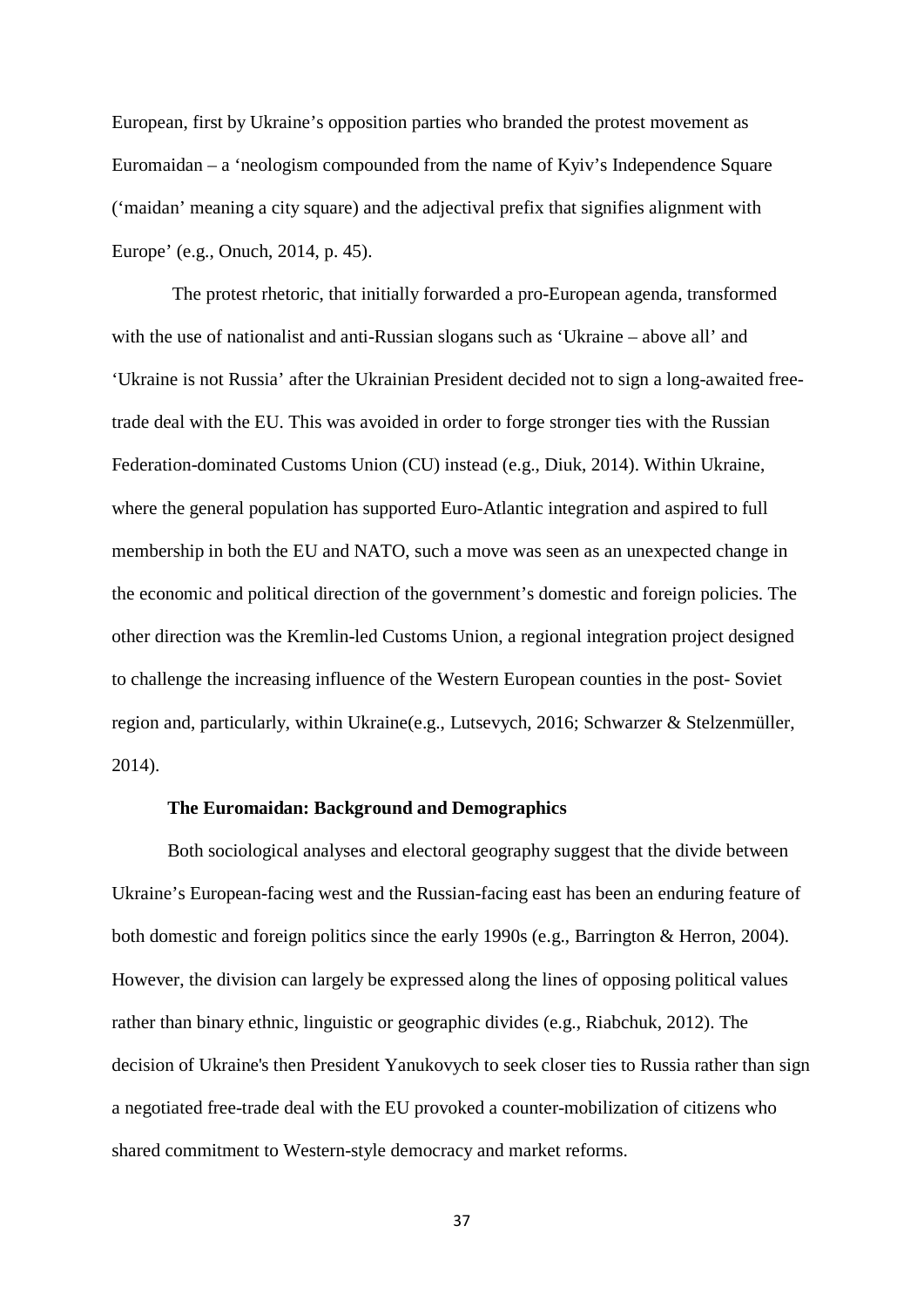European, first by Ukraine's opposition parties who branded the protest movement as Euromaidan – a 'neologism compounded from the name of Kyiv's Independence Square ('maidan' meaning a city square) and the adjectival prefix that signifies alignment with Europe' (e.g., Onuch, 2014, p. 45).

The protest rhetoric, that initially forwarded a pro-European agenda, transformed with the use of nationalist and anti-Russian slogans such as 'Ukraine – above all' and 'Ukraine is not Russia' after the Ukrainian President decided not to sign a long-awaited free-trade deal with the EU. This was avoided in order to forge stronger ties with the Russian Federation-dominated Customs Union (CU) instead (e.g., Diuk, 2014). Within Ukraine, where the general population has supported Euro-Atlantic integration and aspired to full membership in both the EU and NATO, such a move was seen as an unexpected change in the economic and political direction of the government's domestic and foreign policies. The other direction was the Kremlin-led Customs Union, a regional integration project designed to challenge the increasing influence of the Western European counties in the post- Soviet region and, particularly, within Ukraine(e.g., Lutsevych, 2016; Schwarzer & Stelzenmüller, 2014).

**The Euromaidan: Background and Demographics**

Both sociological analyses and electoral geography suggest that the divide between Ukraine's European-facing west and the Russian-facing east has been an enduring feature of both domestic and foreign politics since the early 1990s (e.g., Barrington & Herron, 2004). However, the division can largely be expressed along the lines of opposing political values rather than binary ethnic, linguistic or geographic divides (e.g., Riabchuk, 2012). The decision of Ukraine's then President Yanukovych to seek closer ties to Russia rather than sign a negotiated free-trade deal with the EU provoked a counter-mobilization of citizens who shared commitment to Western-style democracy and market reforms.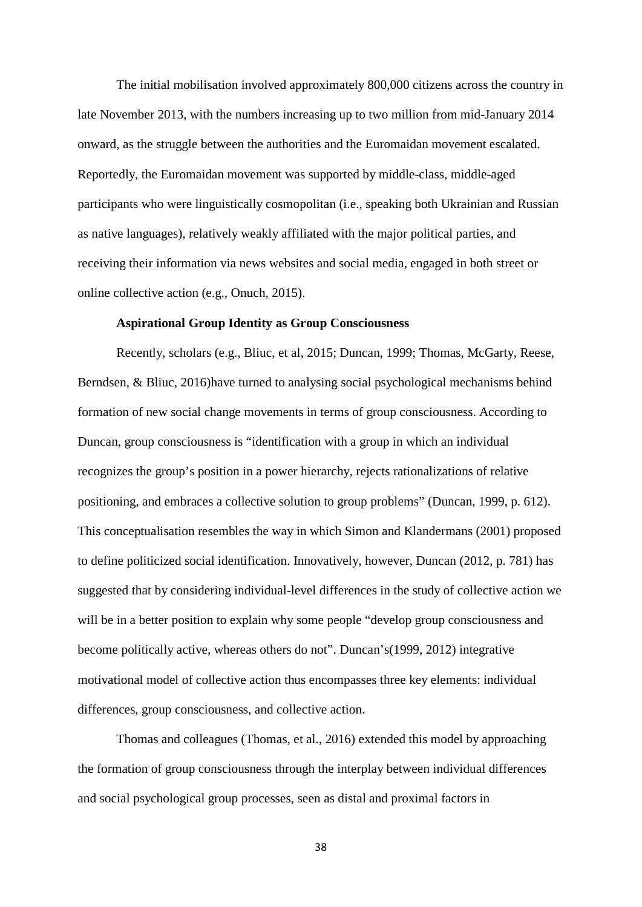The initial mobilisation involved approximately 800,000 citizens across the country in late November 2013, with the numbers increasing up to two million from mid-January 2014 onward, as the struggle between the authorities and the Euromaidan movement escalated. Reportedly, the Euromaidan movement was supported by middle-class, middle-aged participants who were linguistically cosmopolitan (i.e., speaking both Ukrainian and Russian as native languages), relatively weakly affiliated with the major political parties, and receiving their information via news websites and social media, engaged in both street or online collective action (e.g., Onuch, 2015).

**Aspirational Group Identity as Group Consciousness**

Recently, scholars (e.g., Bliuc, et al, 2015; Duncan, 1999; Thomas, McGarty, Reese, Berndsen, & Bliuc, 2016)have turned to analysing social psychological mechanisms behind formation of new social change movements in terms of group consciousness. According to Duncan, group consciousness is "identification with a group in which an individual recognizes the group's position in a power hierarchy, rejects rationalizations of relative positioning, and embraces a collective solution to group problems" (Duncan, 1999, p. 612). This conceptualisation resembles the way in which Simon and Klandermans (2001) proposed to define politicized social identification. Innovatively, however, Duncan (2012, p. 781) has suggested that by considering individual-level differences in the study of collective action we will be in a better position to explain why some people "develop group consciousness and become politically active, whereas others do not". Duncan's(1999, 2012) integrative motivational model of collective action thus encompasses three key elements: individual differences, group consciousness, and collective action.

Thomas and colleagues (Thomas, et al., 2016) extended this model by approaching the formation of group consciousness through the interplay between individual differences and social psychological group processes, seen as distal and proximal factors in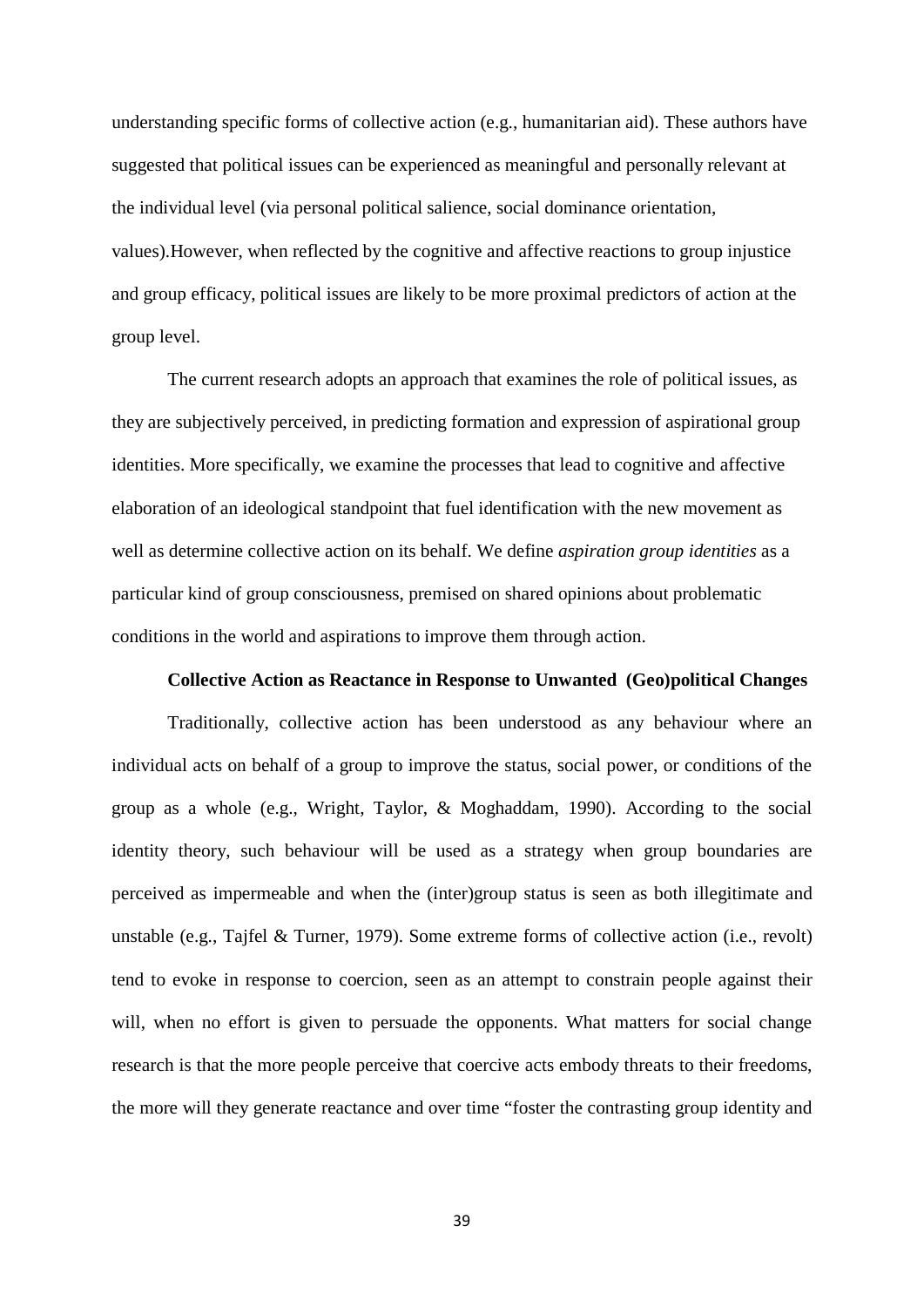understanding specific forms of collective action (e.g., humanitarian aid). These authors have suggested that political issues can be experienced as meaningful and personally relevant at the individual level (via personal political salience, social dominance orientation, values).However, when reflected by the cognitive and affective reactions to group injustice and group efficacy, political issues are likely to be more proximal predictors of action at the group level.

The current research adopts an approach that examines the role of political issues, as they are subjectively perceived, in predicting formation and expression of aspirational group identities. More specifically, we examine the processes that lead to cognitive and affective elaboration of an ideological standpoint that fuel identification with the new movement as well as determine collective action on its behalf. We define *aspiration group identities* as a particular kind of group consciousness, premised on shared opinions about problematic conditions in the world and aspirations to improve them through action.

### Collective Action as Reactance in Response to Unwanted (Geo)political Changes

Traditionally, collective action has been understood as any behaviour where an individual acts on behalf of a group to improve the status, social power, or conditions of the group as a whole (e.g., Wright, Taylor, & Moghaddam, 1990). According to the social identity theory, such behaviour will be used as a strategy when group boundaries are perceived as impermeable and when the (inter)group status is seen as both illegitimate and unstable (e.g., Tajfel & Turner, 1979). Some extreme forms of collective action (i.e., revolt) tend to evoke in response to coercion, seen as an attempt to constrain people against their will, when no effort is given to persuade the opponents. What matters for social change research is that the more people perceive that coercive acts embody threats to their freedoms, the more will they generate reactance and over time "foster the contrasting group identity and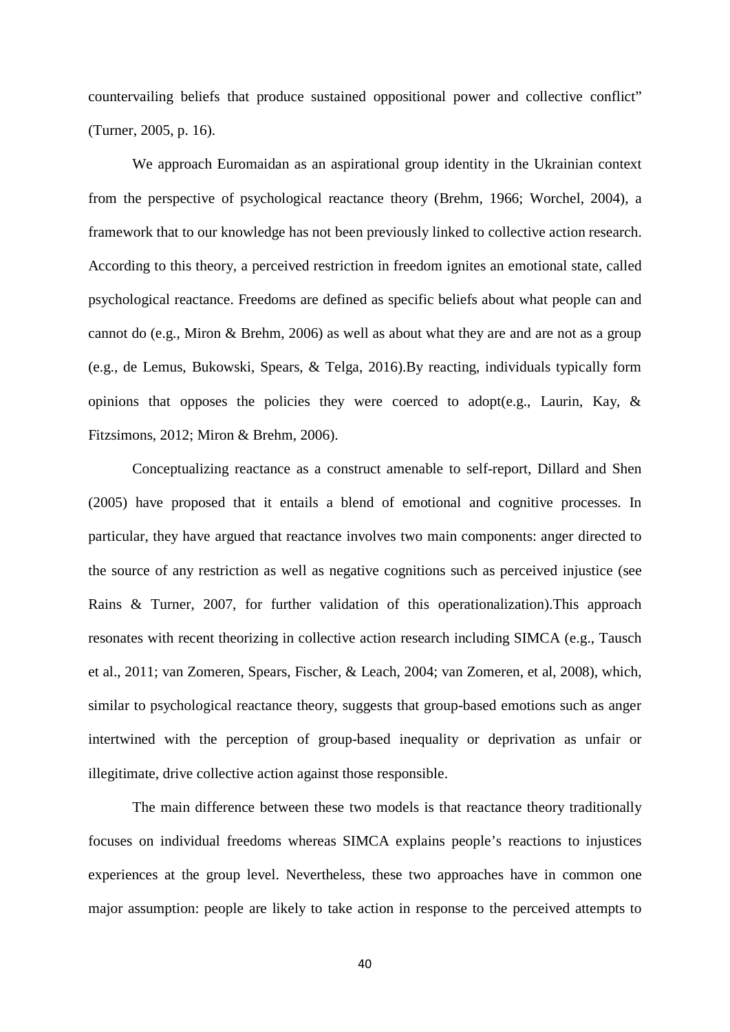countervailing beliefs that produce sustained oppositional power and collective conflict" (Turner, 2005, p. 16).

We approach Euromaidan as an aspirational group identity in the Ukrainian context from the perspective of psychological reactance theory (Brehm, 1966; Worchel, 2004), a framework that to our knowledge has not been previously linked to collective action research. According to this theory, a perceived restriction in freedom ignites an emotional state, called psychological reactance. Freedoms are defined as specific beliefs about what people can and cannot do (e.g., Miron & Brehm, 2006) as well as about what they are and are not as a group (e.g., de Lemus, Bukowski, Spears, & Telga, 2016).By reacting, individuals typically form opinions that opposes the policies they were coerced to adopt(e.g., Laurin, Kay, & Fitzsimons, 2012; Miron & Brehm, 2006).

Conceptualizing reactance as a construct amenable to self-report, Dillard and Shen (2005) have proposed that it entails a blend of emotional and cognitive processes. In particular, they have argued that reactance involves two main components: anger directed to the source of any restriction as well as negative cognitions such as perceived injustice (see Rains & Turner, 2007, for further validation of this operationalization).This approach resonates with recent theorizing in collective action research including SIMCA (e.g., Tausch et al., 2011; van Zomeren, Spears, Fischer, & Leach, 2004; van Zomeren, et al, 2008), which, similar to psychological reactance theory, suggests that group-based emotions such as anger intertwined with the perception of group-based inequality or deprivation as unfair or illegitimate, drive collective action against those responsible.

The main difference between these two models is that reactance theory traditionally focuses on individual freedoms whereas SIMCA explains people's reactions to injustices experiences at the group level. Nevertheless, these two approaches have in common one major assumption: people are likely to take action in response to the perceived attempts to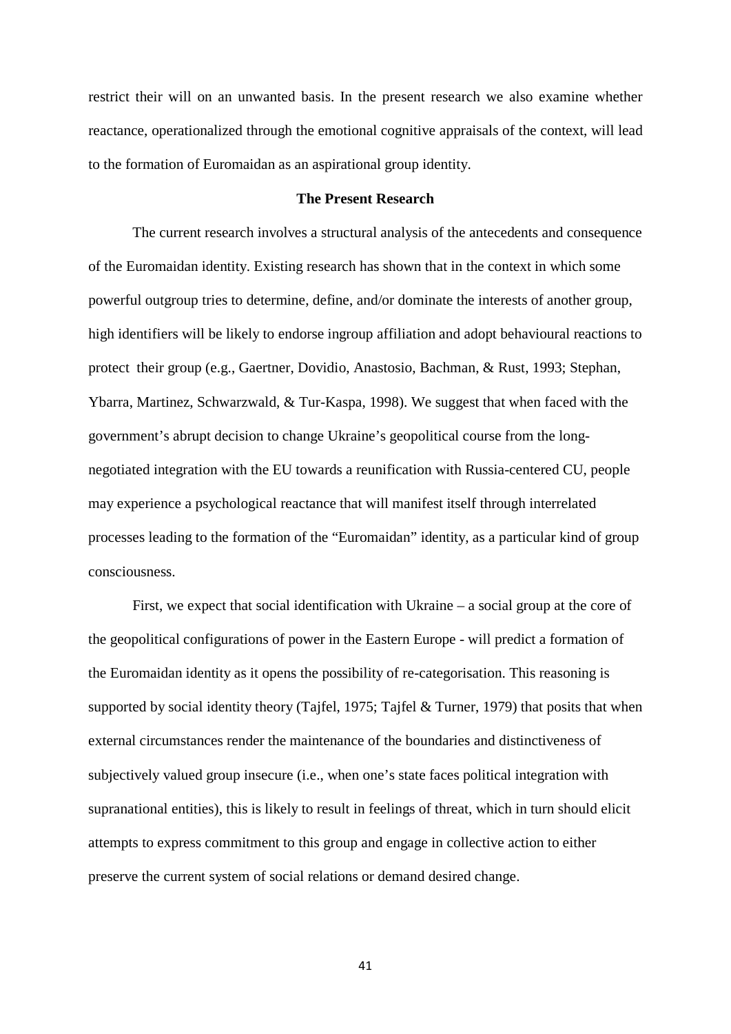restrict their will on an unwanted basis. In the present research we also examine whether reactance, operationalized through the emotional cognitive appraisals of the context, will lead to the formation of Euromaidan as an aspirational group identity.

## The Present Research

The current research involves a structural analysis of the antecedents and consequence of the Euromaidan identity. Existing research has shown that in the context in which some powerful outgroup tries to determine, define, and/or dominate the interests of another group, high identifiers will be likely to endorse ingroup affiliation and adopt behavioural reactions to protect their group (e.g., Gaertner, Dovidio, Anastosio, Bachman, & Rust, 1993; Stephan, Ybarra, Martinez, Schwarzwald, & Tur-Kaspa, 1998). We suggest that when faced with the government's abrupt decision to change Ukraine's geopolitical course from the long-negotiated integration with the EU towards a reunification with Russia-centered CU, people may experience a psychological reactance that will manifest itself through interrelated processes leading to the formation of the "Euromaidan" identity, as a particular kind of group consciousness.

First, we expect that social identification with Ukraine – a social group at the core of the geopolitical configurations of power in the Eastern Europe - will predict a formation of the Euromaidan identity as it opens the possibility of re-categorisation. This reasoning is supported by social identity theory (Tajfel, 1975; Tajfel & Turner, 1979) that posits that when external circumstances render the maintenance of the boundaries and distinctiveness of subjectively valued group insecure (i.e., when one's state faces political integration with supranational entities), this is likely to result in feelings of threat, which in turn should elicit attempts to express commitment to this group and engage in collective action to either preserve the current system of social relations or demand desired change.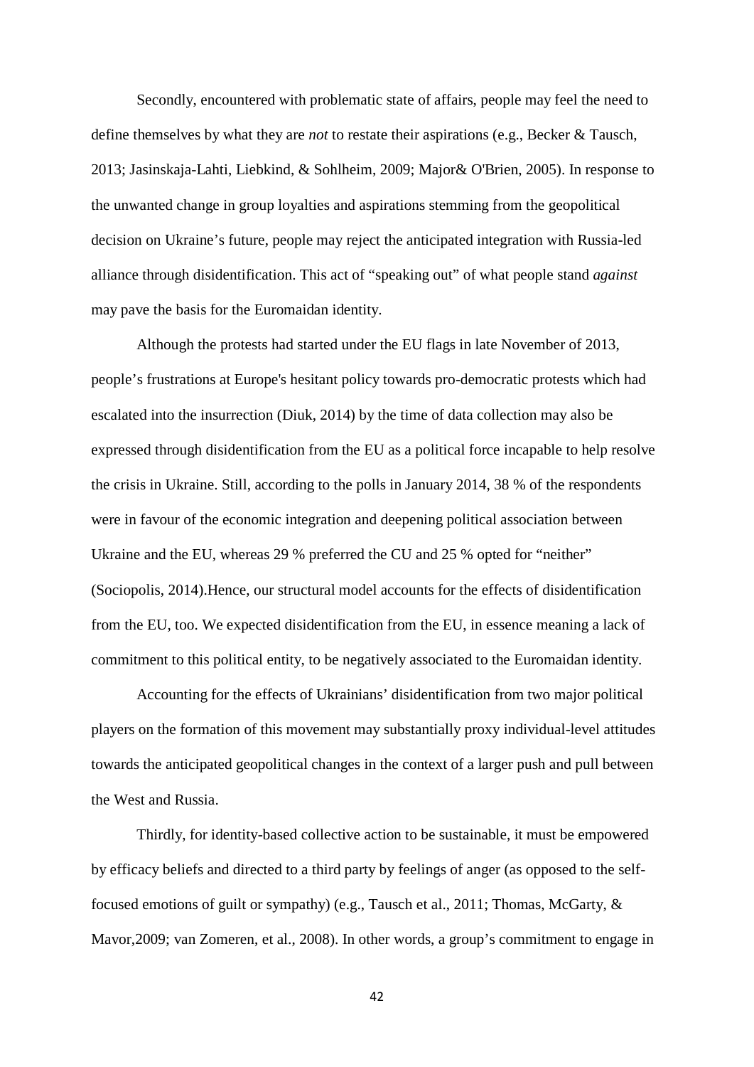Secondly, encountered with problematic state of affairs, people may feel the need to define themselves by what they are *not* to restate their aspirations (e.g., Becker & Tausch, 2013; Jasinskaja-Lahti, Liebkind, & Sohlheim, 2009; Major& O'Brien, 2005). In response to the unwanted change in group loyalties and aspirations stemming from the geopolitical decision on Ukraine's future, people may reject the anticipated integration with Russia-led alliance through disidentification. This act of "speaking out" of what people stand *against* may pave the basis for the Euromaidan identity.

Although the protests had started under the EU flags in late November of 2013, people's frustrations at Europe's hesitant policy towards pro-democratic protests which had escalated into the insurrection (Diuk, 2014) by the time of data collection may also be expressed through disidentification from the EU as a political force incapable to help resolve the crisis in Ukraine. Still, according to the polls in January 2014, 38 % of the respondents were in favour of the economic integration and deepening political association between Ukraine and the EU, whereas 29 % preferred the CU and 25 % opted for "neither" (Sociopolis, 2014).Hence, our structural model accounts for the effects of disidentification from the EU, too. We expected disidentification from the EU, in essence meaning a lack of commitment to this political entity, to be negatively associated to the Euromaidan identity.

Accounting for the effects of Ukrainians' disidentification from two major political players on the formation of this movement may substantially proxy individual-level attitudes towards the anticipated geopolitical changes in the context of a larger push and pull between the West and Russia.

Thirdly, for identity-based collective action to be sustainable, it must be empowered by efficacy beliefs and directed to a third party by feelings of anger (as opposed to the self-focused emotions of guilt or sympathy) (e.g., Tausch et al., 2011; Thomas, McGarty, & Mavor,2009; van Zomeren, et al., 2008). In other words, a group's commitment to engage in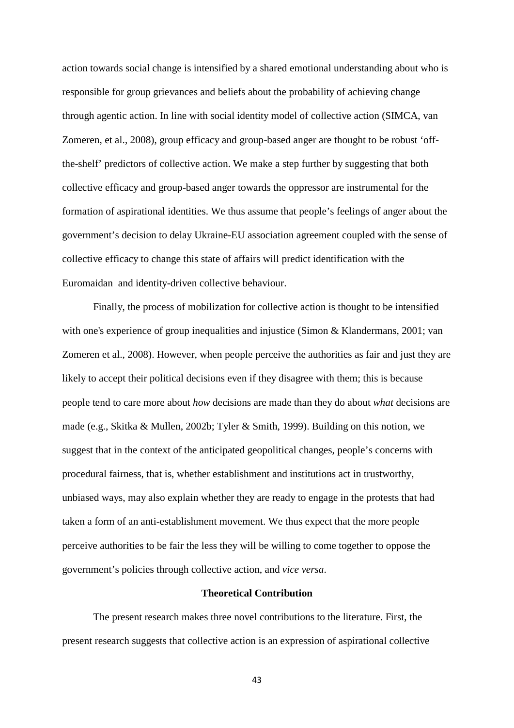action towards social change is intensified by a shared emotional understanding about who is responsible for group grievances and beliefs about the probability of achieving change through agentic action. In line with social identity model of collective action (SIMCA, van Zomeren, et al., 2008), group efficacy and group-based anger are thought to be robust 'off-the-shelf' predictors of collective action. We make a step further by suggesting that both collective efficacy and group-based anger towards the oppressor are instrumental for the formation of aspirational identities. We thus assume that people's feelings of anger about the government's decision to delay Ukraine-EU association agreement coupled with the sense of collective efficacy to change this state of affairs will predict identification with the Euromaidan and identity-driven collective behaviour.

Finally, the process of mobilization for collective action is thought to be intensified with one's experience of group inequalities and injustice (Simon & Klandermans, 2001; van Zomeren et al., 2008). However, when people perceive the authorities as fair and just they are likely to accept their political decisions even if they disagree with them; this is because people tend to care more about *how* decisions are made than they do about *what* decisions are made (e.g., Skitka & Mullen, 2002b; Tyler & Smith, 1999). Building on this notion, we suggest that in the context of the anticipated geopolitical changes, people's concerns with procedural fairness, that is, whether establishment and institutions act in trustworthy, unbiased ways, may also explain whether they are ready to engage in the protests that had taken a form of an anti-establishment movement. We thus expect that the more people perceive authorities to be fair the less they will be willing to come together to oppose the government's policies through collective action, and *vice versa*.

## Theoretical Contribution

The present research makes three novel contributions to the literature. First, the present research suggests that collective action is an expression of aspirational collective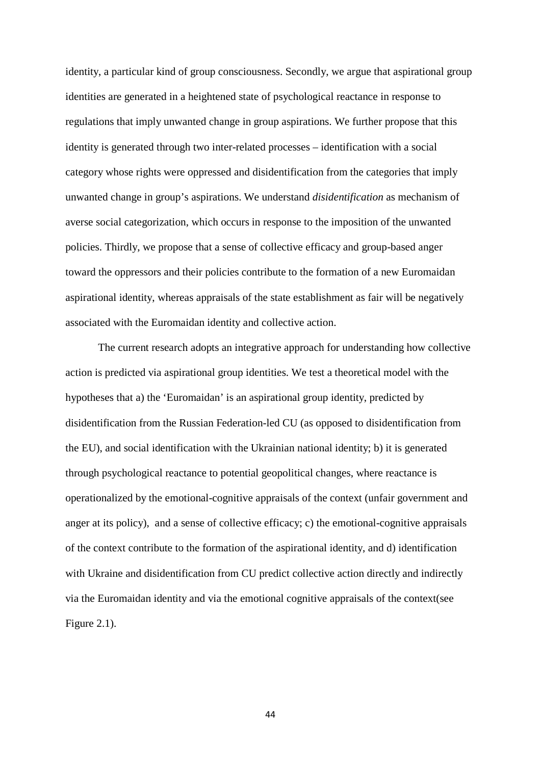identity, a particular kind of group consciousness. Secondly, we argue that aspirational group identities are generated in a heightened state of psychological reactance in response to regulations that imply unwanted change in group aspirations. We further propose that this identity is generated through two inter-related processes – identification with a social category whose rights were oppressed and disidentification from the categories that imply unwanted change in group's aspirations. We understand *disidentification* as mechanism of averse social categorization, which occurs in response to the imposition of the unwanted policies. Thirdly, we propose that a sense of collective efficacy and group-based anger toward the oppressors and their policies contribute to the formation of a new Euromaidan aspirational identity, whereas appraisals of the state establishment as fair will be negatively associated with the Euromaidan identity and collective action.

The current research adopts an integrative approach for understanding how collective action is predicted via aspirational group identities. We test a theoretical model with the hypotheses that a) the 'Euromaidan' is an aspirational group identity, predicted by disidentification from the Russian Federation-led CU (as opposed to disidentification from the EU), and social identification with the Ukrainian national identity; b) it is generated through psychological reactance to potential geopolitical changes, where reactance is operationalized by the emotional-cognitive appraisals of the context (unfair government and anger at its policy),  and a sense of collective efficacy; c) the emotional-cognitive appraisals of the context contribute to the formation of the aspirational identity, and d) identification with Ukraine and disidentification from CU predict collective action directly and indirectly via the Euromaidan identity and via the emotional cognitive appraisals of the context(see Figure 2.1).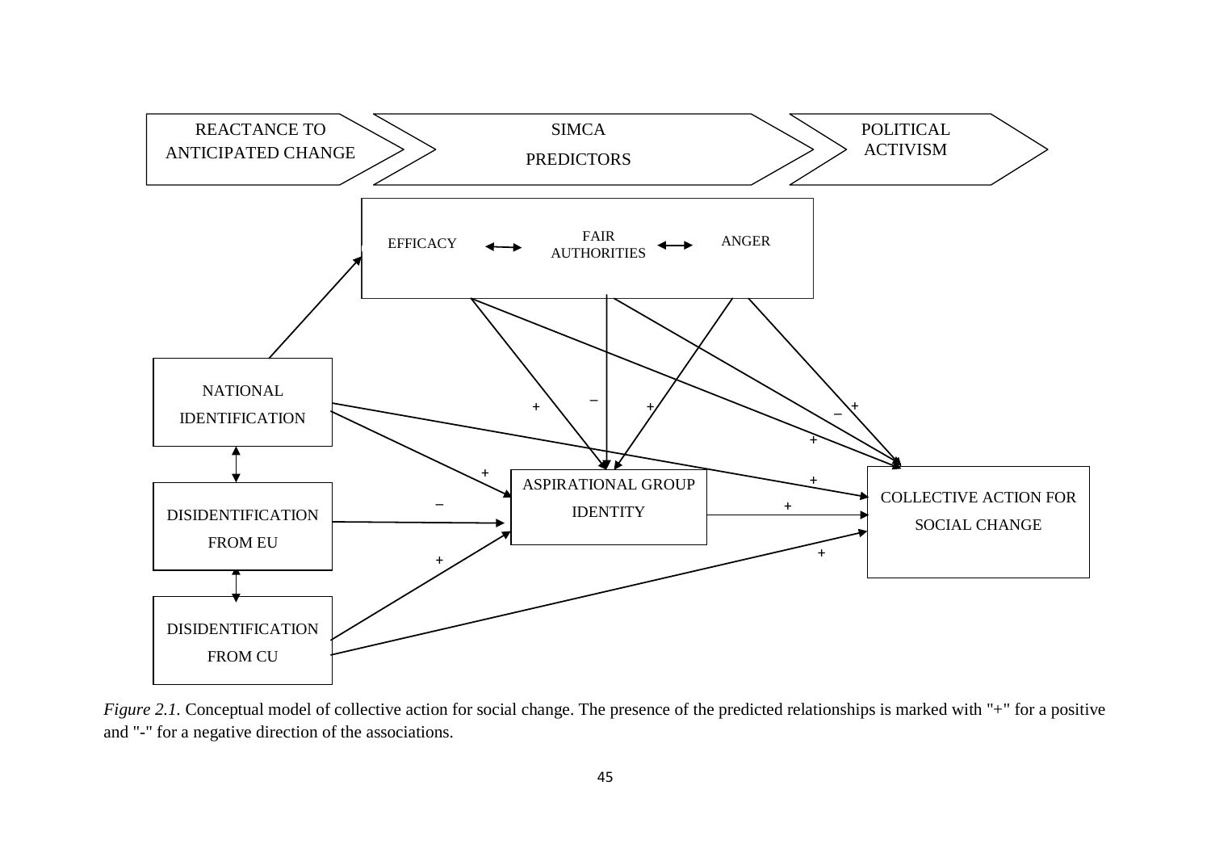REACTANCE TO ANTICIPATED CHANGE → SIMCA PREDICTORS → POLITICAL ACTIVISM

EFFICACY ⟷ FAIR AUTHORITIES ⟷ ANGER

NATIONAL IDENTIFICATION

DISIDENTIFICATION FROM EU

DISIDENTIFICATION FROM CU

ASPIRATIONAL GROUP IDENTITY

COLLECTIVE ACTION FOR SOCIAL CHANGE

*Figure 2.1.* Conceptual model of collective action for social change. The presence of the predicted relationships is marked with "+" for a positive and "-" for a negative direction of the associations.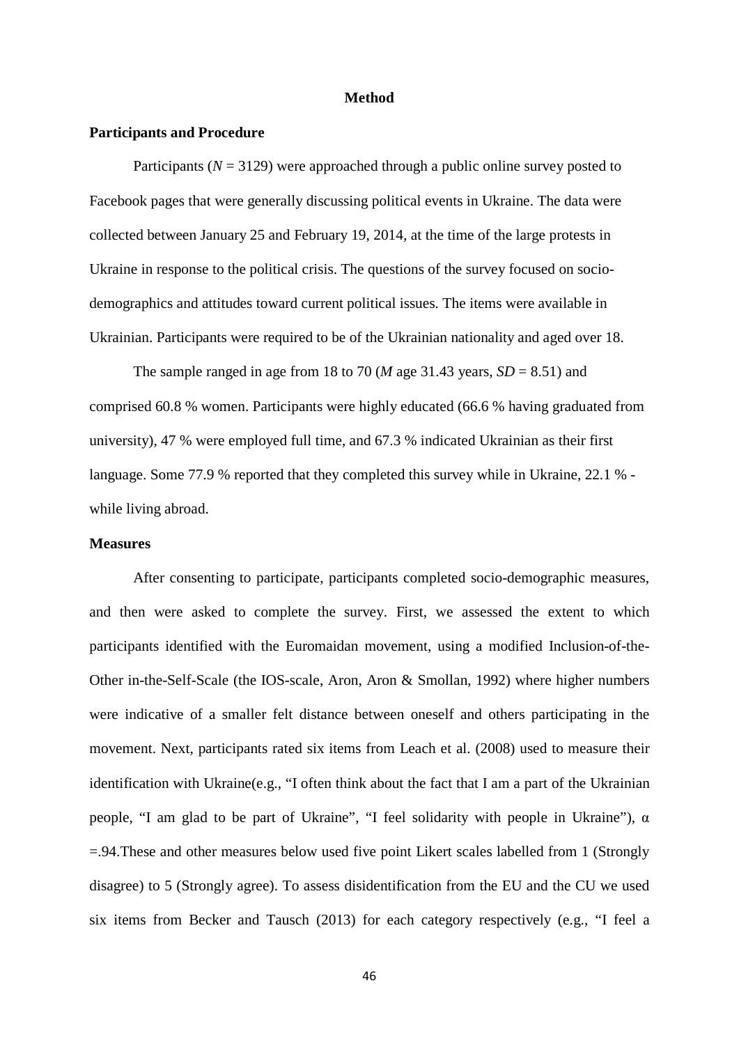# Method

## Participants and Procedure

Participants ($N$ = 3129) were approached through a public online survey posted to Facebook pages that were generally discussing political events in Ukraine. The data were collected between January 25 and February 19, 2014, at the time of the large protests in Ukraine in response to the political crisis. The questions of the survey focused on socio-demographics and attitudes toward current political issues. The items were available in Ukrainian. Participants were required to be of the Ukrainian nationality and aged over 18.

The sample ranged in age from 18 to 70 ($M$ age 31.43 years, $SD$ = 8.51) and comprised 60.8 % women. Participants were highly educated (66.6 % having graduated from university), 47 % were employed full time, and 67.3 % indicated Ukrainian as their first language. Some 77.9 % reported that they completed this survey while in Ukraine, 22.1 % - while living abroad.

## Measures

After consenting to participate, participants completed socio-demographic measures, and then were asked to complete the survey. First, we assessed the extent to which participants identified with the Euromaidan movement, using a modified Inclusion-of-the-Other in-the-Self-Scale (the IOS-scale, Aron, Aron & Smollan, 1992) where higher numbers were indicative of a smaller felt distance between oneself and others participating in the movement. Next, participants rated six items from Leach et al. (2008) used to measure their identification with Ukraine(e.g., "I often think about the fact that I am a part of the Ukrainian people, "I am glad to be part of Ukraine", "I feel solidarity with people in Ukraine"), $\alpha$ =.94.These and other measures below used five point Likert scales labelled from 1 (Strongly disagree) to 5 (Strongly agree). To assess disidentification from the EU and the CU we used six items from Becker and Tausch (2013) for each category respectively (e.g., "I feel a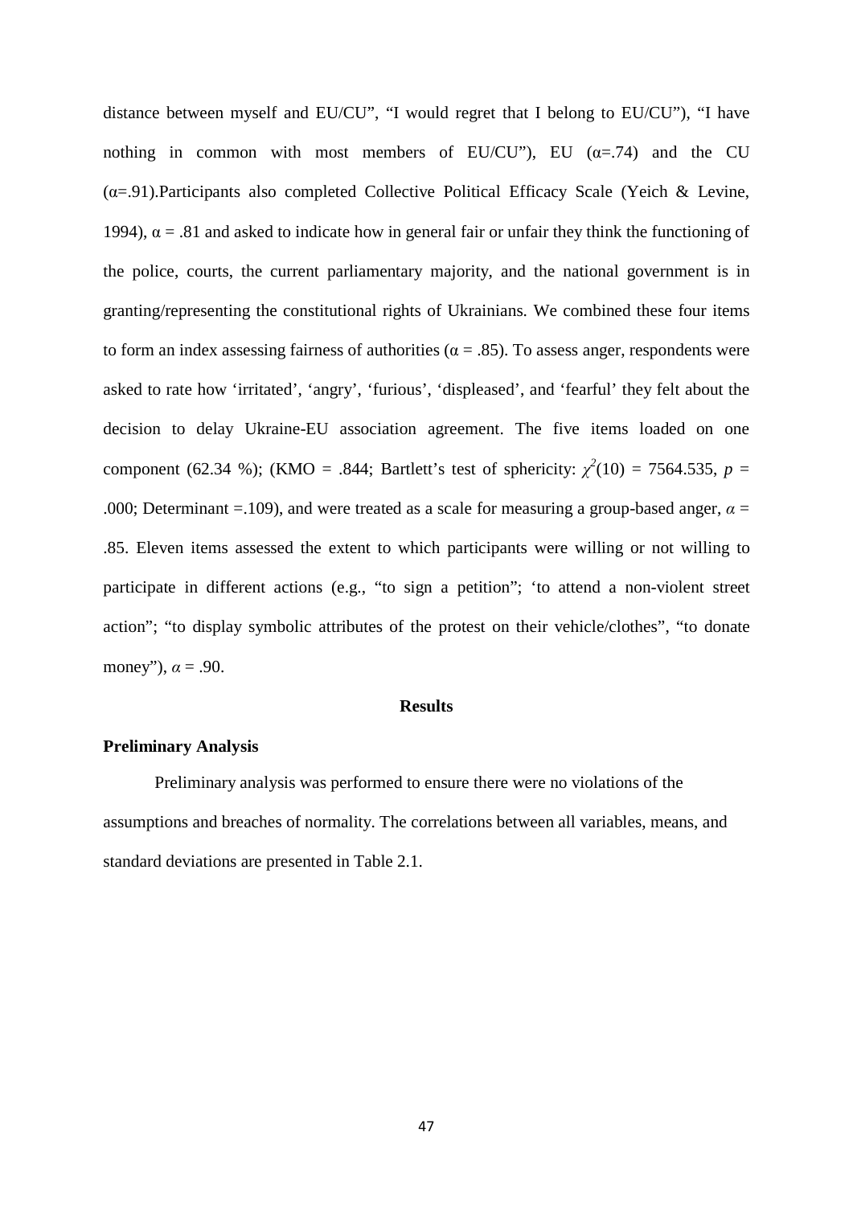distance between myself and EU/CU", "I would regret that I belong to EU/CU"), "I have nothing in common with most members of EU/CU"), EU (α=.74) and the CU (α=.91).Participants also completed Collective Political Efficacy Scale (Yeich & Levine, 1994), α = .81 and asked to indicate how in general fair or unfair they think the functioning of the police, courts, the current parliamentary majority, and the national government is in granting/representing the constitutional rights of Ukrainians. We combined these four items to form an index assessing fairness of authorities (α = .85). To assess anger, respondents were asked to rate how 'irritated', 'angry', 'furious', 'displeased', and 'fearful' they felt about the decision to delay Ukraine-EU association agreement. The five items loaded on one component (62.34 %); (KMO = .844; Bartlett's test of sphericity: $\chi^2(10) = 7564.535$, $p$ = .000; Determinant =.109), and were treated as a scale for measuring a group-based anger, $\alpha$ = .85. Eleven items assessed the extent to which participants were willing or not willing to participate in different actions (e.g., "to sign a petition"; 'to attend a non-violent street action"; "to display symbolic attributes of the protest on their vehicle/clothes", "to donate money"), $\alpha$ = .90.

## Results

### Preliminary Analysis

Preliminary analysis was performed to ensure there were no violations of the assumptions and breaches of normality. The correlations between all variables, means, and standard deviations are presented in Table 2.1.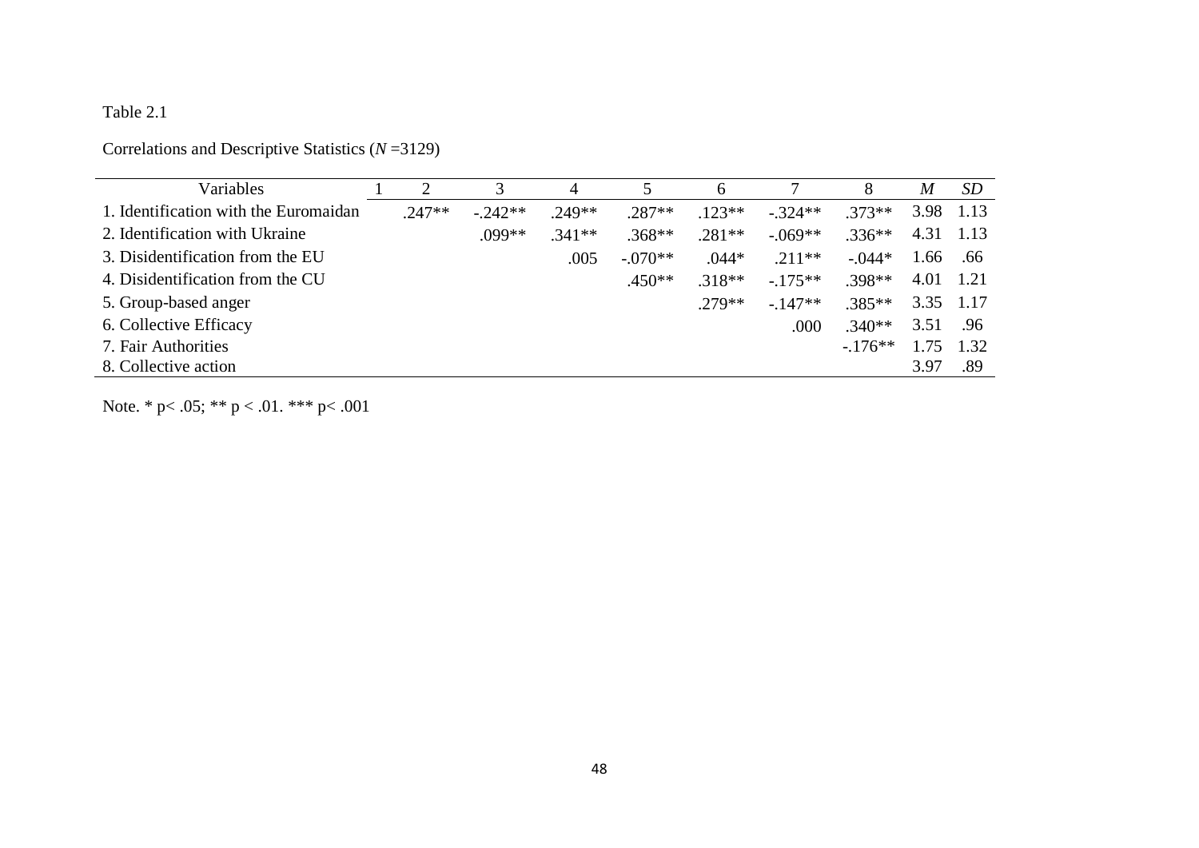Table 2.1

Correlations and Descriptive Statistics (*N* =3129)

| Variables | 1 | 2 | 3 | 4 | 5 | 6 | 7 | 8 | *M* | *SD* |
|---|---|---|---|---|---|---|---|---|---|---|
| 1. Identification with the Euromaidan | | .247** | -.242** | .249** | .287** | .123** | -.324** | .373** | 3.98 | 1.13 |
| 2. Identification with Ukraine | | | .099** | .341** | .368** | .281** | -.069** | .336** | 4.31 | 1.13 |
| 3. Disidentification from the EU | | | | .005 | -.070** | .044* | .211** | -.044* | 1.66 | .66 |
| 4. Disidentification from the CU | | | | | .450** | .318** | -.175** | .398** | 4.01 | 1.21 |
| 5. Group-based anger | | | | | | .279** | -.147** | .385** | 3.35 | 1.17 |
| 6. Collective Efficacy | | | | | | | .000 | .340** | 3.51 | .96 |
| 7. Fair Authorities | | | | | | | | -.176** | 1.75 | 1.32 |
| 8. Collective action | | | | | | | | | 3.97 | .89 |

Note. * $p < .05$; ** $p < .01$. *** $p < .001$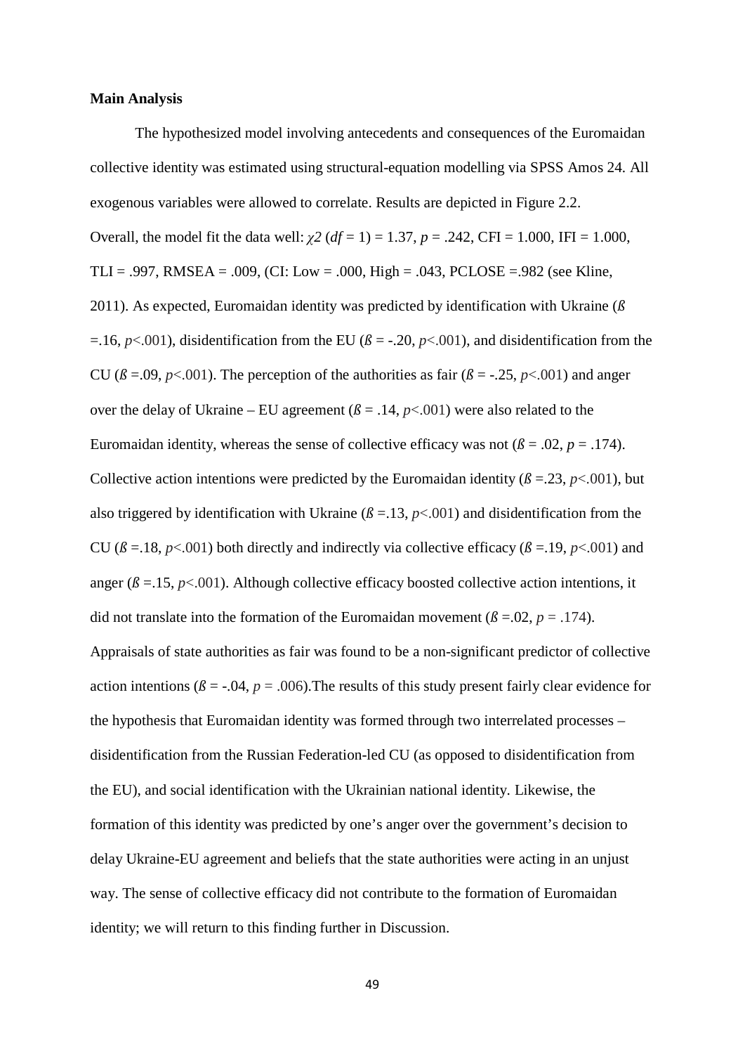**Main Analysis**

The hypothesized model involving antecedents and consequences of the Euromaidan collective identity was estimated using structural-equation modelling via SPSS Amos 24. All exogenous variables were allowed to correlate. Results are depicted in Figure 2.2. Overall, the model fit the data well: $\chi 2$ ($df$ = 1) = 1.37, $p$ = .242, CFI = 1.000, IFI = 1.000, TLI = .997, RMSEA = .009, (CI: Low = .000, High = .043, PCLOSE =.982 (see Kline, 2011). As expected, Euromaidan identity was predicted by identification with Ukraine (*ß* =.16, $p$<.001), disidentification from the EU (*ß* = -.20, $p$<.001), and disidentification from the CU (*ß* =.09, $p$<.001). The perception of the authorities as fair (*ß* = -.25, $p$<.001) and anger over the delay of Ukraine – EU agreement (*ß* = .14, $p$<.001) were also related to the Euromaidan identity, whereas the sense of collective efficacy was not (*ß* = .02, $p$ = .174). Collective action intentions were predicted by the Euromaidan identity (*ß* =.23, $p$<.001), but also triggered by identification with Ukraine (*ß* =.13, $p$<.001) and disidentification from the CU (*ß* =.18, $p$<.001) both directly and indirectly via collective efficacy (*ß* =.19, $p$<.001) and anger (*ß* =.15, $p$<.001). Although collective efficacy boosted collective action intentions, it did not translate into the formation of the Euromaidan movement (*ß* =.02, $p$ = .174). Appraisals of state authorities as fair was found to be a non-significant predictor of collective action intentions (*ß* = -.04, $p$ = .006).The results of this study present fairly clear evidence for the hypothesis that Euromaidan identity was formed through two interrelated processes – disidentification from the Russian Federation-led CU (as opposed to disidentification from the EU), and social identification with the Ukrainian national identity. Likewise, the formation of this identity was predicted by one's anger over the government's decision to delay Ukraine-EU agreement and beliefs that the state authorities were acting in an unjust way. The sense of collective efficacy did not contribute to the formation of Euromaidan identity; we will return to this finding further in Discussion.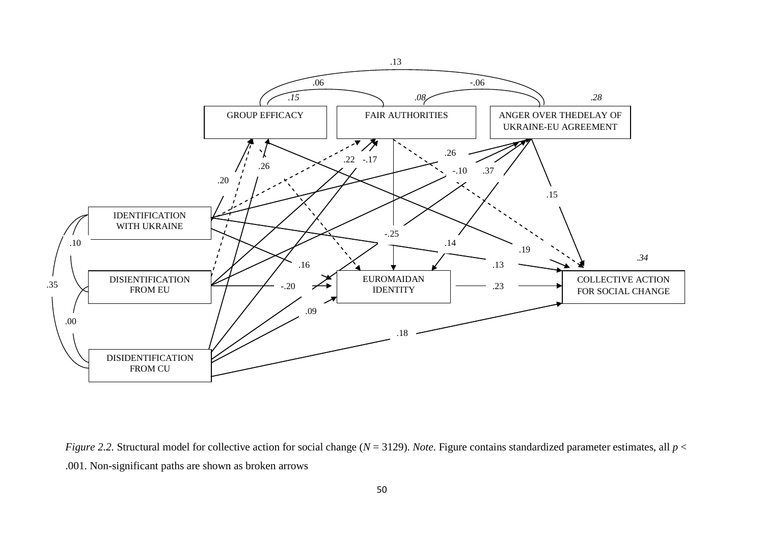*Figure 2.2.* Structural model for collective action for social change (*N* = 3129). *Note*. Figure contains standardized parameter estimates, all *p* < .001. Non-significant paths are shown as broken arrows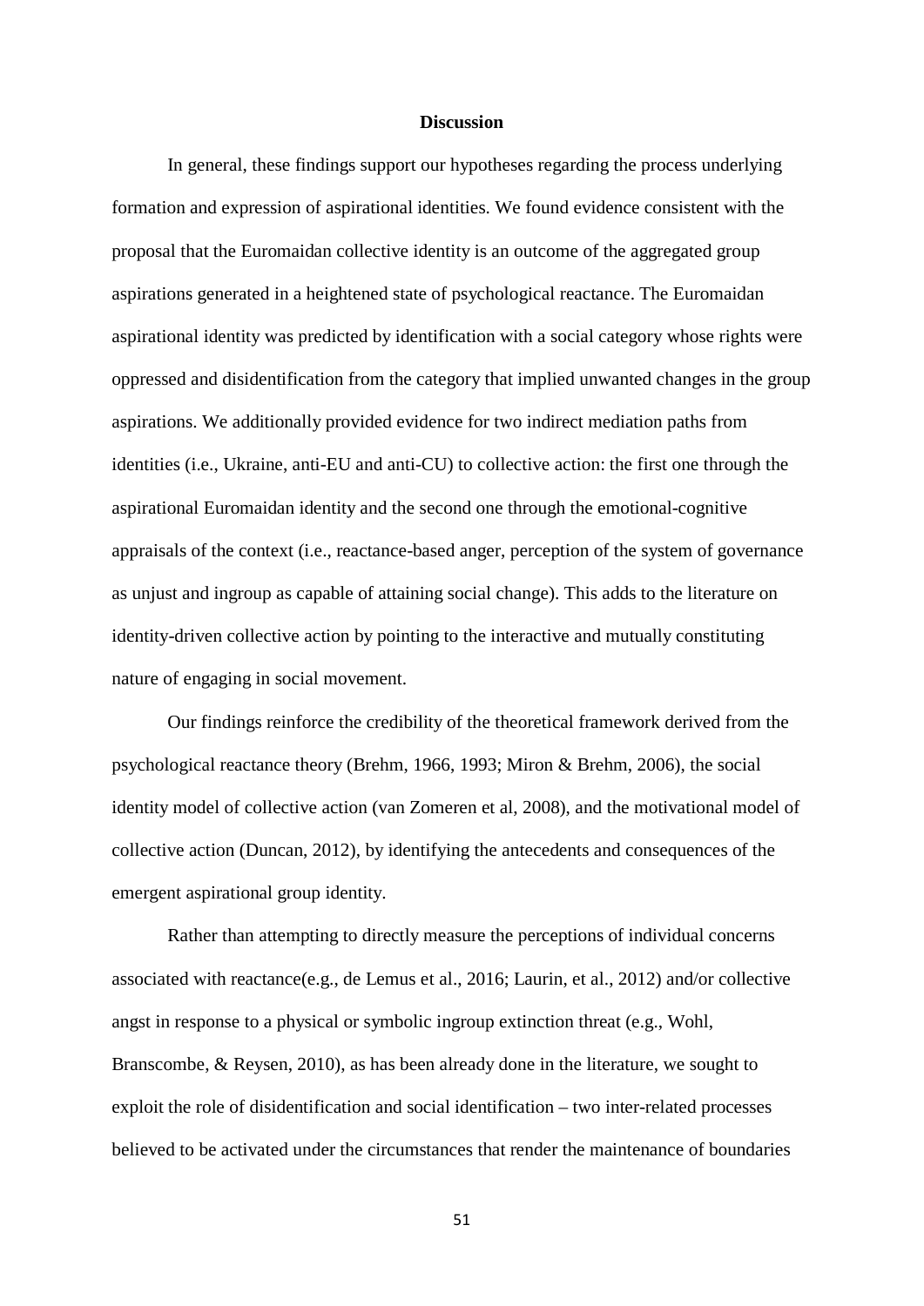## Discussion

In general, these findings support our hypotheses regarding the process underlying formation and expression of aspirational identities. We found evidence consistent with the proposal that the Euromaidan collective identity is an outcome of the aggregated group aspirations generated in a heightened state of psychological reactance. The Euromaidan aspirational identity was predicted by identification with a social category whose rights were oppressed and disidentification from the category that implied unwanted changes in the group aspirations. We additionally provided evidence for two indirect mediation paths from identities (i.e., Ukraine, anti-EU and anti-CU) to collective action: the first one through the aspirational Euromaidan identity and the second one through the emotional-cognitive appraisals of the context (i.e., reactance-based anger, perception of the system of governance as unjust and ingroup as capable of attaining social change). This adds to the literature on identity-driven collective action by pointing to the interactive and mutually constituting nature of engaging in social movement.

Our findings reinforce the credibility of the theoretical framework derived from the psychological reactance theory (Brehm, 1966, 1993; Miron & Brehm, 2006), the social identity model of collective action (van Zomeren et al, 2008), and the motivational model of collective action (Duncan, 2012), by identifying the antecedents and consequences of the emergent aspirational group identity.

Rather than attempting to directly measure the perceptions of individual concerns associated with reactance(e.g., de Lemus et al., 2016; Laurin, et al., 2012) and/or collective angst in response to a physical or symbolic ingroup extinction threat (e.g., Wohl, Branscombe, & Reysen, 2010), as has been already done in the literature, we sought to exploit the role of disidentification and social identification – two inter-related processes believed to be activated under the circumstances that render the maintenance of boundaries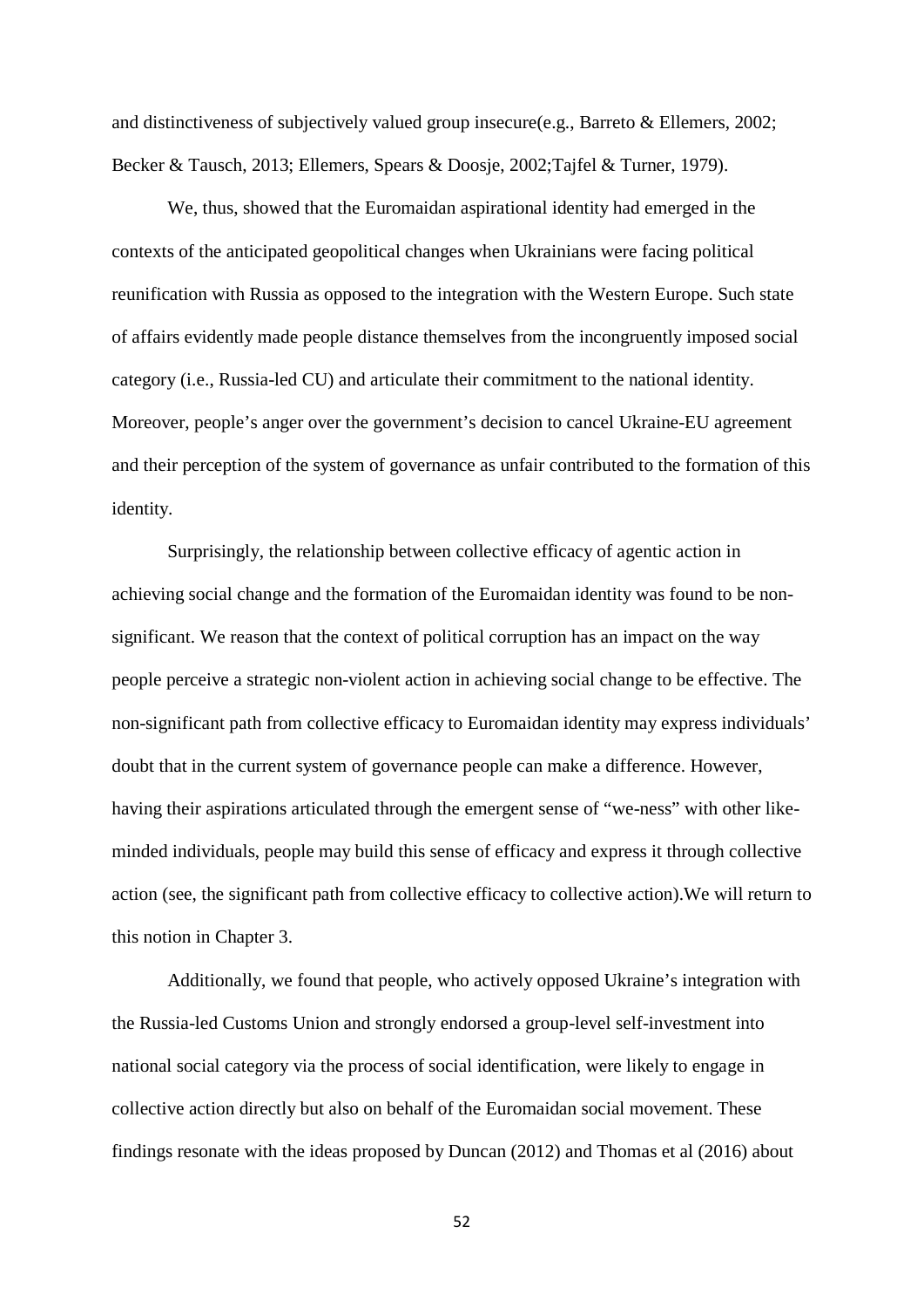and distinctiveness of subjectively valued group insecure(e.g., Barreto & Ellemers, 2002; Becker & Tausch, 2013; Ellemers, Spears & Doosje, 2002;Tajfel & Turner, 1979).

We, thus, showed that the Euromaidan aspirational identity had emerged in the contexts of the anticipated geopolitical changes when Ukrainians were facing political reunification with Russia as opposed to the integration with the Western Europe. Such state of affairs evidently made people distance themselves from the incongruently imposed social category (i.e., Russia-led CU) and articulate their commitment to the national identity. Moreover, people's anger over the government's decision to cancel Ukraine-EU agreement and their perception of the system of governance as unfair contributed to the formation of this identity.

Surprisingly, the relationship between collective efficacy of agentic action in achieving social change and the formation of the Euromaidan identity was found to be non-significant. We reason that the context of political corruption has an impact on the way people perceive a strategic non-violent action in achieving social change to be effective. The non-significant path from collective efficacy to Euromaidan identity may express individuals' doubt that in the current system of governance people can make a difference. However, having their aspirations articulated through the emergent sense of "we-ness" with other like-minded individuals, people may build this sense of efficacy and express it through collective action (see, the significant path from collective efficacy to collective action).We will return to this notion in Chapter 3.

Additionally, we found that people, who actively opposed Ukraine's integration with the Russia-led Customs Union and strongly endorsed a group-level self-investment into national social category via the process of social identification, were likely to engage in collective action directly but also on behalf of the Euromaidan social movement. These findings resonate with the ideas proposed by Duncan (2012) and Thomas et al (2016) about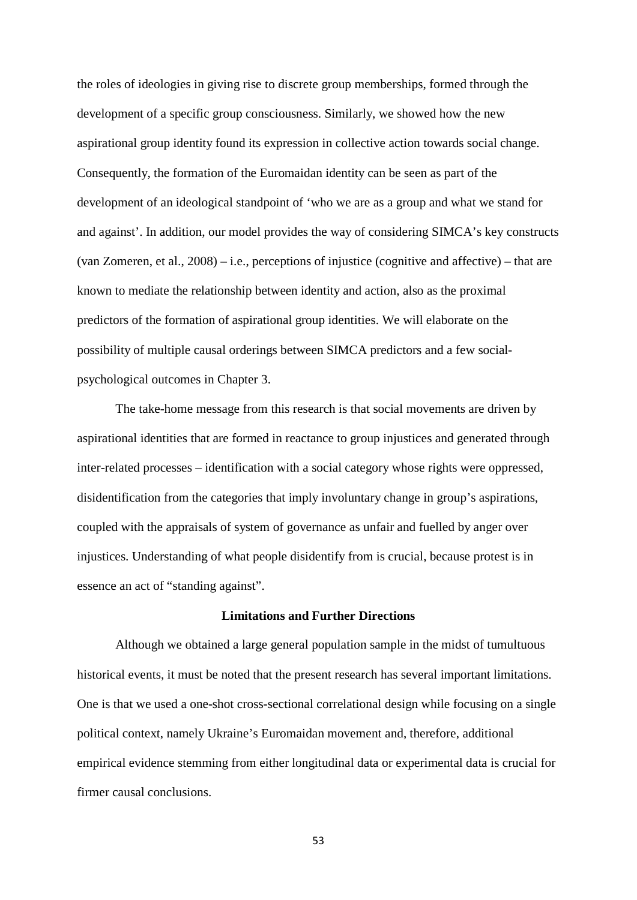the roles of ideologies in giving rise to discrete group memberships, formed through the development of a specific group consciousness. Similarly, we showed how the new aspirational group identity found its expression in collective action towards social change. Consequently, the formation of the Euromaidan identity can be seen as part of the development of an ideological standpoint of 'who we are as a group and what we stand for and against'. In addition, our model provides the way of considering SIMCA's key constructs (van Zomeren, et al., 2008) – i.e., perceptions of injustice (cognitive and affective) – that are known to mediate the relationship between identity and action, also as the proximal predictors of the formation of aspirational group identities. We will elaborate on the possibility of multiple causal orderings between SIMCA predictors and a few social-psychological outcomes in Chapter 3.

The take-home message from this research is that social movements are driven by aspirational identities that are formed in reactance to group injustices and generated through inter-related processes – identification with a social category whose rights were oppressed, disidentification from the categories that imply involuntary change in group's aspirations, coupled with the appraisals of system of governance as unfair and fuelled by anger over injustices. Understanding of what people disidentify from is crucial, because protest is in essence an act of "standing against".

### Limitations and Further Directions

Although we obtained a large general population sample in the midst of tumultuous historical events, it must be noted that the present research has several important limitations. One is that we used a one-shot cross-sectional correlational design while focusing on a single political context, namely Ukraine's Euromaidan movement and, therefore, additional empirical evidence stemming from either longitudinal data or experimental data is crucial for firmer causal conclusions.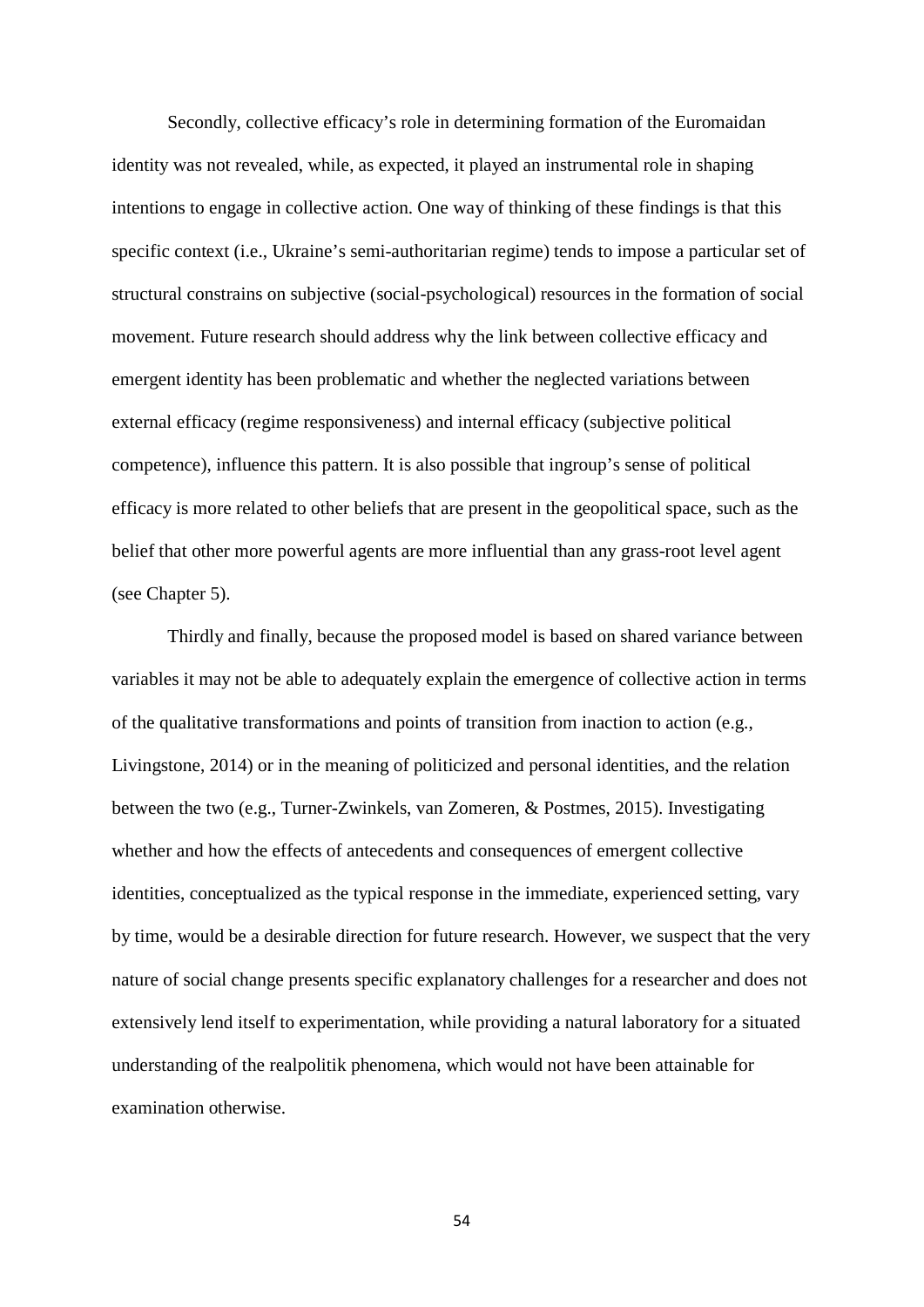Secondly, collective efficacy's role in determining formation of the Euromaidan identity was not revealed, while, as expected, it played an instrumental role in shaping intentions to engage in collective action. One way of thinking of these findings is that this specific context (i.e., Ukraine's semi-authoritarian regime) tends to impose a particular set of structural constrains on subjective (social-psychological) resources in the formation of social movement. Future research should address why the link between collective efficacy and emergent identity has been problematic and whether the neglected variations between external efficacy (regime responsiveness) and internal efficacy (subjective political competence), influence this pattern. It is also possible that ingroup's sense of political efficacy is more related to other beliefs that are present in the geopolitical space, such as the belief that other more powerful agents are more influential than any grass-root level agent (see Chapter 5).

Thirdly and finally, because the proposed model is based on shared variance between variables it may not be able to adequately explain the emergence of collective action in terms of the qualitative transformations and points of transition from inaction to action (e.g., Livingstone, 2014) or in the meaning of politicized and personal identities, and the relation between the two (e.g., Turner-Zwinkels, van Zomeren, & Postmes, 2015). Investigating whether and how the effects of antecedents and consequences of emergent collective identities, conceptualized as the typical response in the immediate, experienced setting, vary by time, would be a desirable direction for future research. However, we suspect that the very nature of social change presents specific explanatory challenges for a researcher and does not extensively lend itself to experimentation, while providing a natural laboratory for a situated understanding of the realpolitik phenomena, which would not have been attainable for examination otherwise.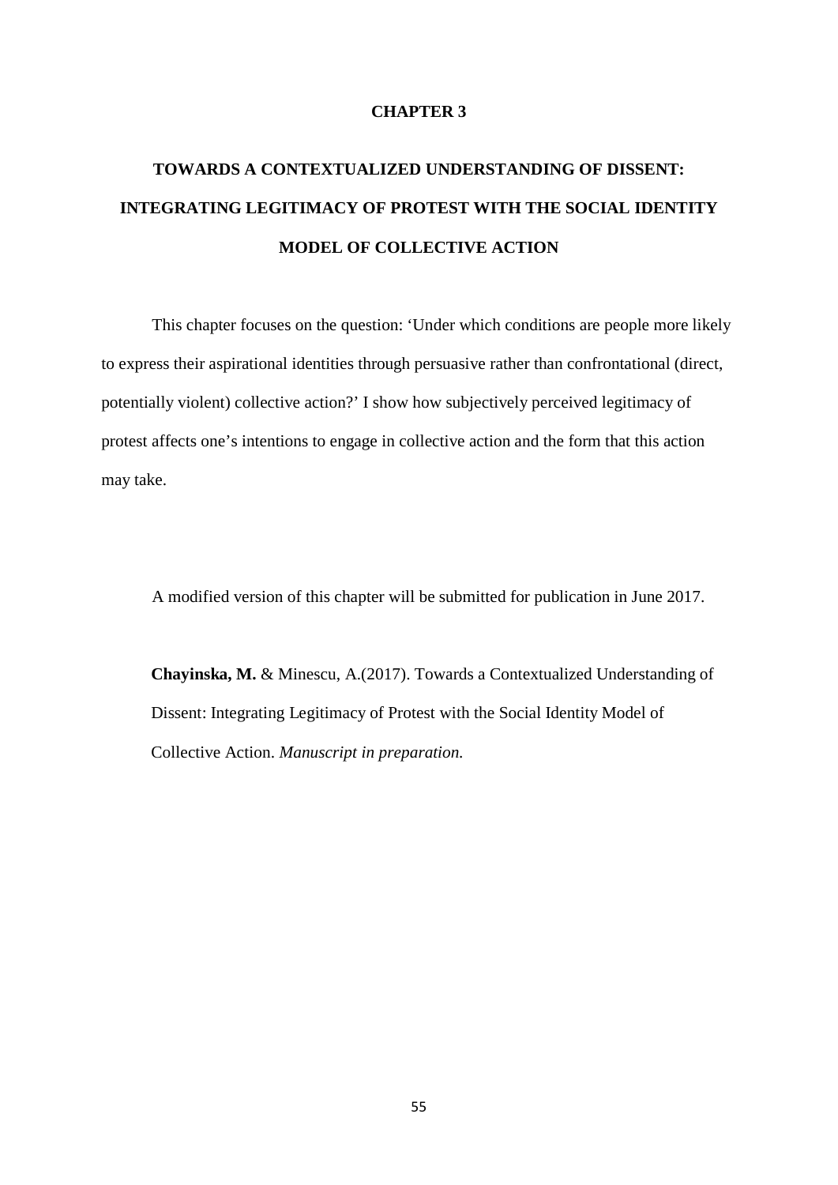# CHAPTER 3

# TOWARDS A CONTEXTUALIZED UNDERSTANDING OF DISSENT: INTEGRATING LEGITIMACY OF PROTEST WITH THE SOCIAL IDENTITY MODEL OF COLLECTIVE ACTION

This chapter focuses on the question: 'Under which conditions are people more likely to express their aspirational identities through persuasive rather than confrontational (direct, potentially violent) collective action?' I show how subjectively perceived legitimacy of protest affects one's intentions to engage in collective action and the form that this action may take.

A modified version of this chapter will be submitted for publication in June 2017.

**Chayinska, M.** & Minescu, A.(2017). Towards a Contextualized Understanding of Dissent: Integrating Legitimacy of Protest with the Social Identity Model of Collective Action. *Manuscript in preparation.*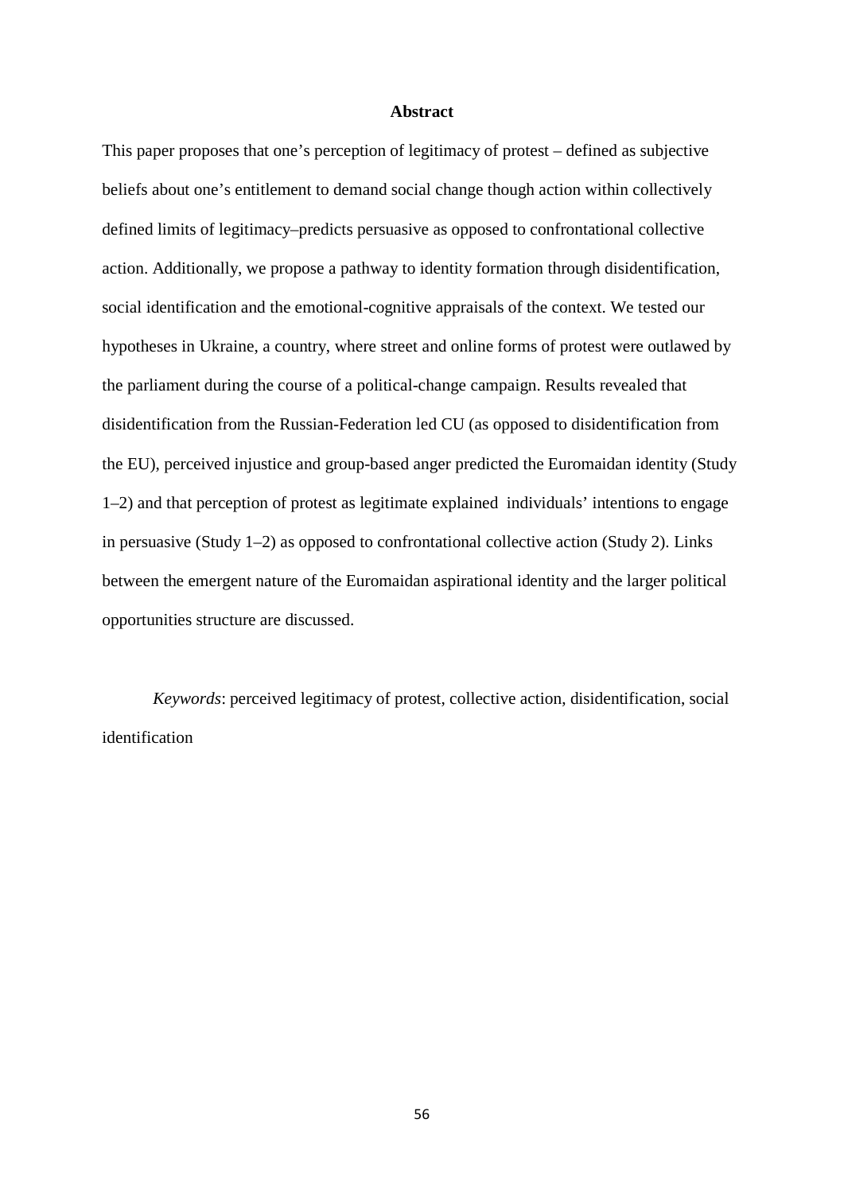## Abstract

This paper proposes that one's perception of legitimacy of protest – defined as subjective beliefs about one's entitlement to demand social change though action within collectively defined limits of legitimacy–predicts persuasive as opposed to confrontational collective action. Additionally, we propose a pathway to identity formation through disidentification, social identification and the emotional-cognitive appraisals of the context. We tested our hypotheses in Ukraine, a country, where street and online forms of protest were outlawed by the parliament during the course of a political-change campaign. Results revealed that disidentification from the Russian-Federation led CU (as opposed to disidentification from the EU), perceived injustice and group-based anger predicted the Euromaidan identity (Study 1–2) and that perception of protest as legitimate explained individuals' intentions to engage in persuasive (Study 1–2) as opposed to confrontational collective action (Study 2). Links between the emergent nature of the Euromaidan aspirational identity and the larger political opportunities structure are discussed.

*Keywords*: perceived legitimacy of protest, collective action, disidentification, social identification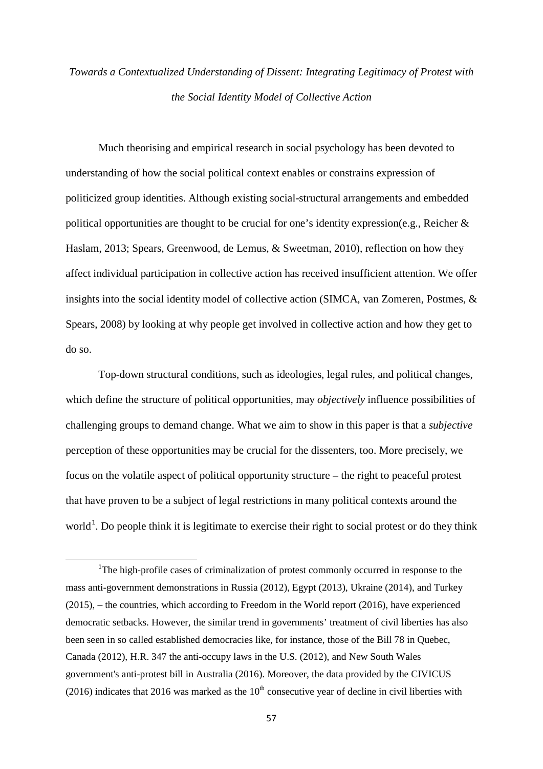*Towards a Contextualized Understanding of Dissent: Integrating Legitimacy of Protest with the Social Identity Model of Collective Action*

Much theorising and empirical research in social psychology has been devoted to understanding of how the social political context enables or constrains expression of politicized group identities. Although existing social-structural arrangements and embedded political opportunities are thought to be crucial for one's identity expression(e.g., Reicher & Haslam, 2013; Spears, Greenwood, de Lemus, & Sweetman, 2010), reflection on how they affect individual participation in collective action has received insufficient attention. We offer insights into the social identity model of collective action (SIMCA, van Zomeren, Postmes, & Spears, 2008) by looking at why people get involved in collective action and how they get to do so.

Top-down structural conditions, such as ideologies, legal rules, and political changes, which define the structure of political opportunities, may *objectively* influence possibilities of challenging groups to demand change. What we aim to show in this paper is that a *subjective* perception of these opportunities may be crucial for the dissenters, too. More precisely, we focus on the volatile aspect of political opportunity structure – the right to peaceful protest that have proven to be a subject of legal restrictions in many political contexts around the world[1]. Do people think it is legitimate to exercise their right to social protest or do they think

[1] The high-profile cases of criminalization of protest commonly occurred in response to the mass anti-government demonstrations in Russia (2012), Egypt (2013), Ukraine (2014), and Turkey (2015), – the countries, which according to Freedom in the World report (2016), have experienced democratic setbacks. However, the similar trend in governments' treatment of civil liberties has also been seen in so called established democracies like, for instance, those of the Bill 78 in Quebec, Canada (2012), H.R. 347 the anti-occupy laws in the U.S. (2012), and New South Wales government's anti-protest bill in Australia (2016). Moreover, the data provided by the CIVICUS (2016) indicates that 2016 was marked as the 10th consecutive year of decline in civil liberties with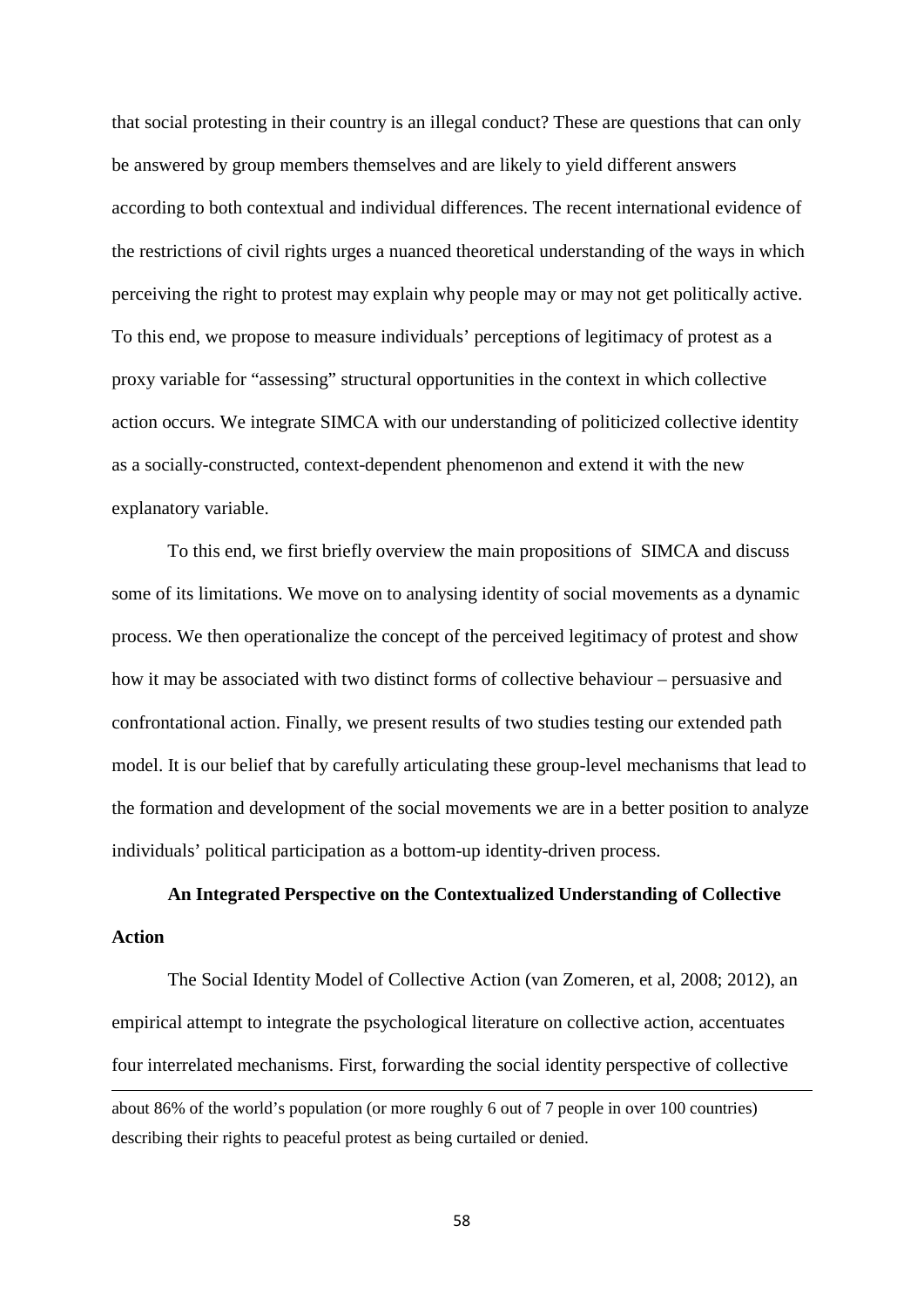that social protesting in their country is an illegal conduct? These are questions that can only be answered by group members themselves and are likely to yield different answers according to both contextual and individual differences. The recent international evidence of the restrictions of civil rights urges a nuanced theoretical understanding of the ways in which perceiving the right to protest may explain why people may or may not get politically active. To this end, we propose to measure individuals' perceptions of legitimacy of protest as a proxy variable for "assessing" structural opportunities in the context in which collective action occurs. We integrate SIMCA with our understanding of politicized collective identity as a socially-constructed, context-dependent phenomenon and extend it with the new explanatory variable.

To this end, we first briefly overview the main propositions of SIMCA and discuss some of its limitations. We move on to analysing identity of social movements as a dynamic process. We then operationalize the concept of the perceived legitimacy of protest and show how it may be associated with two distinct forms of collective behaviour – persuasive and confrontational action. Finally, we present results of two studies testing our extended path model. It is our belief that by carefully articulating these group-level mechanisms that lead to the formation and development of the social movements we are in a better position to analyze individuals' political participation as a bottom-up identity-driven process.

## An Integrated Perspective on the Contextualized Understanding of Collective Action

The Social Identity Model of Collective Action (van Zomeren, et al, 2008; 2012), an empirical attempt to integrate the psychological literature on collective action, accentuates four interrelated mechanisms. First, forwarding the social identity perspective of collective

---

about 86% of the world's population (or more roughly 6 out of 7 people in over 100 countries) describing their rights to peaceful protest as being curtailed or denied.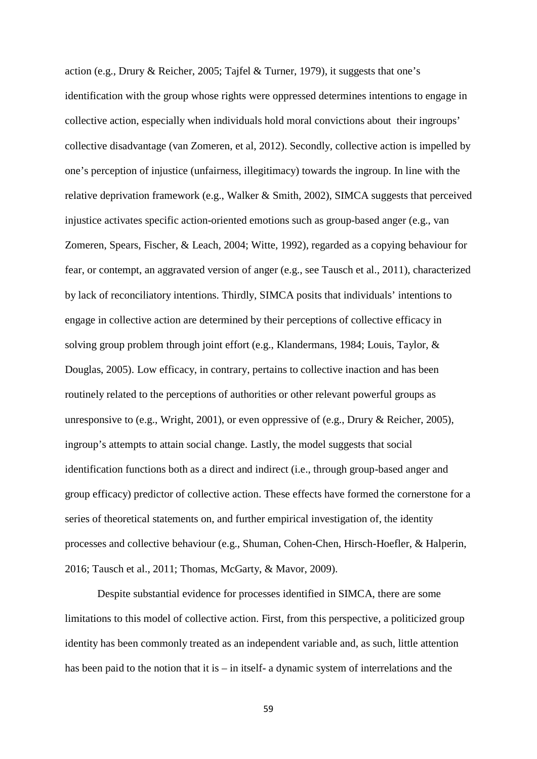action (e.g., Drury & Reicher, 2005; Tajfel & Turner, 1979), it suggests that one's identification with the group whose rights were oppressed determines intentions to engage in collective action, especially when individuals hold moral convictions about their ingroups' collective disadvantage (van Zomeren, et al, 2012). Secondly, collective action is impelled by one's perception of injustice (unfairness, illegitimacy) towards the ingroup. In line with the relative deprivation framework (e.g., Walker & Smith, 2002), SIMCA suggests that perceived injustice activates specific action-oriented emotions such as group-based anger (e.g., van Zomeren, Spears, Fischer, & Leach, 2004; Witte, 1992), regarded as a copying behaviour for fear, or contempt, an aggravated version of anger (e.g., see Tausch et al., 2011), characterized by lack of reconciliatory intentions. Thirdly, SIMCA posits that individuals' intentions to engage in collective action are determined by their perceptions of collective efficacy in solving group problem through joint effort (e.g., Klandermans, 1984; Louis, Taylor, & Douglas, 2005). Low efficacy, in contrary, pertains to collective inaction and has been routinely related to the perceptions of authorities or other relevant powerful groups as unresponsive to (e.g., Wright, 2001), or even oppressive of (e.g., Drury & Reicher, 2005), ingroup's attempts to attain social change. Lastly, the model suggests that social identification functions both as a direct and indirect (i.e., through group-based anger and group efficacy) predictor of collective action. These effects have formed the cornerstone for a series of theoretical statements on, and further empirical investigation of, the identity processes and collective behaviour (e.g., Shuman, Cohen-Chen, Hirsch-Hoefler, & Halperin, 2016; Tausch et al., 2011; Thomas, McGarty, & Mavor, 2009).

Despite substantial evidence for processes identified in SIMCA, there are some limitations to this model of collective action. First, from this perspective, a politicized group identity has been commonly treated as an independent variable and, as such, little attention has been paid to the notion that it is – in itself- a dynamic system of interrelations and the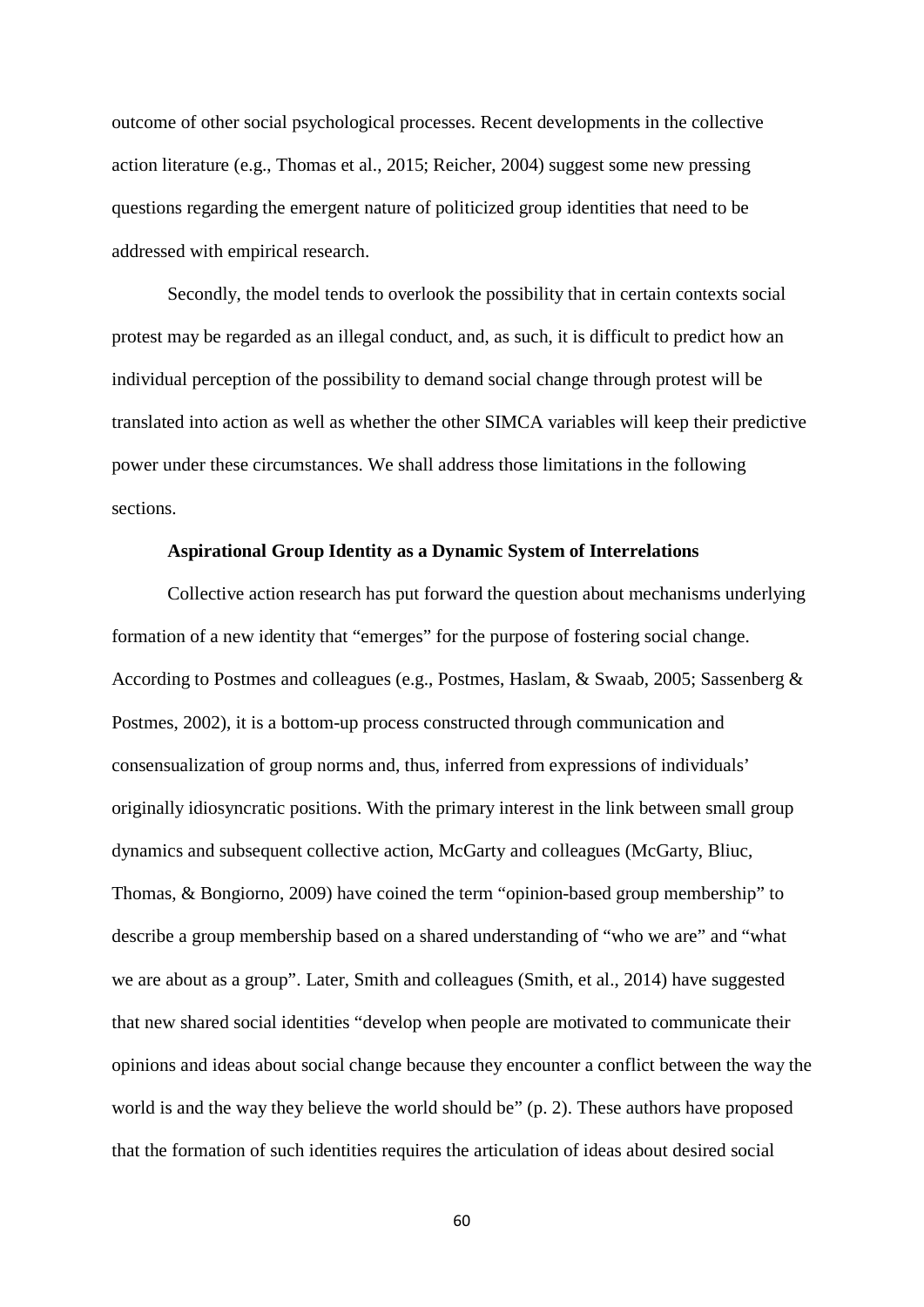outcome of other social psychological processes. Recent developments in the collective action literature (e.g., Thomas et al., 2015; Reicher, 2004) suggest some new pressing questions regarding the emergent nature of politicized group identities that need to be addressed with empirical research.

Secondly, the model tends to overlook the possibility that in certain contexts social protest may be regarded as an illegal conduct, and, as such, it is difficult to predict how an individual perception of the possibility to demand social change through protest will be translated into action as well as whether the other SIMCA variables will keep their predictive power under these circumstances. We shall address those limitations in the following sections.

**Aspirational Group Identity as a Dynamic System of Interrelations**

Collective action research has put forward the question about mechanisms underlying formation of a new identity that "emerges" for the purpose of fostering social change. According to Postmes and colleagues (e.g., Postmes, Haslam, & Swaab, 2005; Sassenberg & Postmes, 2002), it is a bottom-up process constructed through communication and consensualization of group norms and, thus, inferred from expressions of individuals' originally idiosyncratic positions. With the primary interest in the link between small group dynamics and subsequent collective action, McGarty and colleagues (McGarty, Bliuc, Thomas, & Bongiorno, 2009) have coined the term "opinion-based group membership" to describe a group membership based on a shared understanding of "who we are" and "what we are about as a group". Later, Smith and colleagues (Smith, et al., 2014) have suggested that new shared social identities "develop when people are motivated to communicate their opinions and ideas about social change because they encounter a conflict between the way the world is and the way they believe the world should be" (p. 2). These authors have proposed that the formation of such identities requires the articulation of ideas about desired social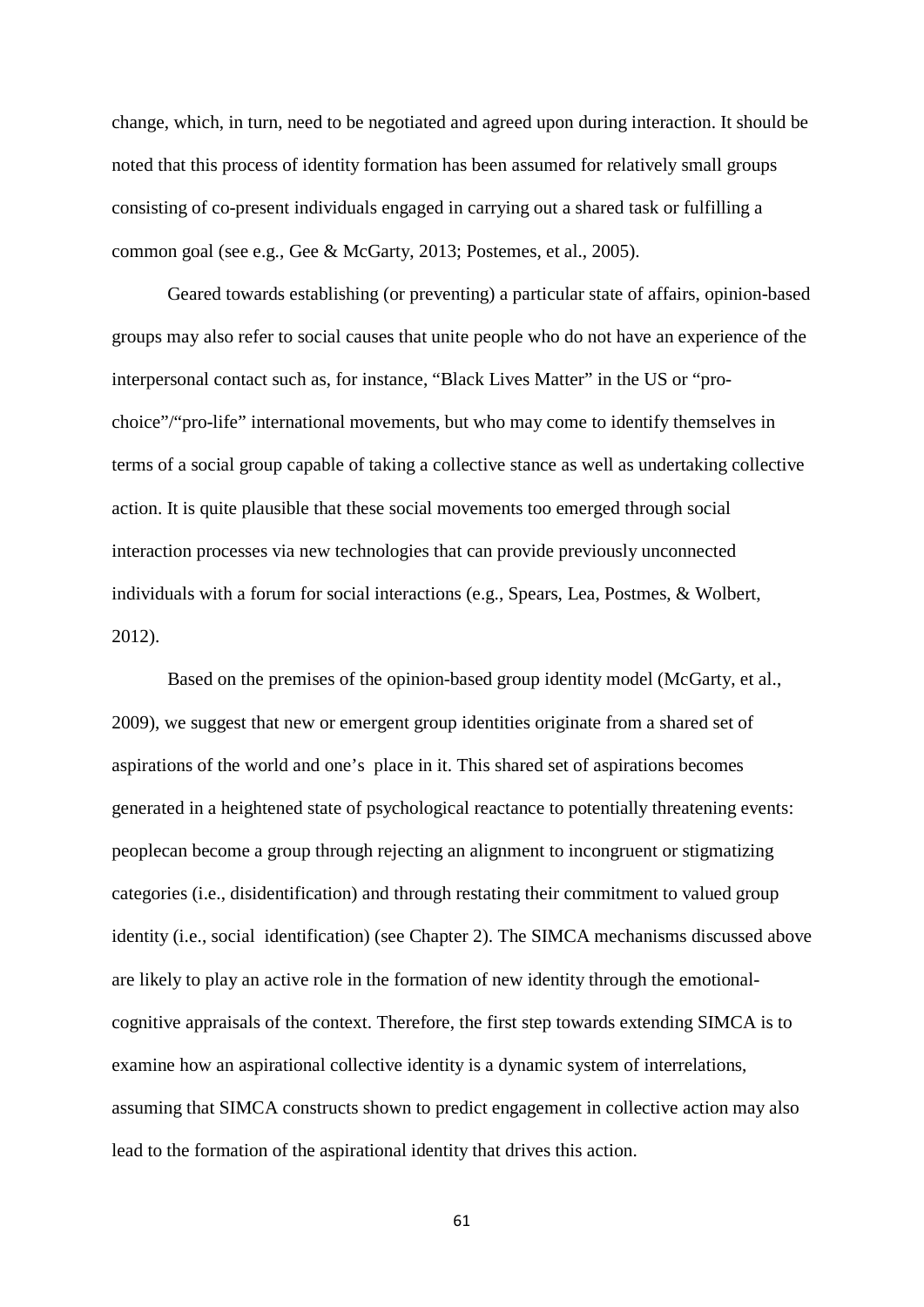change, which, in turn, need to be negotiated and agreed upon during interaction. It should be noted that this process of identity formation has been assumed for relatively small groups consisting of co-present individuals engaged in carrying out a shared task or fulfilling a common goal (see e.g., Gee & McGarty, 2013; Postemes, et al., 2005).

Geared towards establishing (or preventing) a particular state of affairs, opinion-based groups may also refer to social causes that unite people who do not have an experience of the interpersonal contact such as, for instance, "Black Lives Matter" in the US or "pro-choice"/"pro-life" international movements, but who may come to identify themselves in terms of a social group capable of taking a collective stance as well as undertaking collective action. It is quite plausible that these social movements too emerged through social interaction processes via new technologies that can provide previously unconnected individuals with a forum for social interactions (e.g., Spears, Lea, Postmes, & Wolbert, 2012).

Based on the premises of the opinion-based group identity model (McGarty, et al., 2009), we suggest that new or emergent group identities originate from a shared set of aspirations of the world and one's place in it. This shared set of aspirations becomes generated in a heightened state of psychological reactance to potentially threatening events: peoplecan become a group through rejecting an alignment to incongruent or stigmatizing categories (i.e., disidentification) and through restating their commitment to valued group identity (i.e., social identification) (see Chapter 2). The SIMCA mechanisms discussed above are likely to play an active role in the formation of new identity through the emotional-cognitive appraisals of the context. Therefore, the first step towards extending SIMCA is to examine how an aspirational collective identity is a dynamic system of interrelations, assuming that SIMCA constructs shown to predict engagement in collective action may also lead to the formation of the aspirational identity that drives this action.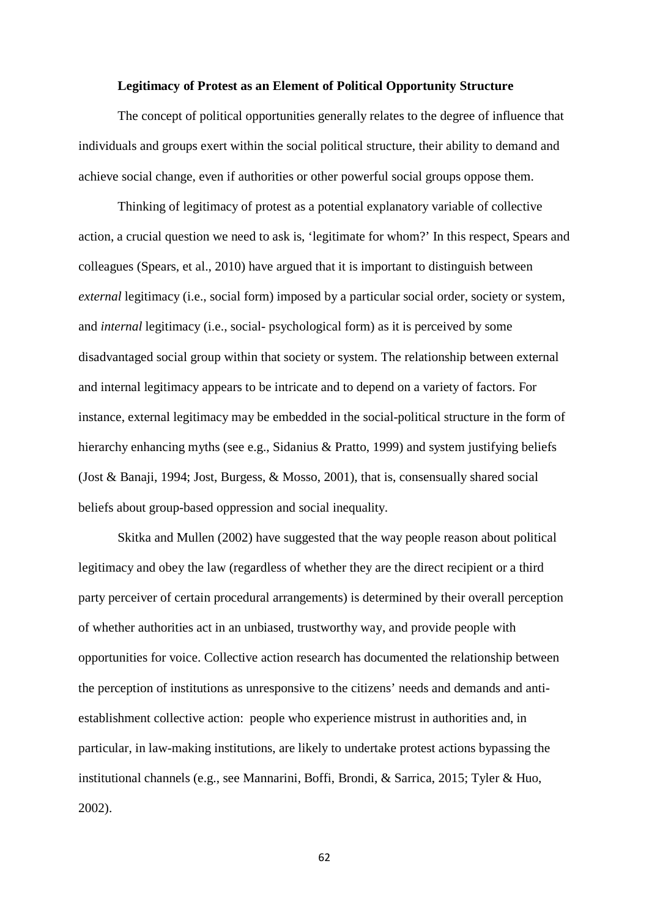## Legitimacy of Protest as an Element of Political Opportunity Structure

The concept of political opportunities generally relates to the degree of influence that individuals and groups exert within the social political structure, their ability to demand and achieve social change, even if authorities or other powerful social groups oppose them.

Thinking of legitimacy of protest as a potential explanatory variable of collective action, a crucial question we need to ask is, 'legitimate for whom?' In this respect, Spears and colleagues (Spears, et al., 2010) have argued that it is important to distinguish between *external* legitimacy (i.e., social form) imposed by a particular social order, society or system, and *internal* legitimacy (i.e., social- psychological form) as it is perceived by some disadvantaged social group within that society or system. The relationship between external and internal legitimacy appears to be intricate and to depend on a variety of factors. For instance, external legitimacy may be embedded in the social-political structure in the form of hierarchy enhancing myths (see e.g., Sidanius & Pratto, 1999) and system justifying beliefs (Jost & Banaji, 1994; Jost, Burgess, & Mosso, 2001), that is, consensually shared social beliefs about group-based oppression and social inequality.

Skitka and Mullen (2002) have suggested that the way people reason about political legitimacy and obey the law (regardless of whether they are the direct recipient or a third party perceiver of certain procedural arrangements) is determined by their overall perception of whether authorities act in an unbiased, trustworthy way, and provide people with opportunities for voice. Collective action research has documented the relationship between the perception of institutions as unresponsive to the citizens' needs and demands and anti-establishment collective action: people who experience mistrust in authorities and, in particular, in law-making institutions, are likely to undertake protest actions bypassing the institutional channels (e.g., see Mannarini, Boffi, Brondi, & Sarrica, 2015; Tyler & Huo, 2002).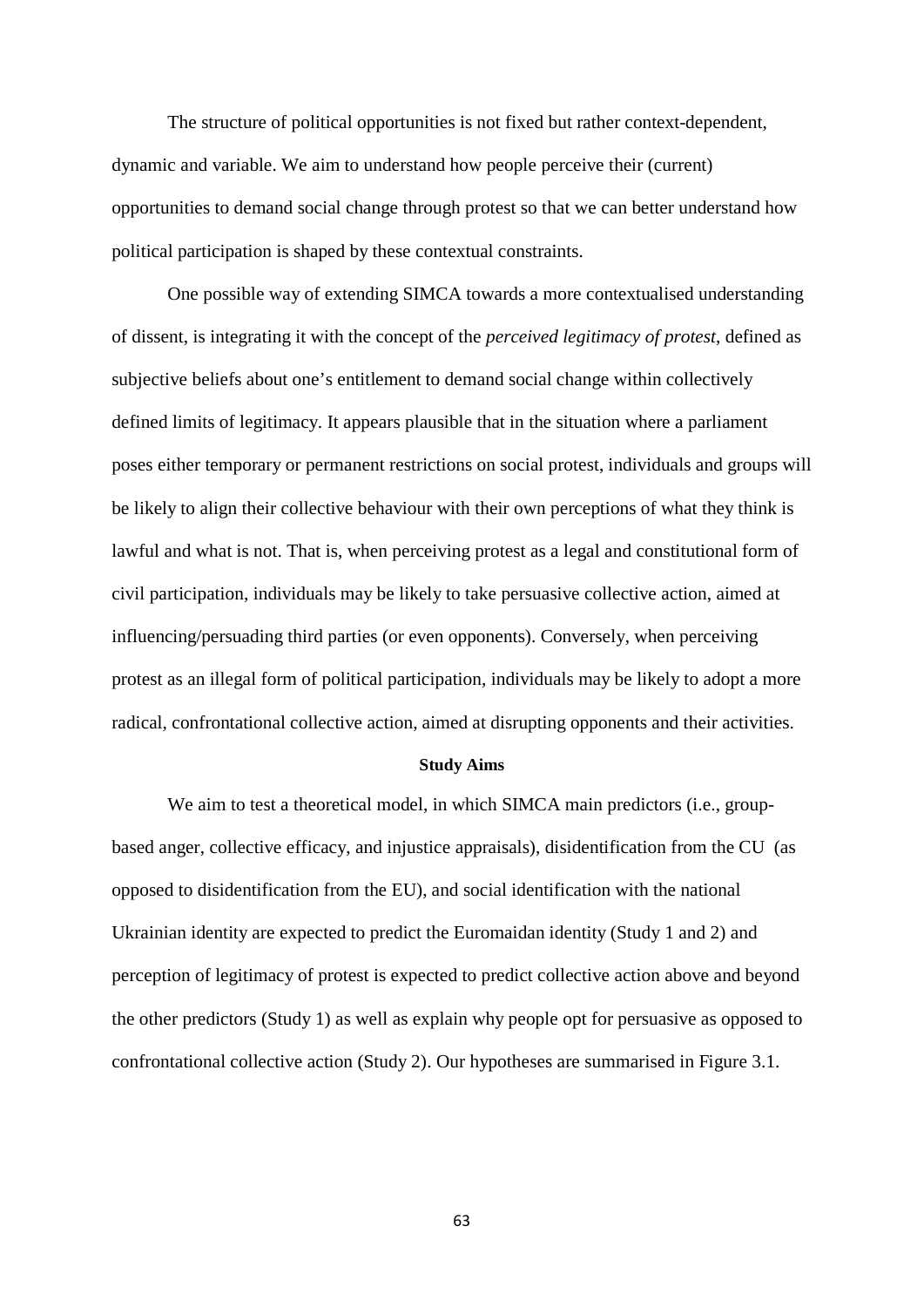The structure of political opportunities is not fixed but rather context-dependent, dynamic and variable. We aim to understand how people perceive their (current) opportunities to demand social change through protest so that we can better understand how political participation is shaped by these contextual constraints.

One possible way of extending SIMCA towards a more contextualised understanding of dissent, is integrating it with the concept of the *perceived legitimacy of protest*, defined as subjective beliefs about one's entitlement to demand social change within collectively defined limits of legitimacy. It appears plausible that in the situation where a parliament poses either temporary or permanent restrictions on social protest, individuals and groups will be likely to align their collective behaviour with their own perceptions of what they think is lawful and what is not. That is, when perceiving protest as a legal and constitutional form of civil participation, individuals may be likely to take persuasive collective action, aimed at influencing/persuading third parties (or even opponents). Conversely, when perceiving protest as an illegal form of political participation, individuals may be likely to adopt a more radical, confrontational collective action, aimed at disrupting opponents and their activities.

**Study Aims**

We aim to test a theoretical model, in which SIMCA main predictors (i.e., group-based anger, collective efficacy, and injustice appraisals), disidentification from the CU (as opposed to disidentification from the EU), and social identification with the national Ukrainian identity are expected to predict the Euromaidan identity (Study 1 and 2) and perception of legitimacy of protest is expected to predict collective action above and beyond the other predictors (Study 1) as well as explain why people opt for persuasive as opposed to confrontational collective action (Study 2). Our hypotheses are summarised in Figure 3.1.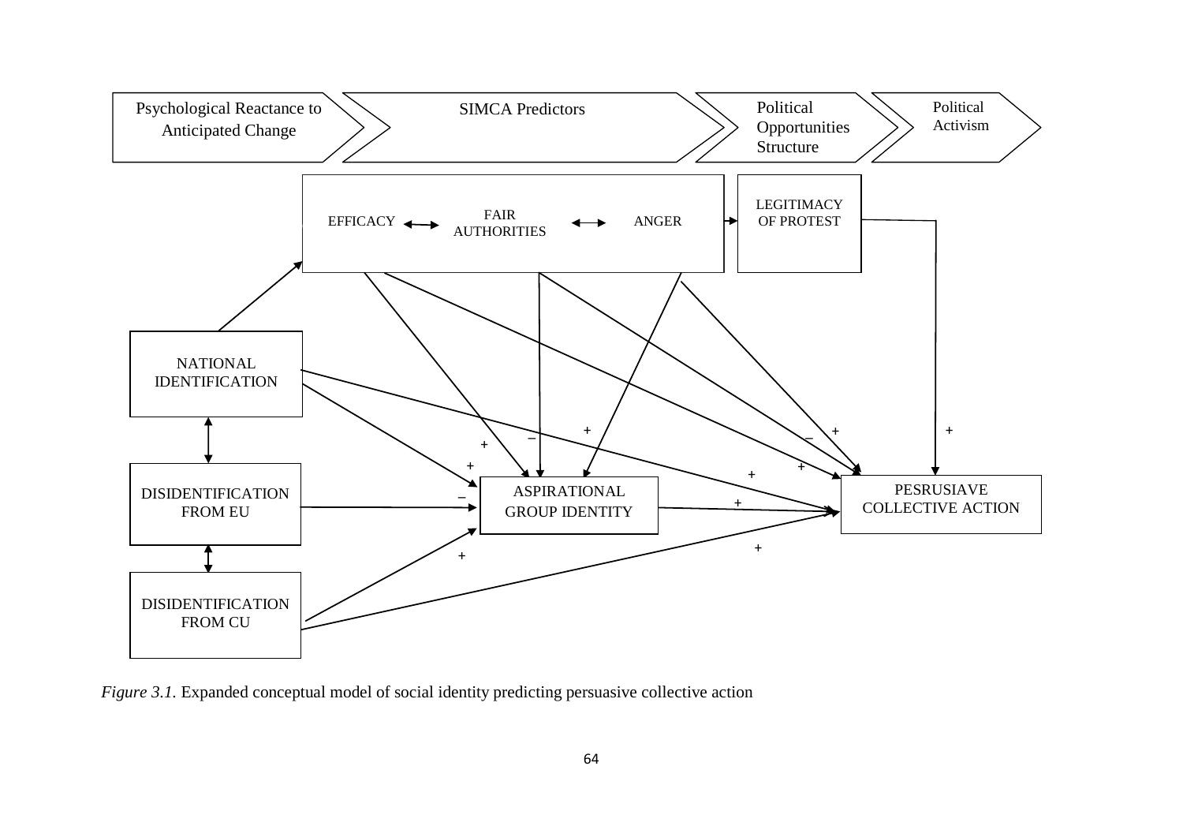Psychological Reactance to Anticipated Change → SIMCA Predictors → Political Opportunities Structure → Political Activism

EFFICACY ↔ FAIR AUTHORITIES ↔ ANGER → LEGITIMACY OF PROTEST

NATIONAL IDENTIFICATION

DISIDENTIFICATION FROM EU

DISIDENTIFICATION FROM CU

ASPIRATIONAL GROUP IDENTITY

PESRUSIAVE COLLECTIVE ACTION

*Figure 3.1.* Expanded conceptual model of social identity predicting persuasive collective action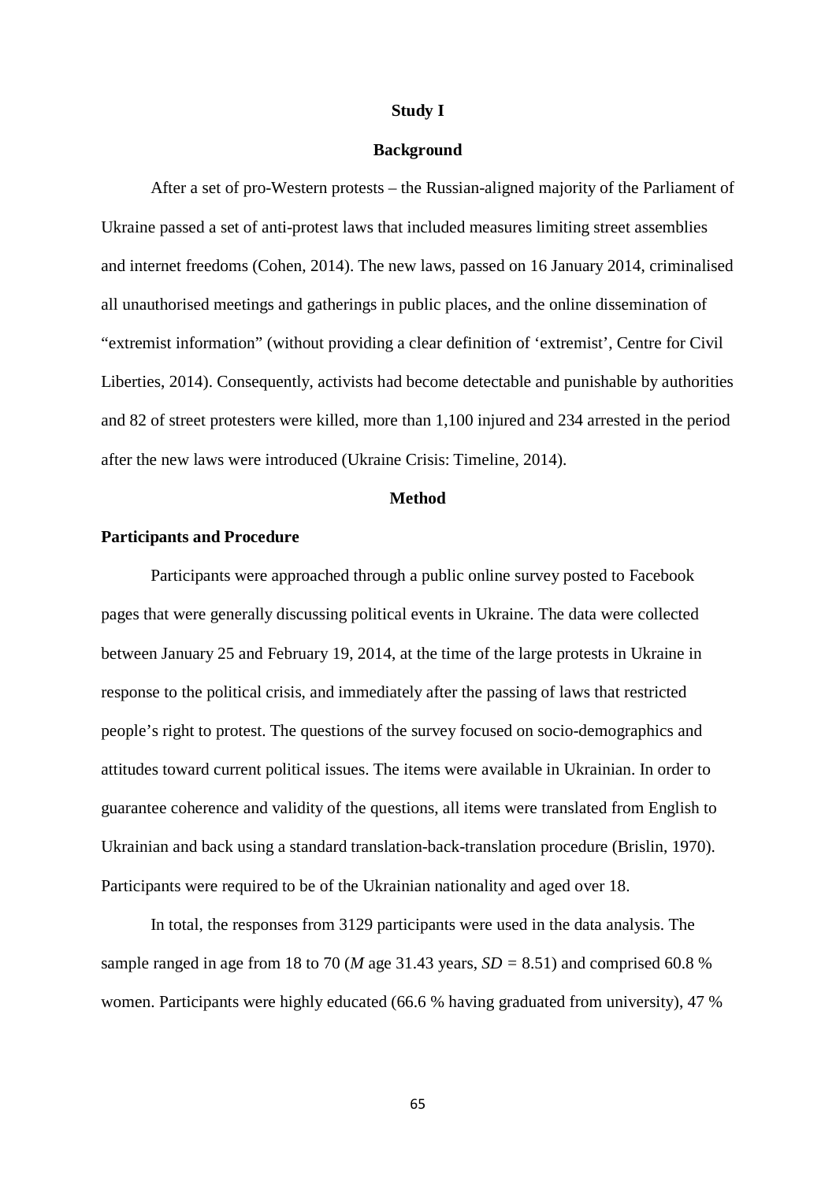## Study I

### Background

After a set of pro-Western protests – the Russian-aligned majority of the Parliament of Ukraine passed a set of anti-protest laws that included measures limiting street assemblies and internet freedoms (Cohen, 2014). The new laws, passed on 16 January 2014, criminalised all unauthorised meetings and gatherings in public places, and the online dissemination of "extremist information" (without providing a clear definition of 'extremist', Centre for Civil Liberties, 2014). Consequently, activists had become detectable and punishable by authorities and 82 of street protesters were killed, more than 1,100 injured and 234 arrested in the period after the new laws were introduced (Ukraine Crisis: Timeline, 2014).

### Method

#### Participants and Procedure

Participants were approached through a public online survey posted to Facebook pages that were generally discussing political events in Ukraine. The data were collected between January 25 and February 19, 2014, at the time of the large protests in Ukraine in response to the political crisis, and immediately after the passing of laws that restricted people's right to protest. The questions of the survey focused on socio-demographics and attitudes toward current political issues. The items were available in Ukrainian. In order to guarantee coherence and validity of the questions, all items were translated from English to Ukrainian and back using a standard translation-back-translation procedure (Brislin, 1970). Participants were required to be of the Ukrainian nationality and aged over 18.

In total, the responses from 3129 participants were used in the data analysis. The sample ranged in age from 18 to 70 (*M* age 31.43 years, $SD = 8.51$) and comprised 60.8 % women. Participants were highly educated (66.6 % having graduated from university), 47 %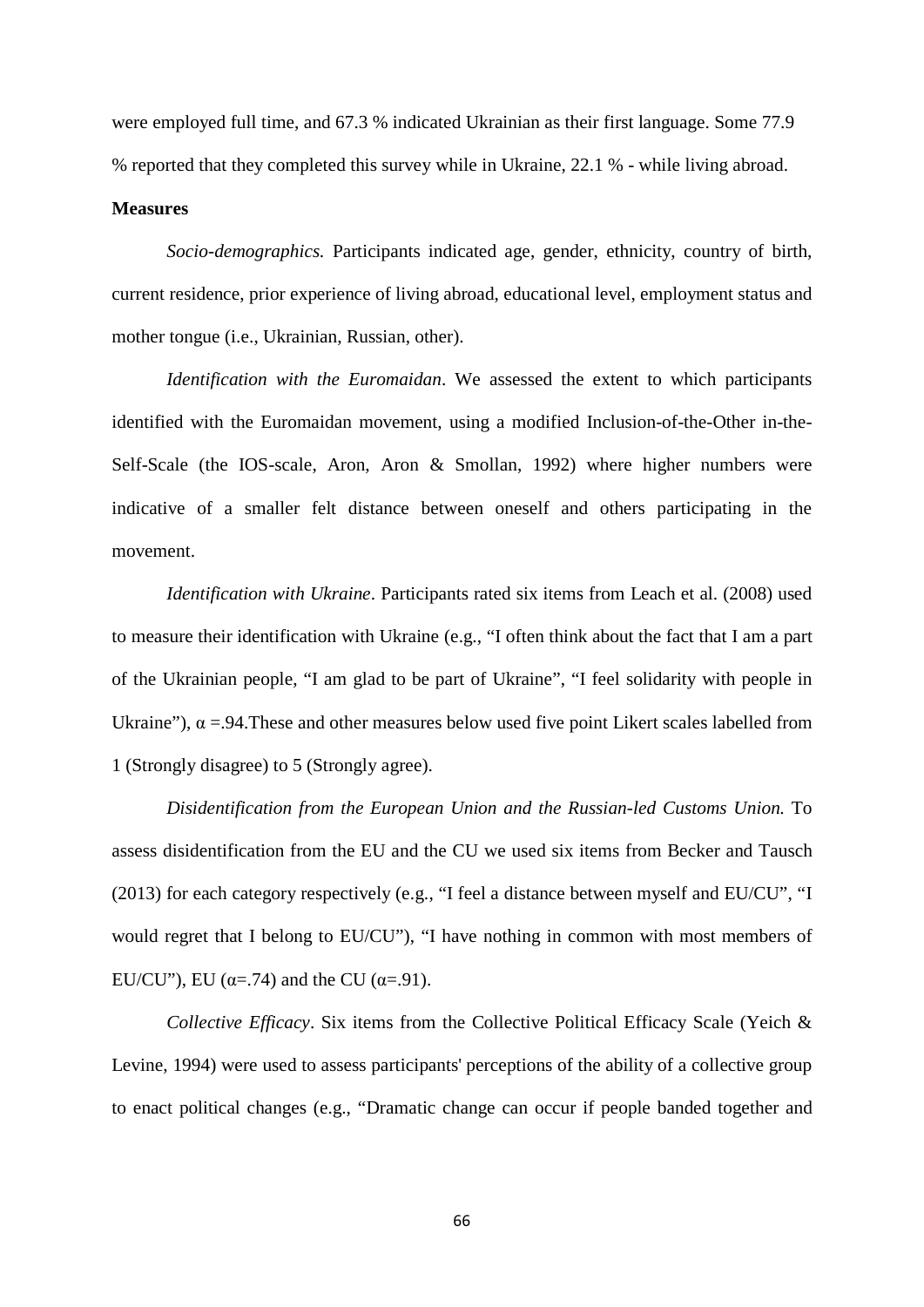were employed full time, and 67.3 % indicated Ukrainian as their first language. Some 77.9 % reported that they completed this survey while in Ukraine, 22.1 % - while living abroad.

**Measures**

*Socio-demographics.* Participants indicated age, gender, ethnicity, country of birth, current residence, prior experience of living abroad, educational level, employment status and mother tongue (i.e., Ukrainian, Russian, other).

*Identification with the Euromaidan*. We assessed the extent to which participants identified with the Euromaidan movement, using a modified Inclusion-of-the-Other in-the-Self-Scale (the IOS-scale, Aron, Aron & Smollan, 1992) where higher numbers were indicative of a smaller felt distance between oneself and others participating in the movement.

*Identification with Ukraine*. Participants rated six items from Leach et al. (2008) used to measure their identification with Ukraine (e.g., "I often think about the fact that I am a part of the Ukrainian people, "I am glad to be part of Ukraine", "I feel solidarity with people in Ukraine"), $\alpha$ =.94.These and other measures below used five point Likert scales labelled from 1 (Strongly disagree) to 5 (Strongly agree).

*Disidentification from the European Union and the Russian-led Customs Union.* To assess disidentification from the EU and the CU we used six items from Becker and Tausch (2013) for each category respectively (e.g., "I feel a distance between myself and EU/CU", "I would regret that I belong to EU/CU"), "I have nothing in common with most members of EU/CU"), EU ($\alpha$=.74) and the CU ($\alpha$=.91).

*Collective Efficacy*. Six items from the Collective Political Efficacy Scale (Yeich & Levine, 1994) were used to assess participants' perceptions of the ability of a collective group to enact political changes (e.g., "Dramatic change can occur if people banded together and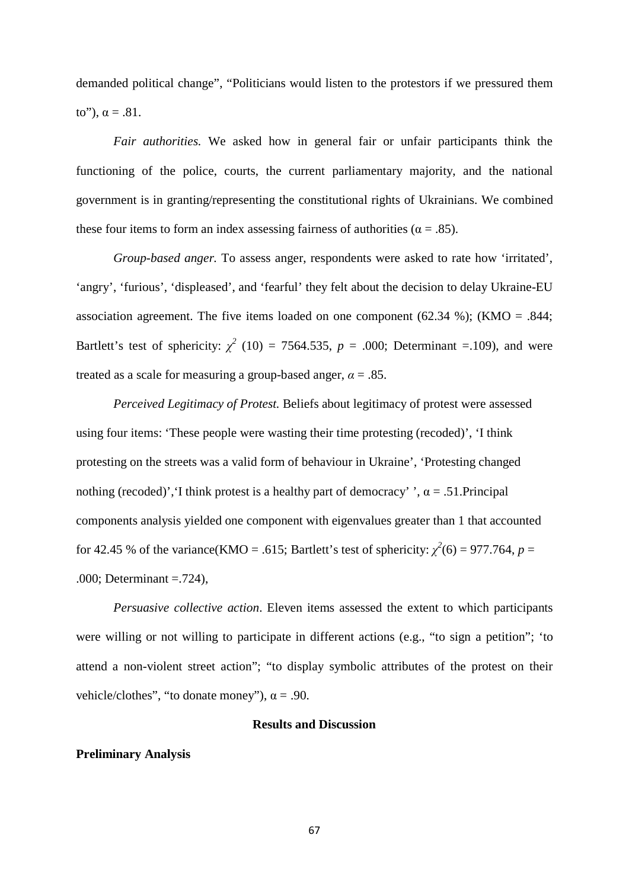demanded political change", "Politicians would listen to the protestors if we pressured them to"), $\alpha = .81$.

*Fair authorities.* We asked how in general fair or unfair participants think the functioning of the police, courts, the current parliamentary majority, and the national government is in granting/representing the constitutional rights of Ukrainians. We combined these four items to form an index assessing fairness of authorities ($\alpha = .85$).

*Group-based anger.* To assess anger, respondents were asked to rate how 'irritated', 'angry', 'furious', 'displeased', and 'fearful' they felt about the decision to delay Ukraine-EU association agreement. The five items loaded on one component (62.34 %); (KMO = .844; Bartlett's test of sphericity: $\chi^2$ (10) = 7564.535, $p$ = .000; Determinant =.109), and were treated as a scale for measuring a group-based anger, $\alpha = .85$.

*Perceived Legitimacy of Protest.* Beliefs about legitimacy of protest were assessed using four items: 'These people were wasting their time protesting (recoded)', 'I think protesting on the streets was a valid form of behaviour in Ukraine', 'Protesting changed nothing (recoded)','I think protest is a healthy part of democracy' ', $\alpha = .51$.Principal components analysis yielded one component with eigenvalues greater than 1 that accounted for 42.45 % of the variance(KMO = .615; Bartlett's test of sphericity: $\chi^2(6) = 977.764$, $p$ = .000; Determinant =.724),

*Persuasive collective action*. Eleven items assessed the extent to which participants were willing or not willing to participate in different actions (e.g., "to sign a petition"; 'to attend a non-violent street action"; "to display symbolic attributes of the protest on their vehicle/clothes", "to donate money"), $\alpha = .90$.

## Results and Discussion

### Preliminary Analysis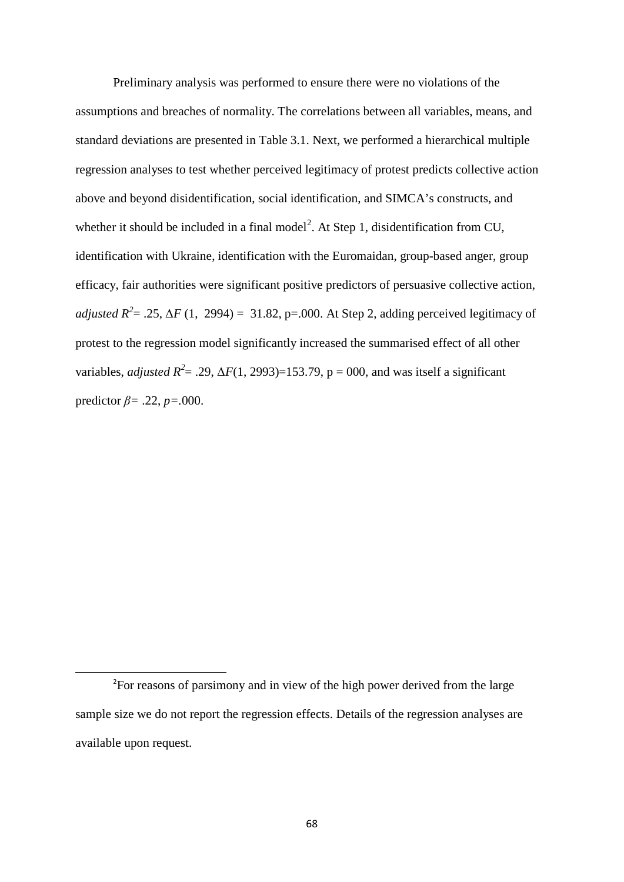Preliminary analysis was performed to ensure there were no violations of the assumptions and breaches of normality. The correlations between all variables, means, and standard deviations are presented in Table 3.1. Next, we performed a hierarchical multiple regression analyses to test whether perceived legitimacy of protest predicts collective action above and beyond disidentification, social identification, and SIMCA's constructs, and whether it should be included in a final model[2]. At Step 1, disidentification from CU, identification with Ukraine, identification with the Euromaidan, group-based anger, group efficacy, fair authorities were significant positive predictors of persuasive collective action, *adjusted* $R^2$= .25, $\Delta F$ (1, 2994) = 31.82, p=.000. At Step 2, adding perceived legitimacy of protest to the regression model significantly increased the summarised effect of all other variables, *adjusted* $R^2$= .29, $\Delta F$(1, 2993)=153.79, p = 000, and was itself a significant predictor $\beta$= .22, $p$=.000.

[2]For reasons of parsimony and in view of the high power derived from the large sample size we do not report the regression effects. Details of the regression analyses are available upon request.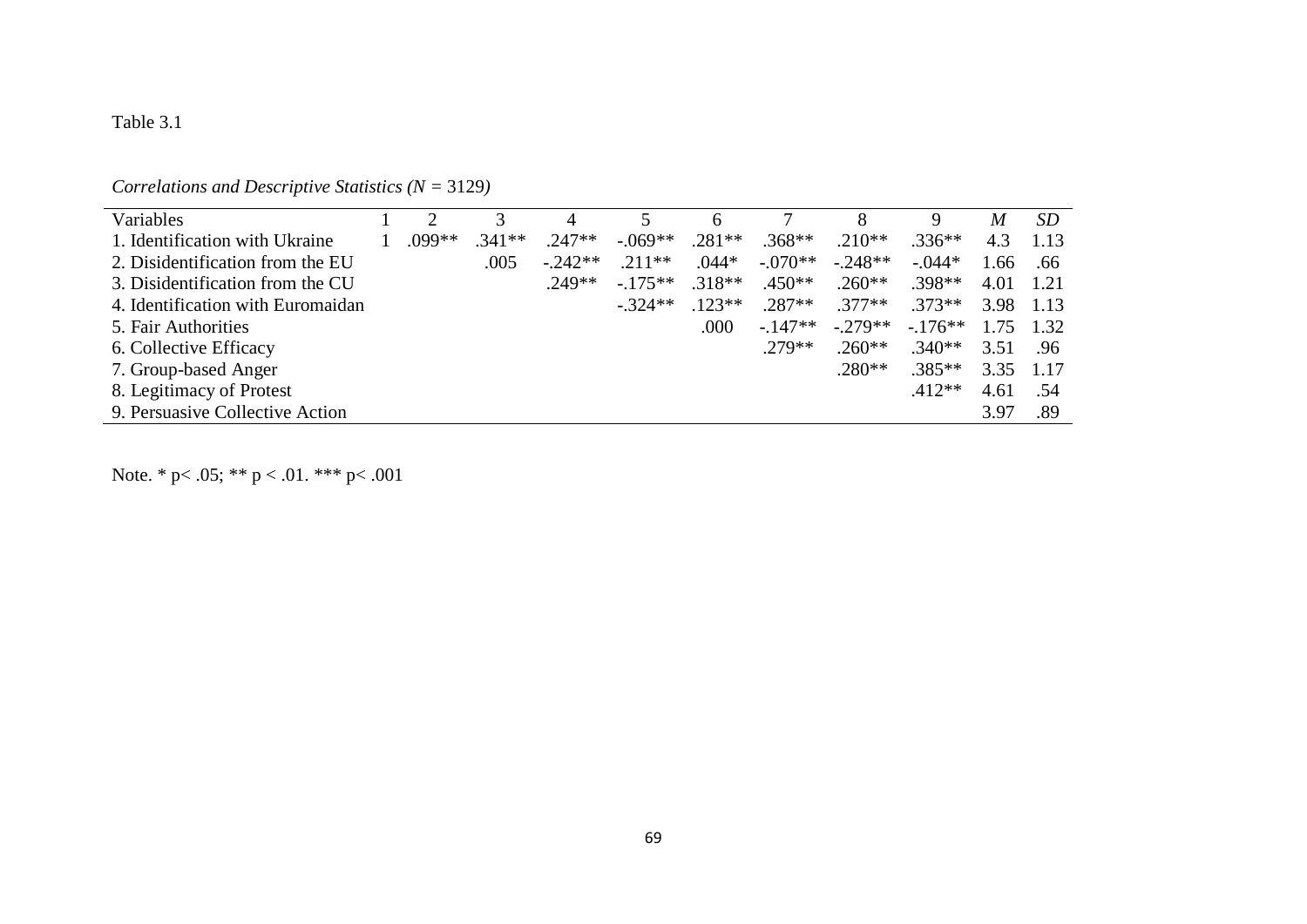Table 3.1

*Correlations and Descriptive Statistics (N =* 3129*)*

| Variables | 1 | 2 | 3 | 4 | 5 | 6 | 7 | 8 | 9 | *M* | *SD* |
|---|---|---|---|---|---|---|---|---|---|---|---|
| 1. Identification with Ukraine | 1 | .099** | .341** | .247** | -.069** | .281** | .368** | .210** | .336** | 4.3 | 1.13 |
| 2. Disidentification from the EU | | | .005 | -.242** | .211** | .044* | -.070** | -.248** | -.044* | 1.66 | .66 |
| 3. Disidentification from the CU | | | | .249** | -.175** | .318** | .450** | .260** | .398** | 4.01 | 1.21 |
| 4. Identification with Euromaidan | | | | | -.324** | .123** | .287** | .377** | .373** | 3.98 | 1.13 |
| 5. Fair Authorities | | | | | | .000 | -.147** | -.279** | -.176** | 1.75 | 1.32 |
| 6. Collective Efficacy | | | | | | | .279** | .260** | .340** | 3.51 | .96 |
| 7. Group-based Anger | | | | | | | | .280** | .385** | 3.35 | 1.17 |
| 8. Legitimacy of Protest | | | | | | | | | .412** | 4.61 | .54 |
| 9. Persuasive Collective Action | | | | | | | | | | 3.97 | .89 |

Note. * $p < .05$; ** $p < .01$. *** $p < .001$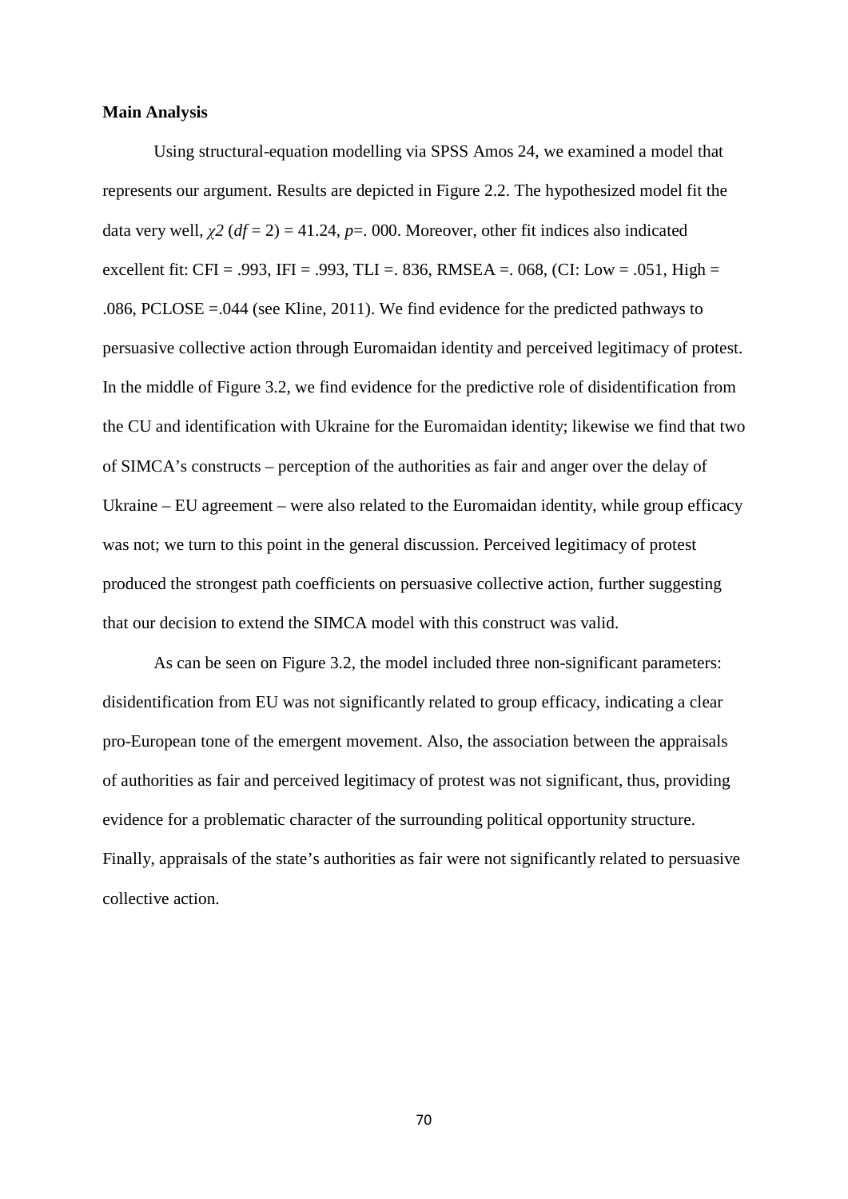**Main Analysis**

Using structural-equation modelling via SPSS Amos 24, we examined a model that represents our argument. Results are depicted in Figure 2.2. The hypothesized model fit the data very well, $\chi 2$ ($df$ = 2) = 41.24, $p$=. 000. Moreover, other fit indices also indicated excellent fit: CFI = .993, IFI = .993, TLI =. 836, RMSEA =. 068, (CI: Low = .051, High = .086, PCLOSE =.044 (see Kline, 2011). We find evidence for the predicted pathways to persuasive collective action through Euromaidan identity and perceived legitimacy of protest. In the middle of Figure 3.2, we find evidence for the predictive role of disidentification from the CU and identification with Ukraine for the Euromaidan identity; likewise we find that two of SIMCA's constructs – perception of the authorities as fair and anger over the delay of Ukraine – EU agreement – were also related to the Euromaidan identity, while group efficacy was not; we turn to this point in the general discussion. Perceived legitimacy of protest produced the strongest path coefficients on persuasive collective action, further suggesting that our decision to extend the SIMCA model with this construct was valid.

As can be seen on Figure 3.2, the model included three non-significant parameters: disidentification from EU was not significantly related to group efficacy, indicating a clear pro-European tone of the emergent movement. Also, the association between the appraisals of authorities as fair and perceived legitimacy of protest was not significant, thus, providing evidence for a problematic character of the surrounding political opportunity structure. Finally, appraisals of the state's authorities as fair were not significantly related to persuasive collective action.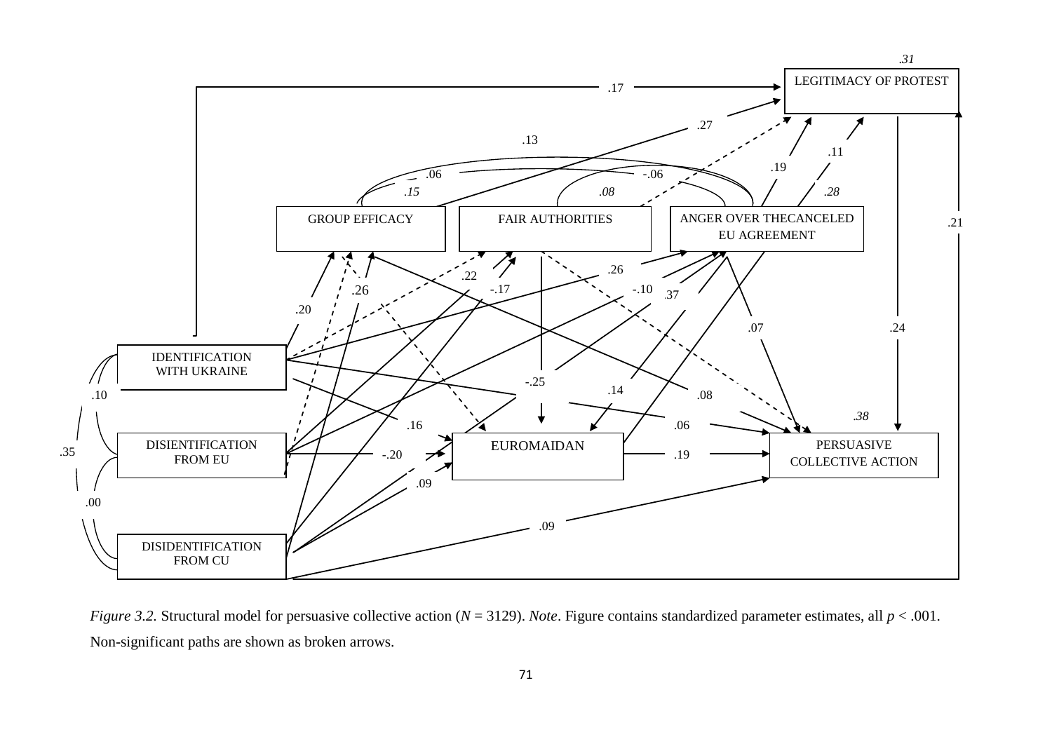*Figure 3.2.* Structural model for persuasive collective action ($N$ = 3129). *Note*. Figure contains standardized parameter estimates, all $p < .001$. Non-significant paths are shown as broken arrows.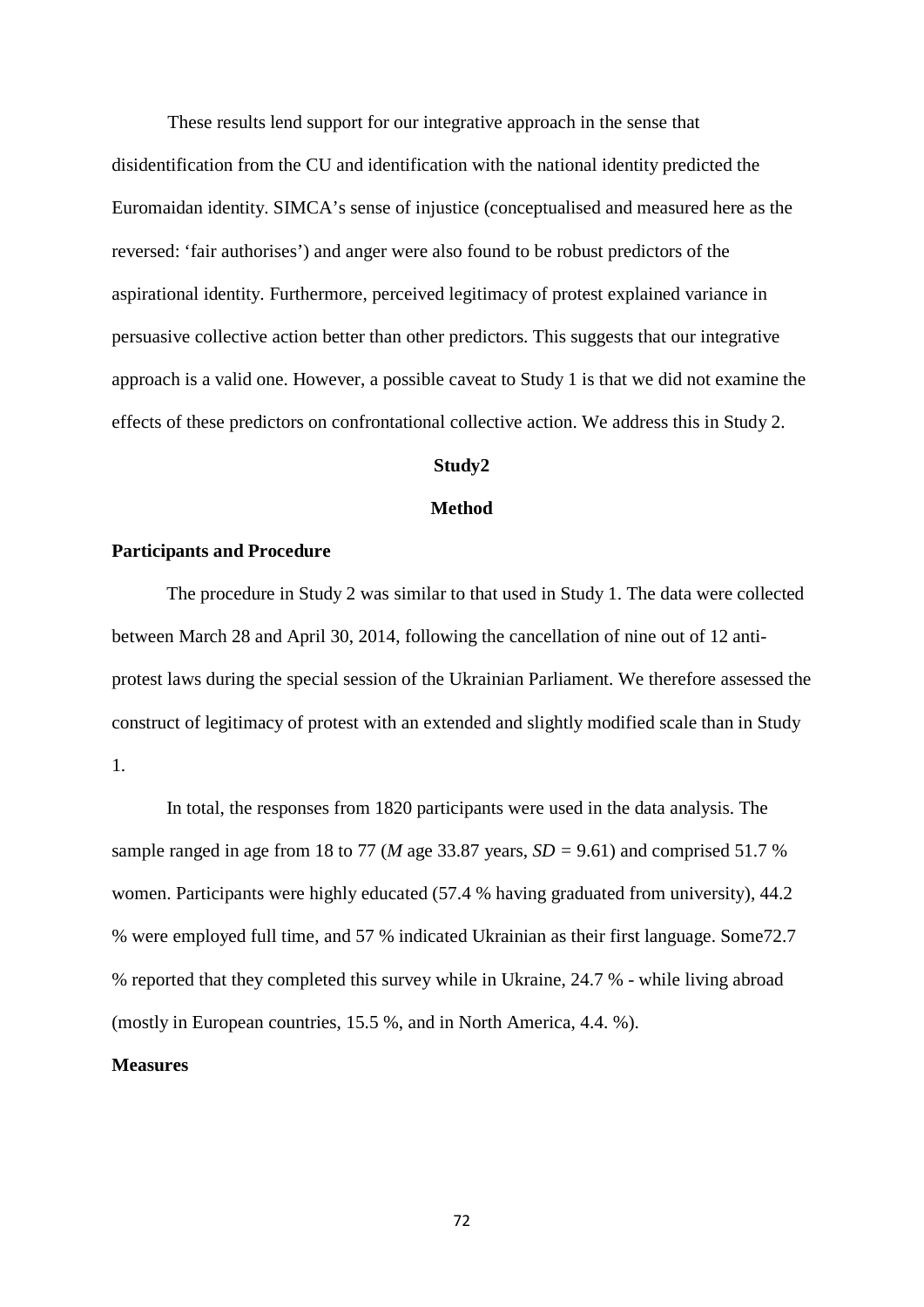These results lend support for our integrative approach in the sense that disidentification from the CU and identification with the national identity predicted the Euromaidan identity. SIMCA's sense of injustice (conceptualised and measured here as the reversed: 'fair authorises') and anger were also found to be robust predictors of the aspirational identity. Furthermore, perceived legitimacy of protest explained variance in persuasive collective action better than other predictors. This suggests that our integrative approach is a valid one. However, a possible caveat to Study 1 is that we did not examine the effects of these predictors on confrontational collective action. We address this in Study 2.

## Study2

## Method

### Participants and Procedure

The procedure in Study 2 was similar to that used in Study 1. The data were collected between March 28 and April 30, 2014, following the cancellation of nine out of 12 anti-protest laws during the special session of the Ukrainian Parliament. We therefore assessed the construct of legitimacy of protest with an extended and slightly modified scale than in Study 1.

In total, the responses from 1820 participants were used in the data analysis. The sample ranged in age from 18 to 77 (*M* age 33.87 years, *SD* = 9.61) and comprised 51.7 % women. Participants were highly educated (57.4 % having graduated from university), 44.2 % were employed full time, and 57 % indicated Ukrainian as their first language. Some72.7 % reported that they completed this survey while in Ukraine, 24.7 % - while living abroad (mostly in European countries, 15.5 %, and in North America, 4.4. %).

### Measures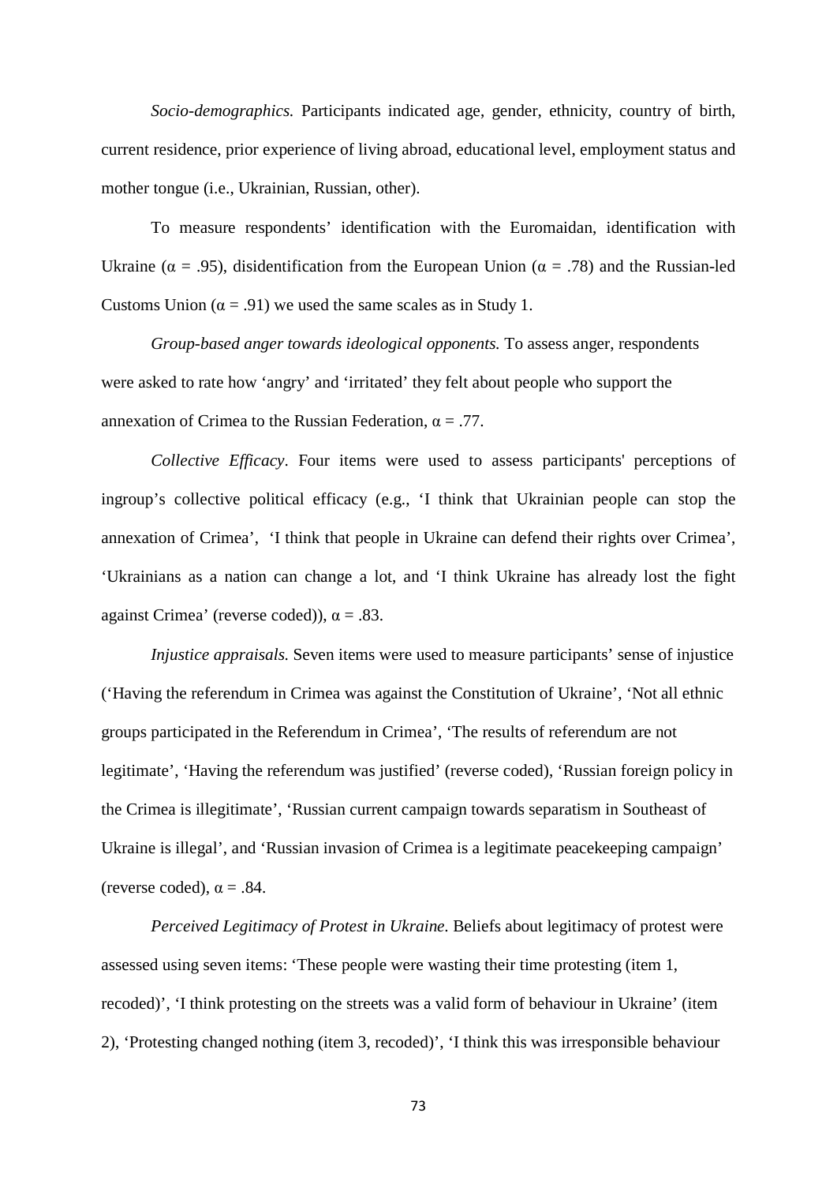*Socio-demographics.* Participants indicated age, gender, ethnicity, country of birth, current residence, prior experience of living abroad, educational level, employment status and mother tongue (i.e., Ukrainian, Russian, other).

To measure respondents' identification with the Euromaidan, identification with Ukraine ($\alpha$ = .95), disidentification from the European Union ($\alpha$ = .78) and the Russian-led Customs Union ($\alpha$ = .91) we used the same scales as in Study 1.

*Group-based anger towards ideological opponents.* To assess anger, respondents were asked to rate how 'angry' and 'irritated' they felt about people who support the annexation of Crimea to the Russian Federation, $\alpha$ = .77.

*Collective Efficacy*. Four items were used to assess participants' perceptions of ingroup's collective political efficacy (e.g., 'I think that Ukrainian people can stop the annexation of Crimea', 'I think that people in Ukraine can defend their rights over Crimea', 'Ukrainians as a nation can change a lot, and 'I think Ukraine has already lost the fight against Crimea' (reverse coded)), $\alpha$ = .83.

*Injustice appraisals.* Seven items were used to measure participants' sense of injustice ('Having the referendum in Crimea was against the Constitution of Ukraine', 'Not all ethnic groups participated in the Referendum in Crimea', 'The results of referendum are not legitimate', 'Having the referendum was justified' (reverse coded), 'Russian foreign policy in the Crimea is illegitimate', 'Russian current campaign towards separatism in Southeast of Ukraine is illegal', and 'Russian invasion of Crimea is a legitimate peacekeeping campaign' (reverse coded), $\alpha$ = .84.

*Perceived Legitimacy of Protest in Ukraine.* Beliefs about legitimacy of protest were assessed using seven items: 'These people were wasting their time protesting (item 1, recoded)', 'I think protesting on the streets was a valid form of behaviour in Ukraine' (item 2), 'Protesting changed nothing (item 3, recoded)', 'I think this was irresponsible behaviour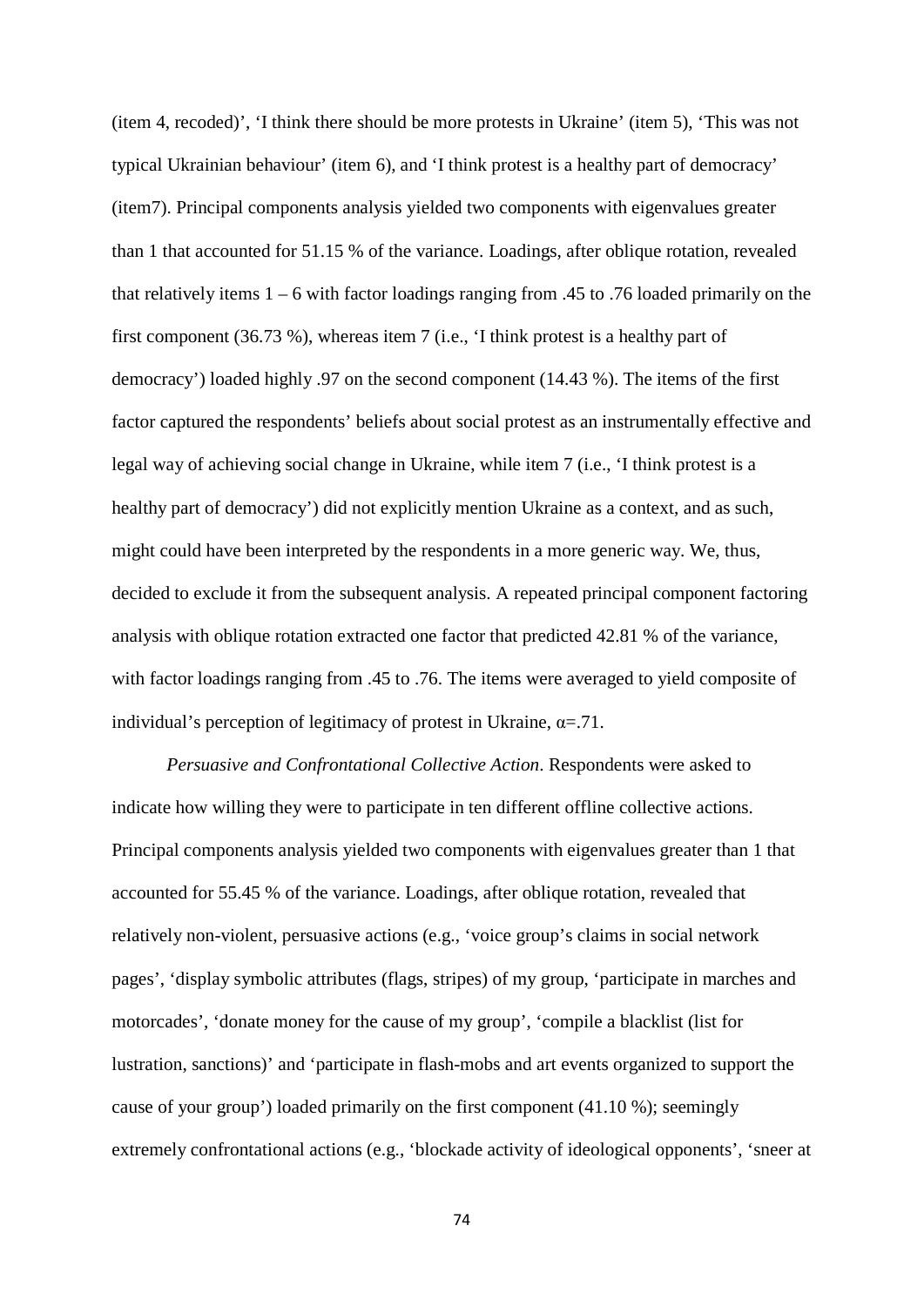(item 4, recoded)', 'I think there should be more protests in Ukraine' (item 5), 'This was not typical Ukrainian behaviour' (item 6), and 'I think protest is a healthy part of democracy' (item7). Principal components analysis yielded two components with eigenvalues greater than 1 that accounted for 51.15 % of the variance. Loadings, after oblique rotation, revealed that relatively items 1 – 6 with factor loadings ranging from .45 to .76 loaded primarily on the first component (36.73 %), whereas item 7 (i.e., 'I think protest is a healthy part of democracy') loaded highly .97 on the second component (14.43 %). The items of the first factor captured the respondents' beliefs about social protest as an instrumentally effective and legal way of achieving social change in Ukraine, while item 7 (i.e., 'I think protest is a healthy part of democracy') did not explicitly mention Ukraine as a context, and as such, might could have been interpreted by the respondents in a more generic way. We, thus, decided to exclude it from the subsequent analysis. A repeated principal component factoring analysis with oblique rotation extracted one factor that predicted 42.81 % of the variance, with factor loadings ranging from .45 to .76. The items were averaged to yield composite of individual's perception of legitimacy of protest in Ukraine, $\alpha$=.71.

*Persuasive and Confrontational Collective Action*. Respondents were asked to indicate how willing they were to participate in ten different offline collective actions. Principal components analysis yielded two components with eigenvalues greater than 1 that accounted for 55.45 % of the variance. Loadings, after oblique rotation, revealed that relatively non-violent, persuasive actions (e.g., 'voice group's claims in social network pages', 'display symbolic attributes (flags, stripes) of my group, 'participate in marches and motorcades', 'donate money for the cause of my group', 'compile a blacklist (list for lustration, sanctions)' and 'participate in flash-mobs and art events organized to support the cause of your group') loaded primarily on the first component (41.10 %); seemingly extremely confrontational actions (e.g., 'blockade activity of ideological opponents', 'sneer at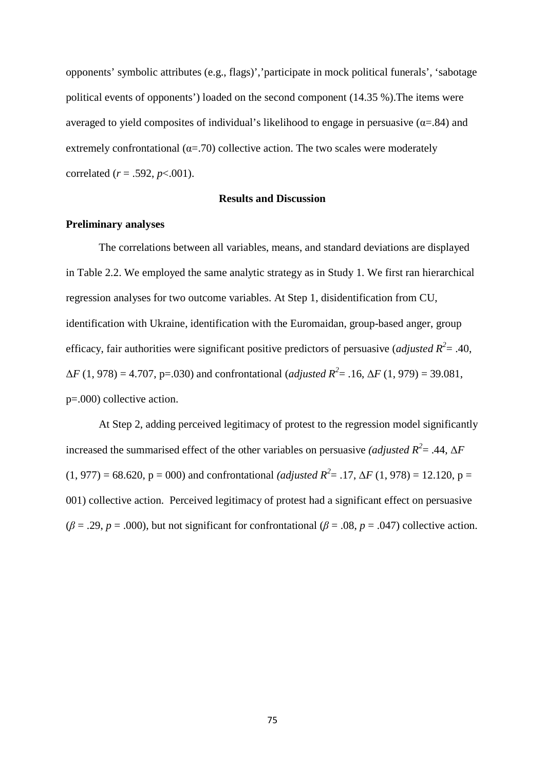opponents' symbolic attributes (e.g., flags)','participate in mock political funerals', 'sabotage political events of opponents') loaded on the second component (14.35 %).The items were averaged to yield composites of individual's likelihood to engage in persuasive (α=.84) and extremely confrontational (α=.70) collective action. The two scales were moderately correlated ($r$ = .592, $p$<.001).

## Results and Discussion

### Preliminary analyses

The correlations between all variables, means, and standard deviations are displayed in Table 2.2. We employed the same analytic strategy as in Study 1. We first ran hierarchical regression analyses for two outcome variables. At Step 1, disidentification from CU, identification with Ukraine, identification with the Euromaidan, group-based anger, group efficacy, fair authorities were significant positive predictors of persuasive (*adjusted* $R^2$= .40, $\Delta F$ (1, 978) = 4.707, p=.030) and confrontational (*adjusted* $R^2$= .16, $\Delta F$ (1, 979) = 39.081, p=.000) collective action.

At Step 2, adding perceived legitimacy of protest to the regression model significantly increased the summarised effect of the other variables on persuasive *(adjusted* $R^2$= .44, $\Delta F$ (1, 977) = 68.620, p = 000) and confrontational *(adjusted* $R^2$= .17, $\Delta F$ (1, 978) = 12.120, p = 001) collective action. Perceived legitimacy of protest had a significant effect on persuasive ($\beta$ = .29, $p$ = .000), but not significant for confrontational ($\beta$ = .08, $p$ = .047) collective action.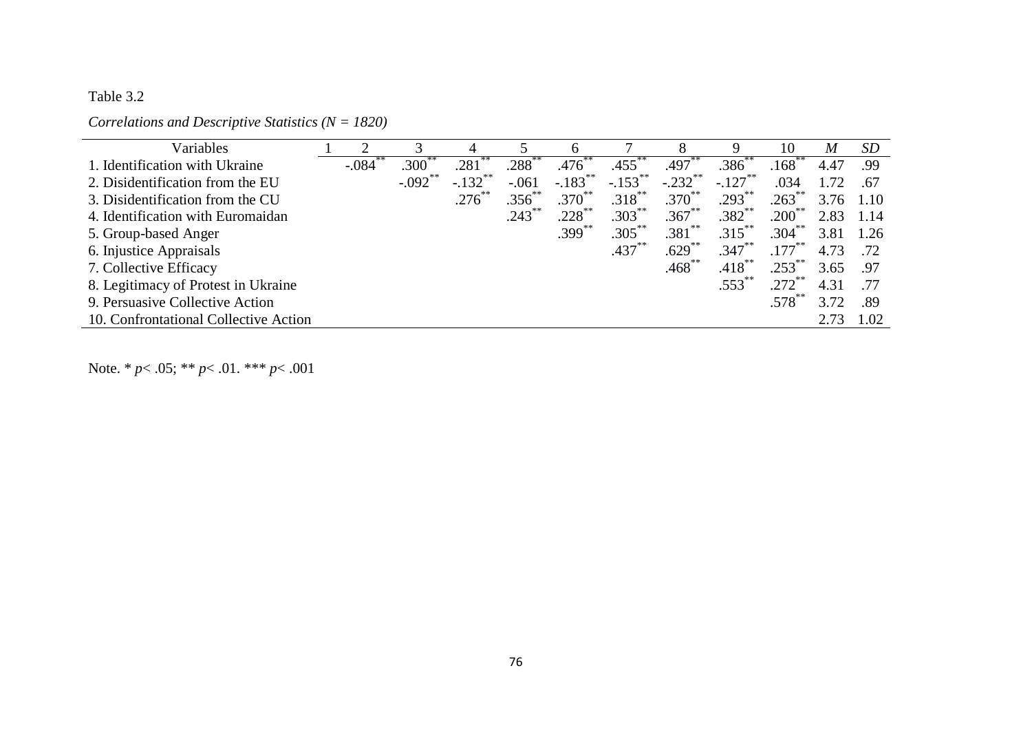Table 3.2

*Correlations and Descriptive Statistics (N = 1820)*

| Variables | 1 | 2 | 3 | 4 | 5 | 6 | 7 | 8 | 9 | 10 | *M* | *SD* |
|---|---|---|---|---|---|---|---|---|---|---|---|---|
| 1. Identification with Ukraine | | -.084** | .300** | .281** | .288** | .476** | .455** | .497** | .386** | .168** | 4.47 | .99 |
| 2. Disidentification from the EU | | | -.092** | -.132** | -.061 | -.183** | -.153** | -.232** | -.127** | .034 | 1.72 | .67 |
| 3. Disidentification from the CU | | | | .276** | .356** | .370** | .318** | .370** | .293** | .263** | 3.76 | 1.10 |
| 4. Identification with Euromaidan | | | | | .243** | .228** | .303** | .367** | .382** | .200** | 2.83 | 1.14 |
| 5. Group-based Anger | | | | | | .399** | .305** | .381** | .315** | .304** | 3.81 | 1.26 |
| 6. Injustice Appraisals | | | | | | | .437** | .629** | .347** | .177** | 4.73 | .72 |
| 7. Collective Efficacy | | | | | | | | .468** | .418** | .253** | 3.65 | .97 |
| 8. Legitimacy of Protest in Ukraine | | | | | | | | | .553** | .272** | 4.31 | .77 |
| 9. Persuasive Collective Action | | | | | | | | | | .578** | 3.72 | .89 |
| 10. Confrontational Collective Action | | | | | | | | | | | 2.73 | 1.02 |

Note. * $p < .05$; ** $p < .01$. *** $p < .001$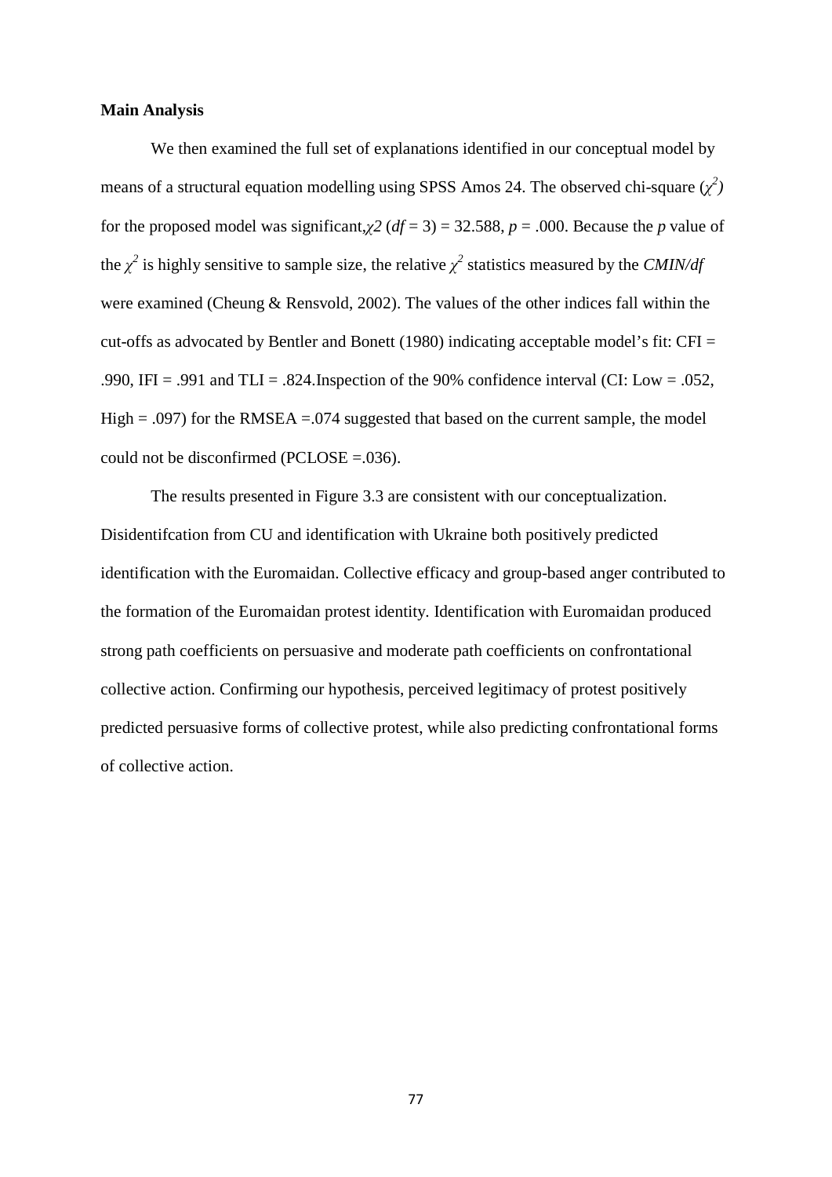**Main Analysis**

We then examined the full set of explanations identified in our conceptual model by means of a structural equation modelling using SPSS Amos 24. The observed chi-square ($\chi^2$) for the proposed model was significant, $\chi 2$ ($df$ = 3) = 32.588, $p$ = .000. Because the $p$ value of the $\chi^2$ is highly sensitive to sample size, the relative $\chi^2$ statistics measured by the *CMIN/df* were examined (Cheung & Rensvold, 2002). The values of the other indices fall within the cut-offs as advocated by Bentler and Bonett (1980) indicating acceptable model's fit: CFI = .990, IFI = .991 and TLI = .824.Inspection of the 90% confidence interval (CI: Low = .052, High = .097) for the RMSEA =.074 suggested that based on the current sample, the model could not be disconfirmed (PCLOSE =.036).

The results presented in Figure 3.3 are consistent with our conceptualization. Disidentifcation from CU and identification with Ukraine both positively predicted identification with the Euromaidan. Collective efficacy and group-based anger contributed to the formation of the Euromaidan protest identity. Identification with Euromaidan produced strong path coefficients on persuasive and moderate path coefficients on confrontational collective action. Confirming our hypothesis, perceived legitimacy of protest positively predicted persuasive forms of collective protest, while also predicting confrontational forms of collective action.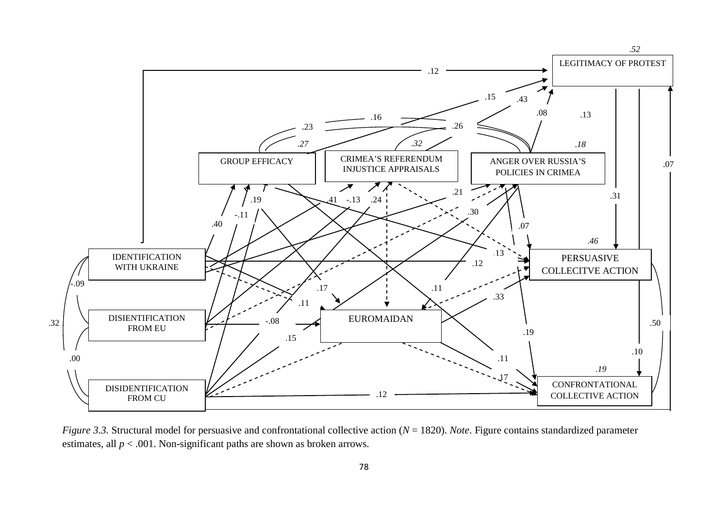*Figure 3.3.* Structural model for persuasive and confrontational collective action ($N$ = 1820). *Note*. Figure contains standardized parameter estimates, all $p$ < .001. Non-significant paths are shown as broken arrows.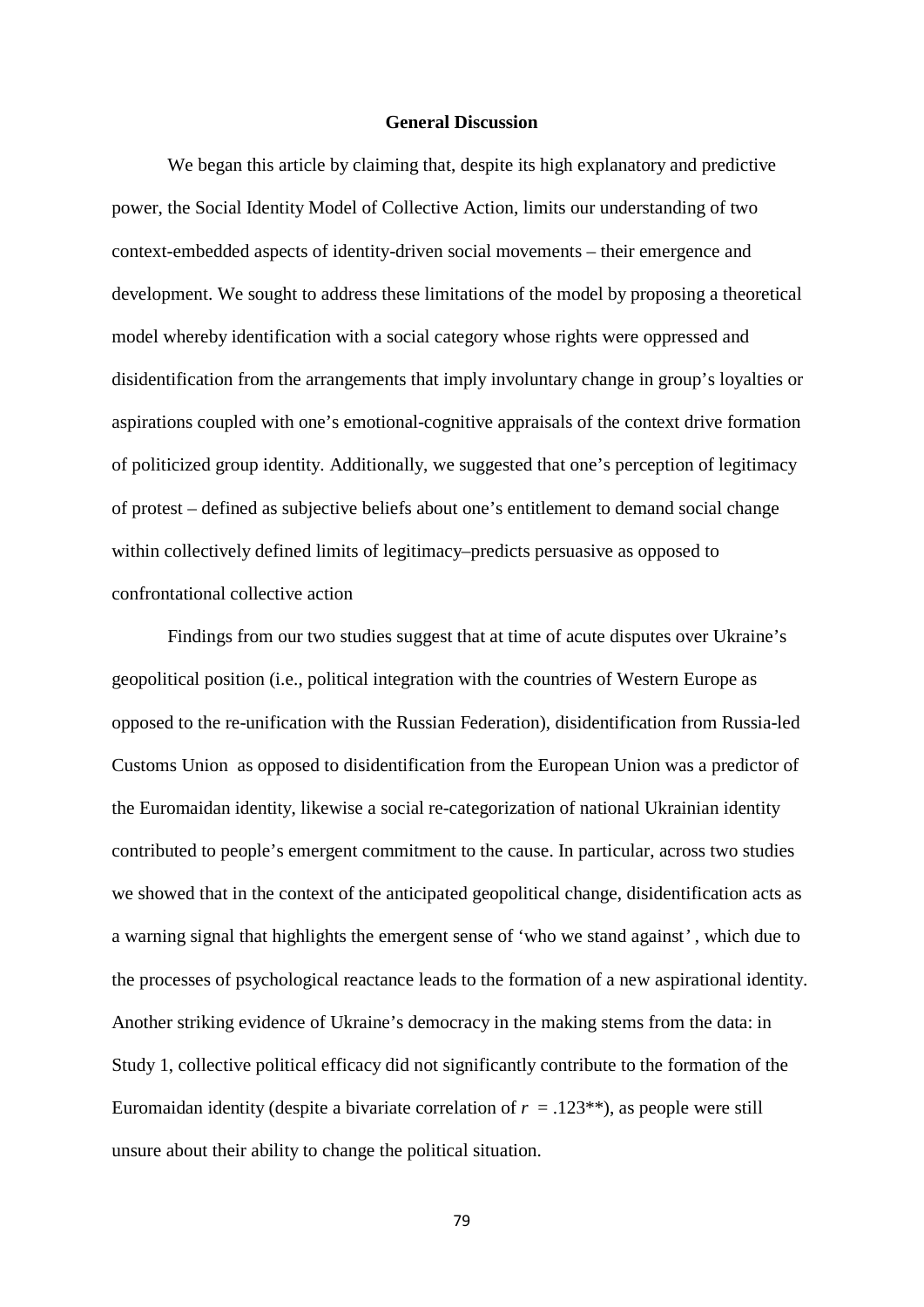## General Discussion

We began this article by claiming that, despite its high explanatory and predictive power, the Social Identity Model of Collective Action, limits our understanding of two context-embedded aspects of identity-driven social movements – their emergence and development. We sought to address these limitations of the model by proposing a theoretical model whereby identification with a social category whose rights were oppressed and disidentification from the arrangements that imply involuntary change in group's loyalties or aspirations coupled with one's emotional-cognitive appraisals of the context drive formation of politicized group identity. Additionally, we suggested that one's perception of legitimacy of protest – defined as subjective beliefs about one's entitlement to demand social change within collectively defined limits of legitimacy–predicts persuasive as opposed to confrontational collective action

Findings from our two studies suggest that at time of acute disputes over Ukraine's geopolitical position (i.e., political integration with the countries of Western Europe as opposed to the re-unification with the Russian Federation), disidentification from Russia-led Customs Union as opposed to disidentification from the European Union was a predictor of the Euromaidan identity, likewise a social re-categorization of national Ukrainian identity contributed to people's emergent commitment to the cause. In particular, across two studies we showed that in the context of the anticipated geopolitical change, disidentification acts as a warning signal that highlights the emergent sense of 'who we stand against' , which due to the processes of psychological reactance leads to the formation of a new aspirational identity. Another striking evidence of Ukraine's democracy in the making stems from the data: in Study 1, collective political efficacy did not significantly contribute to the formation of the Euromaidan identity (despite a bivariate correlation of $r = .123^{**}$), as people were still unsure about their ability to change the political situation.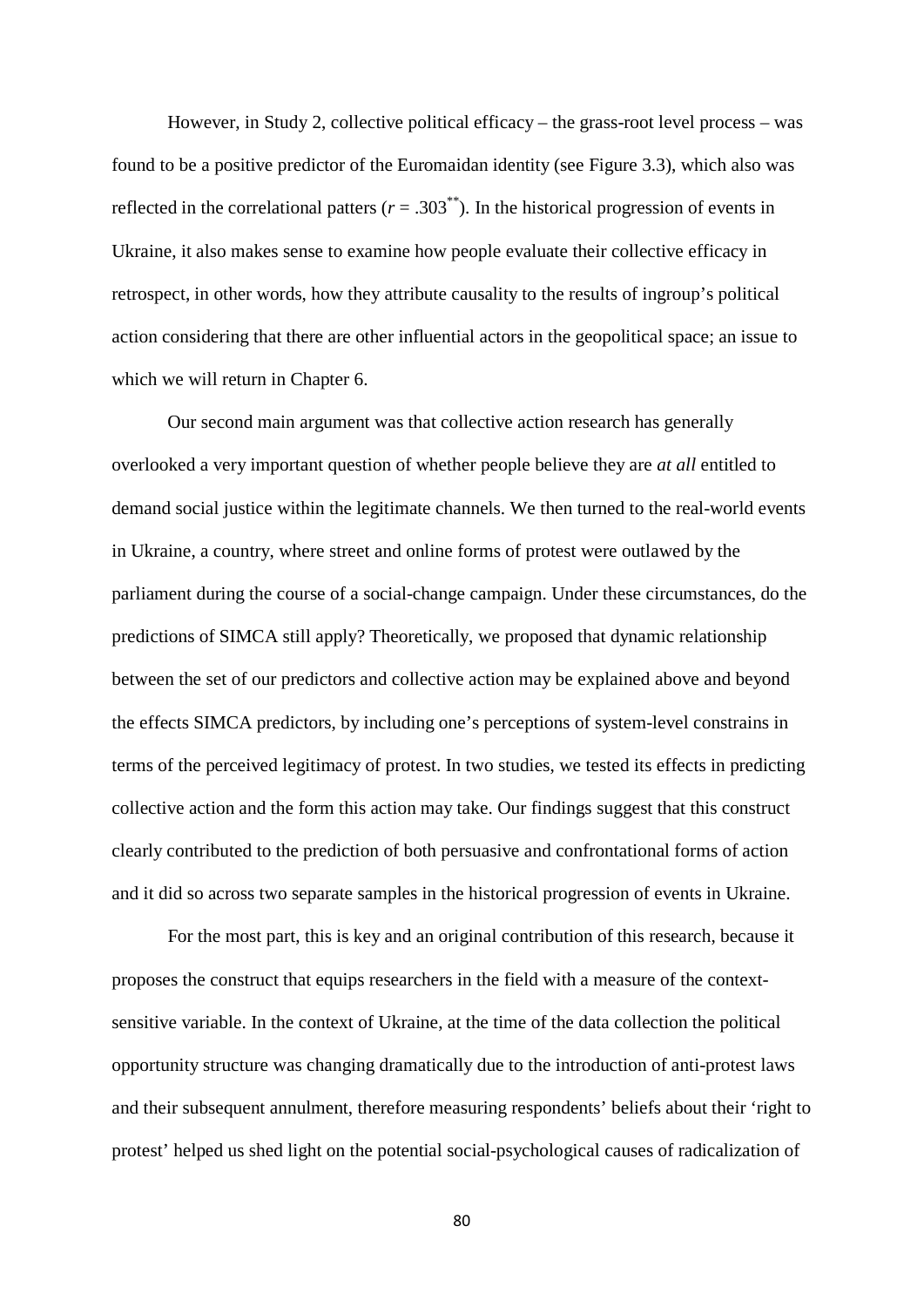However, in Study 2, collective political efficacy – the grass-root level process – was found to be a positive predictor of the Euromaidan identity (see Figure 3.3), which also was reflected in the correlational patters ($r = .303^{**}$). In the historical progression of events in Ukraine, it also makes sense to examine how people evaluate their collective efficacy in retrospect, in other words, how they attribute causality to the results of ingroup's political action considering that there are other influential actors in the geopolitical space; an issue to which we will return in Chapter 6.

Our second main argument was that collective action research has generally overlooked a very important question of whether people believe they are *at all* entitled to demand social justice within the legitimate channels. We then turned to the real-world events in Ukraine, a country, where street and online forms of protest were outlawed by the parliament during the course of a social-change campaign. Under these circumstances, do the predictions of SIMCA still apply? Theoretically, we proposed that dynamic relationship between the set of our predictors and collective action may be explained above and beyond the effects SIMCA predictors, by including one's perceptions of system-level constrains in terms of the perceived legitimacy of protest. In two studies, we tested its effects in predicting collective action and the form this action may take. Our findings suggest that this construct clearly contributed to the prediction of both persuasive and confrontational forms of action and it did so across two separate samples in the historical progression of events in Ukraine.

For the most part, this is key and an original contribution of this research, because it proposes the construct that equips researchers in the field with a measure of the context-sensitive variable. In the context of Ukraine, at the time of the data collection the political opportunity structure was changing dramatically due to the introduction of anti-protest laws and their subsequent annulment, therefore measuring respondents' beliefs about their 'right to protest' helped us shed light on the potential social-psychological causes of radicalization of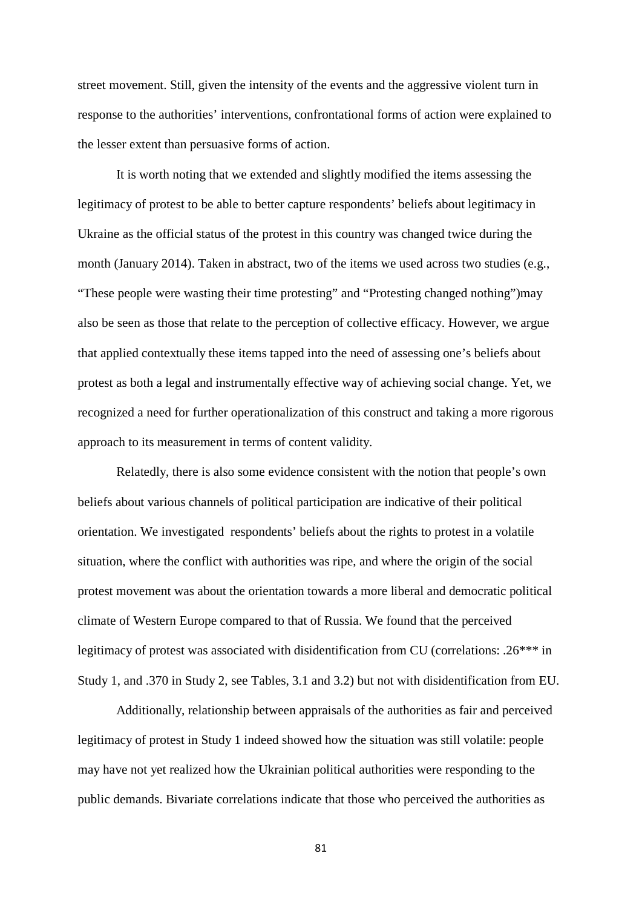street movement. Still, given the intensity of the events and the aggressive violent turn in response to the authorities' interventions, confrontational forms of action were explained to the lesser extent than persuasive forms of action.

It is worth noting that we extended and slightly modified the items assessing the legitimacy of protest to be able to better capture respondents' beliefs about legitimacy in Ukraine as the official status of the protest in this country was changed twice during the month (January 2014). Taken in abstract, two of the items we used across two studies (e.g., "These people were wasting their time protesting" and "Protesting changed nothing")may also be seen as those that relate to the perception of collective efficacy. However, we argue that applied contextually these items tapped into the need of assessing one's beliefs about protest as both a legal and instrumentally effective way of achieving social change. Yet, we recognized a need for further operationalization of this construct and taking a more rigorous approach to its measurement in terms of content validity.

Relatedly, there is also some evidence consistent with the notion that people's own beliefs about various channels of political participation are indicative of their political orientation. We investigated respondents' beliefs about the rights to protest in a volatile situation, where the conflict with authorities was ripe, and where the origin of the social protest movement was about the orientation towards a more liberal and democratic political climate of Western Europe compared to that of Russia. We found that the perceived legitimacy of protest was associated with disidentification from CU (correlations: .26*** in Study 1, and .370 in Study 2, see Tables, 3.1 and 3.2) but not with disidentification from EU.

Additionally, relationship between appraisals of the authorities as fair and perceived legitimacy of protest in Study 1 indeed showed how the situation was still volatile: people may have not yet realized how the Ukrainian political authorities were responding to the public demands. Bivariate correlations indicate that those who perceived the authorities as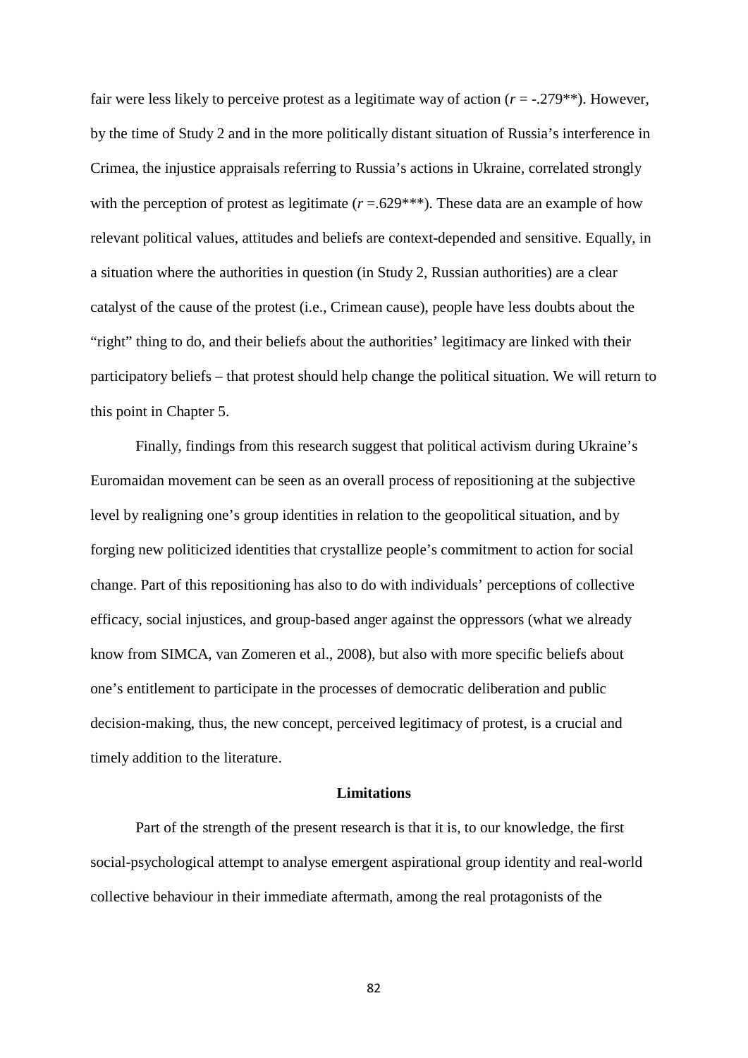fair were less likely to perceive protest as a legitimate way of action (*r* = -.279**). However, by the time of Study 2 and in the more politically distant situation of Russia's interference in Crimea, the injustice appraisals referring to Russia's actions in Ukraine, correlated strongly with the perception of protest as legitimate (*r* =.629***). These data are an example of how relevant political values, attitudes and beliefs are context-depended and sensitive. Equally, in a situation where the authorities in question (in Study 2, Russian authorities) are a clear catalyst of the cause of the protest (i.e., Crimean cause), people have less doubts about the "right" thing to do, and their beliefs about the authorities' legitimacy are linked with their participatory beliefs – that protest should help change the political situation. We will return to this point in Chapter 5.

Finally, findings from this research suggest that political activism during Ukraine's Euromaidan movement can be seen as an overall process of repositioning at the subjective level by realigning one's group identities in relation to the geopolitical situation, and by forging new politicized identities that crystallize people's commitment to action for social change. Part of this repositioning has also to do with individuals' perceptions of collective efficacy, social injustices, and group-based anger against the oppressors (what we already know from SIMCA, van Zomeren et al., 2008), but also with more specific beliefs about one's entitlement to participate in the processes of democratic deliberation and public decision-making, thus, the new concept, perceived legitimacy of protest, is a crucial and timely addition to the literature.

**Limitations**

Part of the strength of the present research is that it is, to our knowledge, the first social-psychological attempt to analyse emergent aspirational group identity and real-world collective behaviour in their immediate aftermath, among the real protagonists of the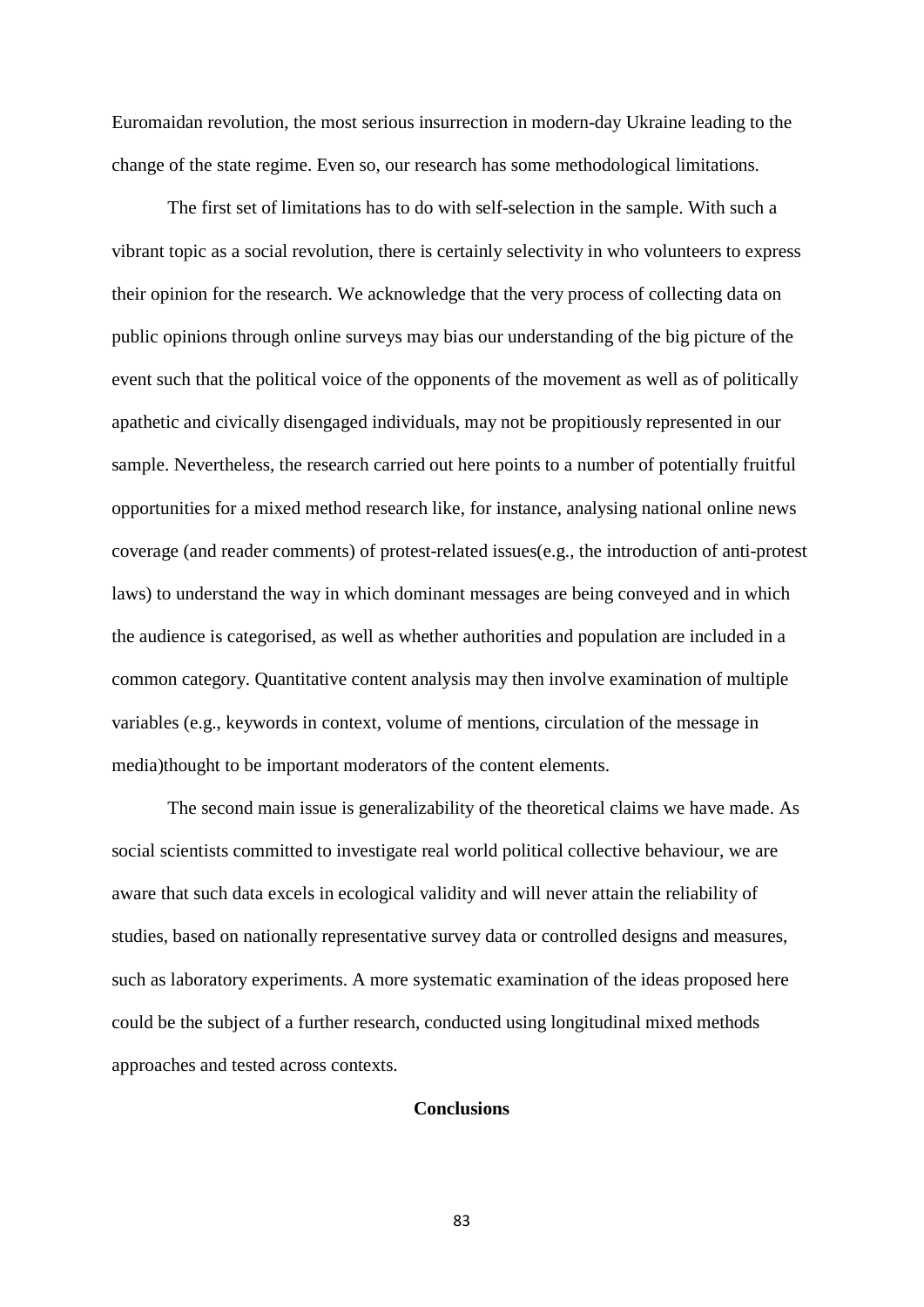Euromaidan revolution, the most serious insurrection in modern-day Ukraine leading to the change of the state regime. Even so, our research has some methodological limitations.

The first set of limitations has to do with self-selection in the sample. With such a vibrant topic as a social revolution, there is certainly selectivity in who volunteers to express their opinion for the research. We acknowledge that the very process of collecting data on public opinions through online surveys may bias our understanding of the big picture of the event such that the political voice of the opponents of the movement as well as of politically apathetic and civically disengaged individuals, may not be propitiously represented in our sample. Nevertheless, the research carried out here points to a number of potentially fruitful opportunities for a mixed method research like, for instance, analysing national online news coverage (and reader comments) of protest-related issues(e.g., the introduction of anti-protest laws) to understand the way in which dominant messages are being conveyed and in which the audience is categorised, as well as whether authorities and population are included in a common category. Quantitative content analysis may then involve examination of multiple variables (e.g., keywords in context, volume of mentions, circulation of the message in media)thought to be important moderators of the content elements.

The second main issue is generalizability of the theoretical claims we have made. As social scientists committed to investigate real world political collective behaviour, we are aware that such data excels in ecological validity and will never attain the reliability of studies, based on nationally representative survey data or controlled designs and measures, such as laboratory experiments. A more systematic examination of the ideas proposed here could be the subject of a further research, conducted using longitudinal mixed methods approaches and tested across contexts.

## Conclusions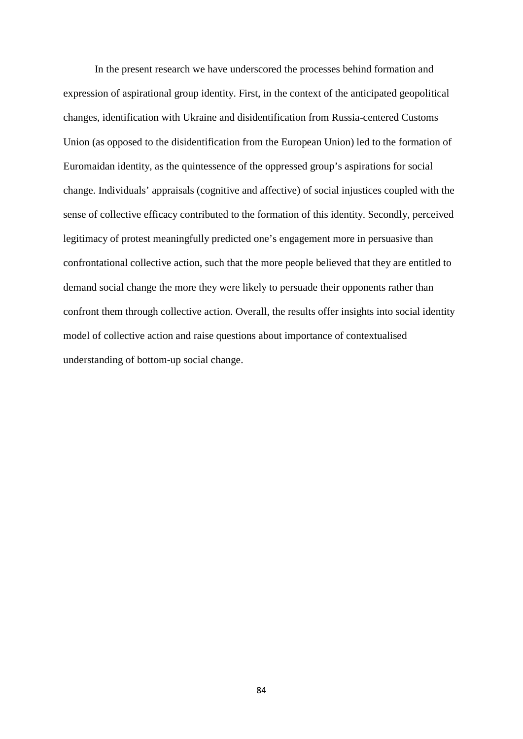In the present research we have underscored the processes behind formation and expression of aspirational group identity. First, in the context of the anticipated geopolitical changes, identification with Ukraine and disidentification from Russia-centered Customs Union (as opposed to the disidentification from the European Union) led to the formation of Euromaidan identity, as the quintessence of the oppressed group's aspirations for social change. Individuals' appraisals (cognitive and affective) of social injustices coupled with the sense of collective efficacy contributed to the formation of this identity. Secondly, perceived legitimacy of protest meaningfully predicted one's engagement more in persuasive than confrontational collective action, such that the more people believed that they are entitled to demand social change the more they were likely to persuade their opponents rather than confront them through collective action. Overall, the results offer insights into social identity model of collective action and raise questions about importance of contextualised understanding of bottom-up social change.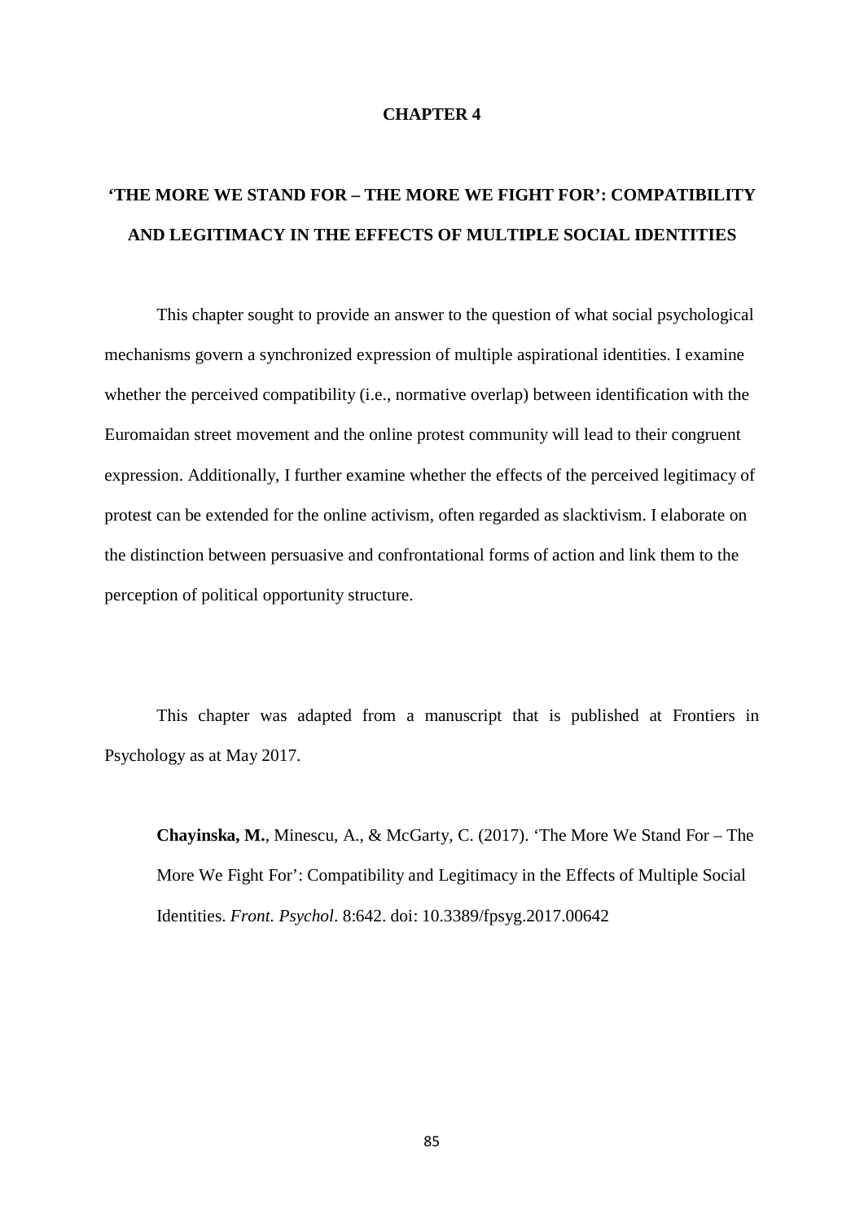# CHAPTER 4

## 'THE MORE WE STAND FOR – THE MORE WE FIGHT FOR': COMPATIBILITY AND LEGITIMACY IN THE EFFECTS OF MULTIPLE SOCIAL IDENTITIES

This chapter sought to provide an answer to the question of what social psychological mechanisms govern a synchronized expression of multiple aspirational identities. I examine whether the perceived compatibility (i.e., normative overlap) between identification with the Euromaidan street movement and the online protest community will lead to their congruent expression. Additionally, I further examine whether the effects of the perceived legitimacy of protest can be extended for the online activism, often regarded as slacktivism. I elaborate on the distinction between persuasive and confrontational forms of action and link them to the perception of political opportunity structure.

This chapter was adapted from a manuscript that is published at Frontiers in Psychology as at May 2017.

> **Chayinska, M.**, Minescu, A., & McGarty, C. (2017). 'The More We Stand For – The More We Fight For': Compatibility and Legitimacy in the Effects of Multiple Social Identities. *Front. Psychol*. 8:642. doi: 10.3389/fpsyg.2017.00642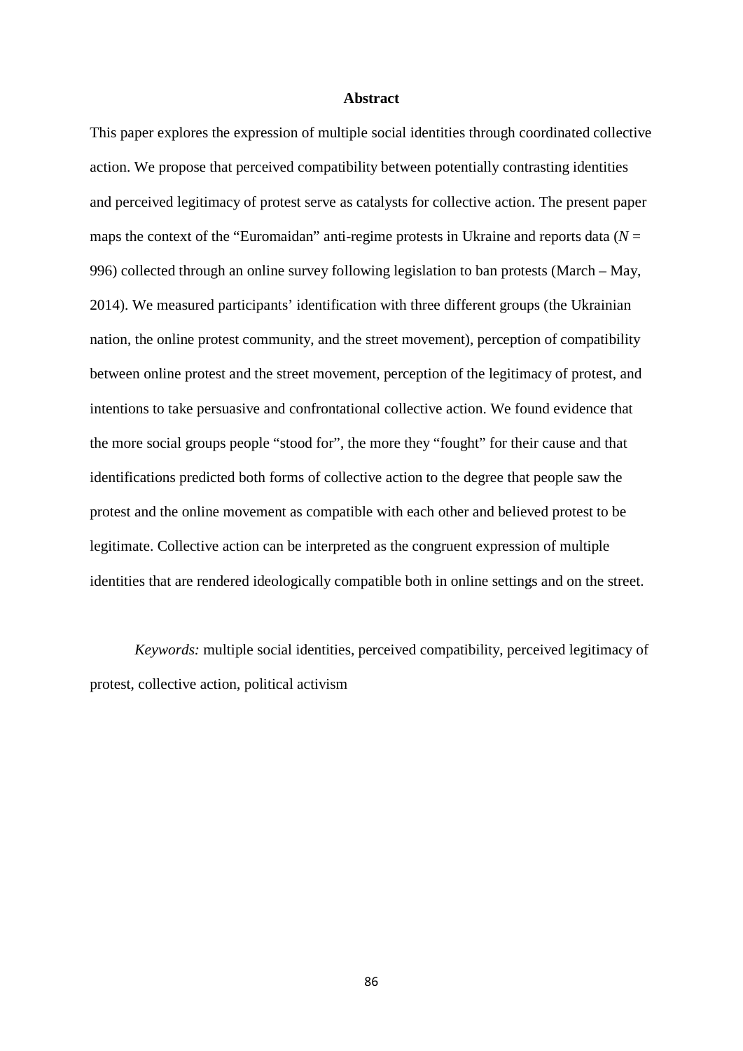## Abstract

This paper explores the expression of multiple social identities through coordinated collective action. We propose that perceived compatibility between potentially contrasting identities and perceived legitimacy of protest serve as catalysts for collective action. The present paper maps the context of the "Euromaidan" anti-regime protests in Ukraine and reports data ($N$ = 996) collected through an online survey following legislation to ban protests (March – May, 2014). We measured participants' identification with three different groups (the Ukrainian nation, the online protest community, and the street movement), perception of compatibility between online protest and the street movement, perception of the legitimacy of protest, and intentions to take persuasive and confrontational collective action. We found evidence that the more social groups people "stood for", the more they "fought" for their cause and that identifications predicted both forms of collective action to the degree that people saw the protest and the online movement as compatible with each other and believed protest to be legitimate. Collective action can be interpreted as the congruent expression of multiple identities that are rendered ideologically compatible both in online settings and on the street.

*Keywords:* multiple social identities, perceived compatibility, perceived legitimacy of protest, collective action, political activism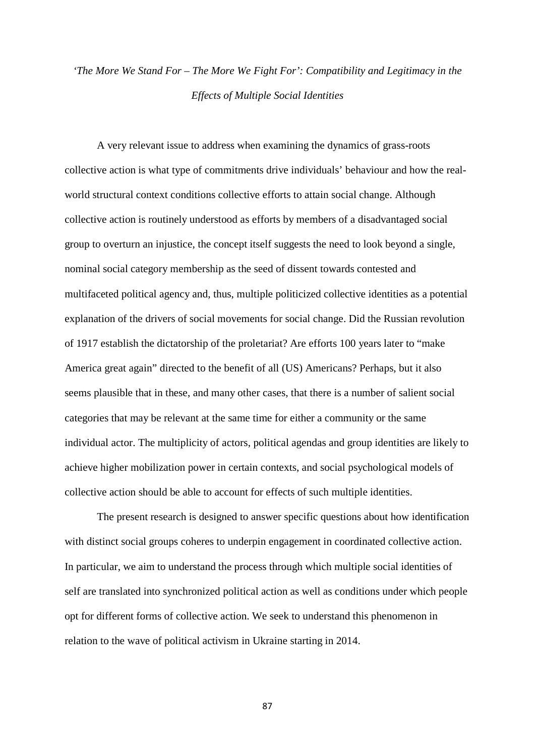# *'The More We Stand For – The More We Fight For': Compatibility and Legitimacy in the Effects of Multiple Social Identities*

A very relevant issue to address when examining the dynamics of grass-roots collective action is what type of commitments drive individuals' behaviour and how the real-world structural context conditions collective efforts to attain social change. Although collective action is routinely understood as efforts by members of a disadvantaged social group to overturn an injustice, the concept itself suggests the need to look beyond a single, nominal social category membership as the seed of dissent towards contested and multifaceted political agency and, thus, multiple politicized collective identities as a potential explanation of the drivers of social movements for social change. Did the Russian revolution of 1917 establish the dictatorship of the proletariat? Are efforts 100 years later to "make America great again" directed to the benefit of all (US) Americans? Perhaps, but it also seems plausible that in these, and many other cases, that there is a number of salient social categories that may be relevant at the same time for either a community or the same individual actor. The multiplicity of actors, political agendas and group identities are likely to achieve higher mobilization power in certain contexts, and social psychological models of collective action should be able to account for effects of such multiple identities.

The present research is designed to answer specific questions about how identification with distinct social groups coheres to underpin engagement in coordinated collective action. In particular, we aim to understand the process through which multiple social identities of self are translated into synchronized political action as well as conditions under which people opt for different forms of collective action. We seek to understand this phenomenon in relation to the wave of political activism in Ukraine starting in 2014.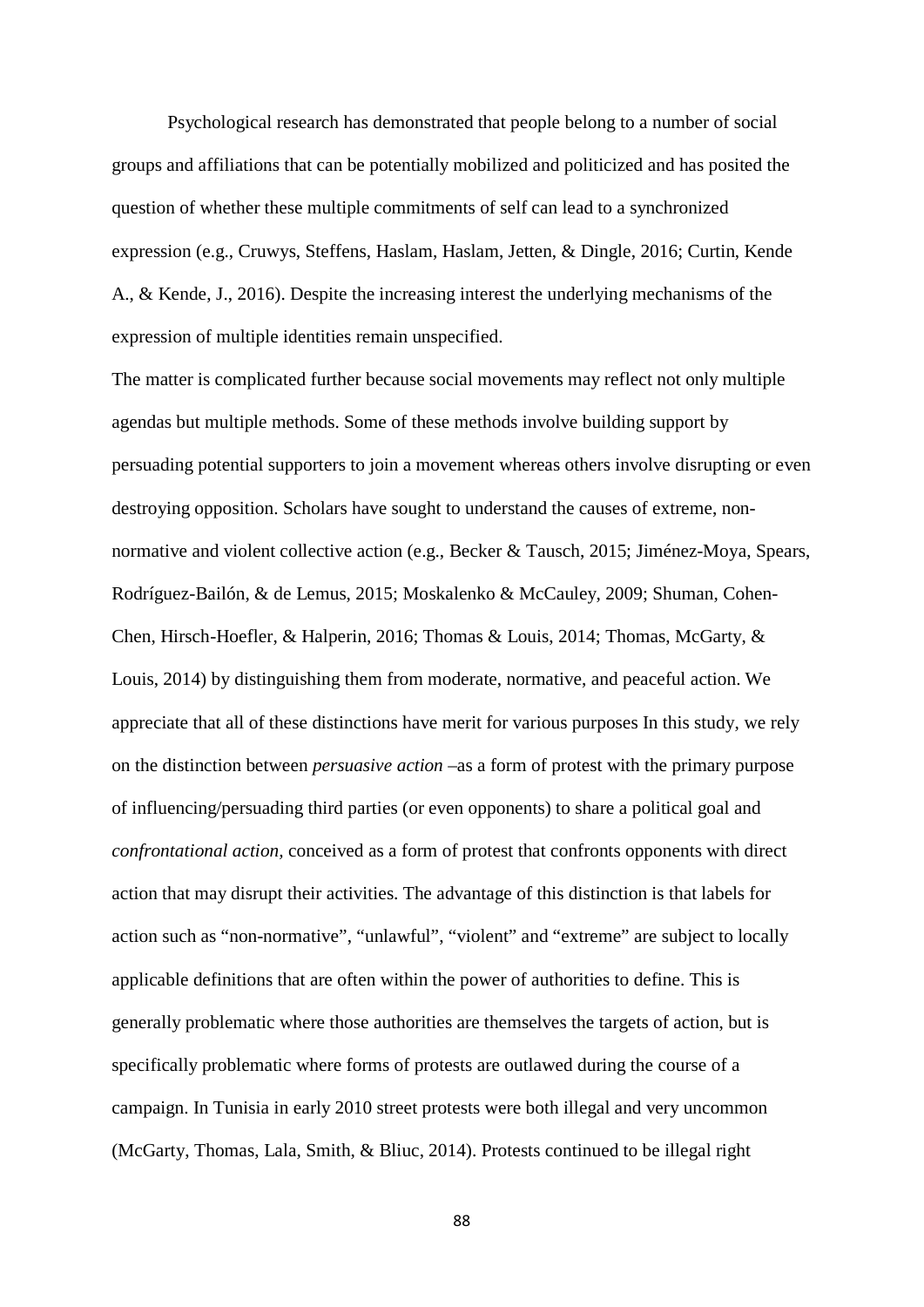Psychological research has demonstrated that people belong to a number of social groups and affiliations that can be potentially mobilized and politicized and has posited the question of whether these multiple commitments of self can lead to a synchronized expression (e.g., Cruwys, Steffens, Haslam, Haslam, Jetten, & Dingle, 2016; Curtin, Kende A., & Kende, J., 2016). Despite the increasing interest the underlying mechanisms of the expression of multiple identities remain unspecified.

The matter is complicated further because social movements may reflect not only multiple agendas but multiple methods. Some of these methods involve building support by persuading potential supporters to join a movement whereas others involve disrupting or even destroying opposition. Scholars have sought to understand the causes of extreme, non-normative and violent collective action (e.g., Becker & Tausch, 2015; Jiménez-Moya, Spears, Rodríguez-Bailón, & de Lemus, 2015; Moskalenko & McCauley, 2009; Shuman, Cohen-Chen, Hirsch-Hoefler, & Halperin, 2016; Thomas & Louis, 2014; Thomas, McGarty, & Louis, 2014) by distinguishing them from moderate, normative, and peaceful action. We appreciate that all of these distinctions have merit for various purposes In this study, we rely on the distinction between *persuasive action* –as a form of protest with the primary purpose of influencing/persuading third parties (or even opponents) to share a political goal and *confrontational action,* conceived as a form of protest that confronts opponents with direct action that may disrupt their activities. The advantage of this distinction is that labels for action such as "non-normative", "unlawful", "violent" and "extreme" are subject to locally applicable definitions that are often within the power of authorities to define. This is generally problematic where those authorities are themselves the targets of action, but is specifically problematic where forms of protests are outlawed during the course of a campaign. In Tunisia in early 2010 street protests were both illegal and very uncommon (McGarty, Thomas, Lala, Smith, & Bliuc, 2014). Protests continued to be illegal right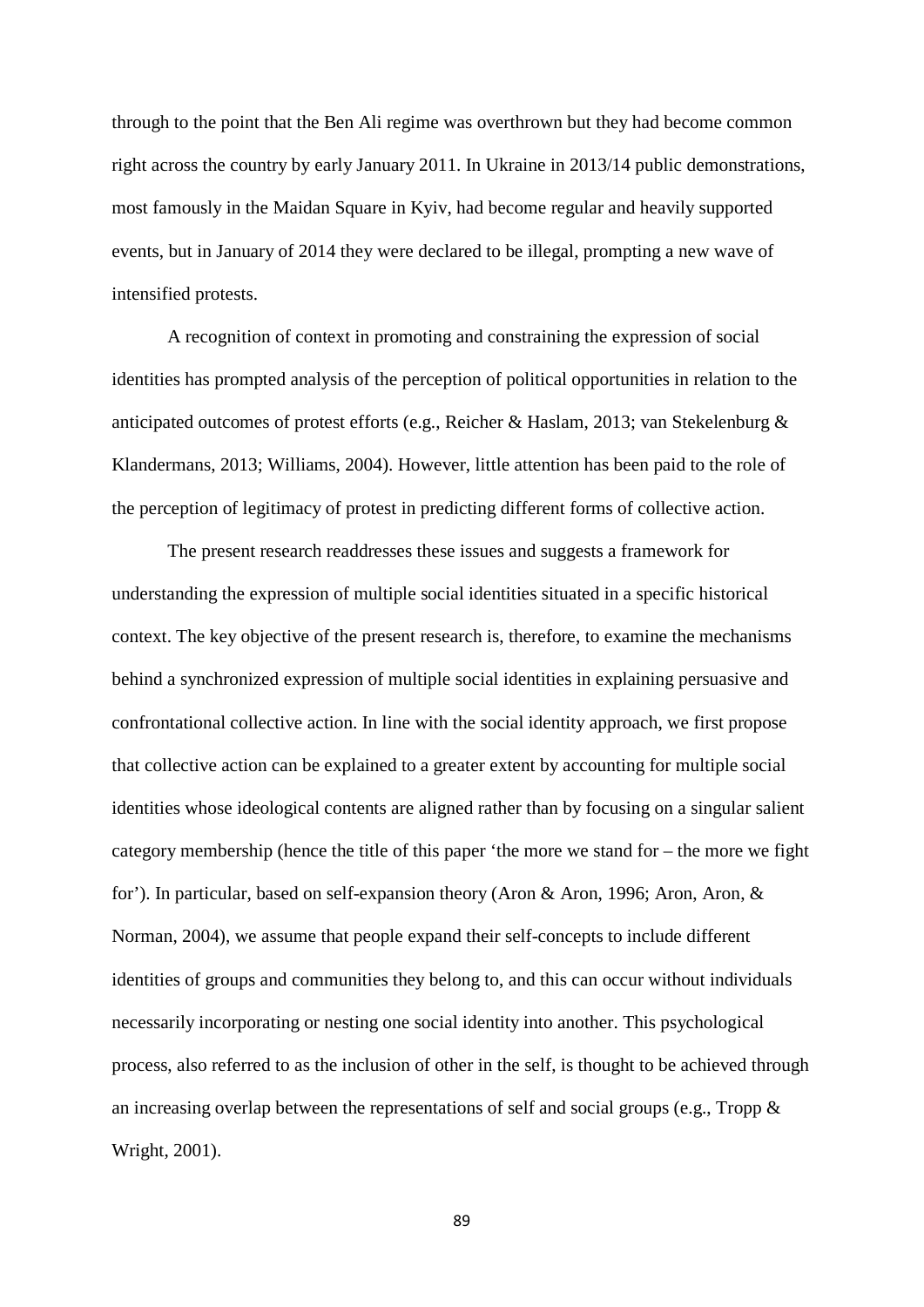through to the point that the Ben Ali regime was overthrown but they had become common right across the country by early January 2011. In Ukraine in 2013/14 public demonstrations, most famously in the Maidan Square in Kyiv, had become regular and heavily supported events, but in January of 2014 they were declared to be illegal, prompting a new wave of intensified protests.

A recognition of context in promoting and constraining the expression of social identities has prompted analysis of the perception of political opportunities in relation to the anticipated outcomes of protest efforts (e.g., Reicher & Haslam, 2013; van Stekelenburg & Klandermans, 2013; Williams, 2004). However, little attention has been paid to the role of the perception of legitimacy of protest in predicting different forms of collective action.

The present research readdresses these issues and suggests a framework for understanding the expression of multiple social identities situated in a specific historical context. The key objective of the present research is, therefore, to examine the mechanisms behind a synchronized expression of multiple social identities in explaining persuasive and confrontational collective action. In line with the social identity approach, we first propose that collective action can be explained to a greater extent by accounting for multiple social identities whose ideological contents are aligned rather than by focusing on a singular salient category membership (hence the title of this paper 'the more we stand for – the more we fight for'). In particular, based on self-expansion theory (Aron & Aron, 1996; Aron, Aron, & Norman, 2004), we assume that people expand their self-concepts to include different identities of groups and communities they belong to, and this can occur without individuals necessarily incorporating or nesting one social identity into another. This psychological process, also referred to as the inclusion of other in the self, is thought to be achieved through an increasing overlap between the representations of self and social groups (e.g., Tropp & Wright, 2001).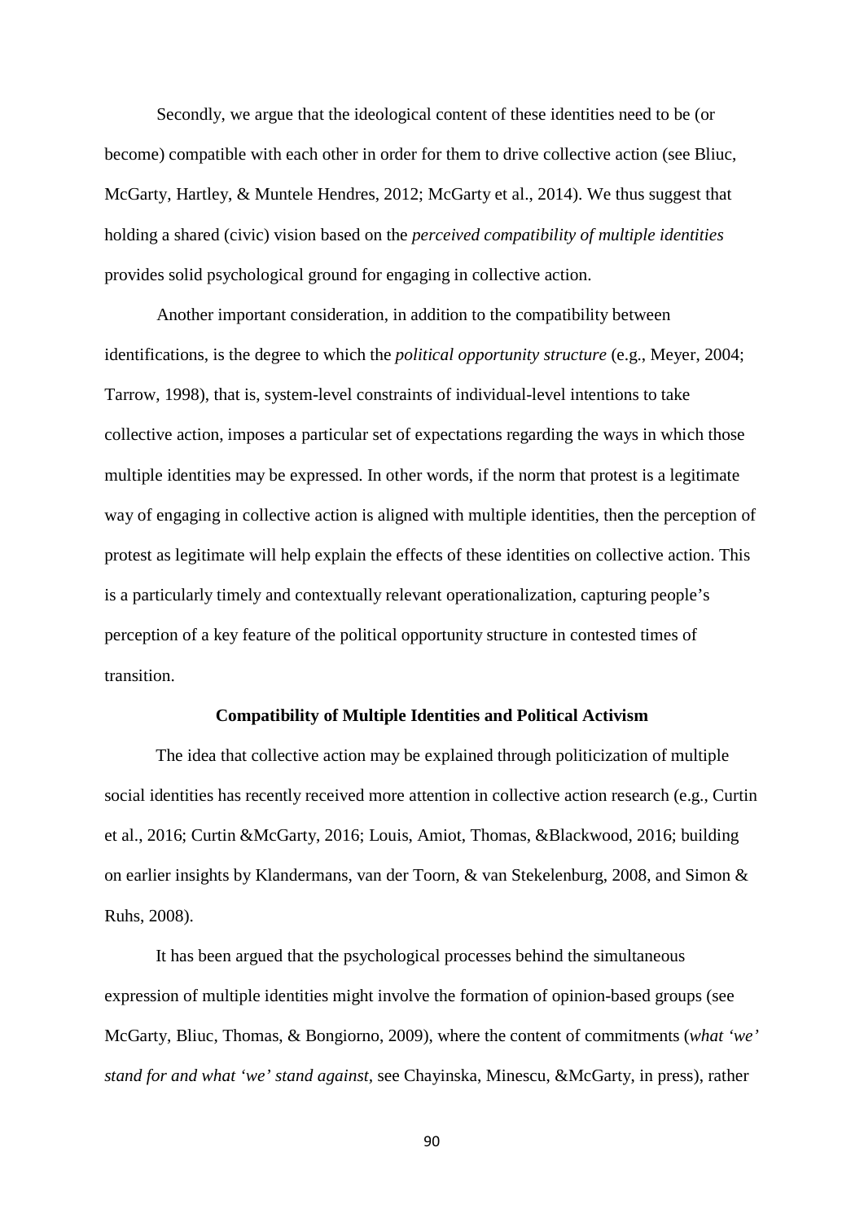Secondly, we argue that the ideological content of these identities need to be (or become) compatible with each other in order for them to drive collective action (see Bliuc, McGarty, Hartley, & Muntele Hendres, 2012; McGarty et al., 2014). We thus suggest that holding a shared (civic) vision based on the *perceived compatibility of multiple identities* provides solid psychological ground for engaging in collective action.

Another important consideration, in addition to the compatibility between identifications, is the degree to which the *political opportunity structure* (e.g., Meyer, 2004; Tarrow, 1998), that is, system-level constraints of individual-level intentions to take collective action, imposes a particular set of expectations regarding the ways in which those multiple identities may be expressed. In other words, if the norm that protest is a legitimate way of engaging in collective action is aligned with multiple identities, then the perception of protest as legitimate will help explain the effects of these identities on collective action. This is a particularly timely and contextually relevant operationalization, capturing people's perception of a key feature of the political opportunity structure in contested times of transition.

## Compatibility of Multiple Identities and Political Activism

The idea that collective action may be explained through politicization of multiple social identities has recently received more attention in collective action research (e.g., Curtin et al., 2016; Curtin &McGarty, 2016; Louis, Amiot, Thomas, &Blackwood, 2016; building on earlier insights by Klandermans, van der Toorn, & van Stekelenburg, 2008, and Simon & Ruhs, 2008).

It has been argued that the psychological processes behind the simultaneous expression of multiple identities might involve the formation of opinion-based groups (see McGarty, Bliuc, Thomas, & Bongiorno, 2009), where the content of commitments (*what 'we' stand for and what 'we' stand against*, see Chayinska, Minescu, &McGarty, in press), rather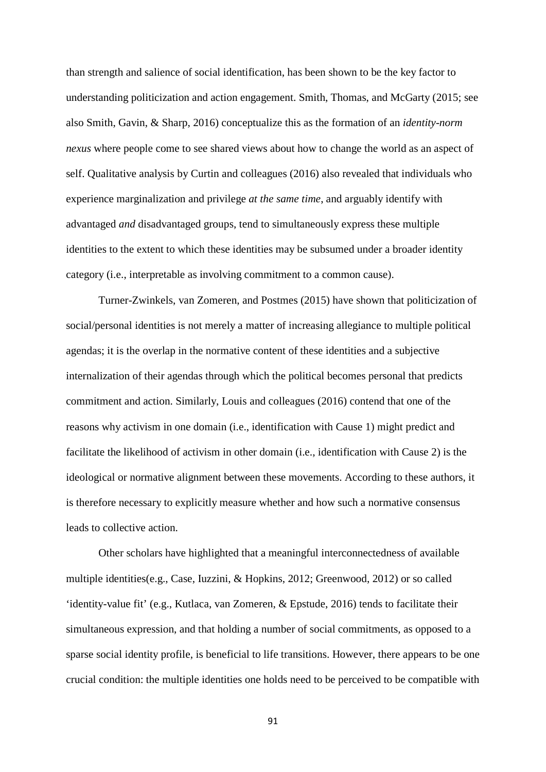than strength and salience of social identification, has been shown to be the key factor to understanding politicization and action engagement. Smith, Thomas, and McGarty (2015; see also Smith, Gavin, & Sharp, 2016) conceptualize this as the formation of an *identity-norm nexus* where people come to see shared views about how to change the world as an aspect of self. Qualitative analysis by Curtin and colleagues (2016) also revealed that individuals who experience marginalization and privilege *at the same time*, and arguably identify with advantaged *and* disadvantaged groups, tend to simultaneously express these multiple identities to the extent to which these identities may be subsumed under a broader identity category (i.e., interpretable as involving commitment to a common cause).

Turner-Zwinkels, van Zomeren, and Postmes (2015) have shown that politicization of social/personal identities is not merely a matter of increasing allegiance to multiple political agendas; it is the overlap in the normative content of these identities and a subjective internalization of their agendas through which the political becomes personal that predicts commitment and action. Similarly, Louis and colleagues (2016) contend that one of the reasons why activism in one domain (i.e., identification with Cause 1) might predict and facilitate the likelihood of activism in other domain (i.e., identification with Cause 2) is the ideological or normative alignment between these movements. According to these authors, it is therefore necessary to explicitly measure whether and how such a normative consensus leads to collective action.

Other scholars have highlighted that a meaningful interconnectedness of available multiple identities(e.g., Case, Iuzzini, & Hopkins, 2012; Greenwood, 2012) or so called 'identity-value fit' (e.g., Kutlaca, van Zomeren, & Epstude, 2016) tends to facilitate their simultaneous expression, and that holding a number of social commitments, as opposed to a sparse social identity profile, is beneficial to life transitions. However, there appears to be one crucial condition: the multiple identities one holds need to be perceived to be compatible with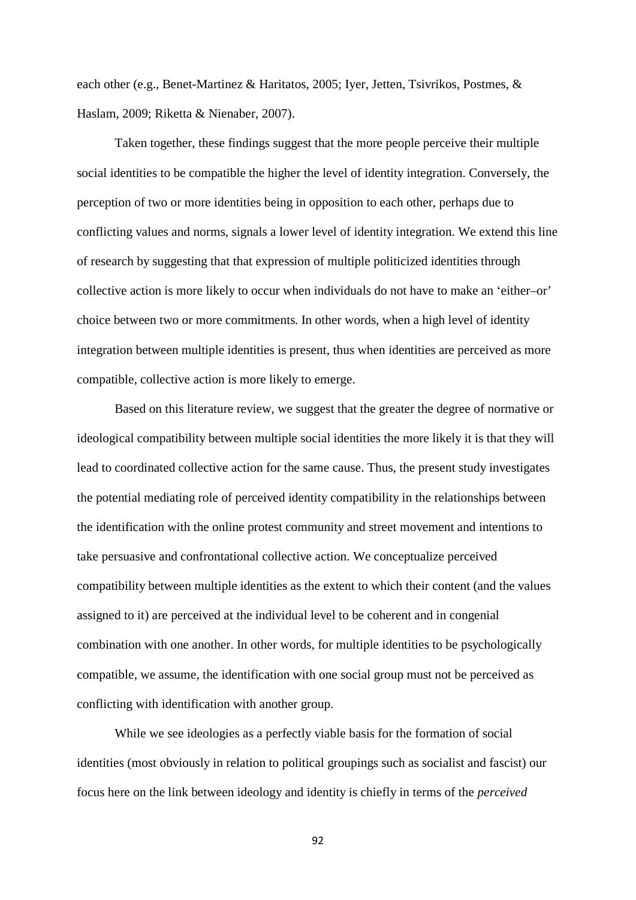each other (e.g., Benet-Martinez & Haritatos, 2005; Iyer, Jetten, Tsivrikos, Postmes, & Haslam, 2009; Riketta & Nienaber, 2007).

Taken together, these findings suggest that the more people perceive their multiple social identities to be compatible the higher the level of identity integration. Conversely, the perception of two or more identities being in opposition to each other, perhaps due to conflicting values and norms, signals a lower level of identity integration. We extend this line of research by suggesting that that expression of multiple politicized identities through collective action is more likely to occur when individuals do not have to make an 'either–or' choice between two or more commitments. In other words, when a high level of identity integration between multiple identities is present, thus when identities are perceived as more compatible, collective action is more likely to emerge.

Based on this literature review, we suggest that the greater the degree of normative or ideological compatibility between multiple social identities the more likely it is that they will lead to coordinated collective action for the same cause. Thus, the present study investigates the potential mediating role of perceived identity compatibility in the relationships between the identification with the online protest community and street movement and intentions to take persuasive and confrontational collective action. We conceptualize perceived compatibility between multiple identities as the extent to which their content (and the values assigned to it) are perceived at the individual level to be coherent and in congenial combination with one another. In other words, for multiple identities to be psychologically compatible, we assume, the identification with one social group must not be perceived as conflicting with identification with another group.

While we see ideologies as a perfectly viable basis for the formation of social identities (most obviously in relation to political groupings such as socialist and fascist) our focus here on the link between ideology and identity is chiefly in terms of the *perceived*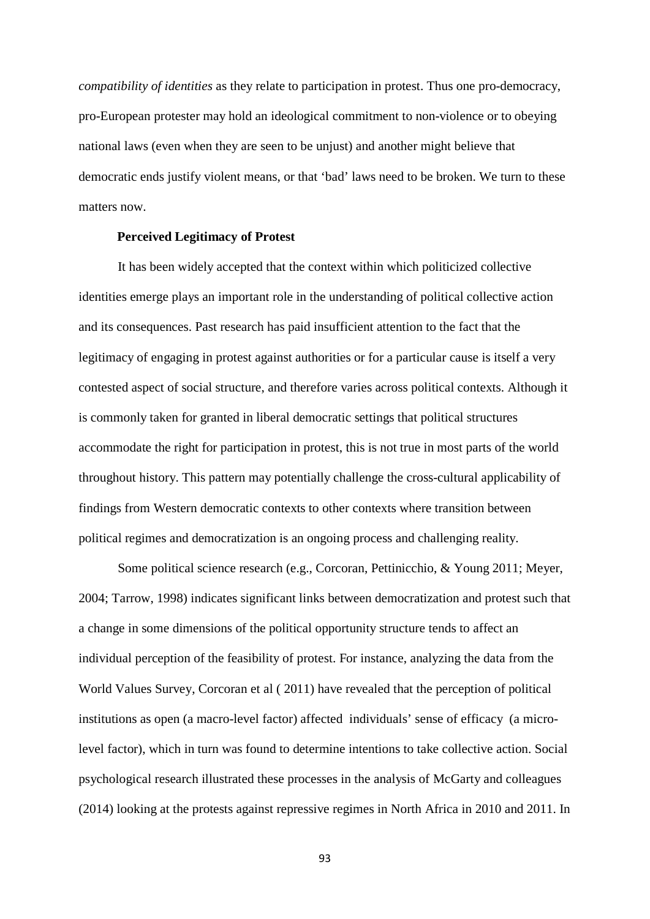*compatibility of identities* as they relate to participation in protest. Thus one pro-democracy, pro-European protester may hold an ideological commitment to non-violence or to obeying national laws (even when they are seen to be unjust) and another might believe that democratic ends justify violent means, or that 'bad' laws need to be broken. We turn to these matters now.

### Perceived Legitimacy of Protest

It has been widely accepted that the context within which politicized collective identities emerge plays an important role in the understanding of political collective action and its consequences. Past research has paid insufficient attention to the fact that the legitimacy of engaging in protest against authorities or for a particular cause is itself a very contested aspect of social structure, and therefore varies across political contexts. Although it is commonly taken for granted in liberal democratic settings that political structures accommodate the right for participation in protest, this is not true in most parts of the world throughout history. This pattern may potentially challenge the cross-cultural applicability of findings from Western democratic contexts to other contexts where transition between political regimes and democratization is an ongoing process and challenging reality.

Some political science research (e.g., Corcoran, Pettinicchio, & Young 2011; Meyer, 2004; Tarrow, 1998) indicates significant links between democratization and protest such that a change in some dimensions of the political opportunity structure tends to affect an individual perception of the feasibility of protest. For instance, analyzing the data from the World Values Survey, Corcoran et al ( 2011) have revealed that the perception of political institutions as open (a macro-level factor) affected individuals' sense of efficacy (a micro-level factor), which in turn was found to determine intentions to take collective action. Social psychological research illustrated these processes in the analysis of McGarty and colleagues (2014) looking at the protests against repressive regimes in North Africa in 2010 and 2011. In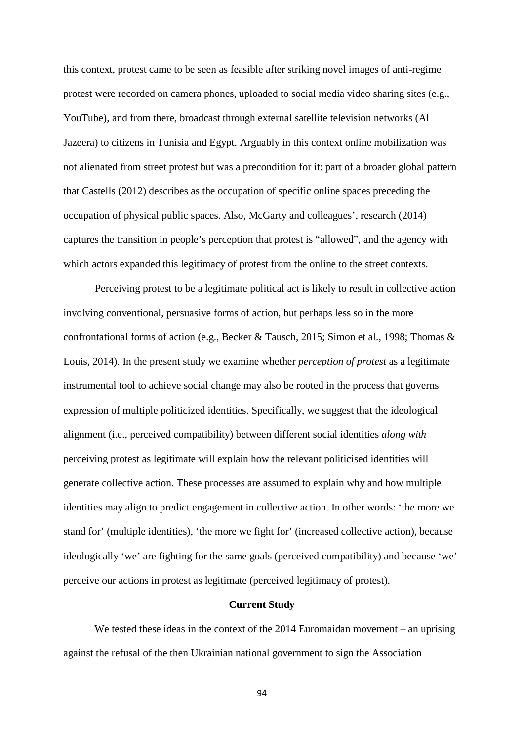this context, protest came to be seen as feasible after striking novel images of anti-regime protest were recorded on camera phones, uploaded to social media video sharing sites (e.g., YouTube), and from there, broadcast through external satellite television networks (Al Jazeera) to citizens in Tunisia and Egypt. Arguably in this context online mobilization was not alienated from street protest but was a precondition for it: part of a broader global pattern that Castells (2012) describes as the occupation of specific online spaces preceding the occupation of physical public spaces. Also, McGarty and colleagues', research (2014) captures the transition in people's perception that protest is "allowed", and the agency with which actors expanded this legitimacy of protest from the online to the street contexts.

Perceiving protest to be a legitimate political act is likely to result in collective action involving conventional, persuasive forms of action, but perhaps less so in the more confrontational forms of action (e.g., Becker & Tausch, 2015; Simon et al., 1998; Thomas & Louis, 2014). In the present study we examine whether *perception of protest* as a legitimate instrumental tool to achieve social change may also be rooted in the process that governs expression of multiple politicized identities. Specifically, we suggest that the ideological alignment (i.e., perceived compatibility) between different social identities *along with* perceiving protest as legitimate will explain how the relevant politicised identities will generate collective action. These processes are assumed to explain why and how multiple identities may align to predict engagement in collective action. In other words: 'the more we stand for' (multiple identities), 'the more we fight for' (increased collective action), because ideologically 'we' are fighting for the same goals (perceived compatibility) and because 'we' perceive our actions in protest as legitimate (perceived legitimacy of protest).

## Current Study

We tested these ideas in the context of the 2014 Euromaidan movement – an uprising against the refusal of the then Ukrainian national government to sign the Association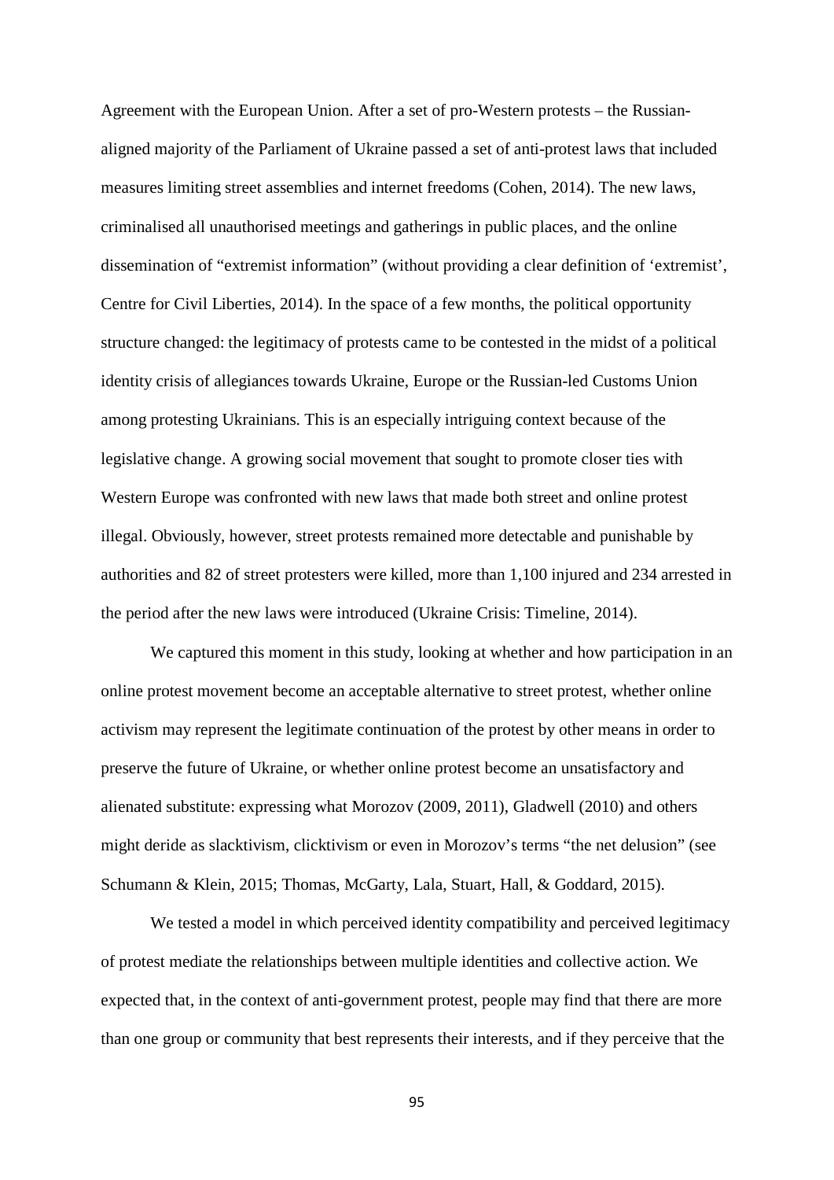Agreement with the European Union. After a set of pro-Western protests – the Russian-aligned majority of the Parliament of Ukraine passed a set of anti-protest laws that included measures limiting street assemblies and internet freedoms (Cohen, 2014). The new laws, criminalised all unauthorised meetings and gatherings in public places, and the online dissemination of "extremist information" (without providing a clear definition of 'extremist', Centre for Civil Liberties, 2014). In the space of a few months, the political opportunity structure changed: the legitimacy of protests came to be contested in the midst of a political identity crisis of allegiances towards Ukraine, Europe or the Russian-led Customs Union among protesting Ukrainians. This is an especially intriguing context because of the legislative change. A growing social movement that sought to promote closer ties with Western Europe was confronted with new laws that made both street and online protest illegal. Obviously, however, street protests remained more detectable and punishable by authorities and 82 of street protesters were killed, more than 1,100 injured and 234 arrested in the period after the new laws were introduced (Ukraine Crisis: Timeline, 2014).

We captured this moment in this study, looking at whether and how participation in an online protest movement become an acceptable alternative to street protest, whether online activism may represent the legitimate continuation of the protest by other means in order to preserve the future of Ukraine, or whether online protest become an unsatisfactory and alienated substitute: expressing what Morozov (2009, 2011), Gladwell (2010) and others might deride as slacktivism, clicktivism or even in Morozov's terms "the net delusion" (see Schumann & Klein, 2015; Thomas, McGarty, Lala, Stuart, Hall, & Goddard, 2015).

We tested a model in which perceived identity compatibility and perceived legitimacy of protest mediate the relationships between multiple identities and collective action. We expected that, in the context of anti-government protest, people may find that there are more than one group or community that best represents their interests, and if they perceive that the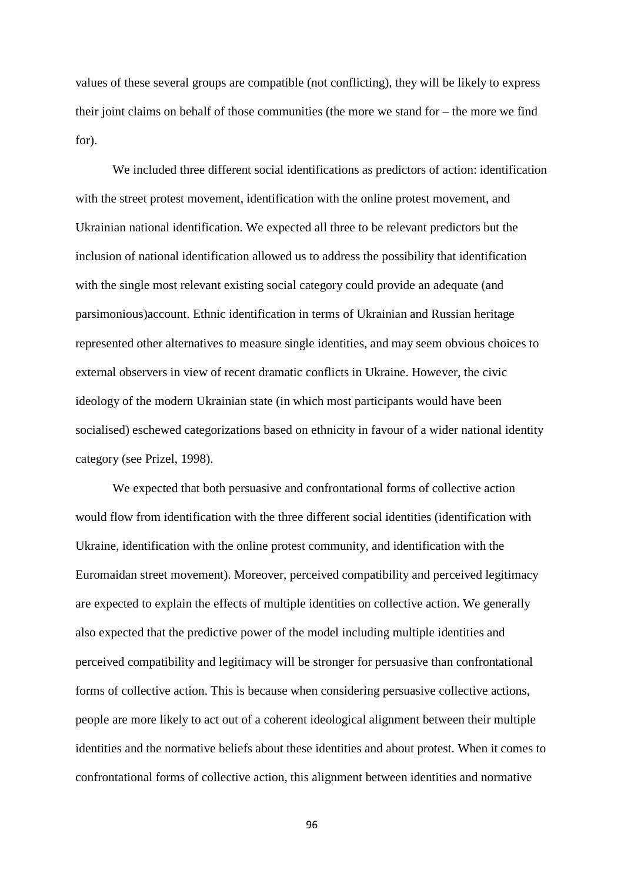values of these several groups are compatible (not conflicting), they will be likely to express their joint claims on behalf of those communities (the more we stand for – the more we find for).

We included three different social identifications as predictors of action: identification with the street protest movement, identification with the online protest movement, and Ukrainian national identification. We expected all three to be relevant predictors but the inclusion of national identification allowed us to address the possibility that identification with the single most relevant existing social category could provide an adequate (and parsimonious)account. Ethnic identification in terms of Ukrainian and Russian heritage represented other alternatives to measure single identities, and may seem obvious choices to external observers in view of recent dramatic conflicts in Ukraine. However, the civic ideology of the modern Ukrainian state (in which most participants would have been socialised) eschewed categorizations based on ethnicity in favour of a wider national identity category (see Prizel, 1998).

We expected that both persuasive and confrontational forms of collective action would flow from identification with the three different social identities (identification with Ukraine, identification with the online protest community, and identification with the Euromaidan street movement). Moreover, perceived compatibility and perceived legitimacy are expected to explain the effects of multiple identities on collective action. We generally also expected that the predictive power of the model including multiple identities and perceived compatibility and legitimacy will be stronger for persuasive than confrontational forms of collective action. This is because when considering persuasive collective actions, people are more likely to act out of a coherent ideological alignment between their multiple identities and the normative beliefs about these identities and about protest. When it comes to confrontational forms of collective action, this alignment between identities and normative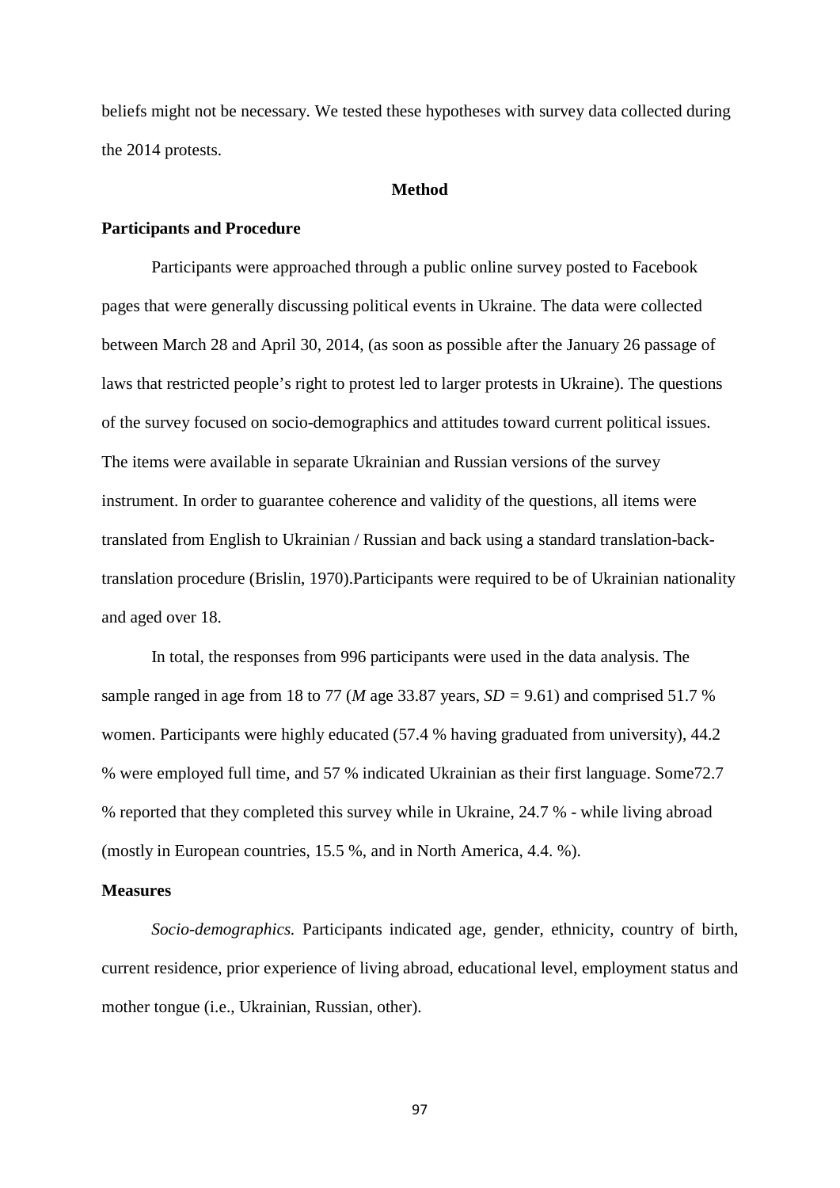beliefs might not be necessary. We tested these hypotheses with survey data collected during the 2014 protests.

## Method

### Participants and Procedure

Participants were approached through a public online survey posted to Facebook pages that were generally discussing political events in Ukraine. The data were collected between March 28 and April 30, 2014, (as soon as possible after the January 26 passage of laws that restricted people's right to protest led to larger protests in Ukraine). The questions of the survey focused on socio-demographics and attitudes toward current political issues. The items were available in separate Ukrainian and Russian versions of the survey instrument. In order to guarantee coherence and validity of the questions, all items were translated from English to Ukrainian / Russian and back using a standard translation-back-translation procedure (Brislin, 1970).Participants were required to be of Ukrainian nationality and aged over 18.

In total, the responses from 996 participants were used in the data analysis. The sample ranged in age from 18 to 77 (*M* age 33.87 years, *SD* = 9.61) and comprised 51.7 % women. Participants were highly educated (57.4 % having graduated from university), 44.2 % were employed full time, and 57 % indicated Ukrainian as their first language. Some72.7 % reported that they completed this survey while in Ukraine, 24.7 % - while living abroad (mostly in European countries, 15.5 %, and in North America, 4.4. %).

### Measures

*Socio-demographics.* Participants indicated age, gender, ethnicity, country of birth, current residence, prior experience of living abroad, educational level, employment status and mother tongue (i.e., Ukrainian, Russian, other).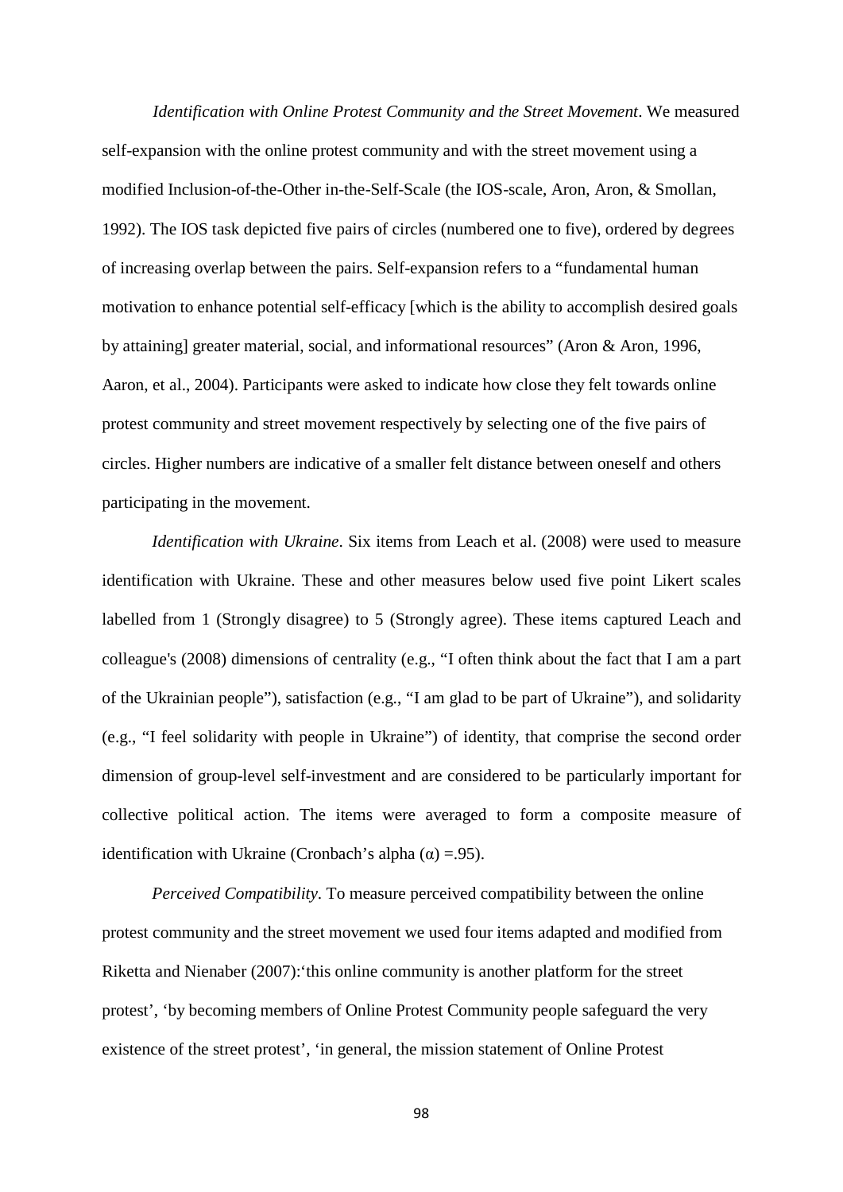*Identification with Online Protest Community and the Street Movement*. We measured self-expansion with the online protest community and with the street movement using a modified Inclusion-of-the-Other in-the-Self-Scale (the IOS-scale, Aron, Aron, & Smollan, 1992). The IOS task depicted five pairs of circles (numbered one to five), ordered by degrees of increasing overlap between the pairs. Self-expansion refers to a "fundamental human motivation to enhance potential self-efficacy [which is the ability to accomplish desired goals by attaining] greater material, social, and informational resources" (Aron & Aron, 1996, Aaron, et al., 2004). Participants were asked to indicate how close they felt towards online protest community and street movement respectively by selecting one of the five pairs of circles. Higher numbers are indicative of a smaller felt distance between oneself and others participating in the movement.

*Identification with Ukraine*. Six items from Leach et al. (2008) were used to measure identification with Ukraine. These and other measures below used five point Likert scales labelled from 1 (Strongly disagree) to 5 (Strongly agree). These items captured Leach and colleague's (2008) dimensions of centrality (e.g., "I often think about the fact that I am a part of the Ukrainian people"), satisfaction (e.g., "I am glad to be part of Ukraine"), and solidarity (e.g., "I feel solidarity with people in Ukraine") of identity, that comprise the second order dimension of group-level self-investment and are considered to be particularly important for collective political action. The items were averaged to form a composite measure of identification with Ukraine (Cronbach's alpha ($\alpha$) =.95).

*Perceived Compatibility*. To measure perceived compatibility between the online protest community and the street movement we used four items adapted and modified from Riketta and Nienaber (2007):'this online community is another platform for the street protest', 'by becoming members of Online Protest Community people safeguard the very existence of the street protest', 'in general, the mission statement of Online Protest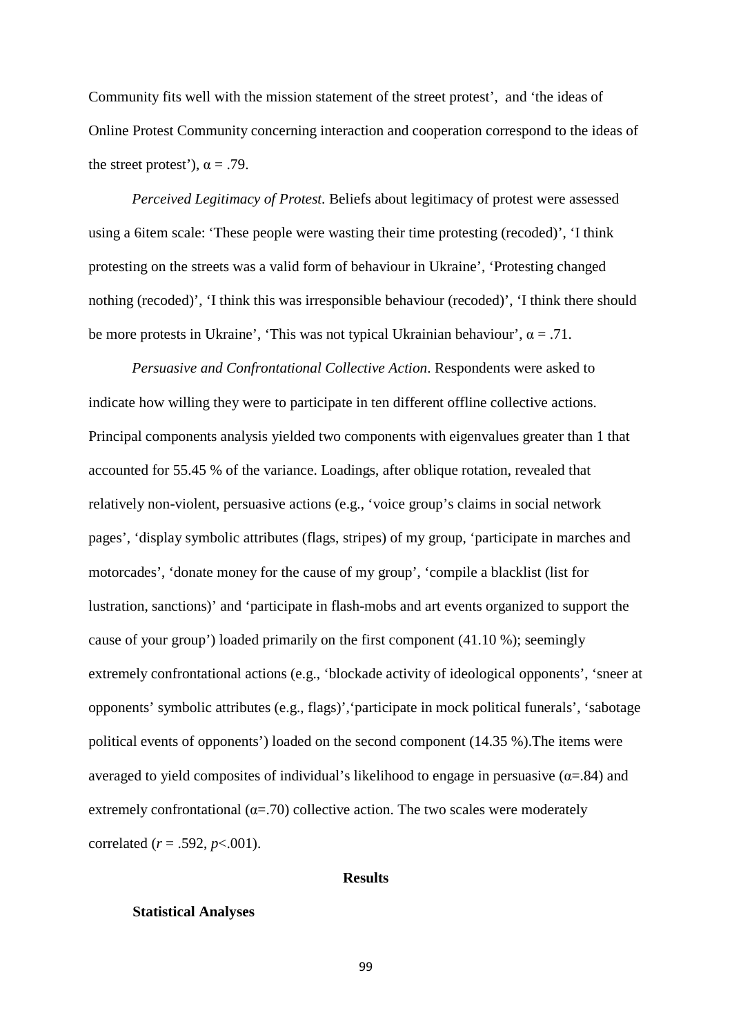Community fits well with the mission statement of the street protest', and 'the ideas of Online Protest Community concerning interaction and cooperation correspond to the ideas of the street protest'), $\alpha = .79$.

*Perceived Legitimacy of Protest.* Beliefs about legitimacy of protest were assessed using a 6item scale: 'These people were wasting their time protesting (recoded)', 'I think protesting on the streets was a valid form of behaviour in Ukraine', 'Protesting changed nothing (recoded)', 'I think this was irresponsible behaviour (recoded)', 'I think there should be more protests in Ukraine', 'This was not typical Ukrainian behaviour', $\alpha = .71$.

*Persuasive and Confrontational Collective Action*. Respondents were asked to indicate how willing they were to participate in ten different offline collective actions. Principal components analysis yielded two components with eigenvalues greater than 1 that accounted for 55.45 % of the variance. Loadings, after oblique rotation, revealed that relatively non-violent, persuasive actions (e.g., 'voice group's claims in social network pages', 'display symbolic attributes (flags, stripes) of my group, 'participate in marches and motorcades', 'donate money for the cause of my group', 'compile a blacklist (list for lustration, sanctions)' and 'participate in flash-mobs and art events organized to support the cause of your group') loaded primarily on the first component (41.10 %); seemingly extremely confrontational actions (e.g., 'blockade activity of ideological opponents', 'sneer at opponents' symbolic attributes (e.g., flags)','participate in mock political funerals', 'sabotage political events of opponents') loaded on the second component (14.35 %).The items were averaged to yield composites of individual's likelihood to engage in persuasive ($\alpha$=.84) and extremely confrontational ($\alpha$=.70) collective action. The two scales were moderately correlated ($r = .592$, $p<.001$).

## Results

### Statistical Analyses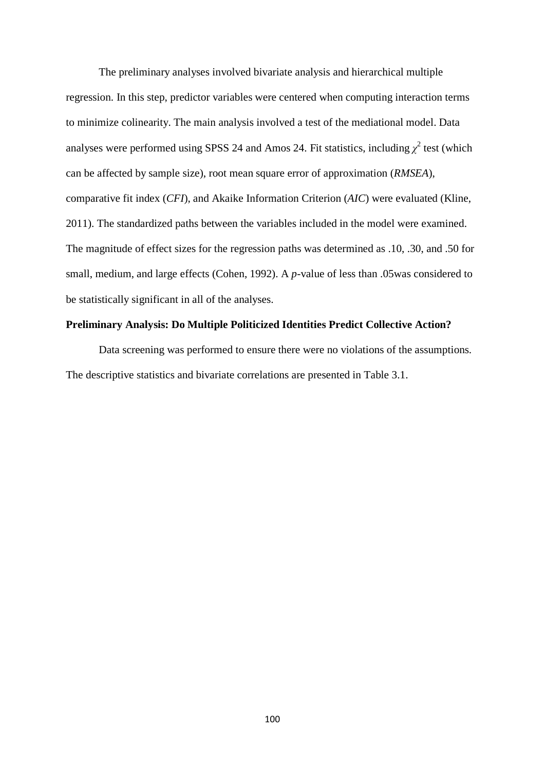The preliminary analyses involved bivariate analysis and hierarchical multiple regression. In this step, predictor variables were centered when computing interaction terms to minimize colinearity. The main analysis involved a test of the mediational model. Data analyses were performed using SPSS 24 and Amos 24. Fit statistics, including $\chi^2$ test (which can be affected by sample size), root mean square error of approximation (*RMSEA*), comparative fit index (*CFI*), and Akaike Information Criterion (*AIC*) were evaluated (Kline, 2011). The standardized paths between the variables included in the model were examined. The magnitude of effect sizes for the regression paths was determined as .10, .30, and .50 for small, medium, and large effects (Cohen, 1992). A *p*-value of less than .05was considered to be statistically significant in all of the analyses.

**Preliminary Analysis: Do Multiple Politicized Identities Predict Collective Action?**

Data screening was performed to ensure there were no violations of the assumptions. The descriptive statistics and bivariate correlations are presented in Table 3.1.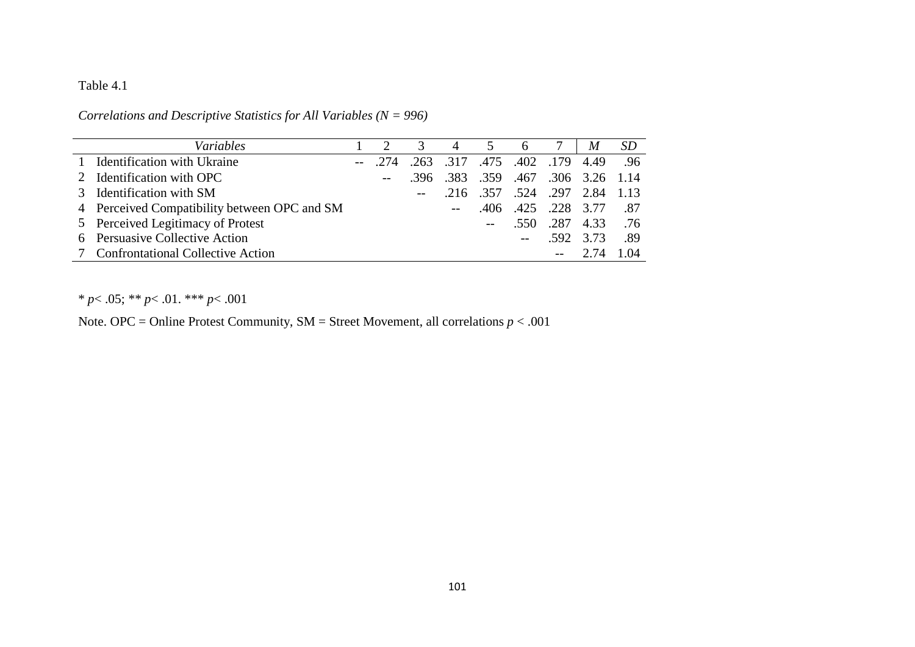Table 4.1

*Correlations and Descriptive Statistics for All Variables (N = 996)*

| | *Variables* | 1 | 2 | 3 | 4 | 5 | 6 | 7 | *M* | *SD* |
|---|---|---|---|---|---|---|---|---|---|---|
| 1 | Identification with Ukraine | -- | .274 | .263 | .317 | .475 | .402 | .179 | 4.49 | .96 |
| 2 | Identification with OPC | | -- | .396 | .383 | .359 | .467 | .306 | 3.26 | 1.14 |
| 3 | Identification with SM | | | -- | .216 | .357 | .524 | .297 | 2.84 | 1.13 |
| 4 | Perceived Compatibility between OPC and SM | | | | -- | .406 | .425 | .228 | 3.77 | .87 |
| 5 | Perceived Legitimacy of Protest | | | | | -- | .550 | .287 | 4.33 | .76 |
| 6 | Persuasive Collective Action | | | | | | -- | .592 | 3.73 | .89 |
| 7 | Confrontational Collective Action | | | | | | | -- | 2.74 | 1.04 |

\* $p < .05$; ** $p < .01$. *** $p < .001$

Note. OPC = Online Protest Community, SM = Street Movement, all correlations $p < .001$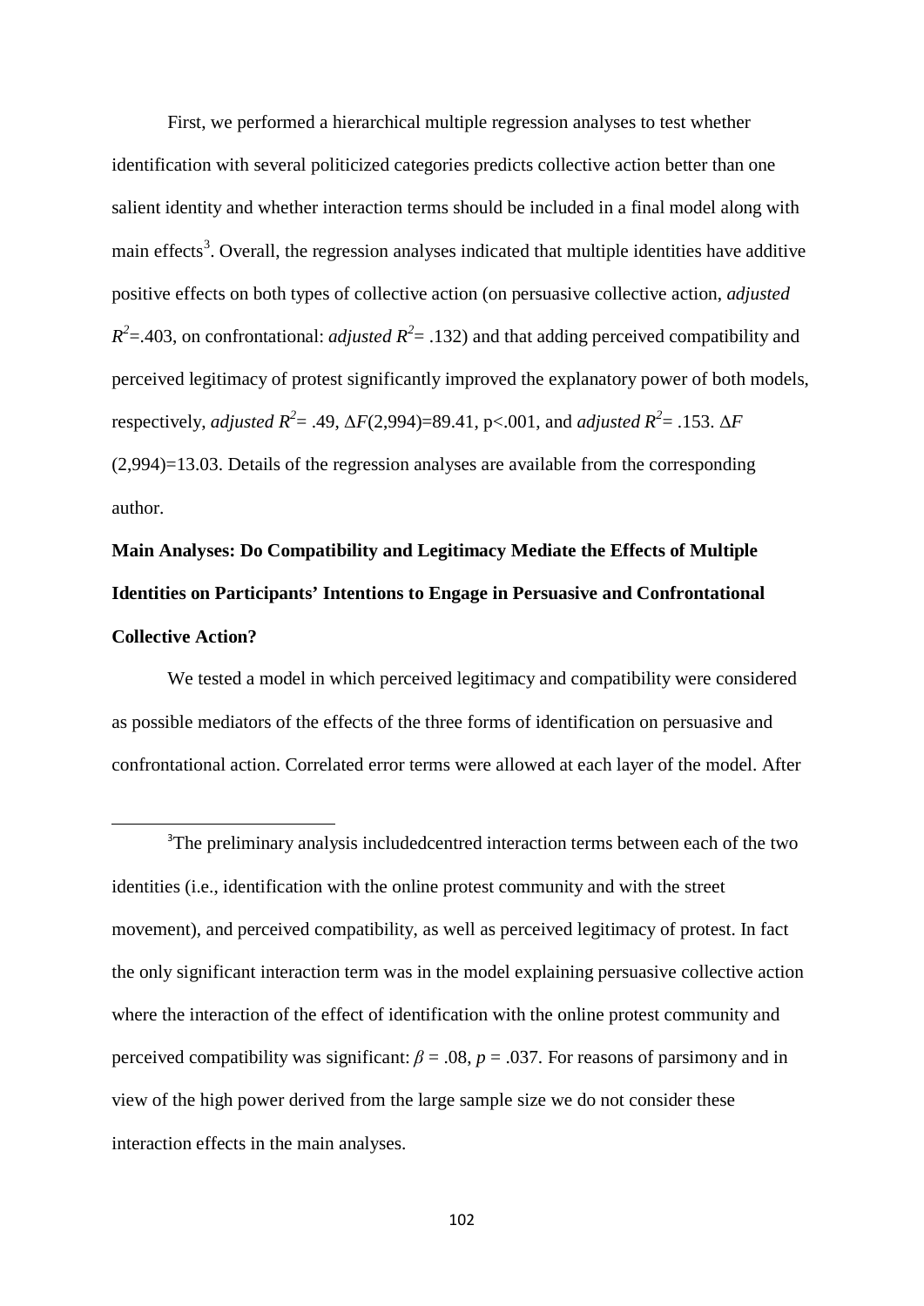First, we performed a hierarchical multiple regression analyses to test whether identification with several politicized categories predicts collective action better than one salient identity and whether interaction terms should be included in a final model along with main effects[3]. Overall, the regression analyses indicated that multiple identities have additive positive effects on both types of collective action (on persuasive collective action, *adjusted* $R^2$=.403, on confrontational: *adjusted* $R^2$= .132) and that adding perceived compatibility and perceived legitimacy of protest significantly improved the explanatory power of both models, respectively, *adjusted* $R^2$= .49, $\Delta F(2,994)$=89.41, p<.001, and *adjusted* $R^2$= .153. $\Delta F$ (2,994)=13.03. Details of the regression analyses are available from the corresponding author.

**Main Analyses: Do Compatibility and Legitimacy Mediate the Effects of Multiple Identities on Participants' Intentions to Engage in Persuasive and Confrontational Collective Action?**

We tested a model in which perceived legitimacy and compatibility were considered as possible mediators of the effects of the three forms of identification on persuasive and confrontational action. Correlated error terms were allowed at each layer of the model. After

---

[3]The preliminary analysis includedcentred interaction terms between each of the two identities (i.e., identification with the online protest community and with the street movement), and perceived compatibility, as well as perceived legitimacy of protest. In fact the only significant interaction term was in the model explaining persuasive collective action where the interaction of the effect of identification with the online protest community and perceived compatibility was significant: $\beta$ = .08, $p$ = .037. For reasons of parsimony and in view of the high power derived from the large sample size we do not consider these interaction effects in the main analyses.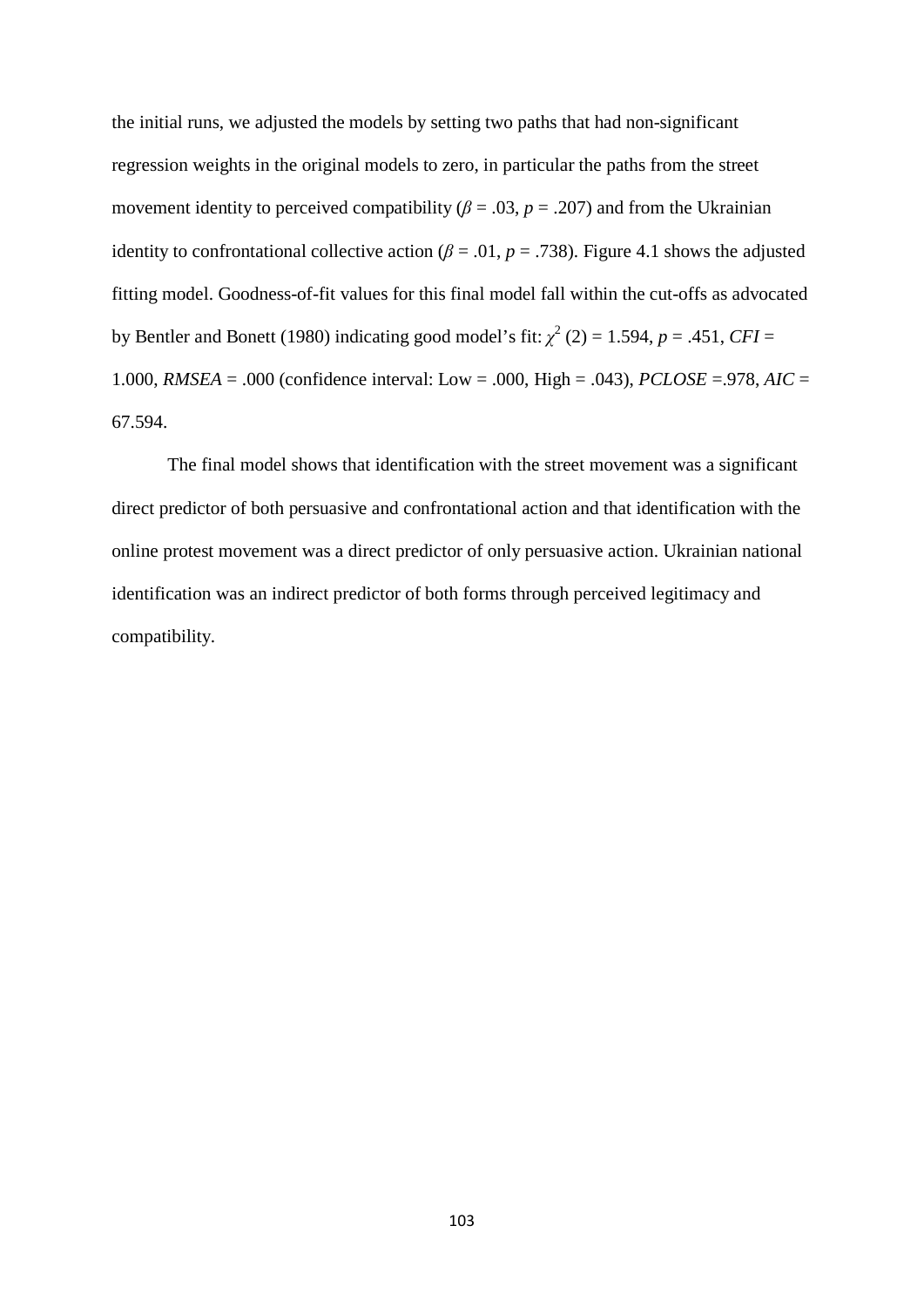the initial runs, we adjusted the models by setting two paths that had non-significant regression weights in the original models to zero, in particular the paths from the street movement identity to perceived compatibility ($\beta$ = .03, $p$ = .207) and from the Ukrainian identity to confrontational collective action ($\beta$ = .01, $p$ = .738). Figure 4.1 shows the adjusted fitting model. Goodness-of-fit values for this final model fall within the cut-offs as advocated by Bentler and Bonett (1980) indicating good model's fit: $\chi^2$ (2) = 1.594, $p$ = .451, *CFI* = 1.000, *RMSEA* = .000 (confidence interval: Low = .000, High = .043), *PCLOSE* =.978, *AIC* = 67.594.

The final model shows that identification with the street movement was a significant direct predictor of both persuasive and confrontational action and that identification with the online protest movement was a direct predictor of only persuasive action. Ukrainian national identification was an indirect predictor of both forms through perceived legitimacy and compatibility.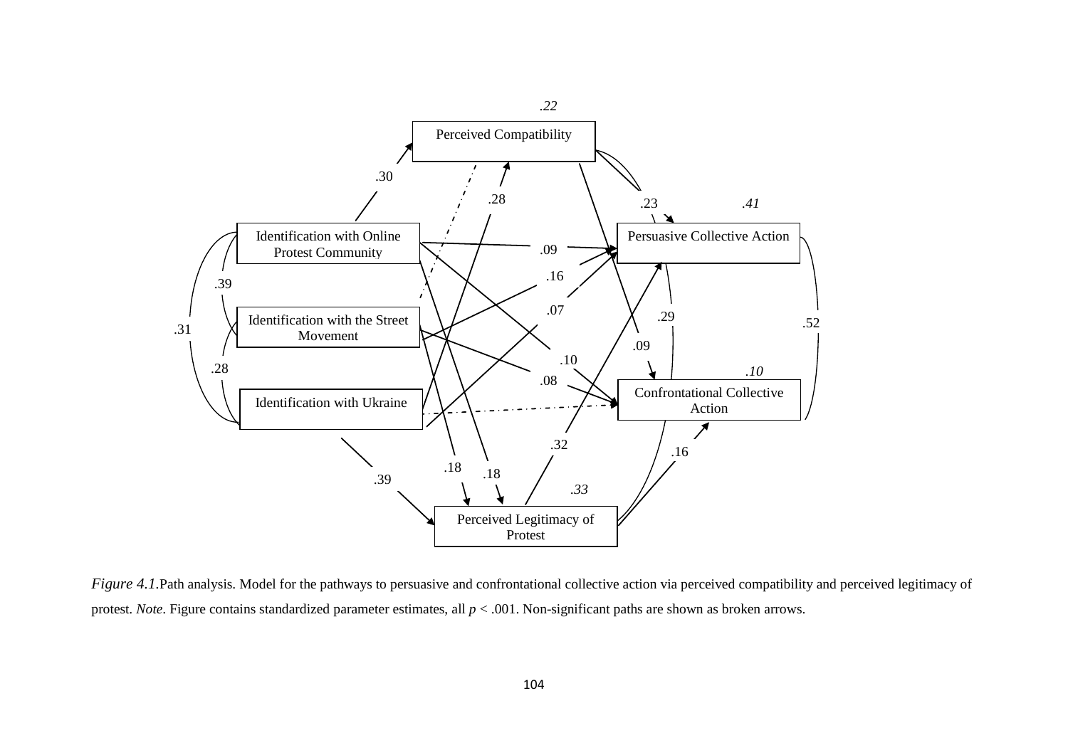*Figure 4.1.*Path analysis. Model for the pathways to persuasive and confrontational collective action via perceived compatibility and perceived legitimacy of protest. *Note*. Figure contains standardized parameter estimates, all $p < .001$. Non-significant paths are shown as broken arrows.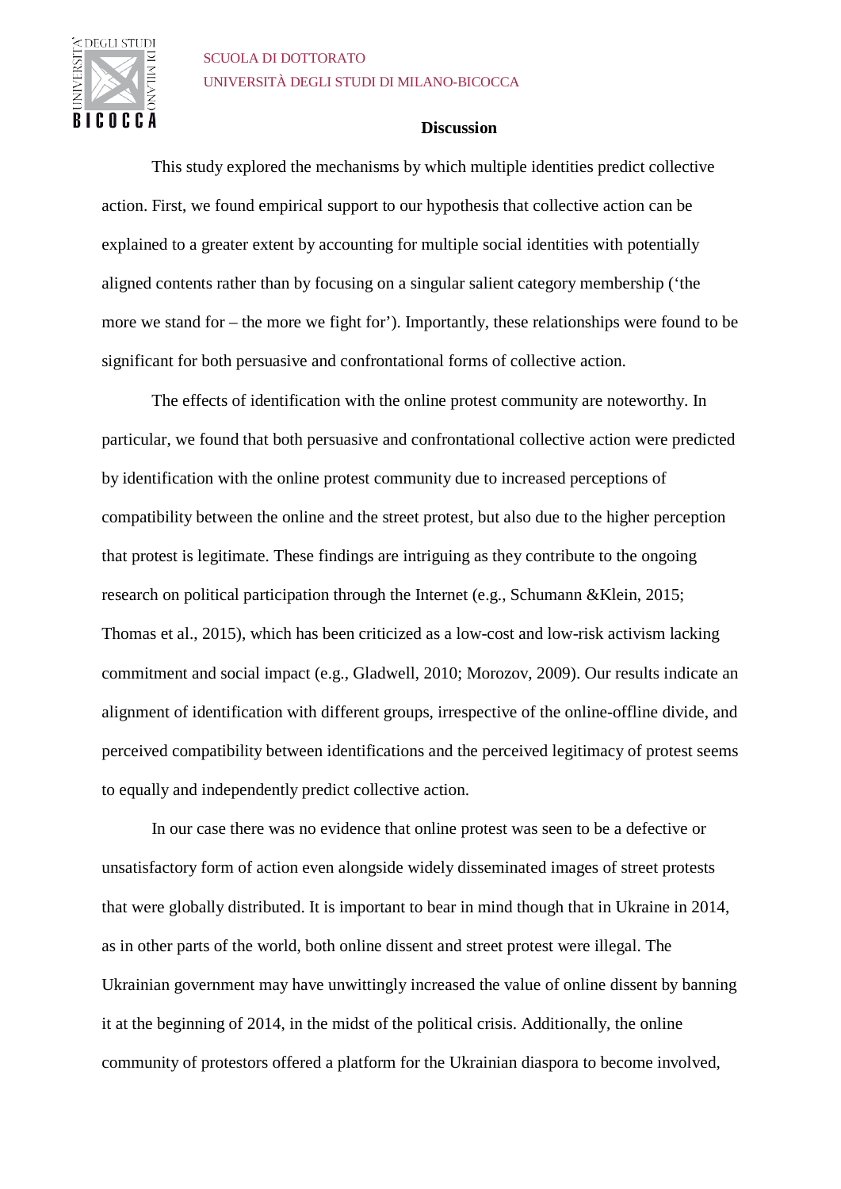## Discussion

This study explored the mechanisms by which multiple identities predict collective action. First, we found empirical support to our hypothesis that collective action can be explained to a greater extent by accounting for multiple social identities with potentially aligned contents rather than by focusing on a singular salient category membership ('the more we stand for – the more we fight for'). Importantly, these relationships were found to be significant for both persuasive and confrontational forms of collective action.

The effects of identification with the online protest community are noteworthy. In particular, we found that both persuasive and confrontational collective action were predicted by identification with the online protest community due to increased perceptions of compatibility between the online and the street protest, but also due to the higher perception that protest is legitimate. These findings are intriguing as they contribute to the ongoing research on political participation through the Internet (e.g., Schumann &Klein, 2015; Thomas et al., 2015), which has been criticized as a low-cost and low-risk activism lacking commitment and social impact (e.g., Gladwell, 2010; Morozov, 2009). Our results indicate an alignment of identification with different groups, irrespective of the online-offline divide, and perceived compatibility between identifications and the perceived legitimacy of protest seems to equally and independently predict collective action.

In our case there was no evidence that online protest was seen to be a defective or unsatisfactory form of action even alongside widely disseminated images of street protests that were globally distributed. It is important to bear in mind though that in Ukraine in 2014, as in other parts of the world, both online dissent and street protest were illegal. The Ukrainian government may have unwittingly increased the value of online dissent by banning it at the beginning of 2014, in the midst of the political crisis. Additionally, the online community of protestors offered a platform for the Ukrainian diaspora to become involved,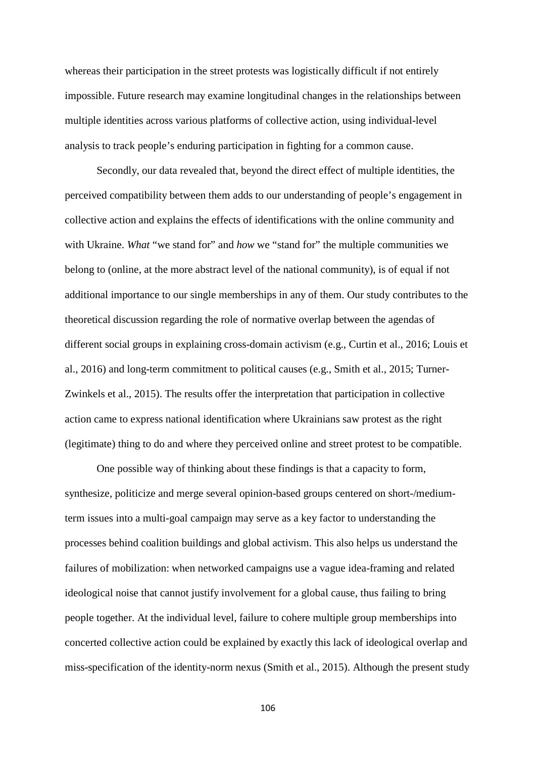whereas their participation in the street protests was logistically difficult if not entirely impossible. Future research may examine longitudinal changes in the relationships between multiple identities across various platforms of collective action, using individual-level analysis to track people's enduring participation in fighting for a common cause.

Secondly, our data revealed that, beyond the direct effect of multiple identities, the perceived compatibility between them adds to our understanding of people's engagement in collective action and explains the effects of identifications with the online community and with Ukraine. *What* "we stand for" and *how* we "stand for" the multiple communities we belong to (online, at the more abstract level of the national community), is of equal if not additional importance to our single memberships in any of them. Our study contributes to the theoretical discussion regarding the role of normative overlap between the agendas of different social groups in explaining cross-domain activism (e.g., Curtin et al., 2016; Louis et al., 2016) and long-term commitment to political causes (e.g., Smith et al., 2015; Turner-Zwinkels et al., 2015). The results offer the interpretation that participation in collective action came to express national identification where Ukrainians saw protest as the right (legitimate) thing to do and where they perceived online and street protest to be compatible.

One possible way of thinking about these findings is that a capacity to form, synthesize, politicize and merge several opinion-based groups centered on short-/medium-term issues into a multi-goal campaign may serve as a key factor to understanding the processes behind coalition buildings and global activism. This also helps us understand the failures of mobilization: when networked campaigns use a vague idea-framing and related ideological noise that cannot justify involvement for a global cause, thus failing to bring people together. At the individual level, failure to cohere multiple group memberships into concerted collective action could be explained by exactly this lack of ideological overlap and miss-specification of the identity-norm nexus (Smith et al., 2015). Although the present study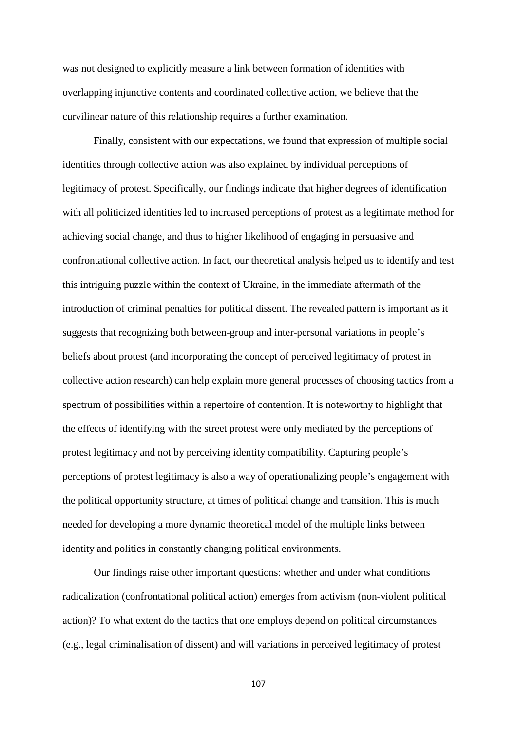was not designed to explicitly measure a link between formation of identities with overlapping injunctive contents and coordinated collective action, we believe that the curvilinear nature of this relationship requires a further examination.

Finally, consistent with our expectations, we found that expression of multiple social identities through collective action was also explained by individual perceptions of legitimacy of protest. Specifically, our findings indicate that higher degrees of identification with all politicized identities led to increased perceptions of protest as a legitimate method for achieving social change, and thus to higher likelihood of engaging in persuasive and confrontational collective action. In fact, our theoretical analysis helped us to identify and test this intriguing puzzle within the context of Ukraine, in the immediate aftermath of the introduction of criminal penalties for political dissent. The revealed pattern is important as it suggests that recognizing both between-group and inter-personal variations in people's beliefs about protest (and incorporating the concept of perceived legitimacy of protest in collective action research) can help explain more general processes of choosing tactics from a spectrum of possibilities within a repertoire of contention. It is noteworthy to highlight that the effects of identifying with the street protest were only mediated by the perceptions of protest legitimacy and not by perceiving identity compatibility. Capturing people's perceptions of protest legitimacy is also a way of operationalizing people's engagement with the political opportunity structure, at times of political change and transition. This is much needed for developing a more dynamic theoretical model of the multiple links between identity and politics in constantly changing political environments.

Our findings raise other important questions: whether and under what conditions radicalization (confrontational political action) emerges from activism (non-violent political action)? To what extent do the tactics that one employs depend on political circumstances (e.g., legal criminalisation of dissent) and will variations in perceived legitimacy of protest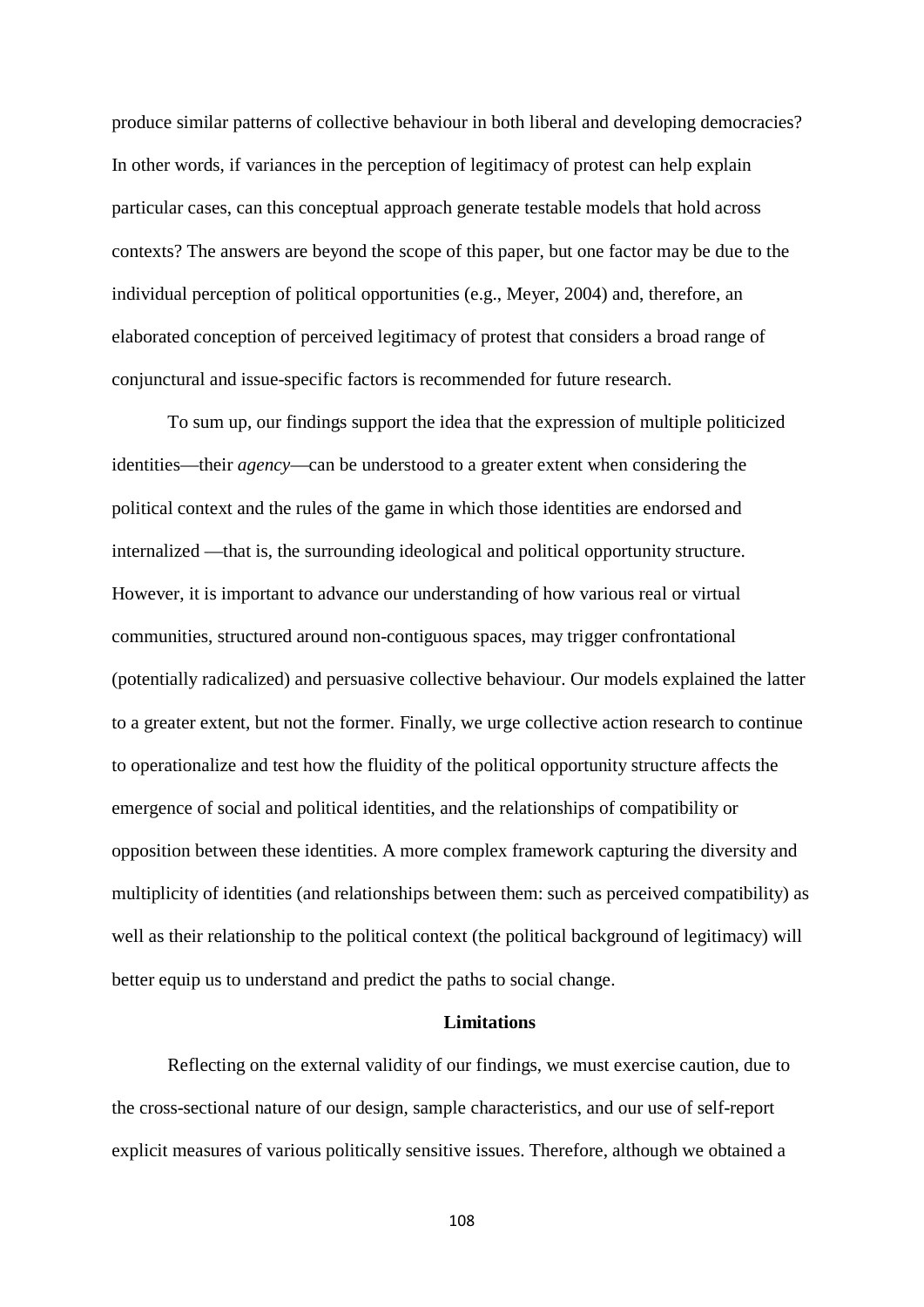produce similar patterns of collective behaviour in both liberal and developing democracies? In other words, if variances in the perception of legitimacy of protest can help explain particular cases, can this conceptual approach generate testable models that hold across contexts? The answers are beyond the scope of this paper, but one factor may be due to the individual perception of political opportunities (e.g., Meyer, 2004) and, therefore, an elaborated conception of perceived legitimacy of protest that considers a broad range of conjunctural and issue-specific factors is recommended for future research.

To sum up, our findings support the idea that the expression of multiple politicized identities—their *agency*—can be understood to a greater extent when considering the political context and the rules of the game in which those identities are endorsed and internalized —that is, the surrounding ideological and political opportunity structure. However, it is important to advance our understanding of how various real or virtual communities, structured around non-contiguous spaces, may trigger confrontational (potentially radicalized) and persuasive collective behaviour. Our models explained the latter to a greater extent, but not the former. Finally, we urge collective action research to continue to operationalize and test how the fluidity of the political opportunity structure affects the emergence of social and political identities, and the relationships of compatibility or opposition between these identities. A more complex framework capturing the diversity and multiplicity of identities (and relationships between them: such as perceived compatibility) as well as their relationship to the political context (the political background of legitimacy) will better equip us to understand and predict the paths to social change.

## Limitations

Reflecting on the external validity of our findings, we must exercise caution, due to the cross-sectional nature of our design, sample characteristics, and our use of self-report explicit measures of various politically sensitive issues. Therefore, although we obtained a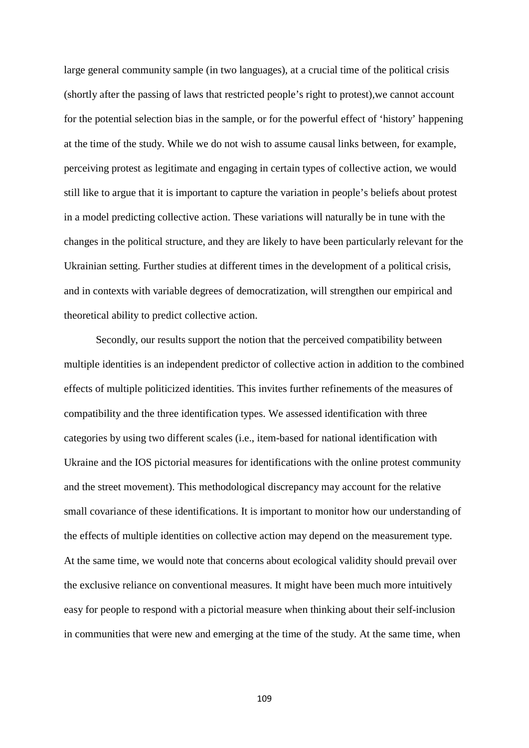large general community sample (in two languages), at a crucial time of the political crisis (shortly after the passing of laws that restricted people's right to protest),we cannot account for the potential selection bias in the sample, or for the powerful effect of 'history' happening at the time of the study. While we do not wish to assume causal links between, for example, perceiving protest as legitimate and engaging in certain types of collective action, we would still like to argue that it is important to capture the variation in people's beliefs about protest in a model predicting collective action. These variations will naturally be in tune with the changes in the political structure, and they are likely to have been particularly relevant for the Ukrainian setting. Further studies at different times in the development of a political crisis, and in contexts with variable degrees of democratization, will strengthen our empirical and theoretical ability to predict collective action.

Secondly, our results support the notion that the perceived compatibility between multiple identities is an independent predictor of collective action in addition to the combined effects of multiple politicized identities. This invites further refinements of the measures of compatibility and the three identification types. We assessed identification with three categories by using two different scales (i.e., item-based for national identification with Ukraine and the IOS pictorial measures for identifications with the online protest community and the street movement). This methodological discrepancy may account for the relative small covariance of these identifications. It is important to monitor how our understanding of the effects of multiple identities on collective action may depend on the measurement type. At the same time, we would note that concerns about ecological validity should prevail over the exclusive reliance on conventional measures. It might have been much more intuitively easy for people to respond with a pictorial measure when thinking about their self-inclusion in communities that were new and emerging at the time of the study. At the same time, when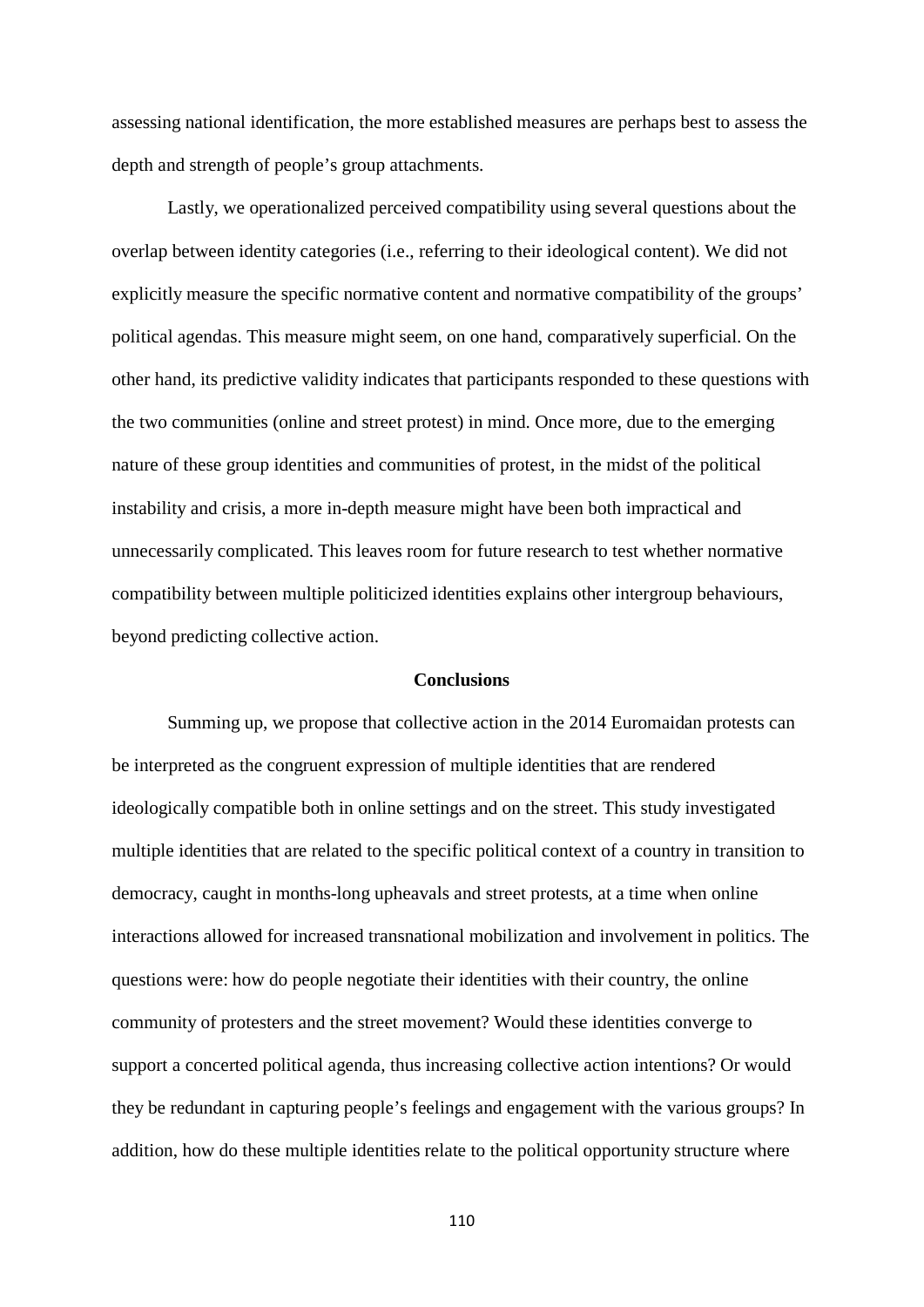assessing national identification, the more established measures are perhaps best to assess the depth and strength of people's group attachments.

Lastly, we operationalized perceived compatibility using several questions about the overlap between identity categories (i.e., referring to their ideological content). We did not explicitly measure the specific normative content and normative compatibility of the groups' political agendas. This measure might seem, on one hand, comparatively superficial. On the other hand, its predictive validity indicates that participants responded to these questions with the two communities (online and street protest) in mind. Once more, due to the emerging nature of these group identities and communities of protest, in the midst of the political instability and crisis, a more in-depth measure might have been both impractical and unnecessarily complicated. This leaves room for future research to test whether normative compatibility between multiple politicized identities explains other intergroup behaviours, beyond predicting collective action.

## Conclusions

Summing up, we propose that collective action in the 2014 Euromaidan protests can be interpreted as the congruent expression of multiple identities that are rendered ideologically compatible both in online settings and on the street. This study investigated multiple identities that are related to the specific political context of a country in transition to democracy, caught in months-long upheavals and street protests, at a time when online interactions allowed for increased transnational mobilization and involvement in politics. The questions were: how do people negotiate their identities with their country, the online community of protesters and the street movement? Would these identities converge to support a concerted political agenda, thus increasing collective action intentions? Or would they be redundant in capturing people's feelings and engagement with the various groups? In addition, how do these multiple identities relate to the political opportunity structure where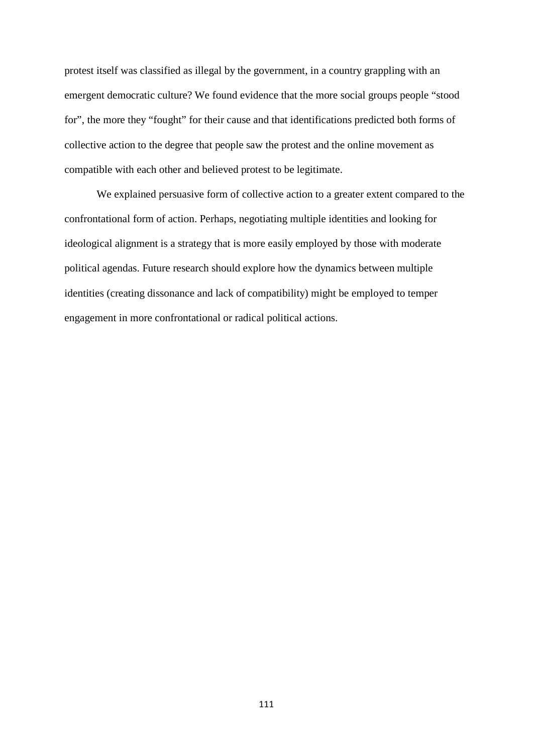protest itself was classified as illegal by the government, in a country grappling with an emergent democratic culture? We found evidence that the more social groups people “stood for”, the more they “fought” for their cause and that identifications predicted both forms of collective action to the degree that people saw the protest and the online movement as compatible with each other and believed protest to be legitimate.

We explained persuasive form of collective action to a greater extent compared to the confrontational form of action. Perhaps, negotiating multiple identities and looking for ideological alignment is a strategy that is more easily employed by those with moderate political agendas. Future research should explore how the dynamics between multiple identities (creating dissonance and lack of compatibility) might be employed to temper engagement in more confrontational or radical political actions.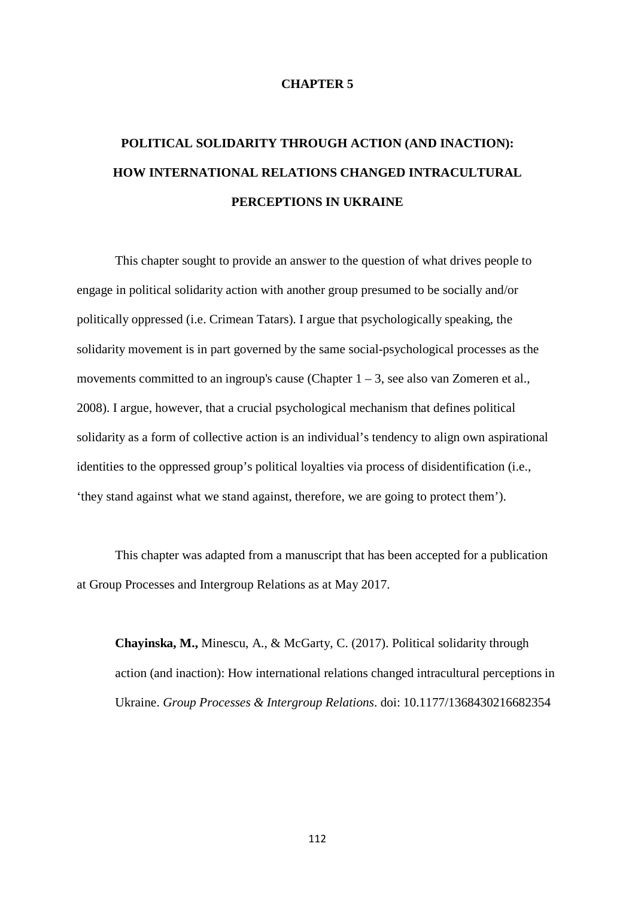# CHAPTER 5

# POLITICAL SOLIDARITY THROUGH ACTION (AND INACTION): HOW INTERNATIONAL RELATIONS CHANGED INTRACULTURAL PERCEPTIONS IN UKRAINE

This chapter sought to provide an answer to the question of what drives people to engage in political solidarity action with another group presumed to be socially and/or politically oppressed (i.e. Crimean Tatars). I argue that psychologically speaking, the solidarity movement is in part governed by the same social-psychological processes as the movements committed to an ingroup's cause (Chapter 1 – 3, see also van Zomeren et al., 2008). I argue, however, that a crucial psychological mechanism that defines political solidarity as a form of collective action is an individual's tendency to align own aspirational identities to the oppressed group's political loyalties via process of disidentification (i.e., 'they stand against what we stand against, therefore, we are going to protect them').

This chapter was adapted from a manuscript that has been accepted for a publication at Group Processes and Intergroup Relations as at May 2017.

> **Chayinska, M.,** Minescu, A., & McGarty, C. (2017). Political solidarity through action (and inaction): How international relations changed intracultural perceptions in Ukraine. *Group Processes & Intergroup Relations*. doi: 10.1177/1368430216682354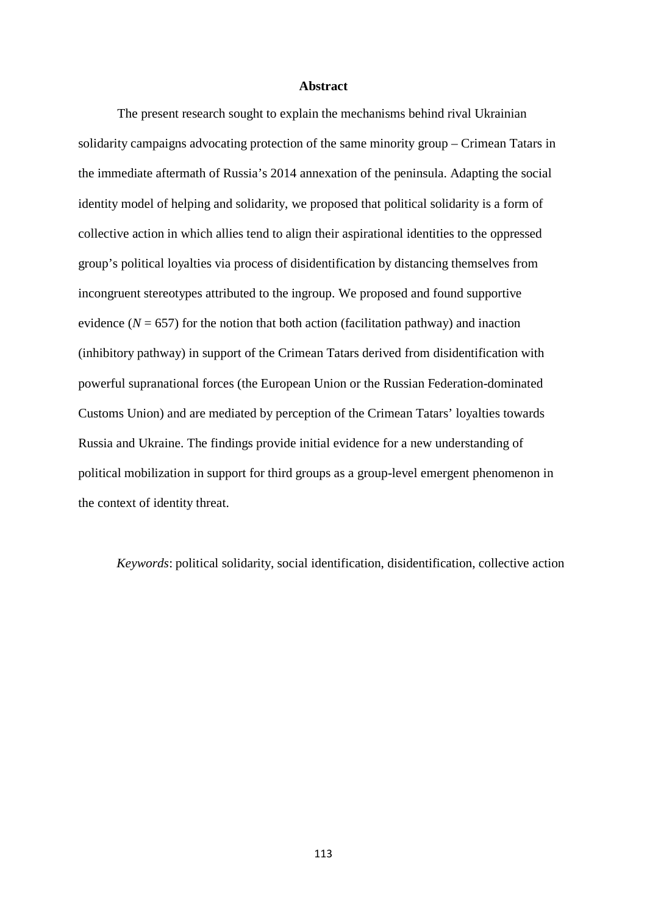## Abstract

The present research sought to explain the mechanisms behind rival Ukrainian solidarity campaigns advocating protection of the same minority group – Crimean Tatars in the immediate aftermath of Russia's 2014 annexation of the peninsula. Adapting the social identity model of helping and solidarity, we proposed that political solidarity is a form of collective action in which allies tend to align their aspirational identities to the oppressed group's political loyalties via process of disidentification by distancing themselves from incongruent stereotypes attributed to the ingroup. We proposed and found supportive evidence ($N$ = 657) for the notion that both action (facilitation pathway) and inaction (inhibitory pathway) in support of the Crimean Tatars derived from disidentification with powerful supranational forces (the European Union or the Russian Federation-dominated Customs Union) and are mediated by perception of the Crimean Tatars' loyalties towards Russia and Ukraine. The findings provide initial evidence for a new understanding of political mobilization in support for third groups as a group-level emergent phenomenon in the context of identity threat.

*Keywords*: political solidarity, social identification, disidentification, collective action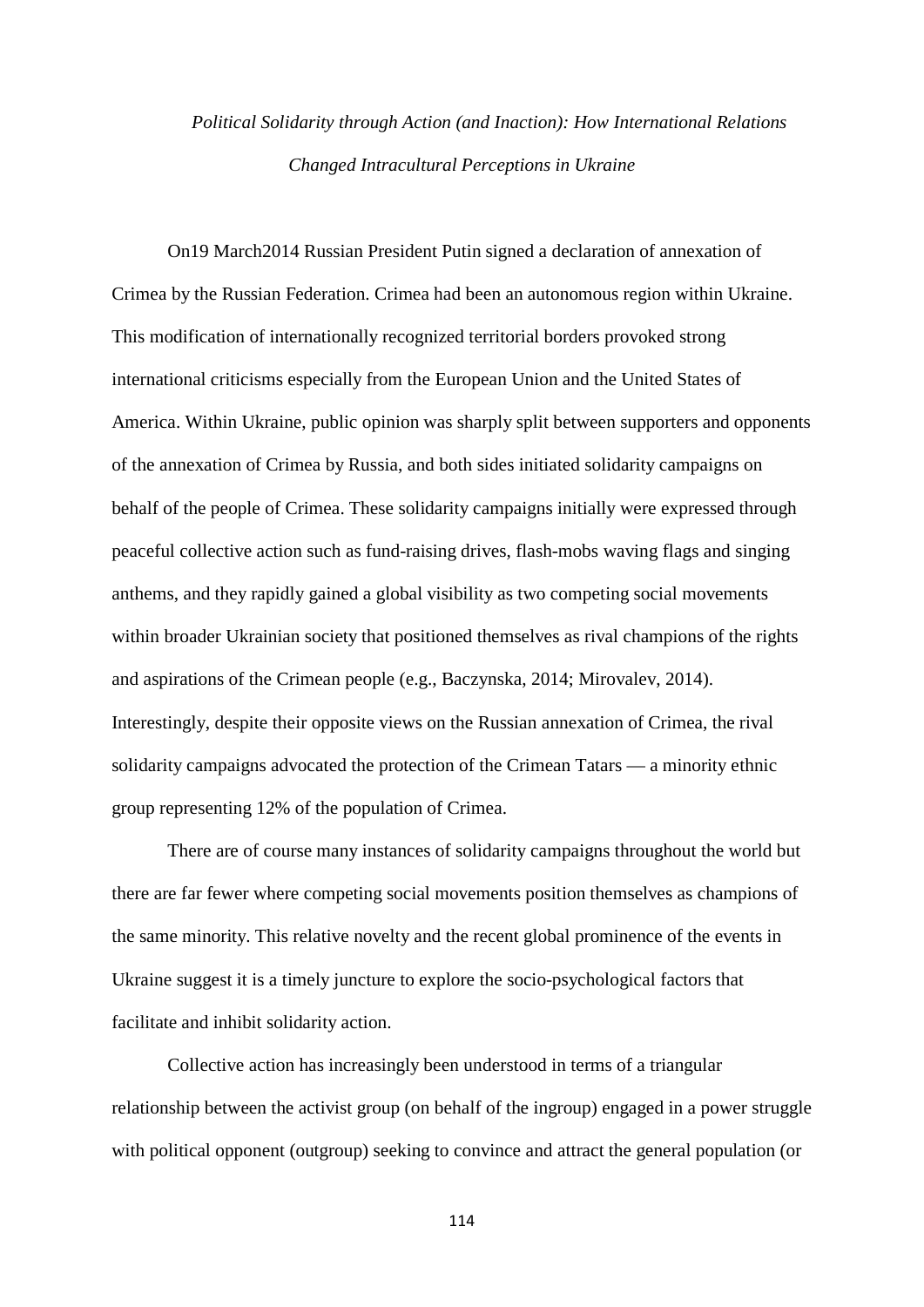*Political Solidarity through Action (and Inaction): How International Relations Changed Intracultural Perceptions in Ukraine*

On19 March2014 Russian President Putin signed a declaration of annexation of Crimea by the Russian Federation. Crimea had been an autonomous region within Ukraine. This modification of internationally recognized territorial borders provoked strong international criticisms especially from the European Union and the United States of America. Within Ukraine, public opinion was sharply split between supporters and opponents of the annexation of Crimea by Russia, and both sides initiated solidarity campaigns on behalf of the people of Crimea. These solidarity campaigns initially were expressed through peaceful collective action such as fund-raising drives, flash-mobs waving flags and singing anthems, and they rapidly gained a global visibility as two competing social movements within broader Ukrainian society that positioned themselves as rival champions of the rights and aspirations of the Crimean people (e.g., Baczynska, 2014; Mirovalev, 2014). Interestingly, despite their opposite views on the Russian annexation of Crimea, the rival solidarity campaigns advocated the protection of the Crimean Tatars — a minority ethnic group representing 12% of the population of Crimea.

There are of course many instances of solidarity campaigns throughout the world but there are far fewer where competing social movements position themselves as champions of the same minority. This relative novelty and the recent global prominence of the events in Ukraine suggest it is a timely juncture to explore the socio-psychological factors that facilitate and inhibit solidarity action.

Collective action has increasingly been understood in terms of a triangular relationship between the activist group (on behalf of the ingroup) engaged in a power struggle with political opponent (outgroup) seeking to convince and attract the general population (or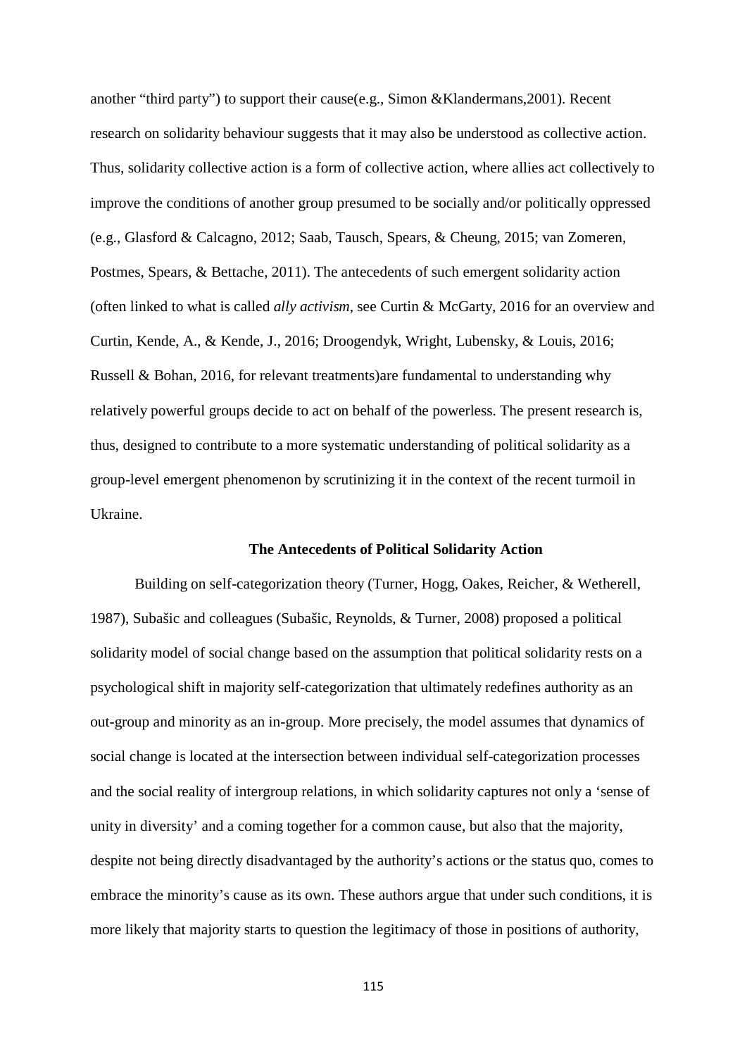another "third party") to support their cause(e.g., Simon &Klandermans,2001). Recent research on solidarity behaviour suggests that it may also be understood as collective action. Thus, solidarity collective action is a form of collective action, where allies act collectively to improve the conditions of another group presumed to be socially and/or politically oppressed (e.g., Glasford & Calcagno, 2012; Saab, Tausch, Spears, & Cheung, 2015; van Zomeren, Postmes, Spears, & Bettache, 2011). The antecedents of such emergent solidarity action (often linked to what is called *ally activism*, see Curtin & McGarty, 2016 for an overview and Curtin, Kende, A., & Kende, J., 2016; Droogendyk, Wright, Lubensky, & Louis, 2016; Russell & Bohan, 2016, for relevant treatments)are fundamental to understanding why relatively powerful groups decide to act on behalf of the powerless. The present research is, thus, designed to contribute to a more systematic understanding of political solidarity as a group-level emergent phenomenon by scrutinizing it in the context of the recent turmoil in Ukraine.

## The Antecedents of Political Solidarity Action

Building on self-categorization theory (Turner, Hogg, Oakes, Reicher, & Wetherell, 1987), Subašic and colleagues (Subašic, Reynolds, & Turner, 2008) proposed a political solidarity model of social change based on the assumption that political solidarity rests on a psychological shift in majority self-categorization that ultimately redefines authority as an out-group and minority as an in-group. More precisely, the model assumes that dynamics of social change is located at the intersection between individual self-categorization processes and the social reality of intergroup relations, in which solidarity captures not only a 'sense of unity in diversity' and a coming together for a common cause, but also that the majority, despite not being directly disadvantaged by the authority's actions or the status quo, comes to embrace the minority's cause as its own. These authors argue that under such conditions, it is more likely that majority starts to question the legitimacy of those in positions of authority,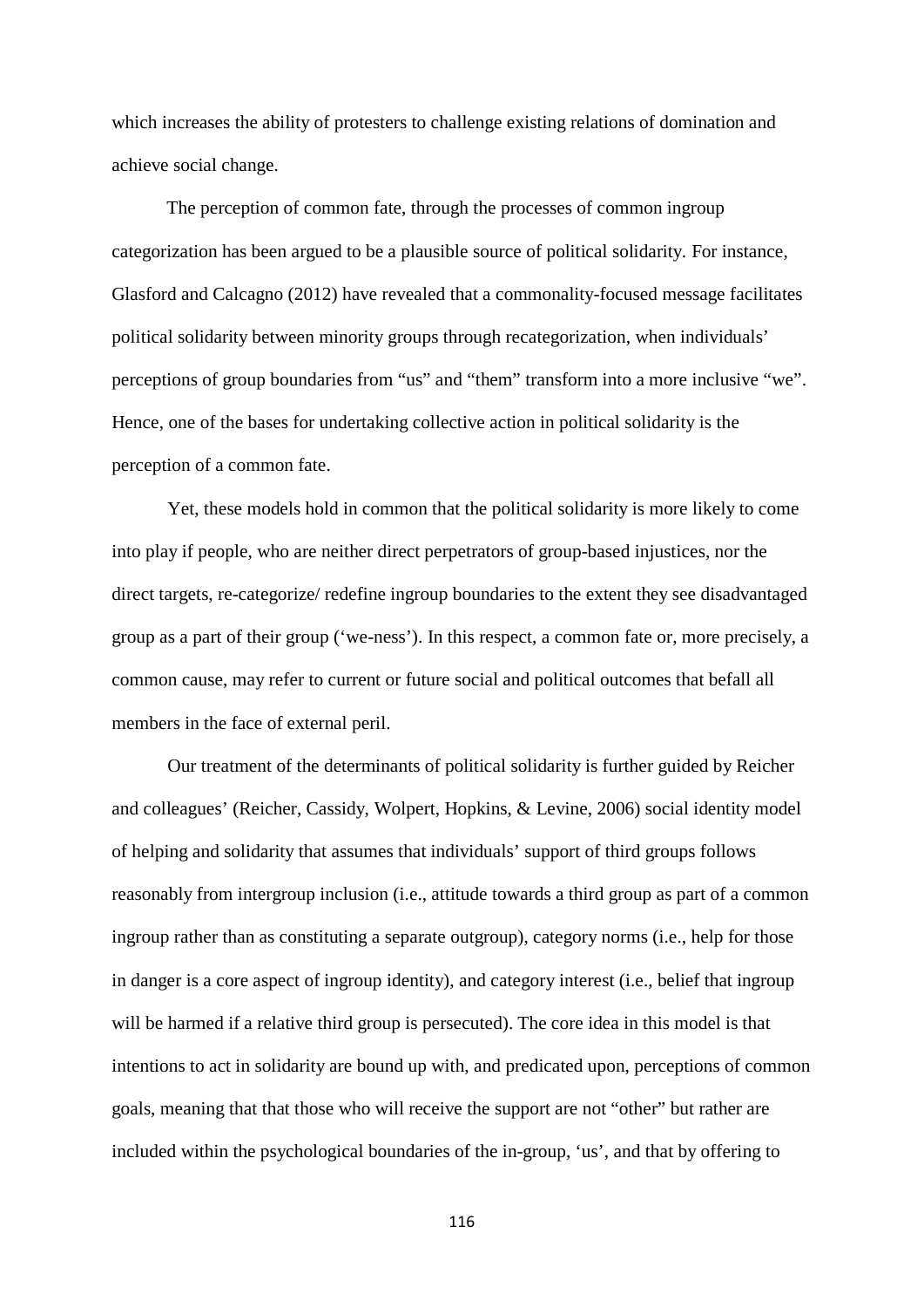which increases the ability of protesters to challenge existing relations of domination and achieve social change.

The perception of common fate, through the processes of common ingroup categorization has been argued to be a plausible source of political solidarity. For instance, Glasford and Calcagno (2012) have revealed that a commonality-focused message facilitates political solidarity between minority groups through recategorization, when individuals' perceptions of group boundaries from "us" and "them" transform into a more inclusive "we". Hence, one of the bases for undertaking collective action in political solidarity is the perception of a common fate.

Yet, these models hold in common that the political solidarity is more likely to come into play if people, who are neither direct perpetrators of group-based injustices, nor the direct targets, re-categorize/ redefine ingroup boundaries to the extent they see disadvantaged group as a part of their group ('we-ness'). In this respect, a common fate or, more precisely, a common cause, may refer to current or future social and political outcomes that befall all members in the face of external peril.

Our treatment of the determinants of political solidarity is further guided by Reicher and colleagues' (Reicher, Cassidy, Wolpert, Hopkins, & Levine, 2006) social identity model of helping and solidarity that assumes that individuals' support of third groups follows reasonably from intergroup inclusion (i.e., attitude towards a third group as part of a common ingroup rather than as constituting a separate outgroup), category norms (i.e., help for those in danger is a core aspect of ingroup identity), and category interest (i.e., belief that ingroup will be harmed if a relative third group is persecuted). The core idea in this model is that intentions to act in solidarity are bound up with, and predicated upon, perceptions of common goals, meaning that that those who will receive the support are not "other" but rather are included within the psychological boundaries of the in-group, 'us', and that by offering to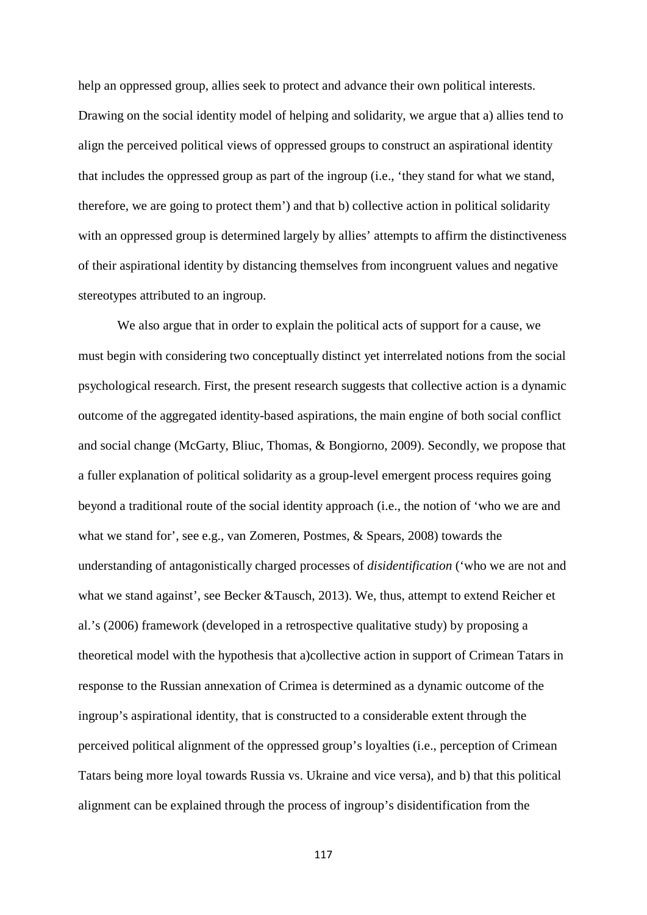help an oppressed group, allies seek to protect and advance their own political interests. Drawing on the social identity model of helping and solidarity, we argue that a) allies tend to align the perceived political views of oppressed groups to construct an aspirational identity that includes the oppressed group as part of the ingroup (i.e., 'they stand for what we stand, therefore, we are going to protect them') and that b) collective action in political solidarity with an oppressed group is determined largely by allies' attempts to affirm the distinctiveness of their aspirational identity by distancing themselves from incongruent values and negative stereotypes attributed to an ingroup.

We also argue that in order to explain the political acts of support for a cause, we must begin with considering two conceptually distinct yet interrelated notions from the social psychological research. First, the present research suggests that collective action is a dynamic outcome of the aggregated identity-based aspirations, the main engine of both social conflict and social change (McGarty, Bliuc, Thomas, & Bongiorno, 2009). Secondly, we propose that a fuller explanation of political solidarity as a group-level emergent process requires going beyond a traditional route of the social identity approach (i.e., the notion of 'who we are and what we stand for', see e.g., van Zomeren, Postmes, & Spears, 2008) towards the understanding of antagonistically charged processes of *disidentification* ('who we are not and what we stand against', see Becker &Tausch, 2013). We, thus, attempt to extend Reicher et al.'s (2006) framework (developed in a retrospective qualitative study) by proposing a theoretical model with the hypothesis that a)collective action in support of Crimean Tatars in response to the Russian annexation of Crimea is determined as a dynamic outcome of the ingroup's aspirational identity, that is constructed to a considerable extent through the perceived political alignment of the oppressed group's loyalties (i.e., perception of Crimean Tatars being more loyal towards Russia vs. Ukraine and vice versa), and b) that this political alignment can be explained through the process of ingroup's disidentification from the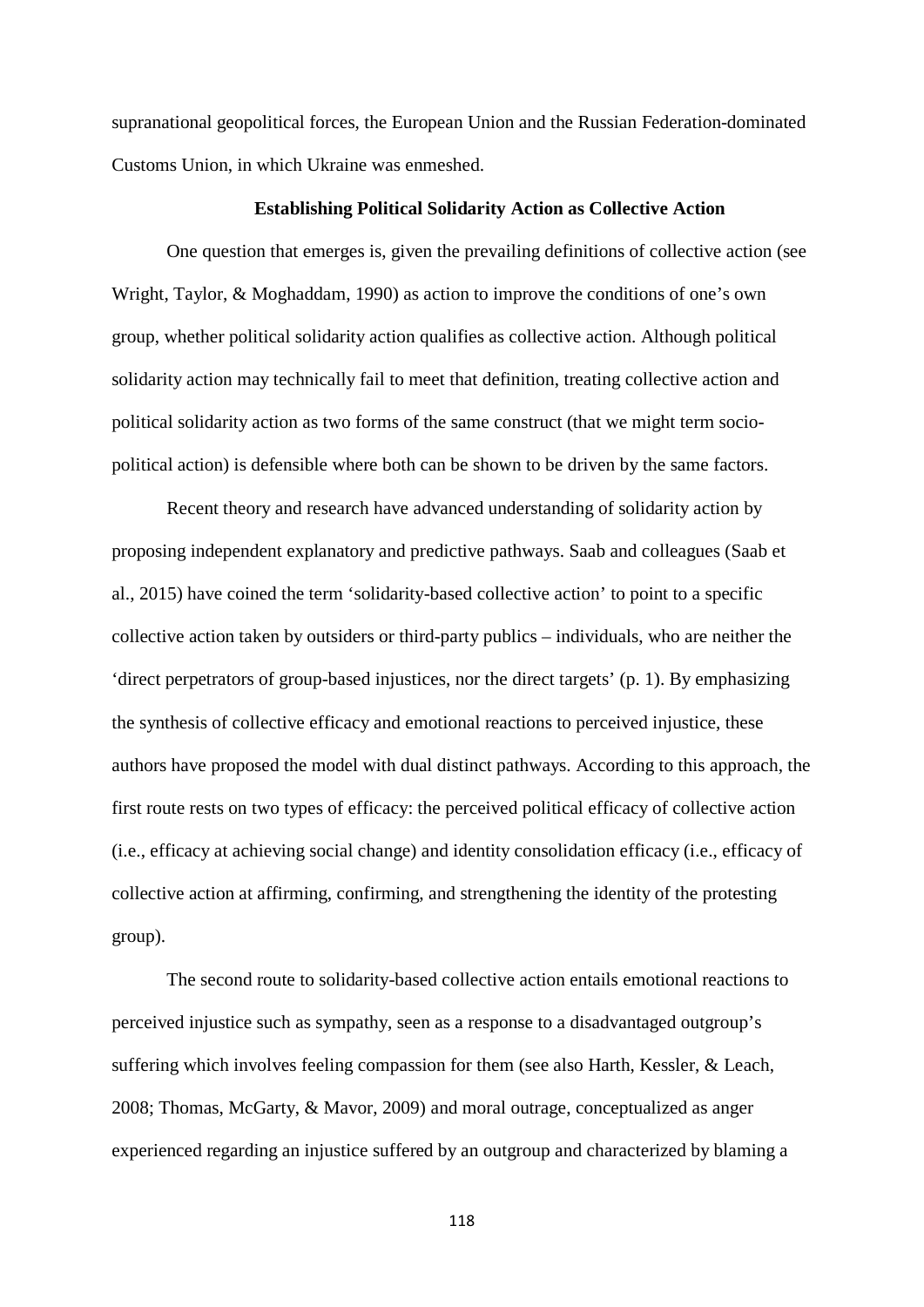supranational geopolitical forces, the European Union and the Russian Federation-dominated Customs Union, in which Ukraine was enmeshed.

### Establishing Political Solidarity Action as Collective Action

One question that emerges is, given the prevailing definitions of collective action (see Wright, Taylor, & Moghaddam, 1990) as action to improve the conditions of one's own group, whether political solidarity action qualifies as collective action. Although political solidarity action may technically fail to meet that definition, treating collective action and political solidarity action as two forms of the same construct (that we might term socio-political action) is defensible where both can be shown to be driven by the same factors.

Recent theory and research have advanced understanding of solidarity action by proposing independent explanatory and predictive pathways. Saab and colleagues (Saab et al., 2015) have coined the term 'solidarity-based collective action' to point to a specific collective action taken by outsiders or third-party publics – individuals, who are neither the 'direct perpetrators of group-based injustices, nor the direct targets' (p. 1). By emphasizing the synthesis of collective efficacy and emotional reactions to perceived injustice, these authors have proposed the model with dual distinct pathways. According to this approach, the first route rests on two types of efficacy: the perceived political efficacy of collective action (i.e., efficacy at achieving social change) and identity consolidation efficacy (i.e., efficacy of collective action at affirming, confirming, and strengthening the identity of the protesting group).

The second route to solidarity-based collective action entails emotional reactions to perceived injustice such as sympathy, seen as a response to a disadvantaged outgroup's suffering which involves feeling compassion for them (see also Harth, Kessler, & Leach, 2008; Thomas, McGarty, & Mavor, 2009) and moral outrage, conceptualized as anger experienced regarding an injustice suffered by an outgroup and characterized by blaming a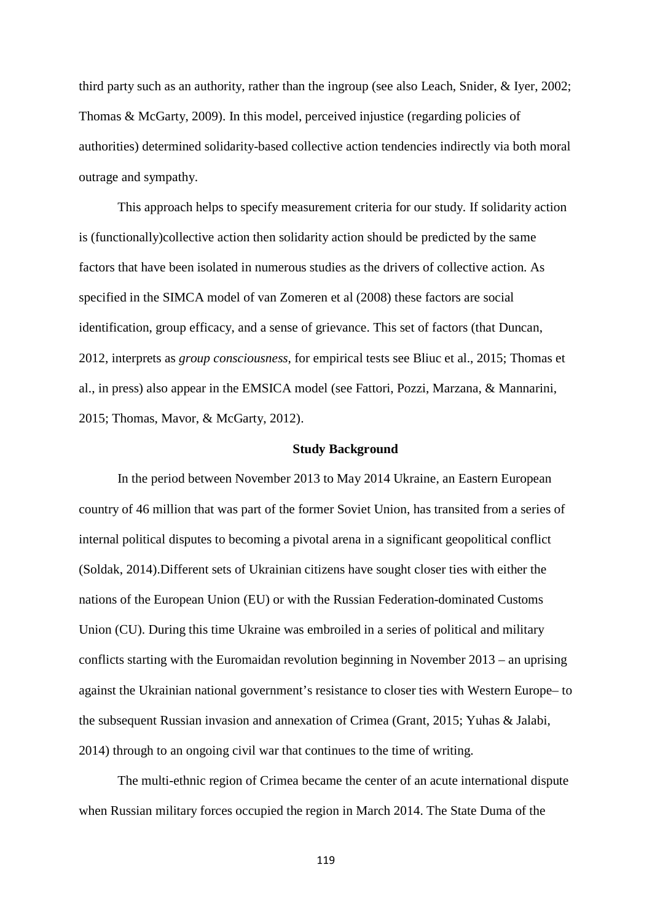third party such as an authority, rather than the ingroup (see also Leach, Snider, & Iyer, 2002; Thomas & McGarty, 2009). In this model, perceived injustice (regarding policies of authorities) determined solidarity-based collective action tendencies indirectly via both moral outrage and sympathy.

This approach helps to specify measurement criteria for our study. If solidarity action is (functionally)collective action then solidarity action should be predicted by the same factors that have been isolated in numerous studies as the drivers of collective action. As specified in the SIMCA model of van Zomeren et al (2008) these factors are social identification, group efficacy, and a sense of grievance. This set of factors (that Duncan, 2012, interprets as *group consciousness*, for empirical tests see Bliuc et al., 2015; Thomas et al., in press) also appear in the EMSICA model (see Fattori, Pozzi, Marzana, & Mannarini, 2015; Thomas, Mavor, & McGarty, 2012).

## Study Background

In the period between November 2013 to May 2014 Ukraine, an Eastern European country of 46 million that was part of the former Soviet Union, has transited from a series of internal political disputes to becoming a pivotal arena in a significant geopolitical conflict (Soldak, 2014).Different sets of Ukrainian citizens have sought closer ties with either the nations of the European Union (EU) or with the Russian Federation-dominated Customs Union (CU). During this time Ukraine was embroiled in a series of political and military conflicts starting with the Euromaidan revolution beginning in November 2013 – an uprising against the Ukrainian national government's resistance to closer ties with Western Europe– to the subsequent Russian invasion and annexation of Crimea (Grant, 2015; Yuhas & Jalabi, 2014) through to an ongoing civil war that continues to the time of writing.

The multi-ethnic region of Crimea became the center of an acute international dispute when Russian military forces occupied the region in March 2014. The State Duma of the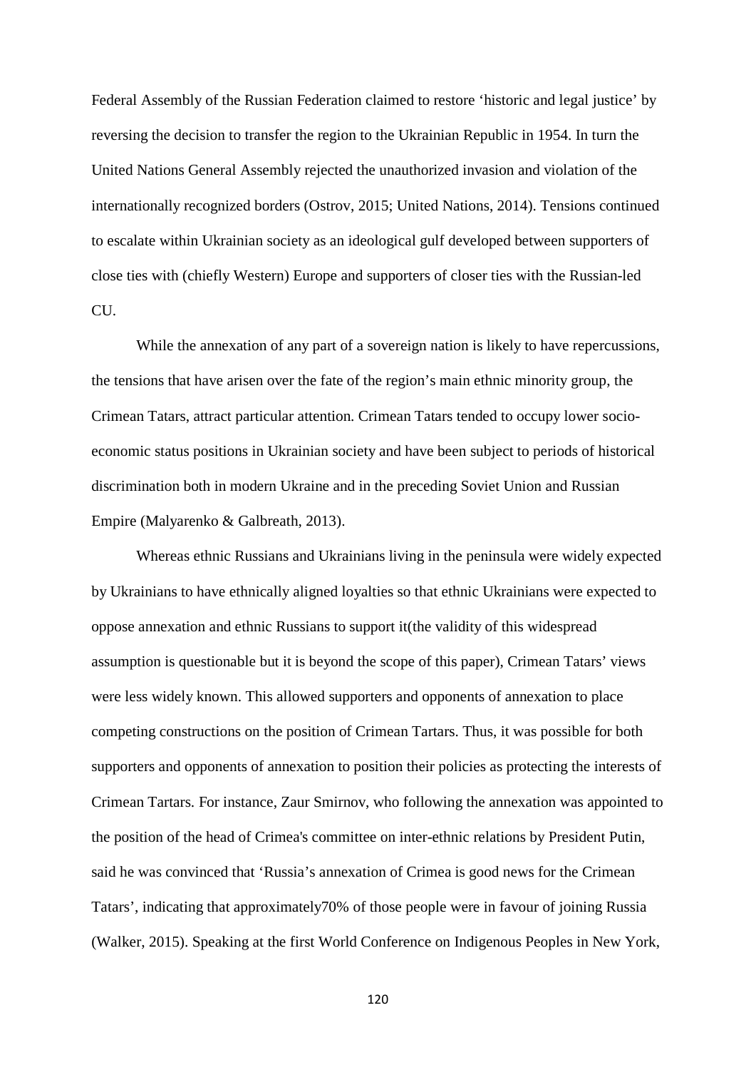Federal Assembly of the Russian Federation claimed to restore 'historic and legal justice' by reversing the decision to transfer the region to the Ukrainian Republic in 1954. In turn the United Nations General Assembly rejected the unauthorized invasion and violation of the internationally recognized borders (Ostrov, 2015; United Nations, 2014). Tensions continued to escalate within Ukrainian society as an ideological gulf developed between supporters of close ties with (chiefly Western) Europe and supporters of closer ties with the Russian-led CU.

While the annexation of any part of a sovereign nation is likely to have repercussions, the tensions that have arisen over the fate of the region's main ethnic minority group, the Crimean Tatars, attract particular attention. Crimean Tatars tended to occupy lower socio-economic status positions in Ukrainian society and have been subject to periods of historical discrimination both in modern Ukraine and in the preceding Soviet Union and Russian Empire (Malyarenko & Galbreath, 2013).

Whereas ethnic Russians and Ukrainians living in the peninsula were widely expected by Ukrainians to have ethnically aligned loyalties so that ethnic Ukrainians were expected to oppose annexation and ethnic Russians to support it(the validity of this widespread assumption is questionable but it is beyond the scope of this paper), Crimean Tatars' views were less widely known. This allowed supporters and opponents of annexation to place competing constructions on the position of Crimean Tartars. Thus, it was possible for both supporters and opponents of annexation to position their policies as protecting the interests of Crimean Tartars. For instance, Zaur Smirnov, who following the annexation was appointed to the position of the head of Crimea's committee on inter-ethnic relations by President Putin, said he was convinced that 'Russia's annexation of Crimea is good news for the Crimean Tatars', indicating that approximately70% of those people were in favour of joining Russia (Walker, 2015). Speaking at the first World Conference on Indigenous Peoples in New York,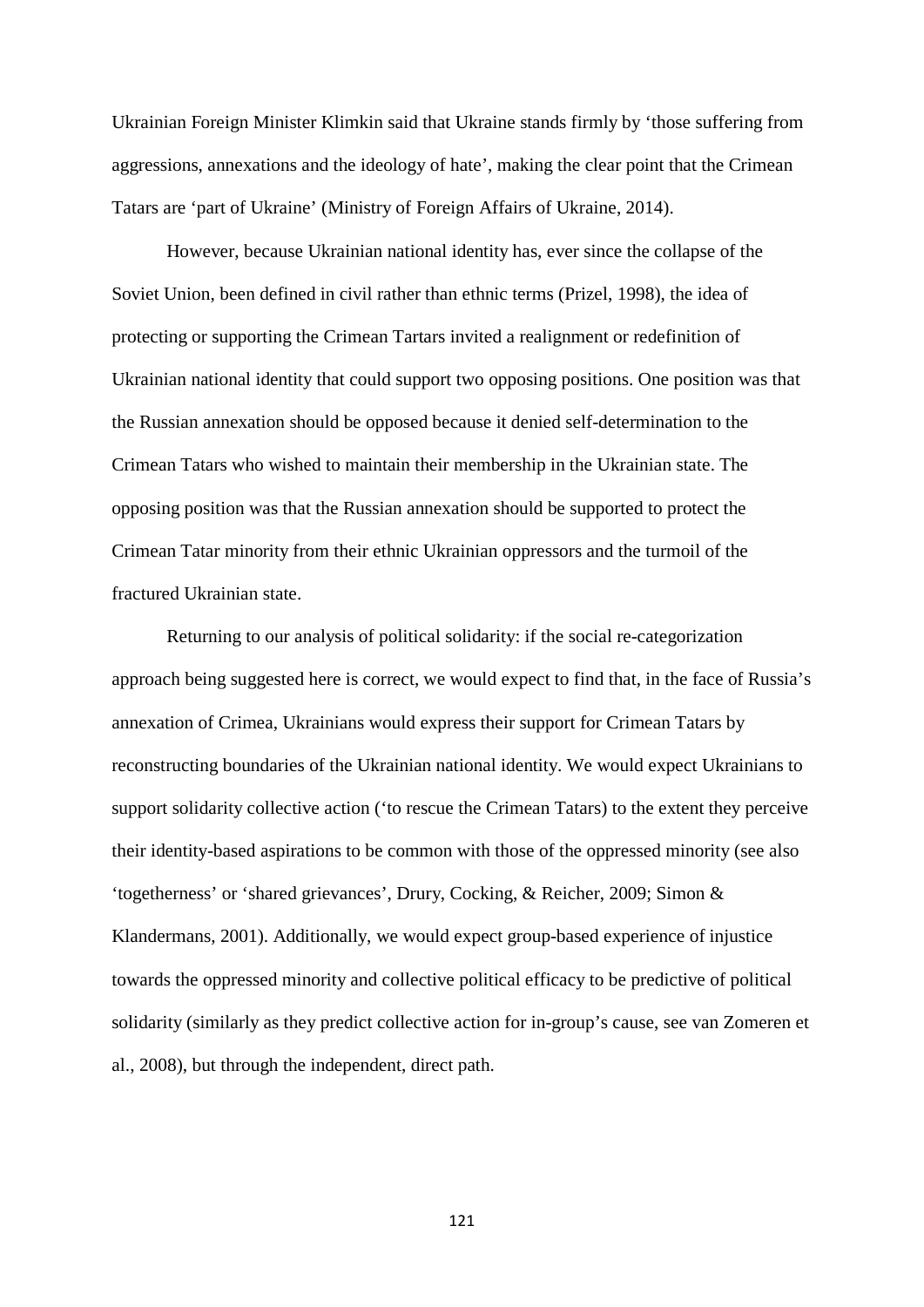Ukrainian Foreign Minister Klimkin said that Ukraine stands firmly by 'those suffering from aggressions, annexations and the ideology of hate', making the clear point that the Crimean Tatars are 'part of Ukraine' (Ministry of Foreign Affairs of Ukraine, 2014).

However, because Ukrainian national identity has, ever since the collapse of the Soviet Union, been defined in civil rather than ethnic terms (Prizel, 1998), the idea of protecting or supporting the Crimean Tartars invited a realignment or redefinition of Ukrainian national identity that could support two opposing positions. One position was that the Russian annexation should be opposed because it denied self-determination to the Crimean Tatars who wished to maintain their membership in the Ukrainian state. The opposing position was that the Russian annexation should be supported to protect the Crimean Tatar minority from their ethnic Ukrainian oppressors and the turmoil of the fractured Ukrainian state.

Returning to our analysis of political solidarity: if the social re-categorization approach being suggested here is correct, we would expect to find that, in the face of Russia's annexation of Crimea, Ukrainians would express their support for Crimean Tatars by reconstructing boundaries of the Ukrainian national identity. We would expect Ukrainians to support solidarity collective action ('to rescue the Crimean Tatars) to the extent they perceive their identity-based aspirations to be common with those of the oppressed minority (see also 'togetherness' or 'shared grievances', Drury, Cocking, & Reicher, 2009; Simon & Klandermans, 2001). Additionally, we would expect group-based experience of injustice towards the oppressed minority and collective political efficacy to be predictive of political solidarity (similarly as they predict collective action for in-group's cause, see van Zomeren et al., 2008), but through the independent, direct path.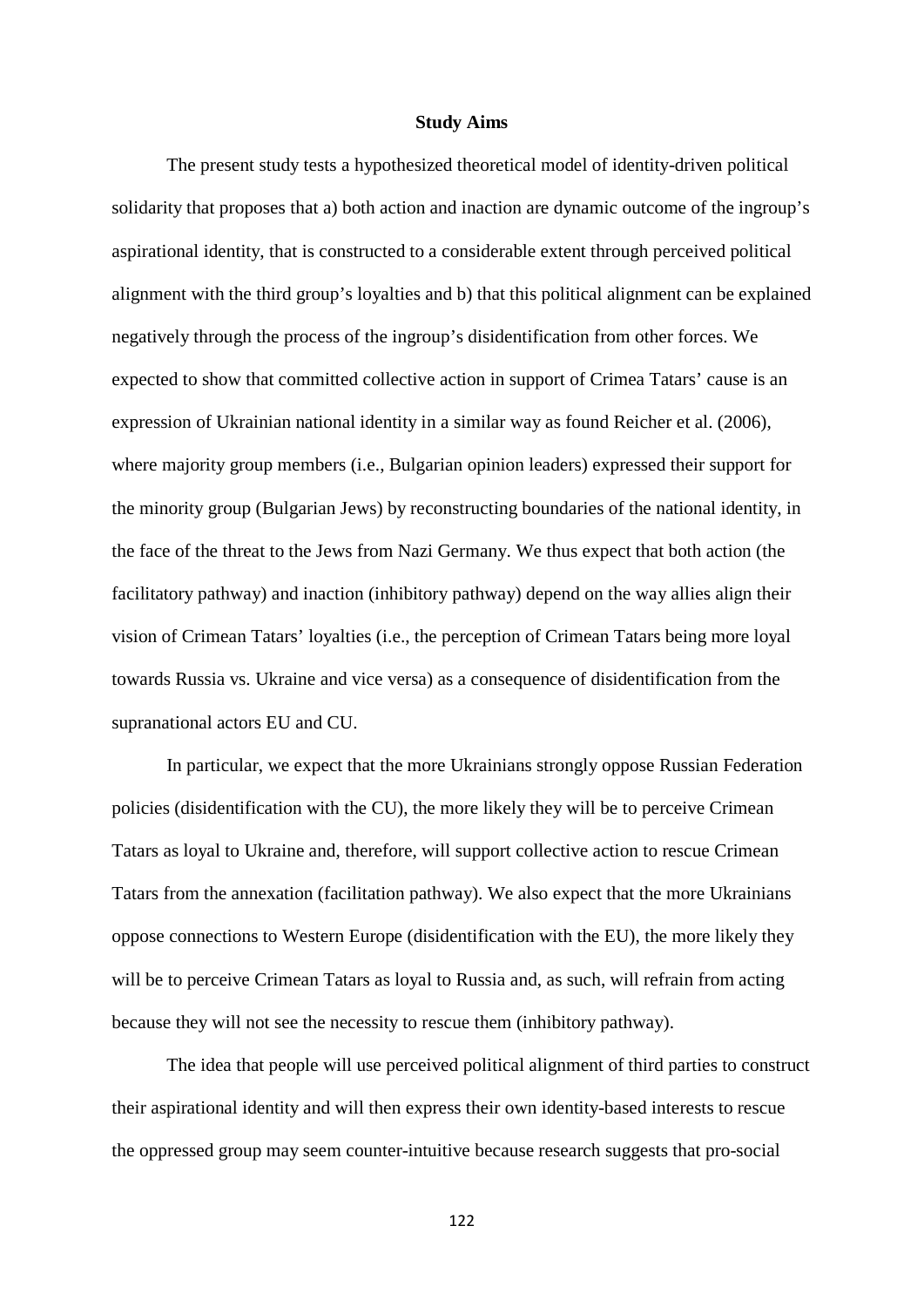## Study Aims

The present study tests a hypothesized theoretical model of identity-driven political solidarity that proposes that a) both action and inaction are dynamic outcome of the ingroup's aspirational identity, that is constructed to a considerable extent through perceived political alignment with the third group's loyalties and b) that this political alignment can be explained negatively through the process of the ingroup's disidentification from other forces. We expected to show that committed collective action in support of Crimea Tatars' cause is an expression of Ukrainian national identity in a similar way as found Reicher et al. (2006), where majority group members (i.e., Bulgarian opinion leaders) expressed their support for the minority group (Bulgarian Jews) by reconstructing boundaries of the national identity, in the face of the threat to the Jews from Nazi Germany. We thus expect that both action (the facilitatory pathway) and inaction (inhibitory pathway) depend on the way allies align their vision of Crimean Tatars' loyalties (i.e., the perception of Crimean Tatars being more loyal towards Russia vs. Ukraine and vice versa) as a consequence of disidentification from the supranational actors EU and CU.

In particular, we expect that the more Ukrainians strongly oppose Russian Federation policies (disidentification with the CU), the more likely they will be to perceive Crimean Tatars as loyal to Ukraine and, therefore, will support collective action to rescue Crimean Tatars from the annexation (facilitation pathway). We also expect that the more Ukrainians oppose connections to Western Europe (disidentification with the EU), the more likely they will be to perceive Crimean Tatars as loyal to Russia and, as such, will refrain from acting because they will not see the necessity to rescue them (inhibitory pathway).

The idea that people will use perceived political alignment of third parties to construct their aspirational identity and will then express their own identity-based interests to rescue the oppressed group may seem counter-intuitive because research suggests that pro-social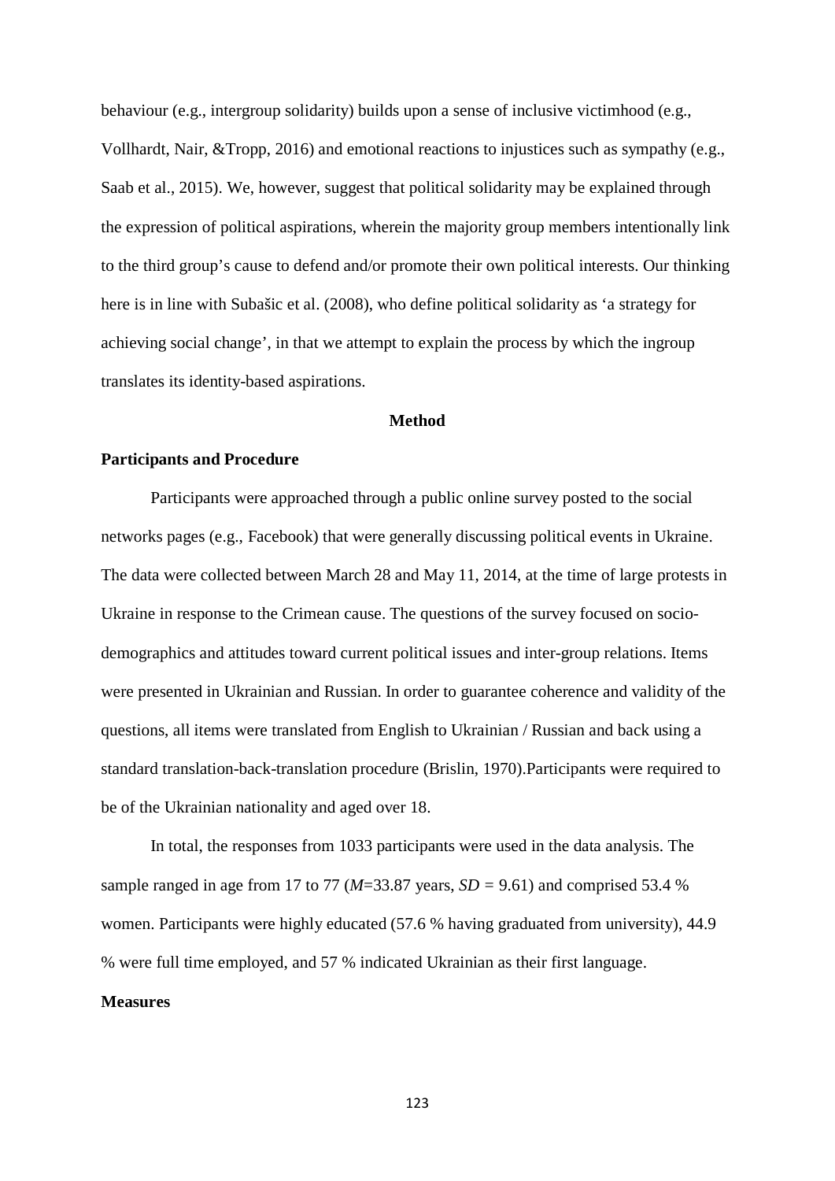behaviour (e.g., intergroup solidarity) builds upon a sense of inclusive victimhood (e.g., Vollhardt, Nair, &Tropp, 2016) and emotional reactions to injustices such as sympathy (e.g., Saab et al., 2015). We, however, suggest that political solidarity may be explained through the expression of political aspirations, wherein the majority group members intentionally link to the third group's cause to defend and/or promote their own political interests. Our thinking here is in line with Subašic et al. (2008), who define political solidarity as 'a strategy for achieving social change', in that we attempt to explain the process by which the ingroup translates its identity-based aspirations.

# Method

## Participants and Procedure

Participants were approached through a public online survey posted to the social networks pages (e.g., Facebook) that were generally discussing political events in Ukraine. The data were collected between March 28 and May 11, 2014, at the time of large protests in Ukraine in response to the Crimean cause. The questions of the survey focused on socio-demographics and attitudes toward current political issues and inter-group relations. Items were presented in Ukrainian and Russian. In order to guarantee coherence and validity of the questions, all items were translated from English to Ukrainian / Russian and back using a standard translation-back-translation procedure (Brislin, 1970).Participants were required to be of the Ukrainian nationality and aged over 18.

In total, the responses from 1033 participants were used in the data analysis. The sample ranged in age from 17 to 77 ($M$=33.87 years, $SD$ = 9.61) and comprised 53.4 % women. Participants were highly educated (57.6 % having graduated from university), 44.9 % were full time employed, and 57 % indicated Ukrainian as their first language.

## Measures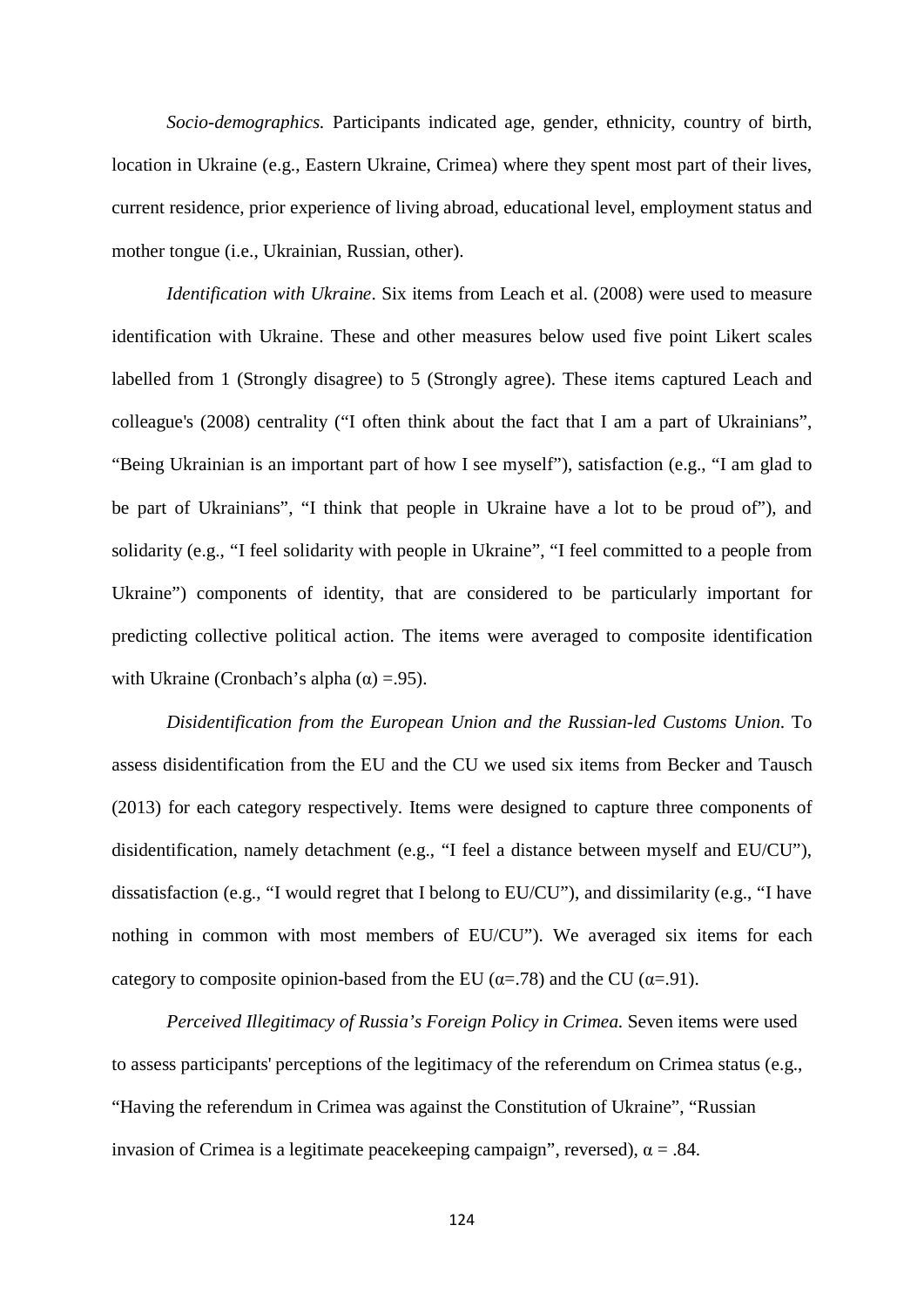*Socio-demographics.* Participants indicated age, gender, ethnicity, country of birth, location in Ukraine (e.g., Eastern Ukraine, Crimea) where they spent most part of their lives, current residence, prior experience of living abroad, educational level, employment status and mother tongue (i.e., Ukrainian, Russian, other).

*Identification with Ukraine*. Six items from Leach et al. (2008) were used to measure identification with Ukraine. These and other measures below used five point Likert scales labelled from 1 (Strongly disagree) to 5 (Strongly agree). These items captured Leach and colleague's (2008) centrality ("I often think about the fact that I am a part of Ukrainians", "Being Ukrainian is an important part of how I see myself"), satisfaction (e.g., "I am glad to be part of Ukrainians", "I think that people in Ukraine have a lot to be proud of"), and solidarity (e.g., "I feel solidarity with people in Ukraine", "I feel committed to a people from Ukraine") components of identity, that are considered to be particularly important for predicting collective political action. The items were averaged to composite identification with Ukraine (Cronbach's alpha ($\alpha$) =.95).

*Disidentification from the European Union and the Russian-led Customs Union*. To assess disidentification from the EU and the CU we used six items from Becker and Tausch (2013) for each category respectively. Items were designed to capture three components of disidentification, namely detachment (e.g., "I feel a distance between myself and EU/CU"), dissatisfaction (e.g., "I would regret that I belong to EU/CU"), and dissimilarity (e.g., "I have nothing in common with most members of EU/CU"). We averaged six items for each category to composite opinion-based from the EU ($\alpha$=.78) and the CU ($\alpha$=.91).

*Perceived Illegitimacy of Russia's Foreign Policy in Crimea.* Seven items were used to assess participants' perceptions of the legitimacy of the referendum on Crimea status (e.g., "Having the referendum in Crimea was against the Constitution of Ukraine", "Russian invasion of Crimea is a legitimate peacekeeping campaign", reversed), $\alpha$ = .84.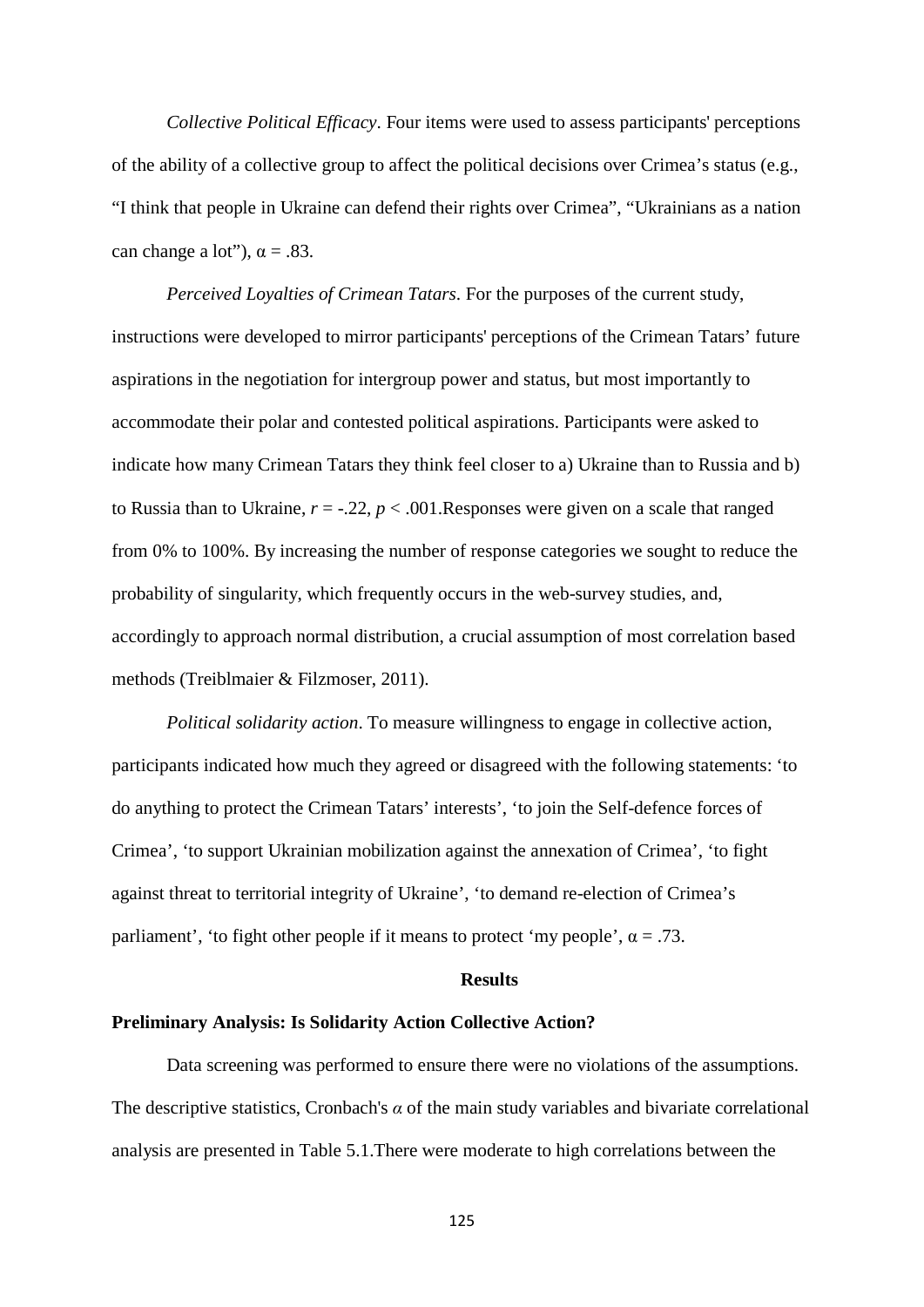*Collective Political Efficacy*. Four items were used to assess participants' perceptions of the ability of a collective group to affect the political decisions over Crimea's status (e.g., "I think that people in Ukraine can defend their rights over Crimea", "Ukrainians as a nation can change a lot"), $\alpha = .83$.

*Perceived Loyalties of Crimean Tatars*. For the purposes of the current study, instructions were developed to mirror participants' perceptions of the Crimean Tatars' future aspirations in the negotiation for intergroup power and status, but most importantly to accommodate their polar and contested political aspirations. Participants were asked to indicate how many Crimean Tatars they think feel closer to a) Ukraine than to Russia and b) to Russia than to Ukraine, $r = -.22$, $p < .001$.Responses were given on a scale that ranged from 0% to 100%. By increasing the number of response categories we sought to reduce the probability of singularity, which frequently occurs in the web-survey studies, and, accordingly to approach normal distribution, a crucial assumption of most correlation based methods (Treiblmaier & Filzmoser, 2011).

*Political solidarity action*. To measure willingness to engage in collective action, participants indicated how much they agreed or disagreed with the following statements: 'to do anything to protect the Crimean Tatars' interests', 'to join the Self-defence forces of Crimea', 'to support Ukrainian mobilization against the annexation of Crimea', 'to fight against threat to territorial integrity of Ukraine', 'to demand re-election of Crimea's parliament', 'to fight other people if it means to protect 'my people', $\alpha = .73$.

## Results

### Preliminary Analysis: Is Solidarity Action Collective Action?

Data screening was performed to ensure there were no violations of the assumptions. The descriptive statistics, Cronbach's $\alpha$ of the main study variables and bivariate correlational analysis are presented in Table 5.1.There were moderate to high correlations between the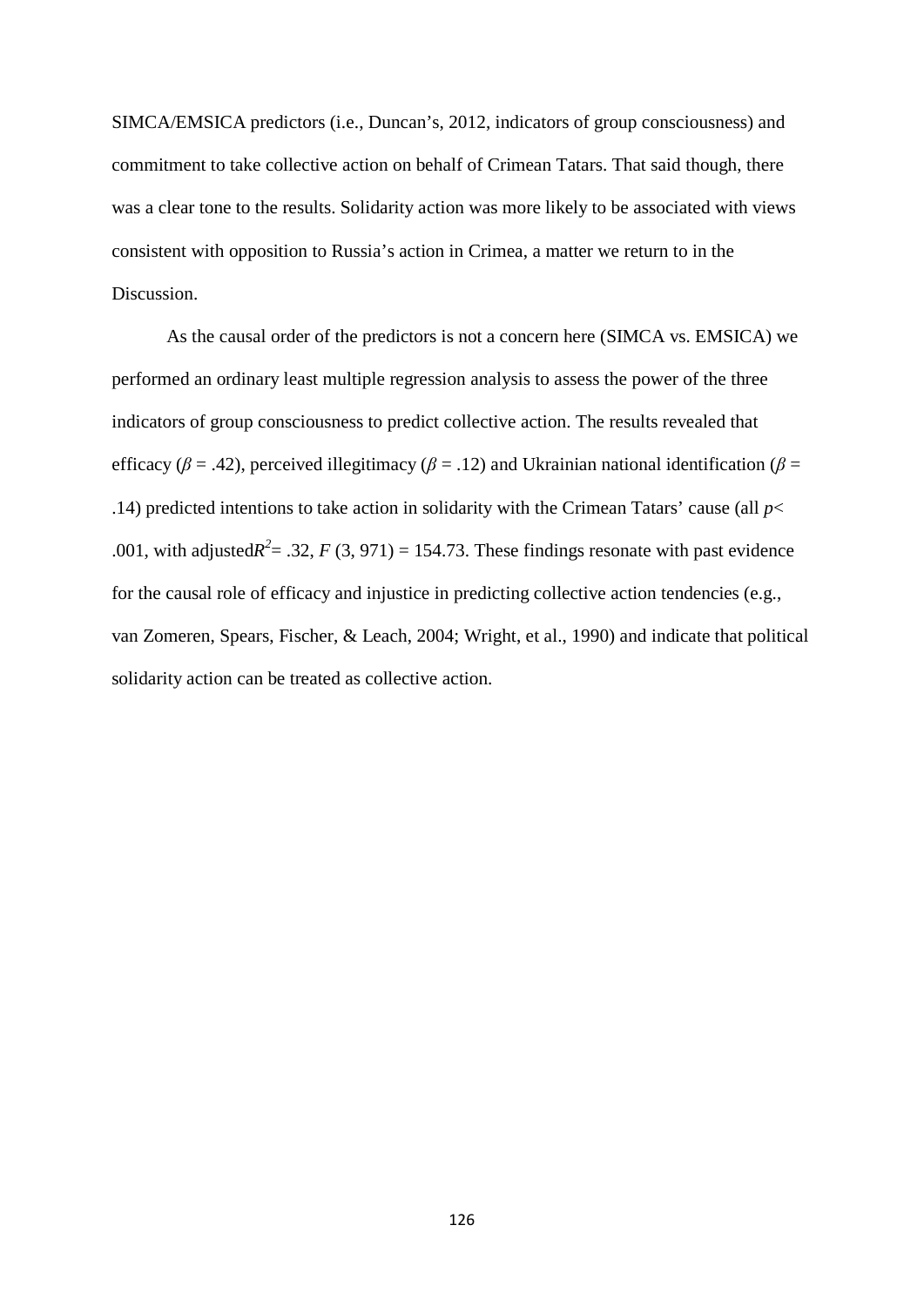SIMCA/EMSICA predictors (i.e., Duncan's, 2012, indicators of group consciousness) and commitment to take collective action on behalf of Crimean Tatars. That said though, there was a clear tone to the results. Solidarity action was more likely to be associated with views consistent with opposition to Russia's action in Crimea, a matter we return to in the Discussion.

As the causal order of the predictors is not a concern here (SIMCA vs. EMSICA) we performed an ordinary least multiple regression analysis to assess the power of the three indicators of group consciousness to predict collective action. The results revealed that efficacy ($\beta$ = .42), perceived illegitimacy ($\beta$ = .12) and Ukrainian national identification ($\beta$ = .14) predicted intentions to take action in solidarity with the Crimean Tatars' cause (all $p<$ .001, with adjusted$R^2$= .32, $F$ (3, 971) = 154.73. These findings resonate with past evidence for the causal role of efficacy and injustice in predicting collective action tendencies (e.g., van Zomeren, Spears, Fischer, & Leach, 2004; Wright, et al., 1990) and indicate that political solidarity action can be treated as collective action.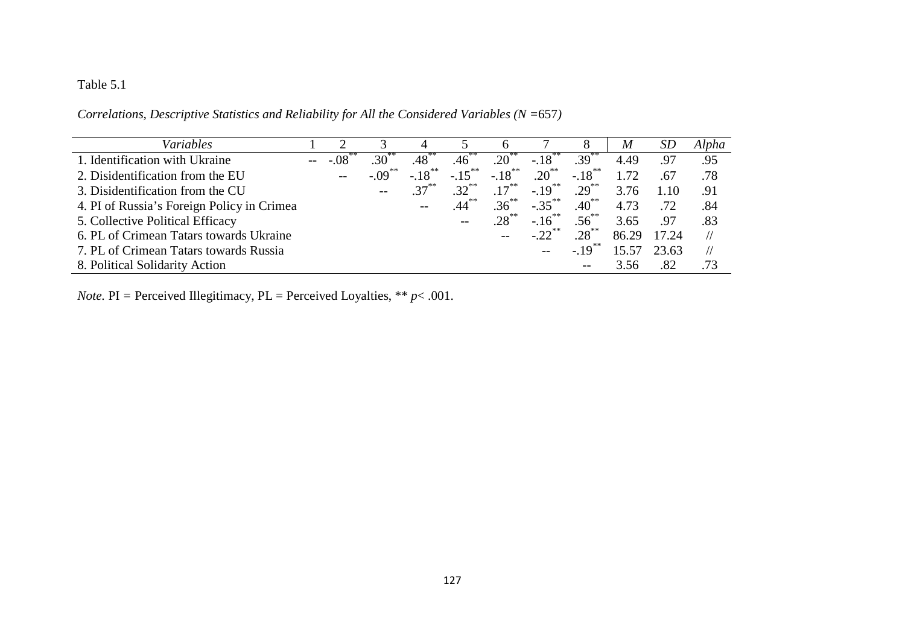Table 5.1

*Correlations, Descriptive Statistics and Reliability for All the Considered Variables (N =657)*

| *Variables* | 1 | 2 | 3 | 4 | 5 | 6 | 7 | 8 | *M* | *SD* | *Alpha* |
|---|---|---|---|---|---|---|---|---|---|---|---|
| 1. Identification with Ukraine | -- | -.08** | .30** | .48** | .46** | .20** | -.18** | .39** | 4.49 | .97 | .95 |
| 2. Disidentification from the EU | | -- | -.09** | -.18** | -.15** | -.18** | .20** | -.18** | 1.72 | .67 | .78 |
| 3. Disidentification from the CU | | | -- | .37** | .32** | .17** | -.19** | .29** | 3.76 | 1.10 | .91 |
| 4. PI of Russia's Foreign Policy in Crimea | | | | -- | .44** | .36** | -.35** | .40** | 4.73 | .72 | .84 |
| 5. Collective Political Efficacy | | | | | -- | .28** | -.16** | .56** | 3.65 | .97 | .83 |
| 6. PL of Crimean Tatars towards Ukraine | | | | | | -- | -.22** | .28** | 86.29 | 17.24 | // |
| 7. PL of Crimean Tatars towards Russia | | | | | | | -- | -.19** | 15.57 | 23.63 | // |
| 8. Political Solidarity Action | | | | | | | | -- | 3.56 | .82 | .73 |

*Note.* PI = Perceived Illegitimacy, PL = Perceived Loyalties, ** $p < .001$.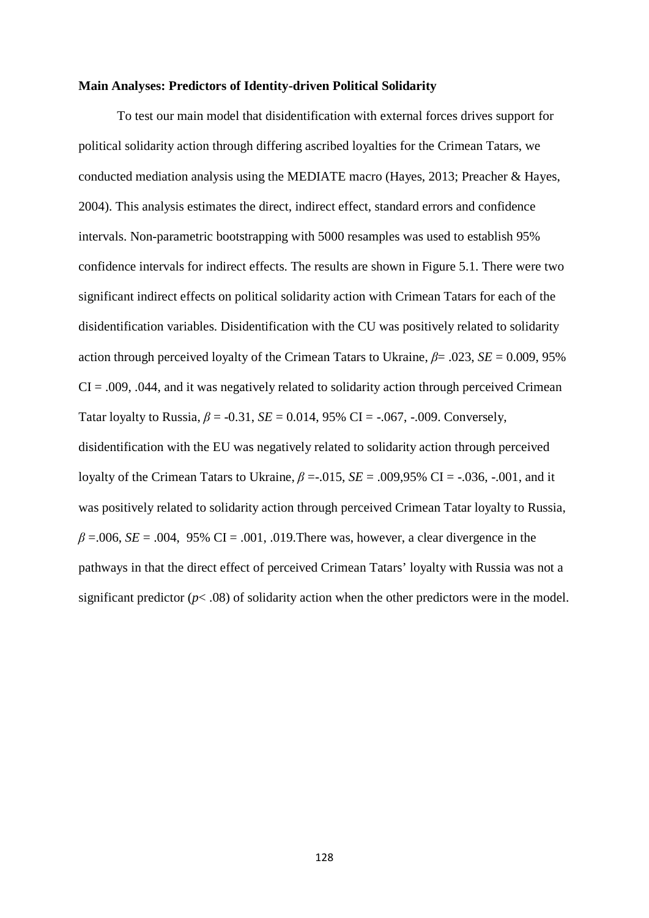**Main Analyses: Predictors of Identity-driven Political Solidarity**

To test our main model that disidentification with external forces drives support for political solidarity action through differing ascribed loyalties for the Crimean Tatars, we conducted mediation analysis using the MEDIATE macro (Hayes, 2013; Preacher & Hayes, 2004). This analysis estimates the direct, indirect effect, standard errors and confidence intervals. Non-parametric bootstrapping with 5000 resamples was used to establish 95% confidence intervals for indirect effects. The results are shown in Figure 5.1. There were two significant indirect effects on political solidarity action with Crimean Tatars for each of the disidentification variables. Disidentification with the CU was positively related to solidarity action through perceived loyalty of the Crimean Tatars to Ukraine, $\beta$= .023, *SE* = 0.009, 95% CI = .009, .044, and it was negatively related to solidarity action through perceived Crimean Tatar loyalty to Russia, $\beta$ = -0.31, *SE* = 0.014, 95% CI = -.067, -.009. Conversely, disidentification with the EU was negatively related to solidarity action through perceived loyalty of the Crimean Tatars to Ukraine, $\beta$ =-.015, *SE* = .009,95% CI = -.036, -.001, and it was positively related to solidarity action through perceived Crimean Tatar loyalty to Russia, $\beta$ =.006, *SE* = .004, 95% CI = .001, .019.There was, however, a clear divergence in the pathways in that the direct effect of perceived Crimean Tatars' loyalty with Russia was not a significant predictor ($p$< .08) of solidarity action when the other predictors were in the model.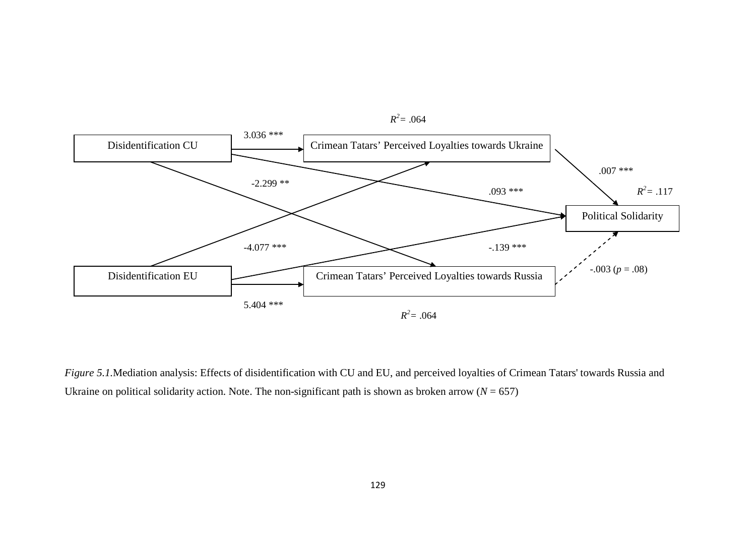*Figure 5.1.*Mediation analysis: Effects of disidentification with CU and EU, and perceived loyalties of Crimean Tatars' towards Russia and Ukraine on political solidarity action. Note. The non-significant path is shown as broken arrow ($N$ = 657)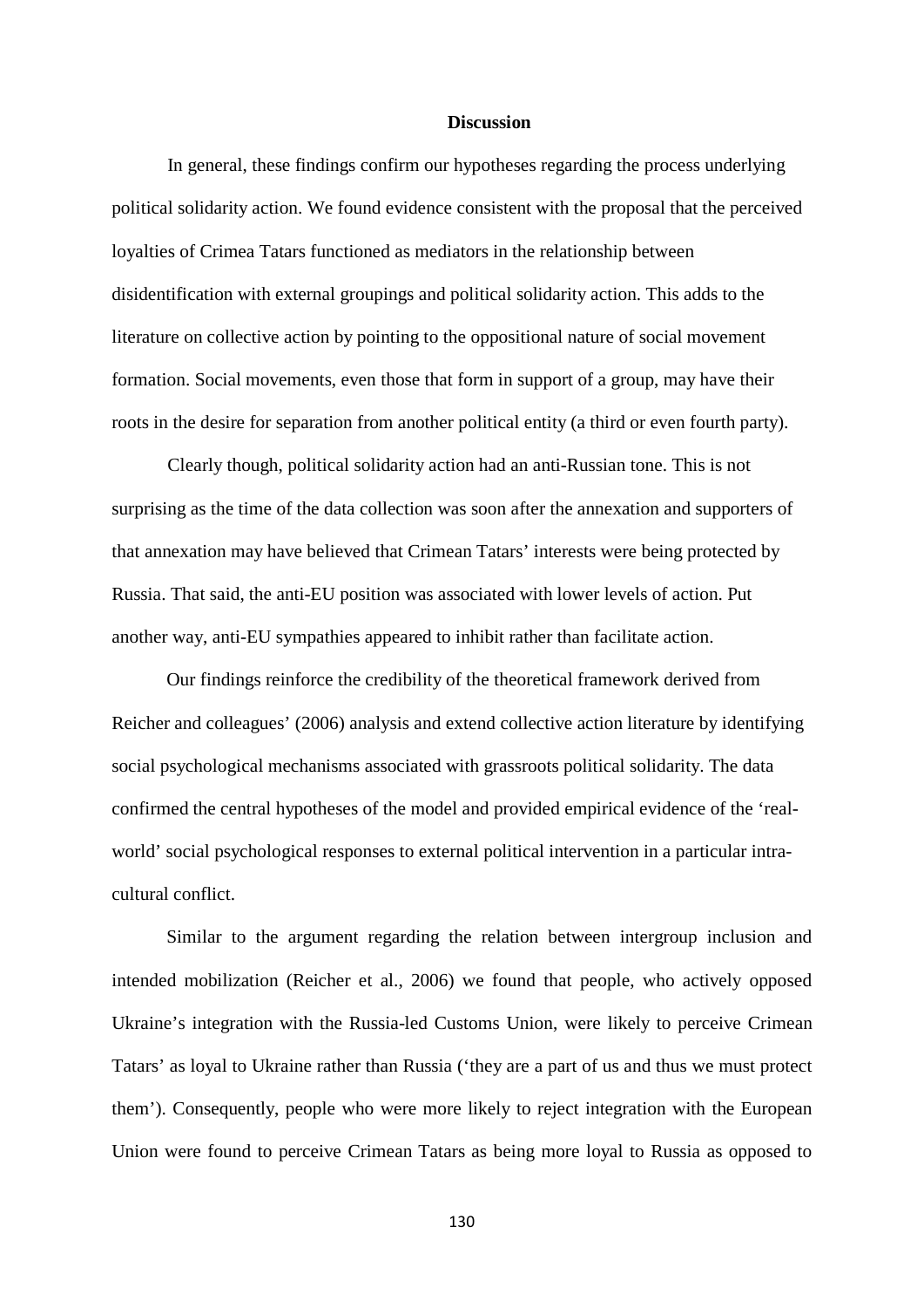## Discussion

In general, these findings confirm our hypotheses regarding the process underlying political solidarity action. We found evidence consistent with the proposal that the perceived loyalties of Crimea Tatars functioned as mediators in the relationship between disidentification with external groupings and political solidarity action. This adds to the literature on collective action by pointing to the oppositional nature of social movement formation. Social movements, even those that form in support of a group, may have their roots in the desire for separation from another political entity (a third or even fourth party).

Clearly though, political solidarity action had an anti-Russian tone. This is not surprising as the time of the data collection was soon after the annexation and supporters of that annexation may have believed that Crimean Tatars' interests were being protected by Russia. That said, the anti-EU position was associated with lower levels of action. Put another way, anti-EU sympathies appeared to inhibit rather than facilitate action.

Our findings reinforce the credibility of the theoretical framework derived from Reicher and colleagues' (2006) analysis and extend collective action literature by identifying social psychological mechanisms associated with grassroots political solidarity. The data confirmed the central hypotheses of the model and provided empirical evidence of the 'real-world' social psychological responses to external political intervention in a particular intra-cultural conflict.

Similar to the argument regarding the relation between intergroup inclusion and intended mobilization (Reicher et al., 2006) we found that people, who actively opposed Ukraine's integration with the Russia-led Customs Union, were likely to perceive Crimean Tatars' as loyal to Ukraine rather than Russia ('they are a part of us and thus we must protect them'). Consequently, people who were more likely to reject integration with the European Union were found to perceive Crimean Tatars as being more loyal to Russia as opposed to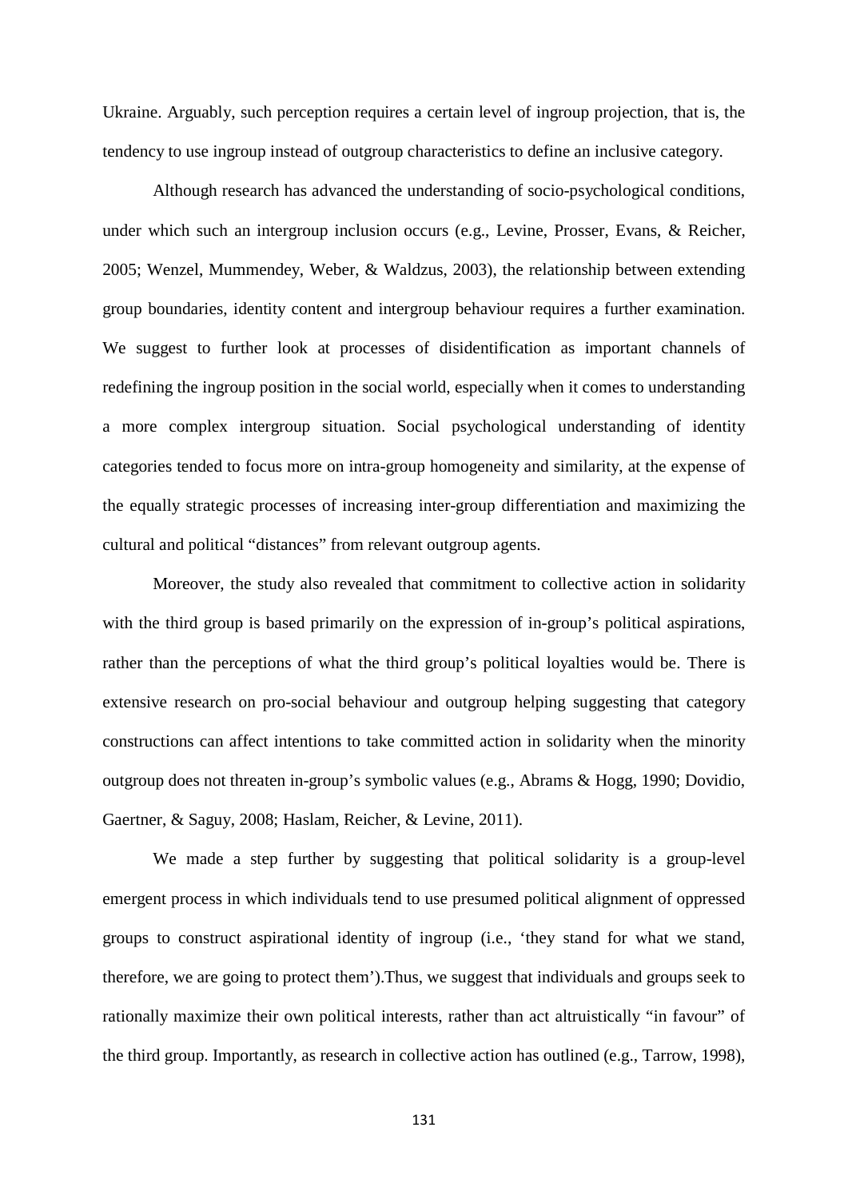Ukraine. Arguably, such perception requires a certain level of ingroup projection, that is, the tendency to use ingroup instead of outgroup characteristics to define an inclusive category.

Although research has advanced the understanding of socio-psychological conditions, under which such an intergroup inclusion occurs (e.g., Levine, Prosser, Evans, & Reicher, 2005; Wenzel, Mummendey, Weber, & Waldzus, 2003), the relationship between extending group boundaries, identity content and intergroup behaviour requires a further examination. We suggest to further look at processes of disidentification as important channels of redefining the ingroup position in the social world, especially when it comes to understanding a more complex intergroup situation. Social psychological understanding of identity categories tended to focus more on intra-group homogeneity and similarity, at the expense of the equally strategic processes of increasing inter-group differentiation and maximizing the cultural and political "distances" from relevant outgroup agents.

Moreover, the study also revealed that commitment to collective action in solidarity with the third group is based primarily on the expression of in-group's political aspirations, rather than the perceptions of what the third group's political loyalties would be. There is extensive research on pro-social behaviour and outgroup helping suggesting that category constructions can affect intentions to take committed action in solidarity when the minority outgroup does not threaten in-group's symbolic values (e.g., Abrams & Hogg, 1990; Dovidio, Gaertner, & Saguy, 2008; Haslam, Reicher, & Levine, 2011).

We made a step further by suggesting that political solidarity is a group-level emergent process in which individuals tend to use presumed political alignment of oppressed groups to construct aspirational identity of ingroup (i.e., 'they stand for what we stand, therefore, we are going to protect them').Thus, we suggest that individuals and groups seek to rationally maximize their own political interests, rather than act altruistically "in favour" of the third group. Importantly, as research in collective action has outlined (e.g., Tarrow, 1998),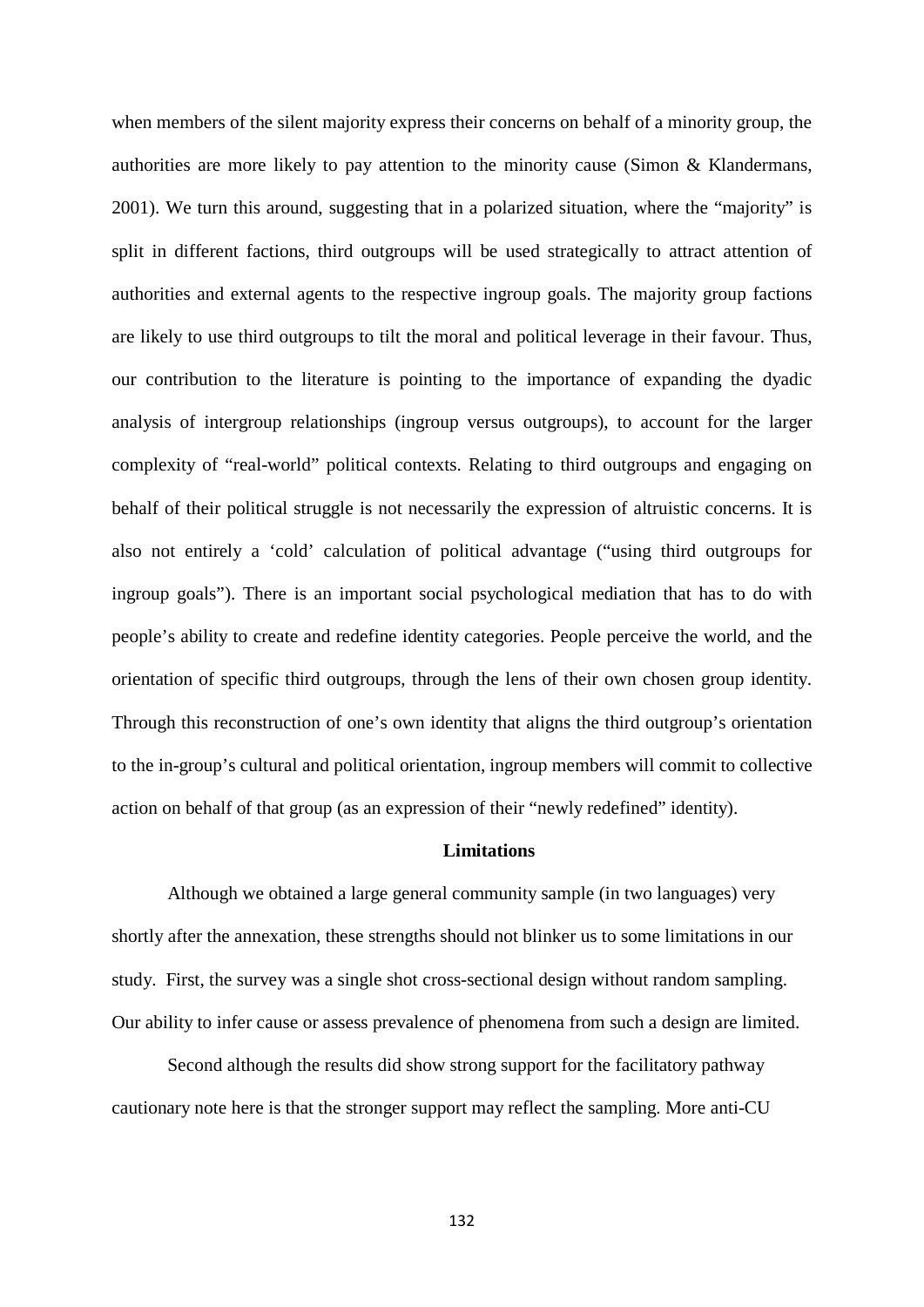when members of the silent majority express their concerns on behalf of a minority group, the authorities are more likely to pay attention to the minority cause (Simon & Klandermans, 2001). We turn this around, suggesting that in a polarized situation, where the "majority" is split in different factions, third outgroups will be used strategically to attract attention of authorities and external agents to the respective ingroup goals. The majority group factions are likely to use third outgroups to tilt the moral and political leverage in their favour. Thus, our contribution to the literature is pointing to the importance of expanding the dyadic analysis of intergroup relationships (ingroup versus outgroups), to account for the larger complexity of "real-world" political contexts. Relating to third outgroups and engaging on behalf of their political struggle is not necessarily the expression of altruistic concerns. It is also not entirely a 'cold' calculation of political advantage ("using third outgroups for ingroup goals"). There is an important social psychological mediation that has to do with people's ability to create and redefine identity categories. People perceive the world, and the orientation of specific third outgroups, through the lens of their own chosen group identity. Through this reconstruction of one's own identity that aligns the third outgroup's orientation to the in-group's cultural and political orientation, ingroup members will commit to collective action on behalf of that group (as an expression of their "newly redefined" identity).

## Limitations

Although we obtained a large general community sample (in two languages) very shortly after the annexation, these strengths should not blinker us to some limitations in our study. First, the survey was a single shot cross-sectional design without random sampling. Our ability to infer cause or assess prevalence of phenomena from such a design are limited.

Second although the results did show strong support for the facilitatory pathway cautionary note here is that the stronger support may reflect the sampling. More anti-CU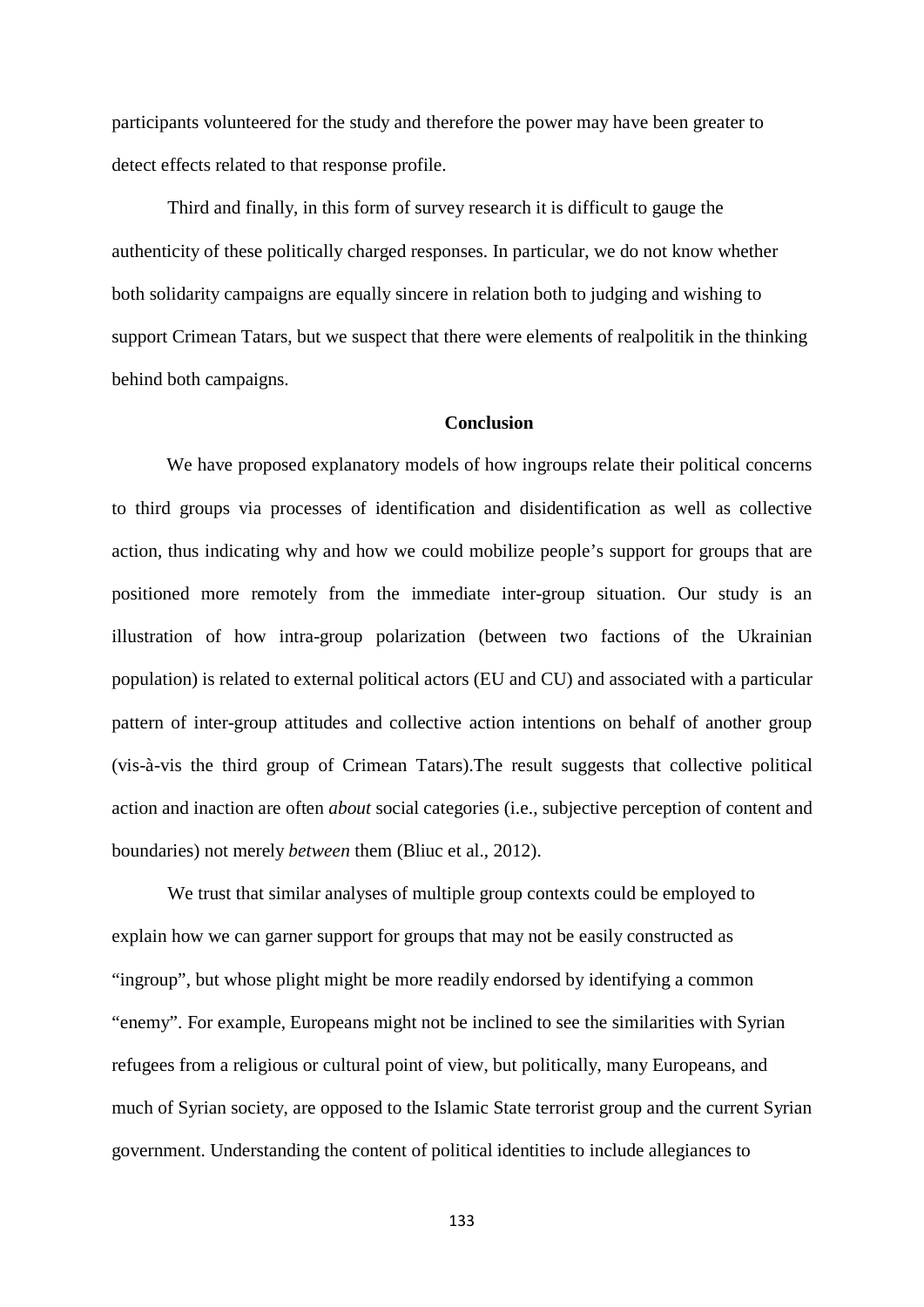participants volunteered for the study and therefore the power may have been greater to detect effects related to that response profile.

Third and finally, in this form of survey research it is difficult to gauge the authenticity of these politically charged responses. In particular, we do not know whether both solidarity campaigns are equally sincere in relation both to judging and wishing to support Crimean Tatars, but we suspect that there were elements of realpolitik in the thinking behind both campaigns.

## Conclusion

We have proposed explanatory models of how ingroups relate their political concerns to third groups via processes of identification and disidentification as well as collective action, thus indicating why and how we could mobilize people's support for groups that are positioned more remotely from the immediate inter-group situation. Our study is an illustration of how intra-group polarization (between two factions of the Ukrainian population) is related to external political actors (EU and CU) and associated with a particular pattern of inter-group attitudes and collective action intentions on behalf of another group (vis-à-vis the third group of Crimean Tatars).The result suggests that collective political action and inaction are often *about* social categories (i.e., subjective perception of content and boundaries) not merely *between* them (Bliuc et al., 2012).

We trust that similar analyses of multiple group contexts could be employed to explain how we can garner support for groups that may not be easily constructed as "ingroup", but whose plight might be more readily endorsed by identifying a common "enemy". For example, Europeans might not be inclined to see the similarities with Syrian refugees from a religious or cultural point of view, but politically, many Europeans, and much of Syrian society, are opposed to the Islamic State terrorist group and the current Syrian government. Understanding the content of political identities to include allegiances to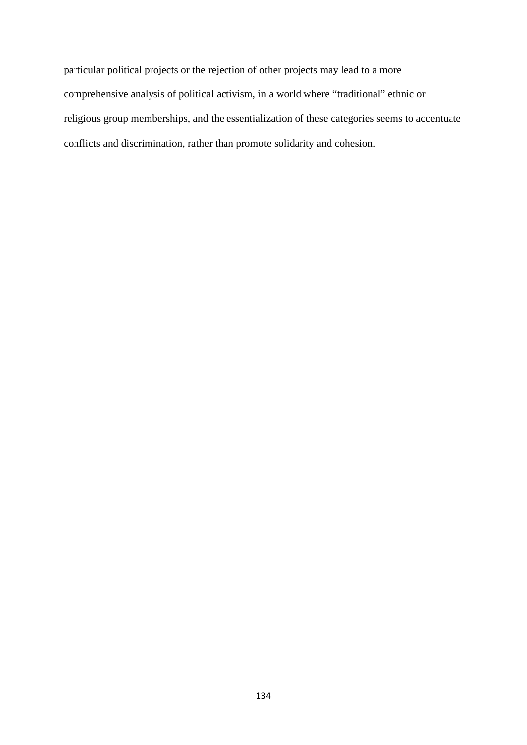particular political projects or the rejection of other projects may lead to a more comprehensive analysis of political activism, in a world where “traditional” ethnic or religious group memberships, and the essentialization of these categories seems to accentuate conflicts and discrimination, rather than promote solidarity and cohesion.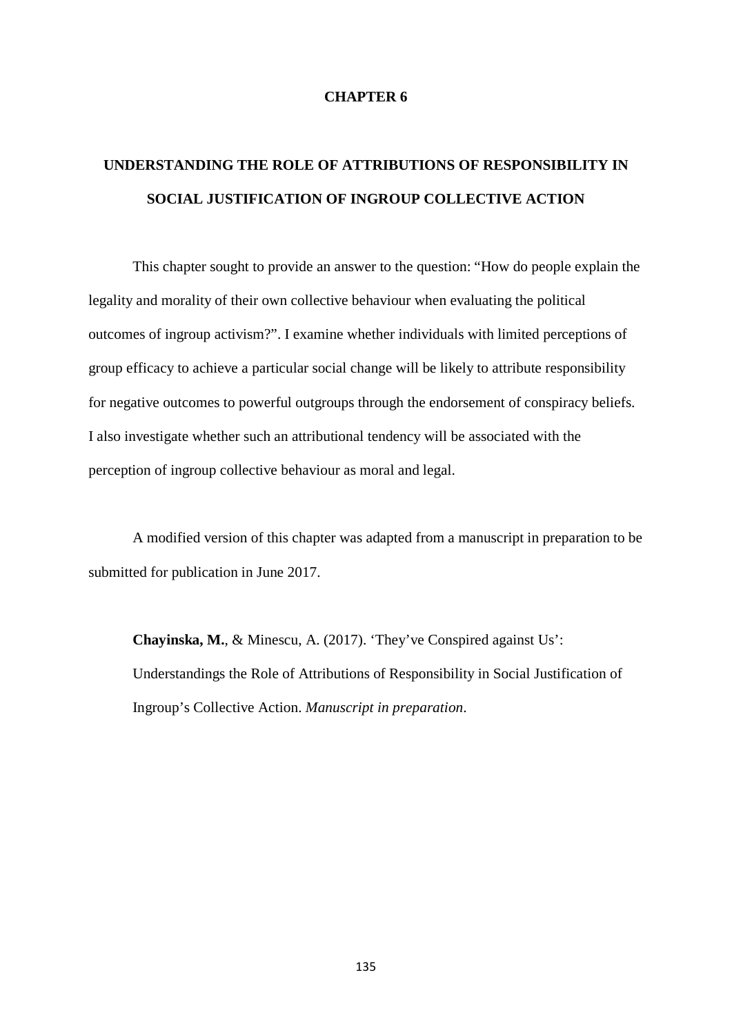# CHAPTER 6

## UNDERSTANDING THE ROLE OF ATTRIBUTIONS OF RESPONSIBILITY IN SOCIAL JUSTIFICATION OF INGROUP COLLECTIVE ACTION

This chapter sought to provide an answer to the question: "How do people explain the legality and morality of their own collective behaviour when evaluating the political outcomes of ingroup activism?". I examine whether individuals with limited perceptions of group efficacy to achieve a particular social change will be likely to attribute responsibility for negative outcomes to powerful outgroups through the endorsement of conspiracy beliefs. I also investigate whether such an attributional tendency will be associated with the perception of ingroup collective behaviour as moral and legal.

A modified version of this chapter was adapted from a manuscript in preparation to be submitted for publication in June 2017.

**Chayinska, M.**, & Minescu, A. (2017). 'They've Conspired against Us': Understandings the Role of Attributions of Responsibility in Social Justification of Ingroup's Collective Action. *Manuscript in preparation*.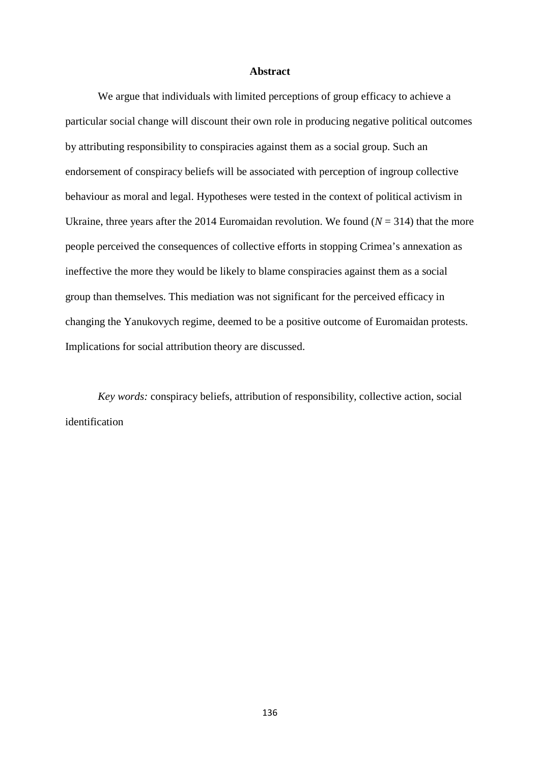**Abstract**

We argue that individuals with limited perceptions of group efficacy to achieve a particular social change will discount their own role in producing negative political outcomes by attributing responsibility to conspiracies against them as a social group. Such an endorsement of conspiracy beliefs will be associated with perception of ingroup collective behaviour as moral and legal. Hypotheses were tested in the context of political activism in Ukraine, three years after the 2014 Euromaidan revolution. We found ($N$ = 314) that the more people perceived the consequences of collective efforts in stopping Crimea's annexation as ineffective the more they would be likely to blame conspiracies against them as a social group than themselves. This mediation was not significant for the perceived efficacy in changing the Yanukovych regime, deemed to be a positive outcome of Euromaidan protests. Implications for social attribution theory are discussed.

*Key words:* conspiracy beliefs, attribution of responsibility, collective action, social identification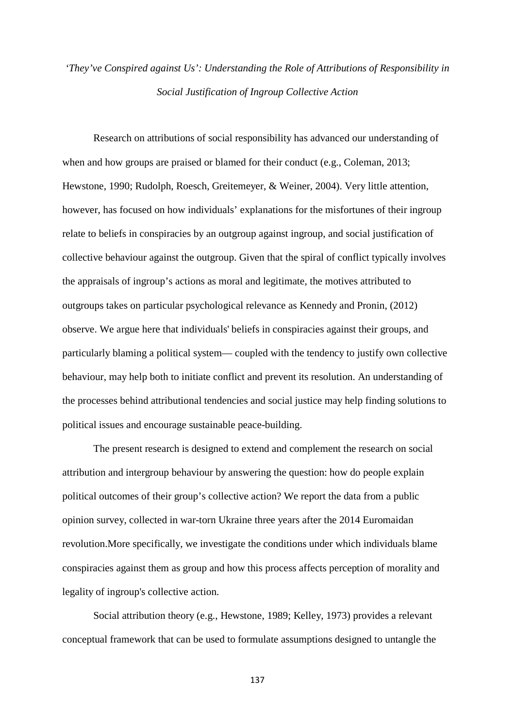*'They've Conspired against Us': Understanding the Role of Attributions of Responsibility in Social Justification of Ingroup Collective Action*

Research on attributions of social responsibility has advanced our understanding of when and how groups are praised or blamed for their conduct (e.g., Coleman, 2013; Hewstone, 1990; Rudolph, Roesch, Greitemeyer, & Weiner, 2004). Very little attention, however, has focused on how individuals' explanations for the misfortunes of their ingroup relate to beliefs in conspiracies by an outgroup against ingroup, and social justification of collective behaviour against the outgroup. Given that the spiral of conflict typically involves the appraisals of ingroup's actions as moral and legitimate, the motives attributed to outgroups takes on particular psychological relevance as Kennedy and Pronin, (2012) observe. We argue here that individuals' beliefs in conspiracies against their groups, and particularly blaming a political system— coupled with the tendency to justify own collective behaviour, may help both to initiate conflict and prevent its resolution. An understanding of the processes behind attributional tendencies and social justice may help finding solutions to political issues and encourage sustainable peace-building.

The present research is designed to extend and complement the research on social attribution and intergroup behaviour by answering the question: how do people explain political outcomes of their group's collective action? We report the data from a public opinion survey, collected in war-torn Ukraine three years after the 2014 Euromaidan revolution.More specifically, we investigate the conditions under which individuals blame conspiracies against them as group and how this process affects perception of morality and legality of ingroup's collective action.

Social attribution theory (e.g., Hewstone, 1989; Kelley, 1973) provides a relevant conceptual framework that can be used to formulate assumptions designed to untangle the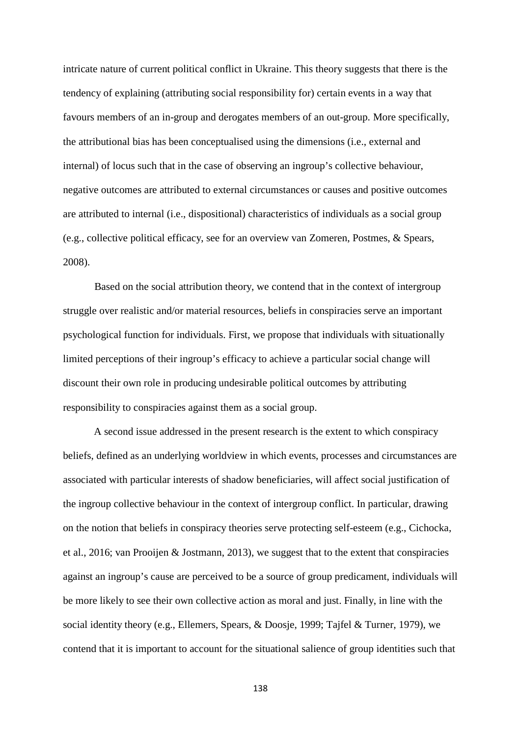intricate nature of current political conflict in Ukraine. This theory suggests that there is the tendency of explaining (attributing social responsibility for) certain events in a way that favours members of an in-group and derogates members of an out-group. More specifically, the attributional bias has been conceptualised using the dimensions (i.e., external and internal) of locus such that in the case of observing an ingroup's collective behaviour, negative outcomes are attributed to external circumstances or causes and positive outcomes are attributed to internal (i.e., dispositional) characteristics of individuals as a social group (e.g., collective political efficacy, see for an overview van Zomeren, Postmes, & Spears, 2008).

Based on the social attribution theory, we contend that in the context of intergroup struggle over realistic and/or material resources, beliefs in conspiracies serve an important psychological function for individuals. First, we propose that individuals with situationally limited perceptions of their ingroup's efficacy to achieve a particular social change will discount their own role in producing undesirable political outcomes by attributing responsibility to conspiracies against them as a social group.

A second issue addressed in the present research is the extent to which conspiracy beliefs, defined as an underlying worldview in which events, processes and circumstances are associated with particular interests of shadow beneficiaries, will affect social justification of the ingroup collective behaviour in the context of intergroup conflict. In particular, drawing on the notion that beliefs in conspiracy theories serve protecting self-esteem (e.g., Cichocka, et al., 2016; van Prooijen & Jostmann, 2013), we suggest that to the extent that conspiracies against an ingroup's cause are perceived to be a source of group predicament, individuals will be more likely to see their own collective action as moral and just. Finally, in line with the social identity theory (e.g., Ellemers, Spears, & Doosje, 1999; Tajfel & Turner, 1979), we contend that it is important to account for the situational salience of group identities such that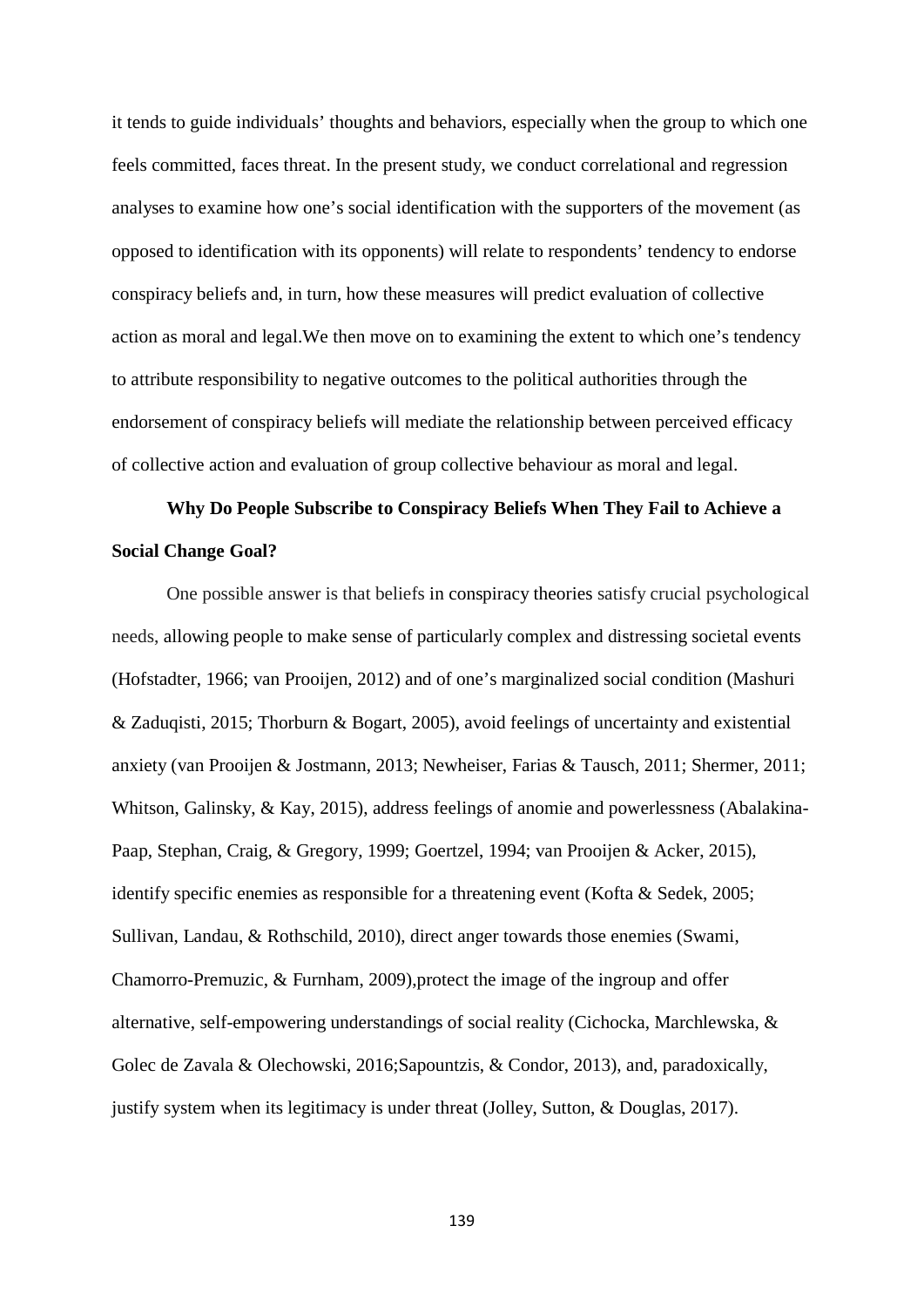it tends to guide individuals' thoughts and behaviors, especially when the group to which one feels committed, faces threat. In the present study, we conduct correlational and regression analyses to examine how one's social identification with the supporters of the movement (as opposed to identification with its opponents) will relate to respondents' tendency to endorse conspiracy beliefs and, in turn, how these measures will predict evaluation of collective action as moral and legal.We then move on to examining the extent to which one's tendency to attribute responsibility to negative outcomes to the political authorities through the endorsement of conspiracy beliefs will mediate the relationship between perceived efficacy of collective action and evaluation of group collective behaviour as moral and legal.

**Why Do People Subscribe to Conspiracy Beliefs When They Fail to Achieve a Social Change Goal?**

One possible answer is that beliefs in conspiracy theories satisfy crucial psychological needs, allowing people to make sense of particularly complex and distressing societal events (Hofstadter, 1966; van Prooijen, 2012) and of one's marginalized social condition (Mashuri & Zaduqisti, 2015; Thorburn & Bogart, 2005), avoid feelings of uncertainty and existential anxiety (van Prooijen & Jostmann, 2013; Newheiser, Farias & Tausch, 2011; Shermer, 2011; Whitson, Galinsky, & Kay, 2015), address feelings of anomie and powerlessness (Abalakina-Paap, Stephan, Craig, & Gregory, 1999; Goertzel, 1994; van Prooijen & Acker, 2015), identify specific enemies as responsible for a threatening event (Kofta & Sedek, 2005; Sullivan, Landau, & Rothschild, 2010), direct anger towards those enemies (Swami, Chamorro-Premuzic, & Furnham, 2009),protect the image of the ingroup and offer alternative, self-empowering understandings of social reality (Cichocka, Marchlewska, & Golec de Zavala & Olechowski, 2016;Sapountzis, & Condor, 2013), and, paradoxically, justify system when its legitimacy is under threat (Jolley, Sutton, & Douglas, 2017).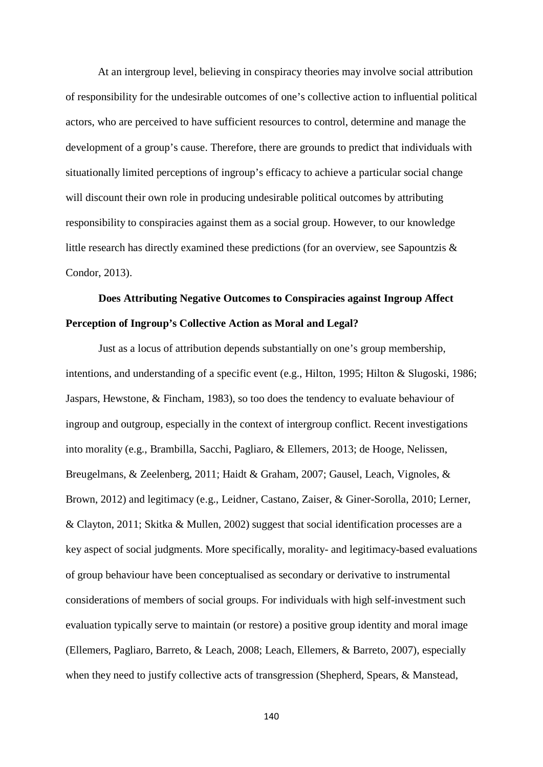At an intergroup level, believing in conspiracy theories may involve social attribution of responsibility for the undesirable outcomes of one's collective action to influential political actors, who are perceived to have sufficient resources to control, determine and manage the development of a group's cause. Therefore, there are grounds to predict that individuals with situationally limited perceptions of ingroup's efficacy to achieve a particular social change will discount their own role in producing undesirable political outcomes by attributing responsibility to conspiracies against them as a social group. However, to our knowledge little research has directly examined these predictions (for an overview, see Sapountzis & Condor, 2013).

### Does Attributing Negative Outcomes to Conspiracies against Ingroup Affect Perception of Ingroup's Collective Action as Moral and Legal?

Just as a locus of attribution depends substantially on one's group membership, intentions, and understanding of a specific event (e.g., Hilton, 1995; Hilton & Slugoski, 1986; Jaspars, Hewstone, & Fincham, 1983), so too does the tendency to evaluate behaviour of ingroup and outgroup, especially in the context of intergroup conflict. Recent investigations into morality (e.g., Brambilla, Sacchi, Pagliaro, & Ellemers, 2013; de Hooge, Nelissen, Breugelmans, & Zeelenberg, 2011; Haidt & Graham, 2007; Gausel, Leach, Vignoles, & Brown, 2012) and legitimacy (e.g., Leidner, Castano, Zaiser, & Giner-Sorolla, 2010; Lerner, & Clayton, 2011; Skitka & Mullen, 2002) suggest that social identification processes are a key aspect of social judgments. More specifically, morality- and legitimacy-based evaluations of group behaviour have been conceptualised as secondary or derivative to instrumental considerations of members of social groups. For individuals with high self-investment such evaluation typically serve to maintain (or restore) a positive group identity and moral image (Ellemers, Pagliaro, Barreto, & Leach, 2008; Leach, Ellemers, & Barreto, 2007), especially when they need to justify collective acts of transgression (Shepherd, Spears, & Manstead,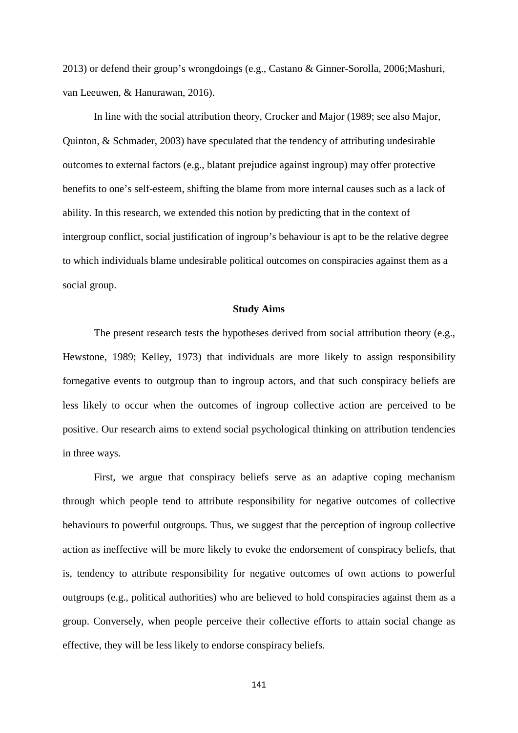2013) or defend their group's wrongdoings (e.g., Castano & Ginner-Sorolla, 2006;Mashuri, van Leeuwen, & Hanurawan, 2016).

In line with the social attribution theory, Crocker and Major (1989; see also Major, Quinton, & Schmader, 2003) have speculated that the tendency of attributing undesirable outcomes to external factors (e.g., blatant prejudice against ingroup) may offer protective benefits to one's self-esteem, shifting the blame from more internal causes such as a lack of ability. In this research, we extended this notion by predicting that in the context of intergroup conflict, social justification of ingroup's behaviour is apt to be the relative degree to which individuals blame undesirable political outcomes on conspiracies against them as a social group.

### Study Aims

The present research tests the hypotheses derived from social attribution theory (e.g., Hewstone, 1989; Kelley, 1973) that individuals are more likely to assign responsibility fornegative events to outgroup than to ingroup actors, and that such conspiracy beliefs are less likely to occur when the outcomes of ingroup collective action are perceived to be positive. Our research aims to extend social psychological thinking on attribution tendencies in three ways.

First, we argue that conspiracy beliefs serve as an adaptive coping mechanism through which people tend to attribute responsibility for negative outcomes of collective behaviours to powerful outgroups. Thus, we suggest that the perception of ingroup collective action as ineffective will be more likely to evoke the endorsement of conspiracy beliefs, that is, tendency to attribute responsibility for negative outcomes of own actions to powerful outgroups (e.g., political authorities) who are believed to hold conspiracies against them as a group. Conversely, when people perceive their collective efforts to attain social change as effective, they will be less likely to endorse conspiracy beliefs.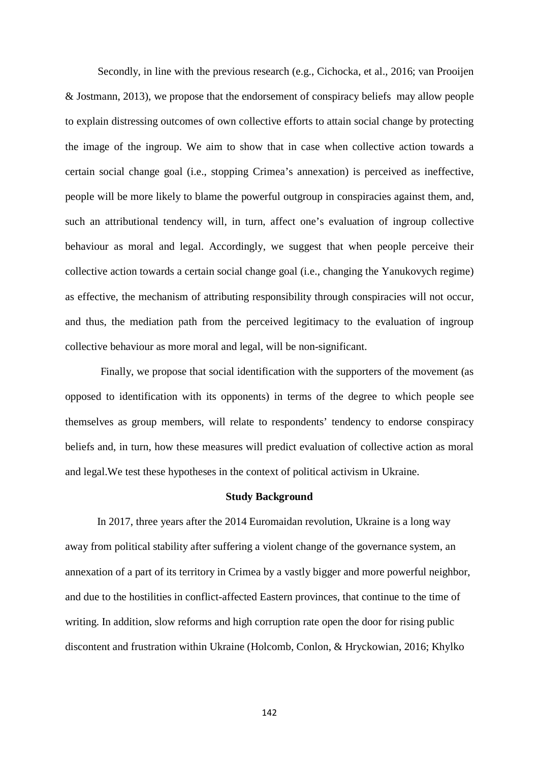Secondly, in line with the previous research (e.g., Cichocka, et al., 2016; van Prooijen & Jostmann, 2013), we propose that the endorsement of conspiracy beliefs may allow people to explain distressing outcomes of own collective efforts to attain social change by protecting the image of the ingroup. We aim to show that in case when collective action towards a certain social change goal (i.e., stopping Crimea's annexation) is perceived as ineffective, people will be more likely to blame the powerful outgroup in conspiracies against them, and, such an attributional tendency will, in turn, affect one's evaluation of ingroup collective behaviour as moral and legal. Accordingly, we suggest that when people perceive their collective action towards a certain social change goal (i.e., changing the Yanukovych regime) as effective, the mechanism of attributing responsibility through conspiracies will not occur, and thus, the mediation path from the perceived legitimacy to the evaluation of ingroup collective behaviour as more moral and legal, will be non-significant.

Finally, we propose that social identification with the supporters of the movement (as opposed to identification with its opponents) in terms of the degree to which people see themselves as group members, will relate to respondents' tendency to endorse conspiracy beliefs and, in turn, how these measures will predict evaluation of collective action as moral and legal.We test these hypotheses in the context of political activism in Ukraine.

**Study Background**

In 2017, three years after the 2014 Euromaidan revolution, Ukraine is a long way away from political stability after suffering a violent change of the governance system, an annexation of a part of its territory in Crimea by a vastly bigger and more powerful neighbor, and due to the hostilities in conflict-affected Eastern provinces, that continue to the time of writing. In addition, slow reforms and high corruption rate open the door for rising public discontent and frustration within Ukraine (Holcomb, Conlon, & Hryckowian, 2016; Khylko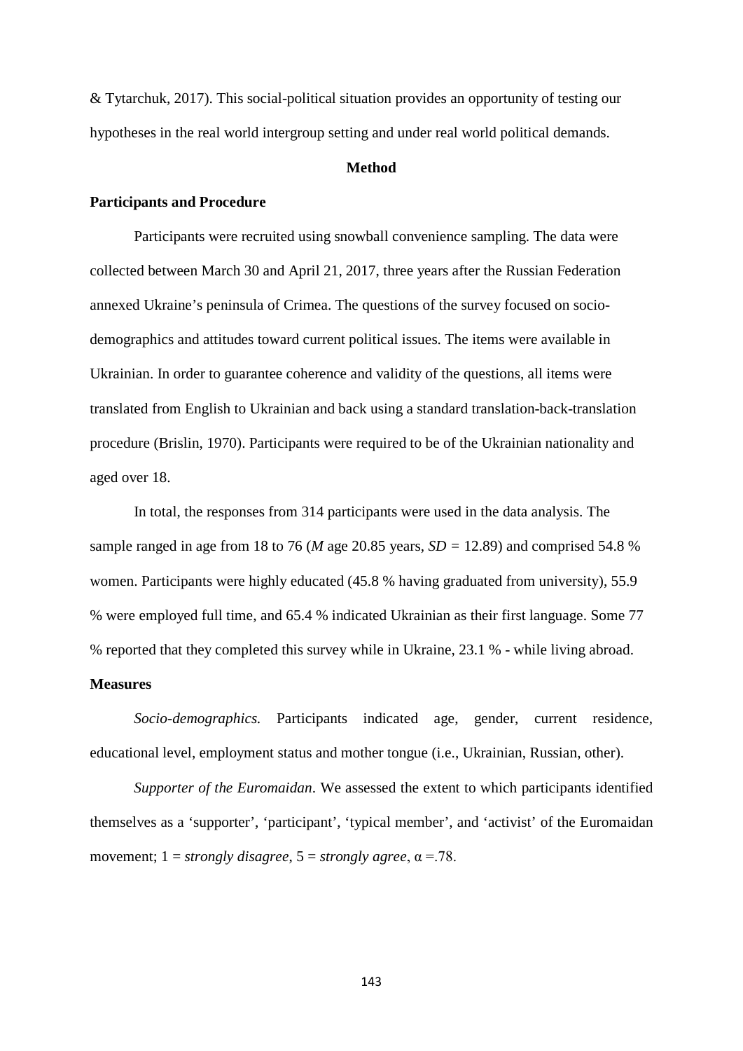& Tytarchuk, 2017). This social-political situation provides an opportunity of testing our hypotheses in the real world intergroup setting and under real world political demands.

## Method

### Participants and Procedure

Participants were recruited using snowball convenience sampling. The data were collected between March 30 and April 21, 2017, three years after the Russian Federation annexed Ukraine's peninsula of Crimea. The questions of the survey focused on socio-demographics and attitudes toward current political issues. The items were available in Ukrainian. In order to guarantee coherence and validity of the questions, all items were translated from English to Ukrainian and back using a standard translation-back-translation procedure (Brislin, 1970). Participants were required to be of the Ukrainian nationality and aged over 18.

In total, the responses from 314 participants were used in the data analysis. The sample ranged in age from 18 to 76 (*M* age 20.85 years, $SD = 12.89$) and comprised 54.8 % women. Participants were highly educated (45.8 % having graduated from university), 55.9 % were employed full time, and 65.4 % indicated Ukrainian as their first language. Some 77 % reported that they completed this survey while in Ukraine, 23.1 % - while living abroad.

### Measures

*Socio-demographics.* Participants indicated age, gender, current residence, educational level, employment status and mother tongue (i.e., Ukrainian, Russian, other).

*Supporter of the Euromaidan*. We assessed the extent to which participants identified themselves as a 'supporter', 'participant', 'typical member', and 'activist' of the Euromaidan movement; 1 = *strongly disagree*, 5 = *strongly agree*, $\alpha = .78$.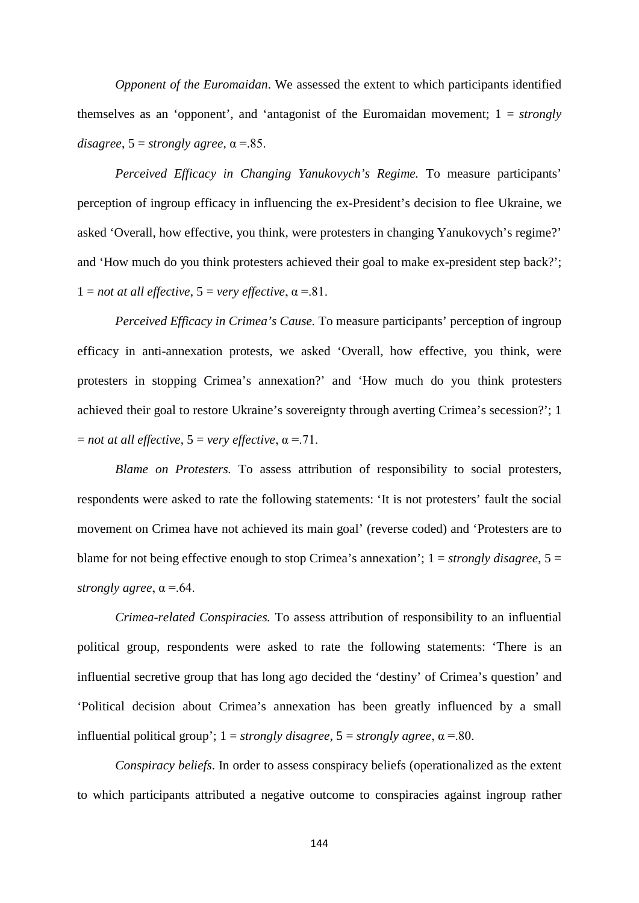*Opponent of the Euromaidan*. We assessed the extent to which participants identified themselves as an 'opponent', and 'antagonist of the Euromaidan movement; 1 = *strongly disagree*, 5 = *strongly agree*, $\alpha$ =.85.

*Perceived Efficacy in Changing Yanukovych's Regime.* To measure participants' perception of ingroup efficacy in influencing the ex-President's decision to flee Ukraine, we asked 'Overall, how effective, you think, were protesters in changing Yanukovych's regime?' and 'How much do you think protesters achieved their goal to make ex-president step back?'; 1 = *not at all effective*, 5 = *very effective*, $\alpha$ =.81.

*Perceived Efficacy in Crimea's Cause.* To measure participants' perception of ingroup efficacy in anti-annexation protests, we asked 'Overall, how effective, you think, were protesters in stopping Crimea's annexation?' and 'How much do you think protesters achieved their goal to restore Ukraine's sovereignty through averting Crimea's secession?'; 1 = *not at all effective*, 5 = *very effective*, $\alpha$ =.71.

*Blame on Protesters.* To assess attribution of responsibility to social protesters, respondents were asked to rate the following statements: 'It is not protesters' fault the social movement on Crimea have not achieved its main goal' (reverse coded) and 'Protesters are to blame for not being effective enough to stop Crimea's annexation'; 1 = *strongly disagree*, 5 = *strongly agree*, $\alpha$ =.64.

*Crimea-related Conspiracies.* To assess attribution of responsibility to an influential political group, respondents were asked to rate the following statements: 'There is an influential secretive group that has long ago decided the 'destiny' of Crimea's question' and 'Political decision about Crimea's annexation has been greatly influenced by a small influential political group'; 1 = *strongly disagree*, 5 = *strongly agree*, $\alpha$ =.80.

*Conspiracy beliefs*. In order to assess conspiracy beliefs (operationalized as the extent to which participants attributed a negative outcome to conspiracies against ingroup rather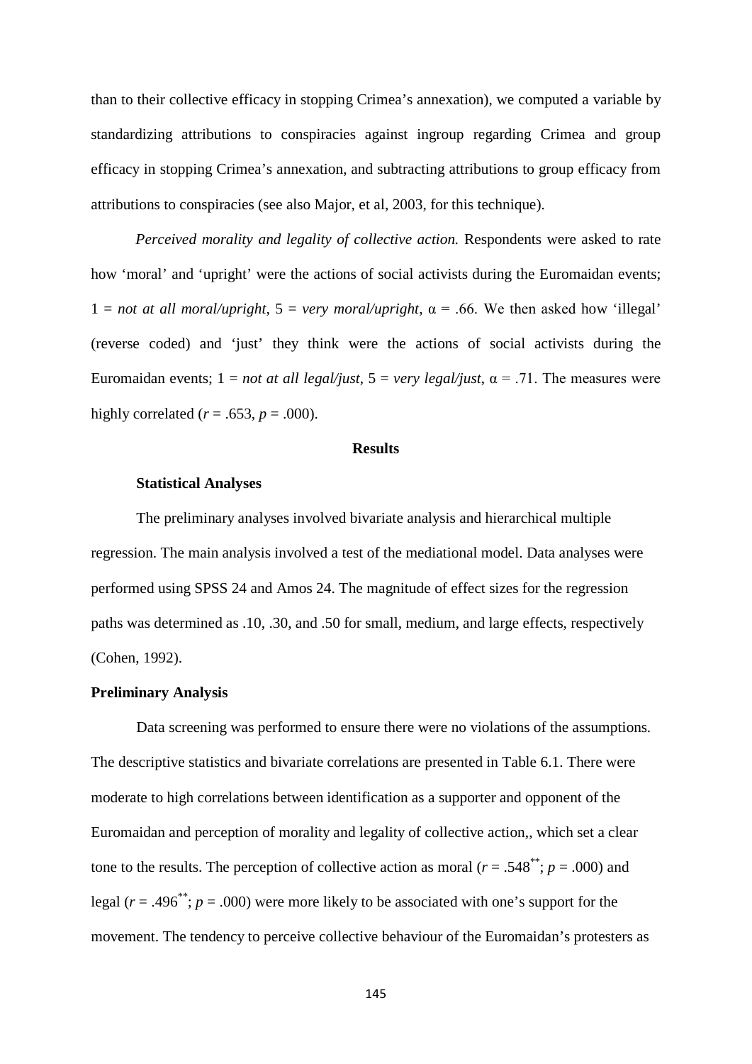than to their collective efficacy in stopping Crimea's annexation), we computed a variable by standardizing attributions to conspiracies against ingroup regarding Crimea and group efficacy in stopping Crimea's annexation, and subtracting attributions to group efficacy from attributions to conspiracies (see also Major, et al, 2003, for this technique).

*Perceived morality and legality of collective action.* Respondents were asked to rate how 'moral' and 'upright' were the actions of social activists during the Euromaidan events; 1 = *not at all moral/upright*, 5 = *very moral/upright*, $\alpha = .66$. We then asked how 'illegal' (reverse coded) and 'just' they think were the actions of social activists during the Euromaidan events; 1 = *not at all legal/just*, 5 = *very legal/just*, $\alpha = .71$. The measures were highly correlated ($r = .653$, $p = .000$).

## Results

### Statistical Analyses

The preliminary analyses involved bivariate analysis and hierarchical multiple regression. The main analysis involved a test of the mediational model. Data analyses were performed using SPSS 24 and Amos 24. The magnitude of effect sizes for the regression paths was determined as .10, .30, and .50 for small, medium, and large effects, respectively (Cohen, 1992).

### Preliminary Analysis

Data screening was performed to ensure there were no violations of the assumptions. The descriptive statistics and bivariate correlations are presented in Table 6.1. There were moderate to high correlations between identification as a supporter and opponent of the Euromaidan and perception of morality and legality of collective action,, which set a clear tone to the results. The perception of collective action as moral ($r = .548^{**}$; $p = .000$) and legal ($r = .496^{**}$; $p = .000$) were more likely to be associated with one's support for the movement. The tendency to perceive collective behaviour of the Euromaidan's protesters as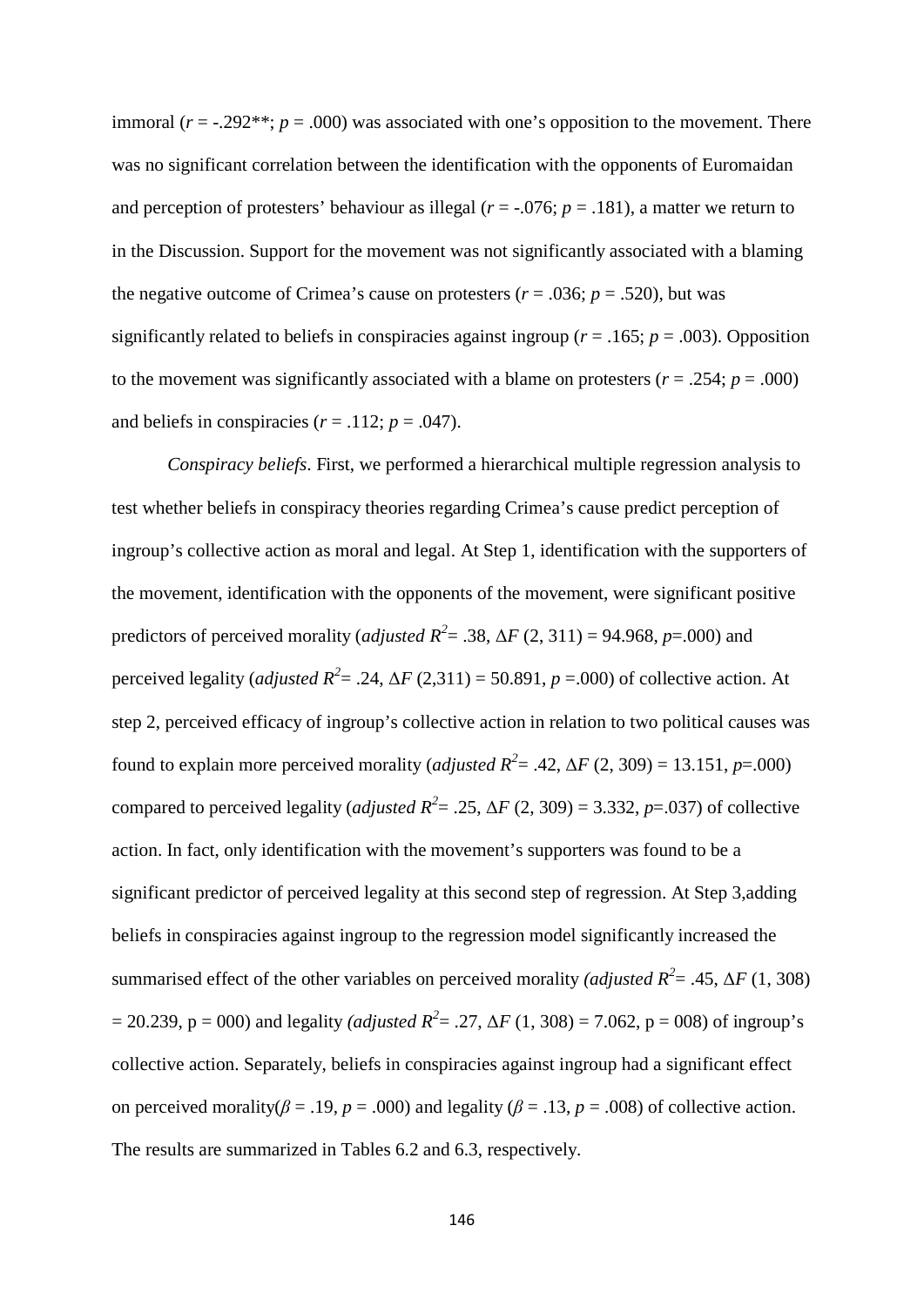immoral ($r$ = -.292**; $p$ = .000) was associated with one's opposition to the movement. There was no significant correlation between the identification with the opponents of Euromaidan and perception of protesters' behaviour as illegal ($r$ = -.076; $p$ = .181), a matter we return to in the Discussion. Support for the movement was not significantly associated with a blaming the negative outcome of Crimea's cause on protesters ($r$ = .036; $p$ = .520), but was significantly related to beliefs in conspiracies against ingroup ($r$ = .165; $p$ = .003). Opposition to the movement was significantly associated with a blame on protesters ($r$ = .254; $p$ = .000) and beliefs in conspiracies ($r$ = .112; $p$ = .047).

*Conspiracy beliefs*. First, we performed a hierarchical multiple regression analysis to test whether beliefs in conspiracy theories regarding Crimea's cause predict perception of ingroup's collective action as moral and legal. At Step 1, identification with the supporters of the movement, identification with the opponents of the movement, were significant positive predictors of perceived morality (*adjusted* $R^2$= .38, $\Delta F$ (2, 311) = 94.968, $p$=.000) and perceived legality (*adjusted* $R^2$= .24, $\Delta F$ (2,311) = 50.891, $p$ =.000) of collective action. At step 2, perceived efficacy of ingroup's collective action in relation to two political causes was found to explain more perceived morality (*adjusted* $R^2$= .42, $\Delta F$ (2, 309) = 13.151, $p$=.000) compared to perceived legality (*adjusted* $R^2$= .25, $\Delta F$ (2, 309) = 3.332, $p$=.037) of collective action. In fact, only identification with the movement's supporters was found to be a significant predictor of perceived legality at this second step of regression. At Step 3,adding beliefs in conspiracies against ingroup to the regression model significantly increased the summarised effect of the other variables on perceived morality *(adjusted* $R^2$= .45, $\Delta F$ (1, 308) = 20.239, p = 000) and legality *(adjusted* $R^2$= .27, $\Delta F$ (1, 308) = 7.062, p = 008) of ingroup's collective action. Separately, beliefs in conspiracies against ingroup had a significant effect on perceived morality($\beta$ = .19, $p$ = .000) and legality ($\beta$ = .13, $p$ = .008) of collective action. The results are summarized in Tables 6.2 and 6.3, respectively.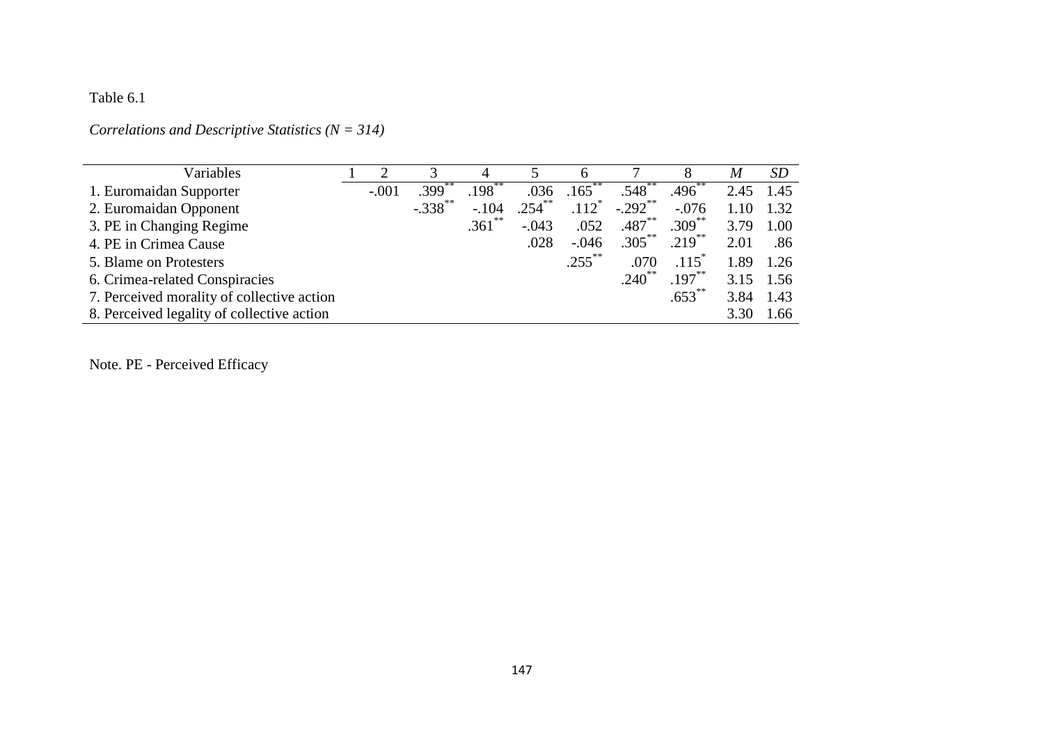Table 6.1

*Correlations and Descriptive Statistics (N = 314)*

| Variables | 1 | 2 | 3 | 4 | 5 | 6 | 7 | 8 | *M* | *SD* |
|---|---|---|---|---|---|---|---|---|---|---|
| 1. Euromaidan Supporter | | -.001 | .399** | .198** | .036 | .165** | .548** | .496** | 2.45 | 1.45 |
| 2. Euromaidan Opponent | | | -.338** | -.104 | .254** | .112* | -.292** | -.076 | 1.10 | 1.32 |
| 3. PE in Changing Regime | | | | .361** | -.043 | .052 | .487** | .309** | 3.79 | 1.00 |
| 4. PE in Crimea Cause | | | | | .028 | -.046 | .305** | .219** | 2.01 | .86 |
| 5. Blame on Protesters | | | | | | .255** | .070 | .115* | 1.89 | 1.26 |
| 6. Crimea-related Conspiracies | | | | | | | .240** | .197** | 3.15 | 1.56 |
| 7. Perceived morality of collective action | | | | | | | | .653** | 3.84 | 1.43 |
| 8. Perceived legality of collective action | | | | | | | | | 3.30 | 1.66 |

Note. PE - Perceived Efficacy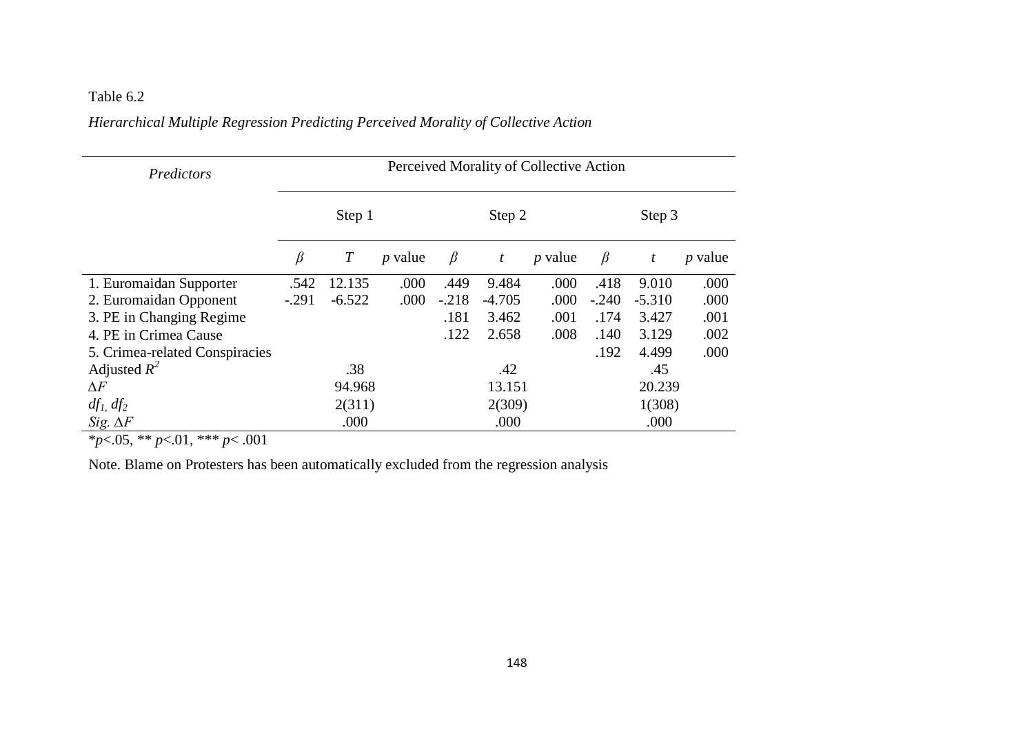Table 6.2

*Hierarchical Multiple Regression Predicting Perceived Morality of Collective Action*

| *Predictors* | Perceived Morality of Collective Action | | | | | | | | |
|---|---|---|---|---|---|---|---|---|---|
| | Step 1 | | | Step 2 | | | Step 3 | | |
| | $\beta$ | *T* | *p* value | $\beta$ | *t* | *p* value | $\beta$ | *t* | *p* value |
| 1. Euromaidan Supporter | .542 | 12.135 | .000 | .449 | 9.484 | .000 | .418 | 9.010 | .000 |
| 2. Euromaidan Opponent | -.291 | -6.522 | .000 | -.218 | -4.705 | .000 | -.240 | -5.310 | .000 |
| 3. PE in Changing Regime | | | | .181 | 3.462 | .001 | .174 | 3.427 | .001 |
| 4. PE in Crimea Cause | | | | .122 | 2.658 | .008 | .140 | 3.129 | .002 |
| 5. Crimea-related Conspiracies | | | | | | | .192 | 4.499 | .000 |
| Adjusted $R^2$ | | .38 | | | .42 | | | .45 | |
| $\Delta F$ | | 94.968 | | | 13.151 | | | 20.239 | |
| $df_1, df_2$ | | 2(311) | | | 2(309) | | | 1(308) | |
| *Sig.* $\Delta F$ | | .000 | | | .000 | | | .000 | |

$^*p<.05$, $^{**}p<.01$, $^{***}p<.001$

Note. Blame on Protesters has been automatically excluded from the regression analysis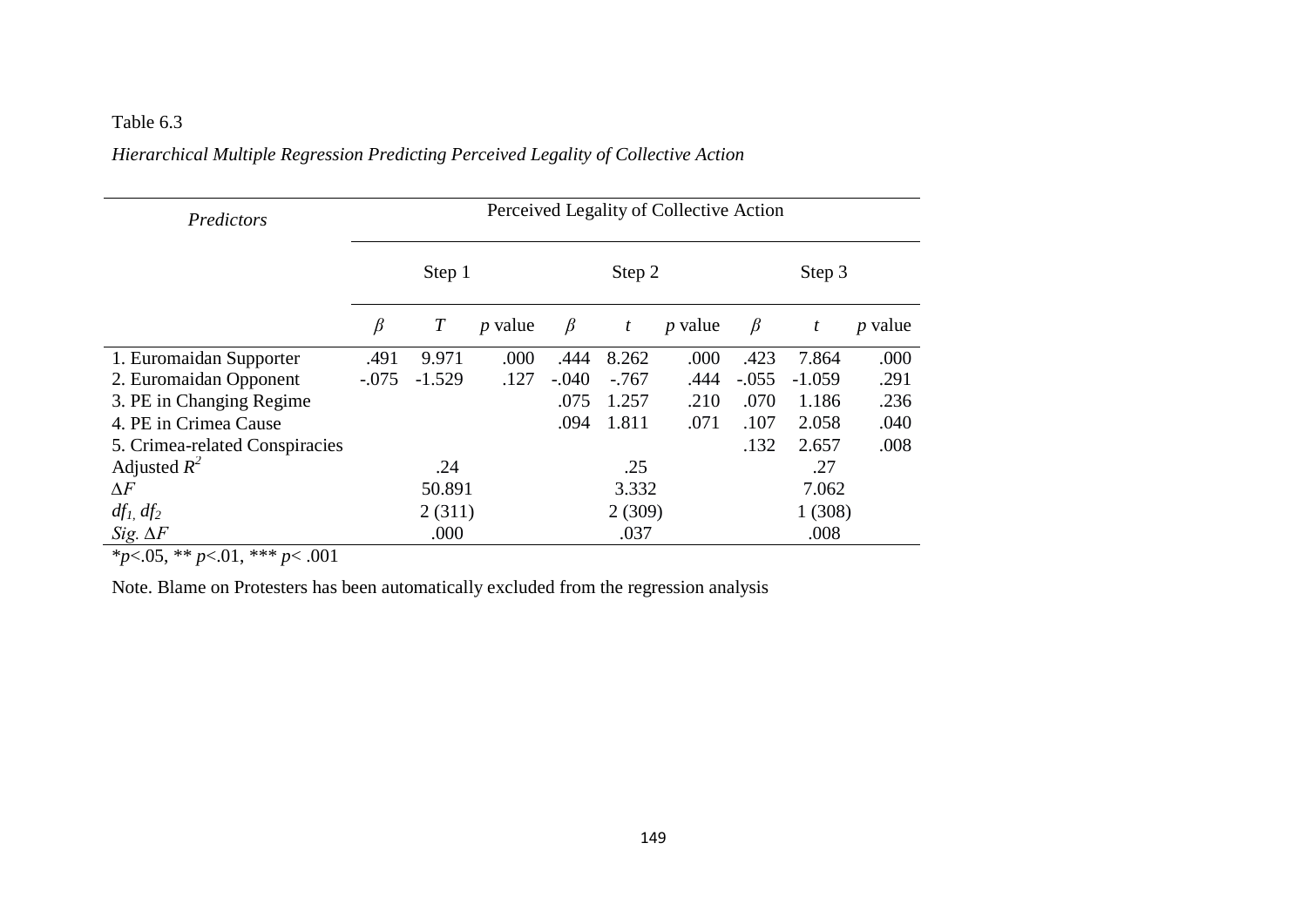Table 6.3

*Hierarchical Multiple Regression Predicting Perceived Legality of Collective Action*

| *Predictors* | Perceived Legality of Collective Action | | | | | | | | |
|---|---|---|---|---|---|---|---|---|---|
| | Step 1 | | | Step 2 | | | Step 3 | | |
| | $\beta$ | *T* | *p* value | $\beta$ | *t* | *p* value | $\beta$ | *t* | *p* value |
| 1. Euromaidan Supporter | .491 | 9.971 | .000 | .444 | 8.262 | .000 | .423 | 7.864 | .000 |
| 2. Euromaidan Opponent | -.075 | -1.529 | .127 | -.040 | -.767 | .444 | -.055 | -1.059 | .291 |
| 3. PE in Changing Regime | | | | .075 | 1.257 | .210 | .070 | 1.186 | .236 |
| 4. PE in Crimea Cause | | | | .094 | 1.811 | .071 | .107 | 2.058 | .040 |
| 5. Crimea-related Conspiracies | | | | | | | .132 | 2.657 | .008 |
| Adjusted $R^2$ | | .24 | | | .25 | | | .27 | |
| $\Delta F$ | | 50.891 | | | 3.332 | | | 7.062 | |
| $df_1, df_2$ | | 2 (311) | | | 2 (309) | | | 1 (308) | |
| *Sig.* $\Delta F$ | | .000 | | | .037 | | | .008 | |

*$p$<.05, ** $p$<.01, *** $p$< .001

Note. Blame on Protesters has been automatically excluded from the regression analysis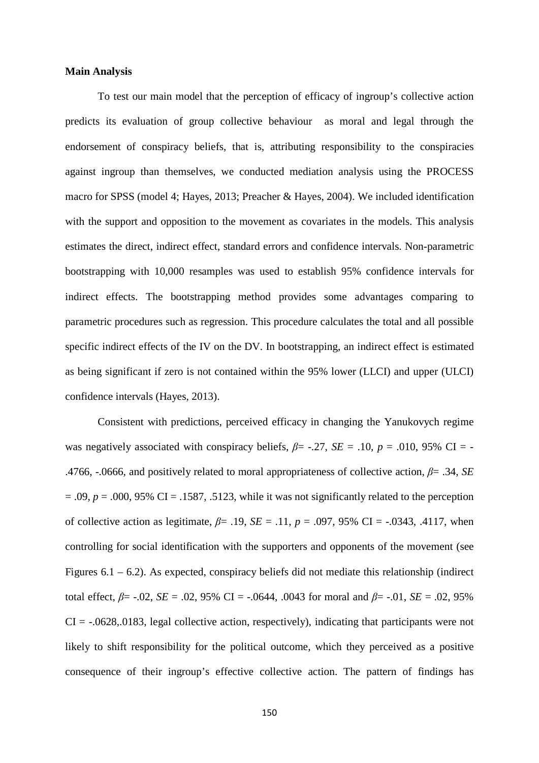**Main Analysis**

To test our main model that the perception of efficacy of ingroup's collective action predicts its evaluation of group collective behaviour as moral and legal through the endorsement of conspiracy beliefs, that is, attributing responsibility to the conspiracies against ingroup than themselves, we conducted mediation analysis using the PROCESS macro for SPSS (model 4; Hayes, 2013; Preacher & Hayes, 2004). We included identification with the support and opposition to the movement as covariates in the models. This analysis estimates the direct, indirect effect, standard errors and confidence intervals. Non-parametric bootstrapping with 10,000 resamples was used to establish 95% confidence intervals for indirect effects. The bootstrapping method provides some advantages comparing to parametric procedures such as regression. This procedure calculates the total and all possible specific indirect effects of the IV on the DV. In bootstrapping, an indirect effect is estimated as being significant if zero is not contained within the 95% lower (LLCI) and upper (ULCI) confidence intervals (Hayes, 2013).

Consistent with predictions, perceived efficacy in changing the Yanukovych regime was negatively associated with conspiracy beliefs, $\beta$= -.27, *SE* = .10, *p* = .010, 95% CI = -.4766, -.0666, and positively related to moral appropriateness of collective action, $\beta$= .34, *SE* = .09, *p* = .000, 95% CI = .1587, .5123, while it was not significantly related to the perception of collective action as legitimate, $\beta$= .19, *SE* = .11, *p* = .097, 95% CI = -.0343, .4117, when controlling for social identification with the supporters and opponents of the movement (see Figures 6.1 – 6.2). As expected, conspiracy beliefs did not mediate this relationship (indirect total effect, $\beta$= -.02, *SE* = .02, 95% CI = -.0644, .0043 for moral and $\beta$= -.01, *SE* = .02, 95% CI = -.0628,.0183, legal collective action, respectively), indicating that participants were not likely to shift responsibility for the political outcome, which they perceived as a positive consequence of their ingroup's effective collective action. The pattern of findings has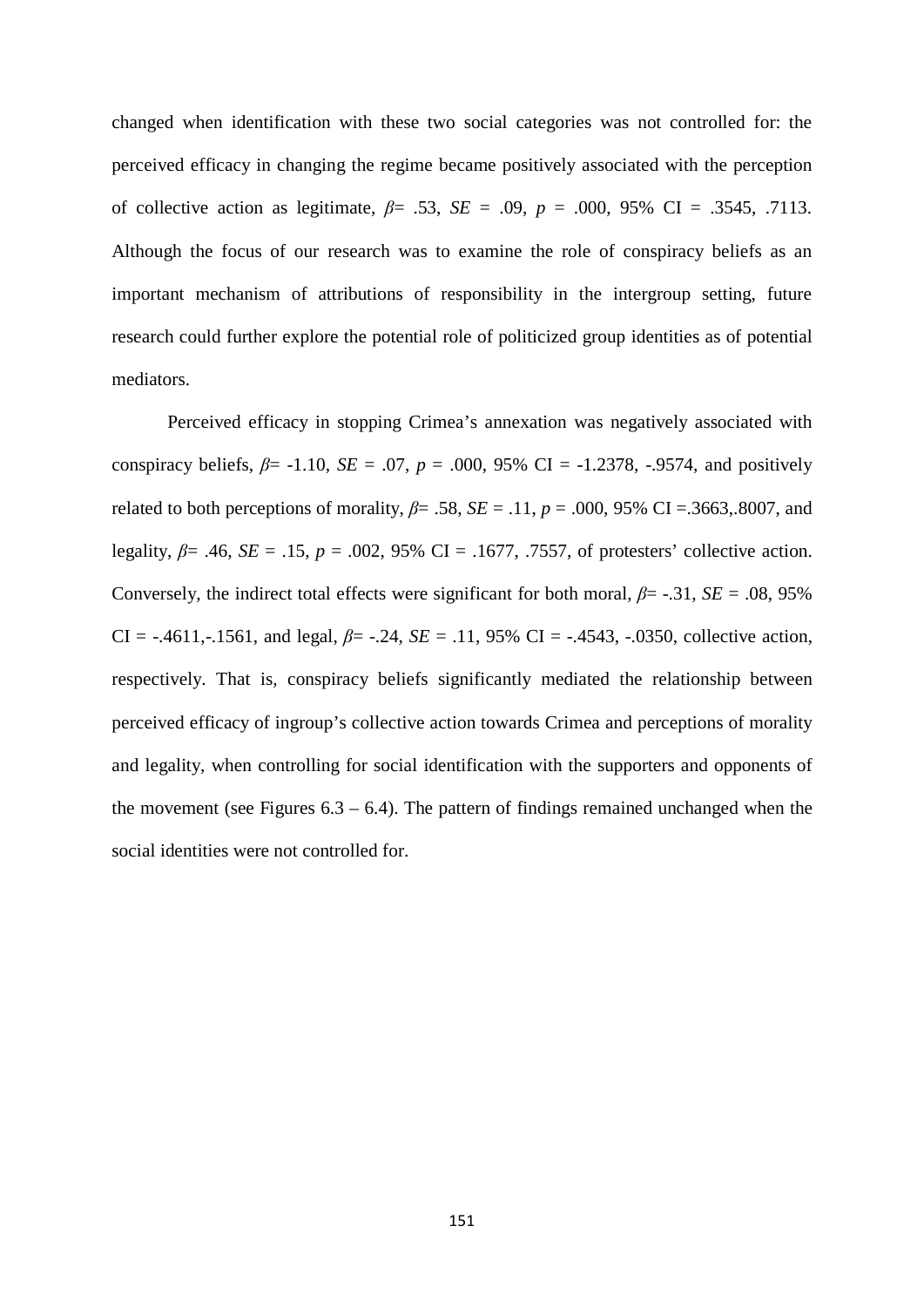changed when identification with these two social categories was not controlled for: the perceived efficacy in changing the regime became positively associated with the perception of collective action as legitimate, $\beta$= .53, *SE* = .09, *p* = .000, 95% CI = .3545, .7113. Although the focus of our research was to examine the role of conspiracy beliefs as an important mechanism of attributions of responsibility in the intergroup setting, future research could further explore the potential role of politicized group identities as of potential mediators.

Perceived efficacy in stopping Crimea's annexation was negatively associated with conspiracy beliefs, $\beta$= -1.10, *SE* = .07, *p* = .000, 95% CI = -1.2378, -.9574, and positively related to both perceptions of morality, $\beta$= .58, *SE* = .11, *p* = .000, 95% CI =.3663,.8007, and legality, $\beta$= .46, *SE* = .15, *p* = .002, 95% CI = .1677, .7557, of protesters' collective action. Conversely, the indirect total effects were significant for both moral, $\beta$= -.31, *SE* = .08, 95% CI = -.4611,-.1561, and legal, $\beta$= -.24, *SE* = .11, 95% CI = -.4543, -.0350, collective action, respectively. That is, conspiracy beliefs significantly mediated the relationship between perceived efficacy of ingroup's collective action towards Crimea and perceptions of morality and legality, when controlling for social identification with the supporters and opponents of the movement (see Figures 6.3 – 6.4). The pattern of findings remained unchanged when the social identities were not controlled for.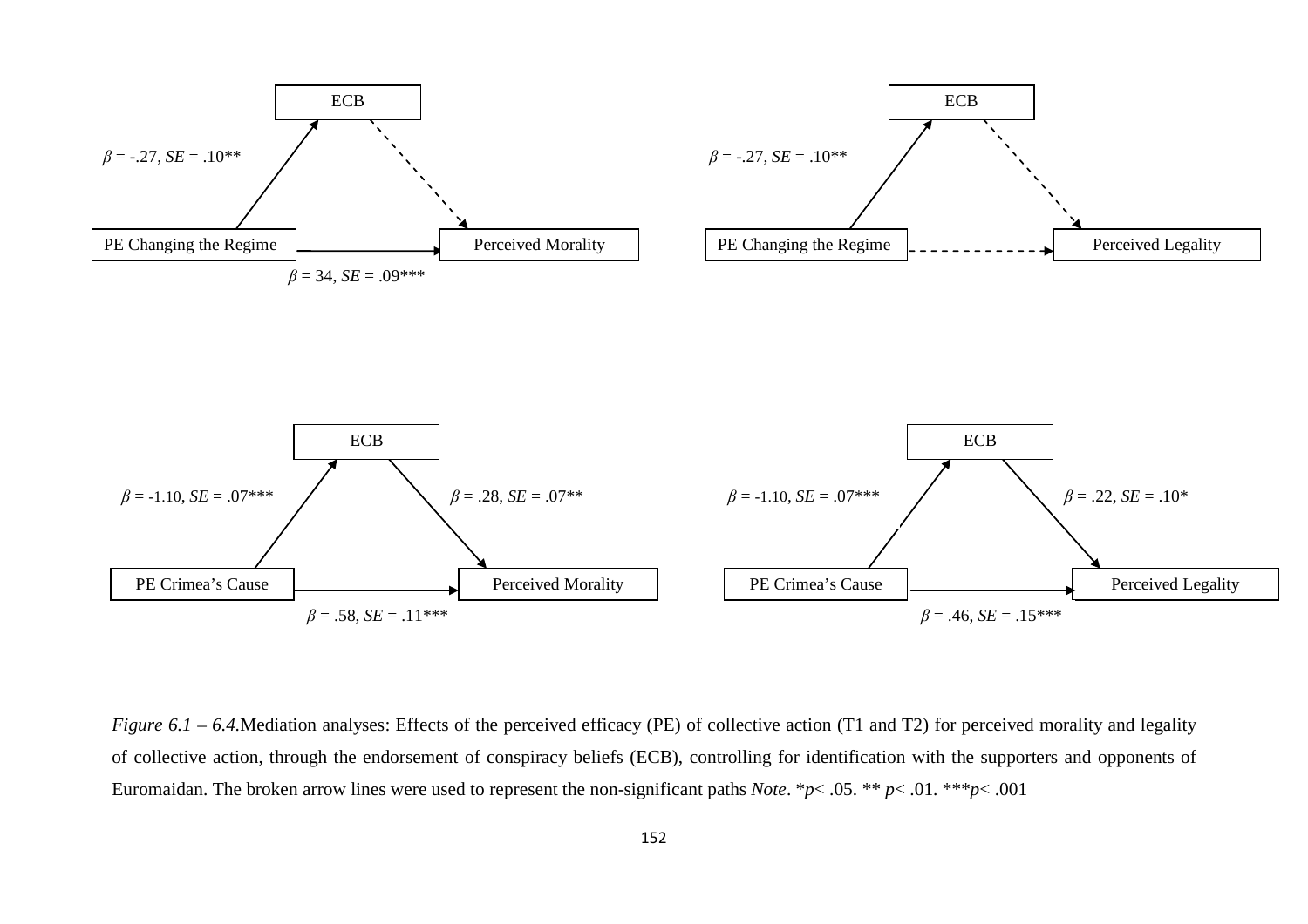ECB

$\beta$ = -.27, *SE* = .10**

PE Changing the Regime → Perceived Morality

$\beta$ = 34, *SE* = .09***

ECB

$\beta$ = -.27, *SE* = .10**

PE Changing the Regime → Perceived Legality

ECB

$\beta$ = -1.10, *SE* = .07***

$\beta$ = .28, *SE* = .07**

PE Crimea's Cause → Perceived Morality

$\beta$ = .58, *SE* = .11***

ECB

$\beta$ = -1.10, *SE* = .07***

$\beta$ = .22, *SE* = .10*

PE Crimea's Cause → Perceived Legality

$\beta$ = .46, *SE* = .15***

*Figure 6.1 – 6.4.*Mediation analyses: Effects of the perceived efficacy (PE) of collective action (T1 and T2) for perceived morality and legality of collective action, through the endorsement of conspiracy beliefs (ECB), controlling for identification with the supporters and opponents of Euromaidan. The broken arrow lines were used to represent the non-significant paths *Note*. *$p$< .05. ** $p$< .01. ***$p$< .001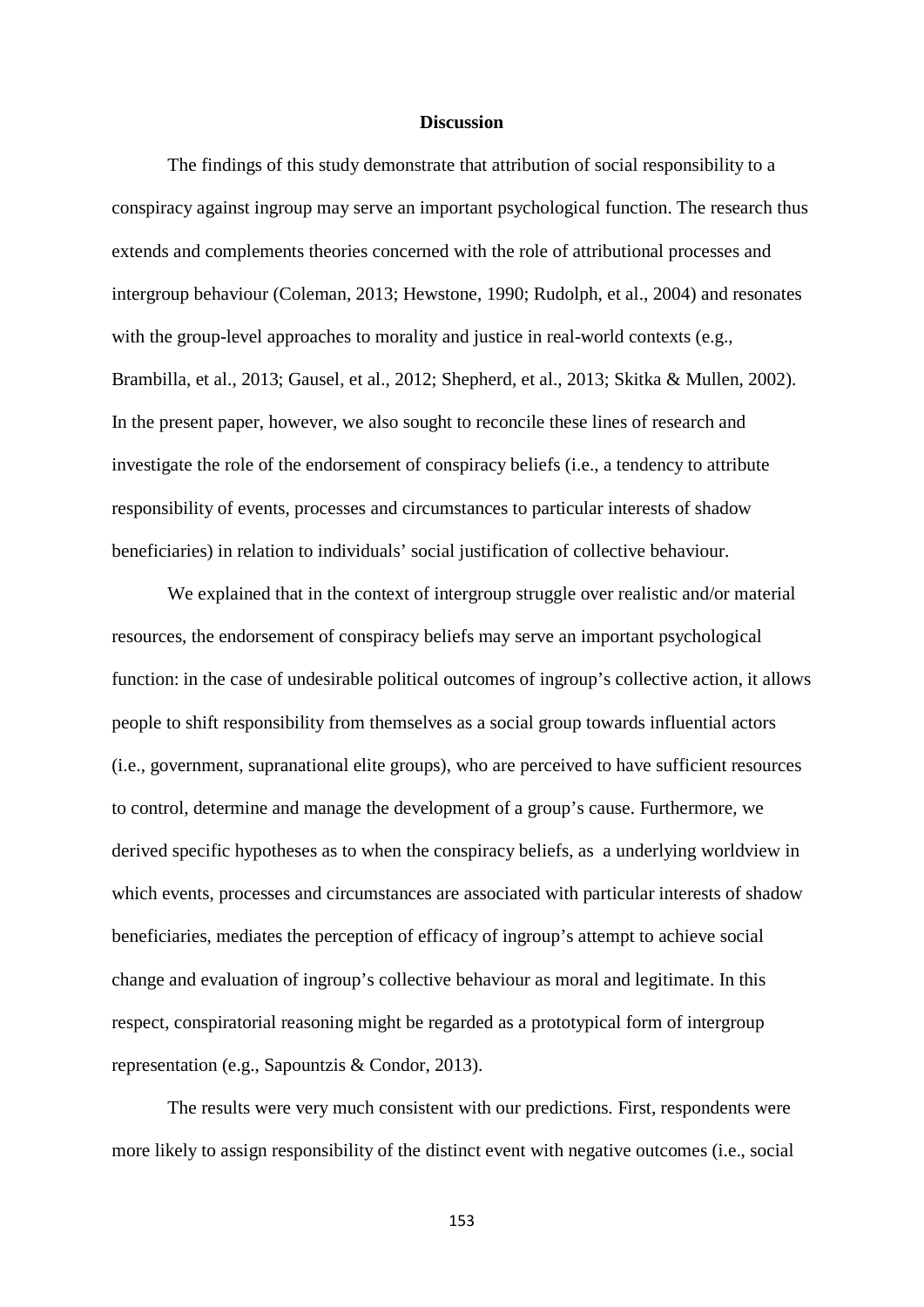## Discussion

The findings of this study demonstrate that attribution of social responsibility to a conspiracy against ingroup may serve an important psychological function. The research thus extends and complements theories concerned with the role of attributional processes and intergroup behaviour (Coleman, 2013; Hewstone, 1990; Rudolph, et al., 2004) and resonates with the group-level approaches to morality and justice in real-world contexts (e.g., Brambilla, et al., 2013; Gausel, et al., 2012; Shepherd, et al., 2013; Skitka & Mullen, 2002). In the present paper, however, we also sought to reconcile these lines of research and investigate the role of the endorsement of conspiracy beliefs (i.e., a tendency to attribute responsibility of events, processes and circumstances to particular interests of shadow beneficiaries) in relation to individuals' social justification of collective behaviour.

We explained that in the context of intergroup struggle over realistic and/or material resources, the endorsement of conspiracy beliefs may serve an important psychological function: in the case of undesirable political outcomes of ingroup's collective action, it allows people to shift responsibility from themselves as a social group towards influential actors (i.e., government, supranational elite groups), who are perceived to have sufficient resources to control, determine and manage the development of a group's cause. Furthermore, we derived specific hypotheses as to when the conspiracy beliefs, as a underlying worldview in which events, processes and circumstances are associated with particular interests of shadow beneficiaries, mediates the perception of efficacy of ingroup's attempt to achieve social change and evaluation of ingroup's collective behaviour as moral and legitimate. In this respect, conspiratorial reasoning might be regarded as a prototypical form of intergroup representation (e.g., Sapountzis & Condor, 2013).

The results were very much consistent with our predictions. First, respondents were more likely to assign responsibility of the distinct event with negative outcomes (i.e., social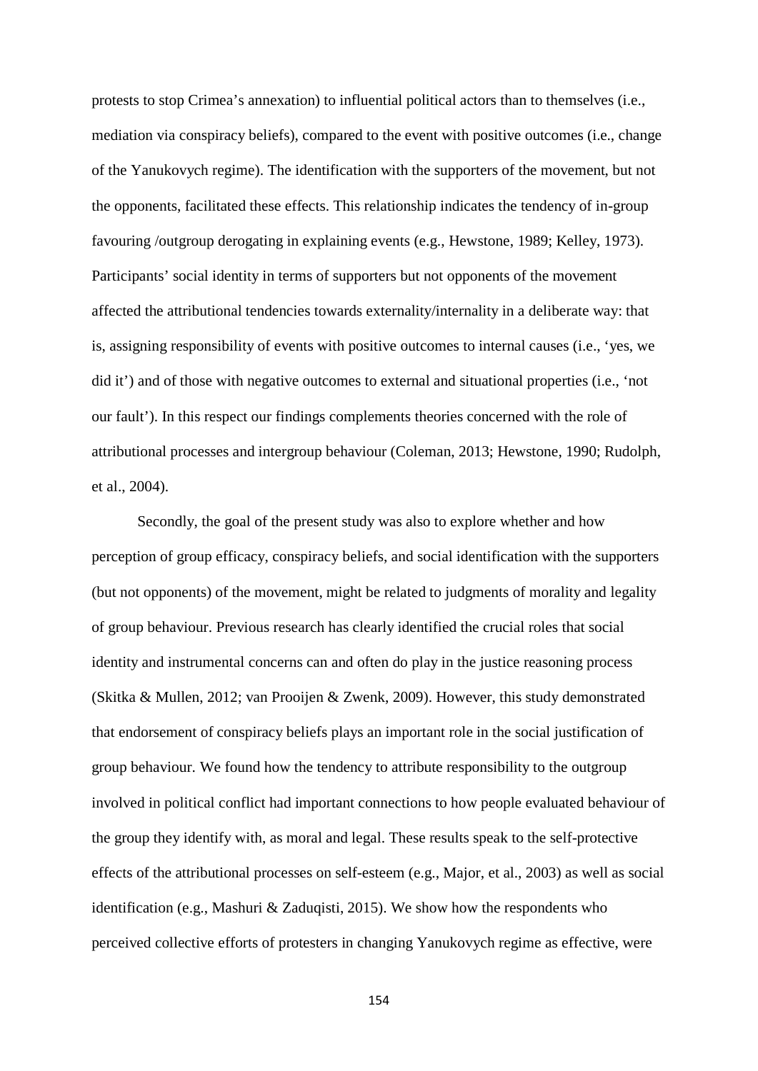protests to stop Crimea's annexation) to influential political actors than to themselves (i.e., mediation via conspiracy beliefs), compared to the event with positive outcomes (i.e., change of the Yanukovych regime). The identification with the supporters of the movement, but not the opponents, facilitated these effects. This relationship indicates the tendency of in-group favouring /outgroup derogating in explaining events (e.g., Hewstone, 1989; Kelley, 1973). Participants' social identity in terms of supporters but not opponents of the movement affected the attributional tendencies towards externality/internality in a deliberate way: that is, assigning responsibility of events with positive outcomes to internal causes (i.e., 'yes, we did it') and of those with negative outcomes to external and situational properties (i.e., 'not our fault'). In this respect our findings complements theories concerned with the role of attributional processes and intergroup behaviour (Coleman, 2013; Hewstone, 1990; Rudolph, et al., 2004).

Secondly, the goal of the present study was also to explore whether and how perception of group efficacy, conspiracy beliefs, and social identification with the supporters (but not opponents) of the movement, might be related to judgments of morality and legality of group behaviour. Previous research has clearly identified the crucial roles that social identity and instrumental concerns can and often do play in the justice reasoning process (Skitka & Mullen, 2012; van Prooijen & Zwenk, 2009). However, this study demonstrated that endorsement of conspiracy beliefs plays an important role in the social justification of group behaviour. We found how the tendency to attribute responsibility to the outgroup involved in political conflict had important connections to how people evaluated behaviour of the group they identify with, as moral and legal. These results speak to the self-protective effects of the attributional processes on self-esteem (e.g., Major, et al., 2003) as well as social identification (e.g., Mashuri & Zaduqisti, 2015). We show how the respondents who perceived collective efforts of protesters in changing Yanukovych regime as effective, were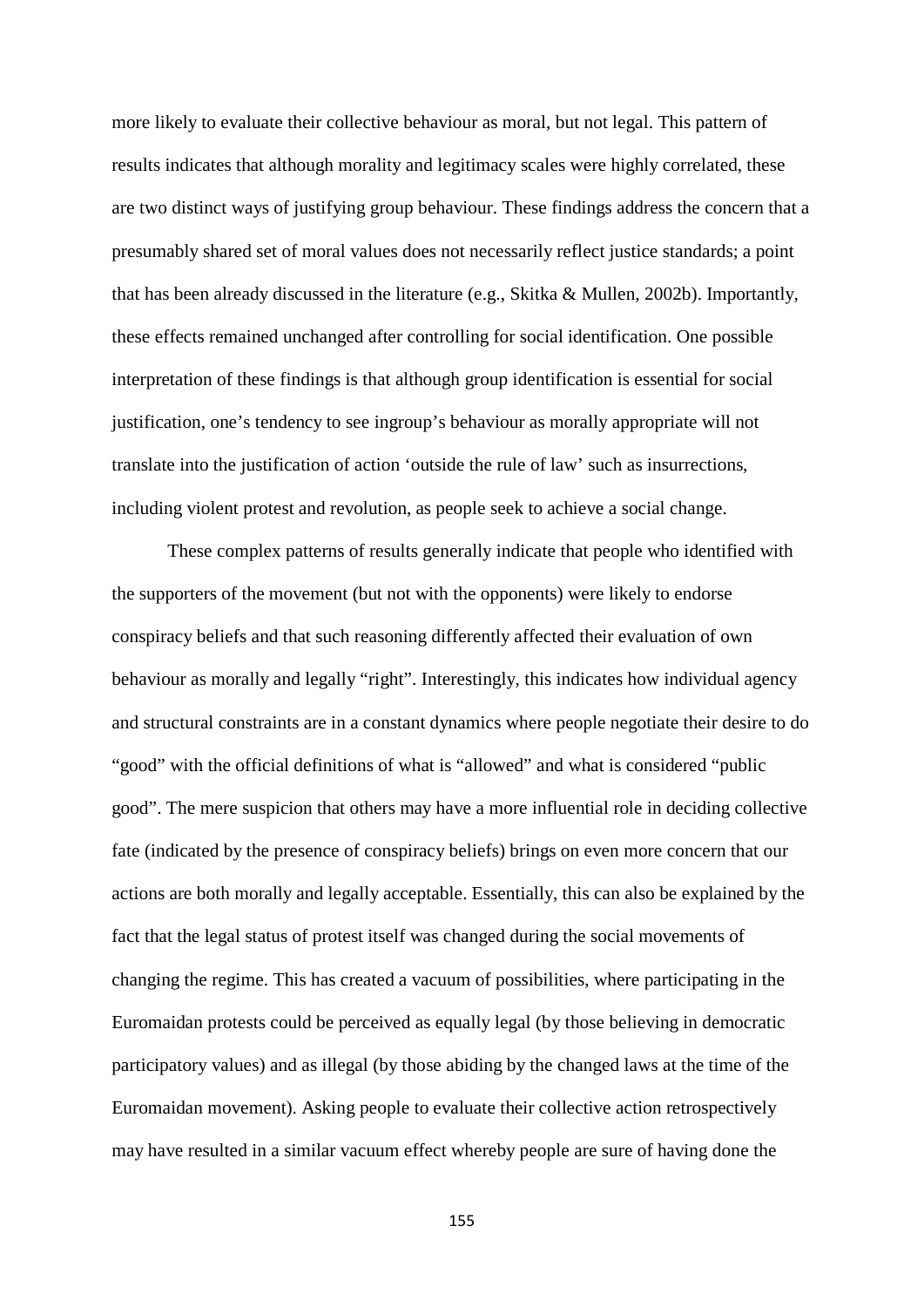more likely to evaluate their collective behaviour as moral, but not legal. This pattern of results indicates that although morality and legitimacy scales were highly correlated, these are two distinct ways of justifying group behaviour. These findings address the concern that a presumably shared set of moral values does not necessarily reflect justice standards; a point that has been already discussed in the literature (e.g., Skitka & Mullen, 2002b). Importantly, these effects remained unchanged after controlling for social identification. One possible interpretation of these findings is that although group identification is essential for social justification, one's tendency to see ingroup's behaviour as morally appropriate will not translate into the justification of action 'outside the rule of law' such as insurrections, including violent protest and revolution, as people seek to achieve a social change.

These complex patterns of results generally indicate that people who identified with the supporters of the movement (but not with the opponents) were likely to endorse conspiracy beliefs and that such reasoning differently affected their evaluation of own behaviour as morally and legally "right". Interestingly, this indicates how individual agency and structural constraints are in a constant dynamics where people negotiate their desire to do "good" with the official definitions of what is "allowed" and what is considered "public good". The mere suspicion that others may have a more influential role in deciding collective fate (indicated by the presence of conspiracy beliefs) brings on even more concern that our actions are both morally and legally acceptable. Essentially, this can also be explained by the fact that the legal status of protest itself was changed during the social movements of changing the regime. This has created a vacuum of possibilities, where participating in the Euromaidan protests could be perceived as equally legal (by those believing in democratic participatory values) and as illegal (by those abiding by the changed laws at the time of the Euromaidan movement). Asking people to evaluate their collective action retrospectively may have resulted in a similar vacuum effect whereby people are sure of having done the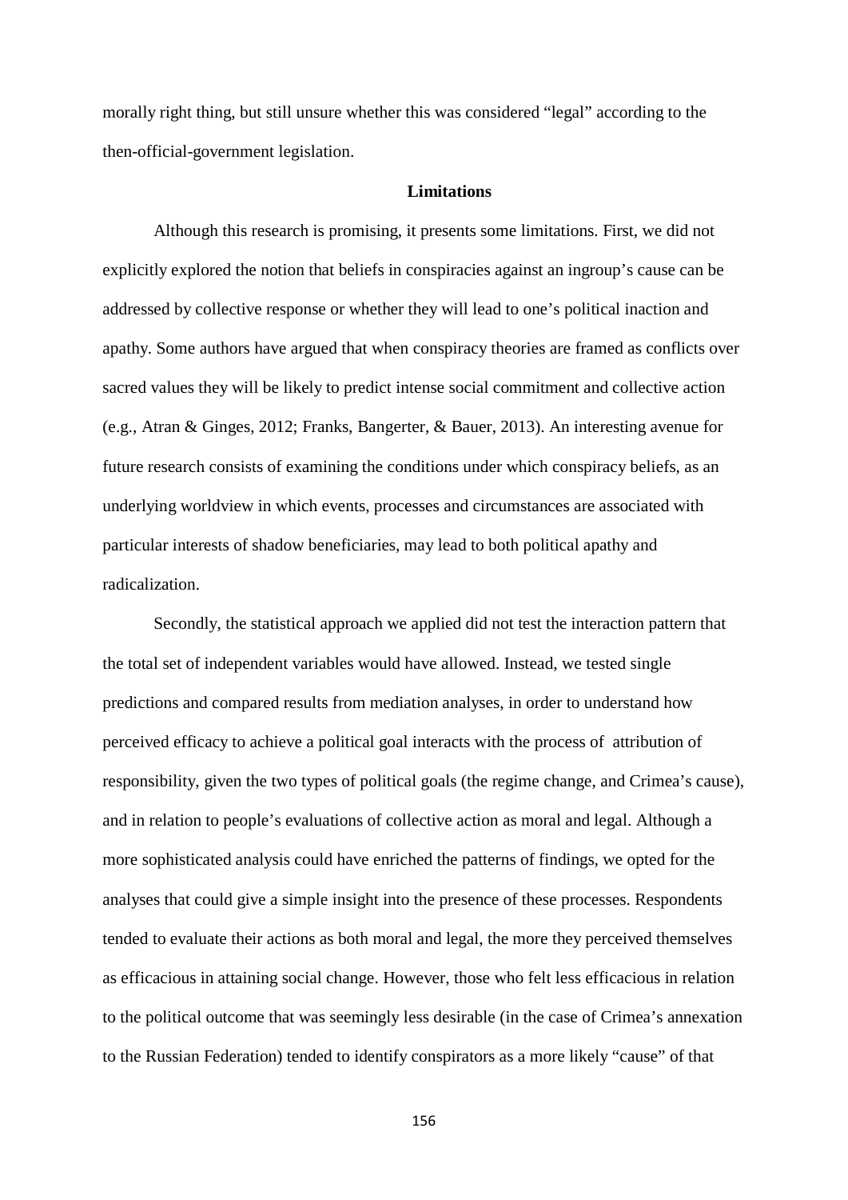morally right thing, but still unsure whether this was considered "legal" according to the then-official-government legislation.

## Limitations

Although this research is promising, it presents some limitations. First, we did not explicitly explored the notion that beliefs in conspiracies against an ingroup's cause can be addressed by collective response or whether they will lead to one's political inaction and apathy. Some authors have argued that when conspiracy theories are framed as conflicts over sacred values they will be likely to predict intense social commitment and collective action (e.g., Atran & Ginges, 2012; Franks, Bangerter, & Bauer, 2013). An interesting avenue for future research consists of examining the conditions under which conspiracy beliefs, as an underlying worldview in which events, processes and circumstances are associated with particular interests of shadow beneficiaries, may lead to both political apathy and radicalization.

Secondly, the statistical approach we applied did not test the interaction pattern that the total set of independent variables would have allowed. Instead, we tested single predictions and compared results from mediation analyses, in order to understand how perceived efficacy to achieve a political goal interacts with the process of attribution of responsibility, given the two types of political goals (the regime change, and Crimea's cause), and in relation to people's evaluations of collective action as moral and legal. Although a more sophisticated analysis could have enriched the patterns of findings, we opted for the analyses that could give a simple insight into the presence of these processes. Respondents tended to evaluate their actions as both moral and legal, the more they perceived themselves as efficacious in attaining social change. However, those who felt less efficacious in relation to the political outcome that was seemingly less desirable (in the case of Crimea's annexation to the Russian Federation) tended to identify conspirators as a more likely "cause" of that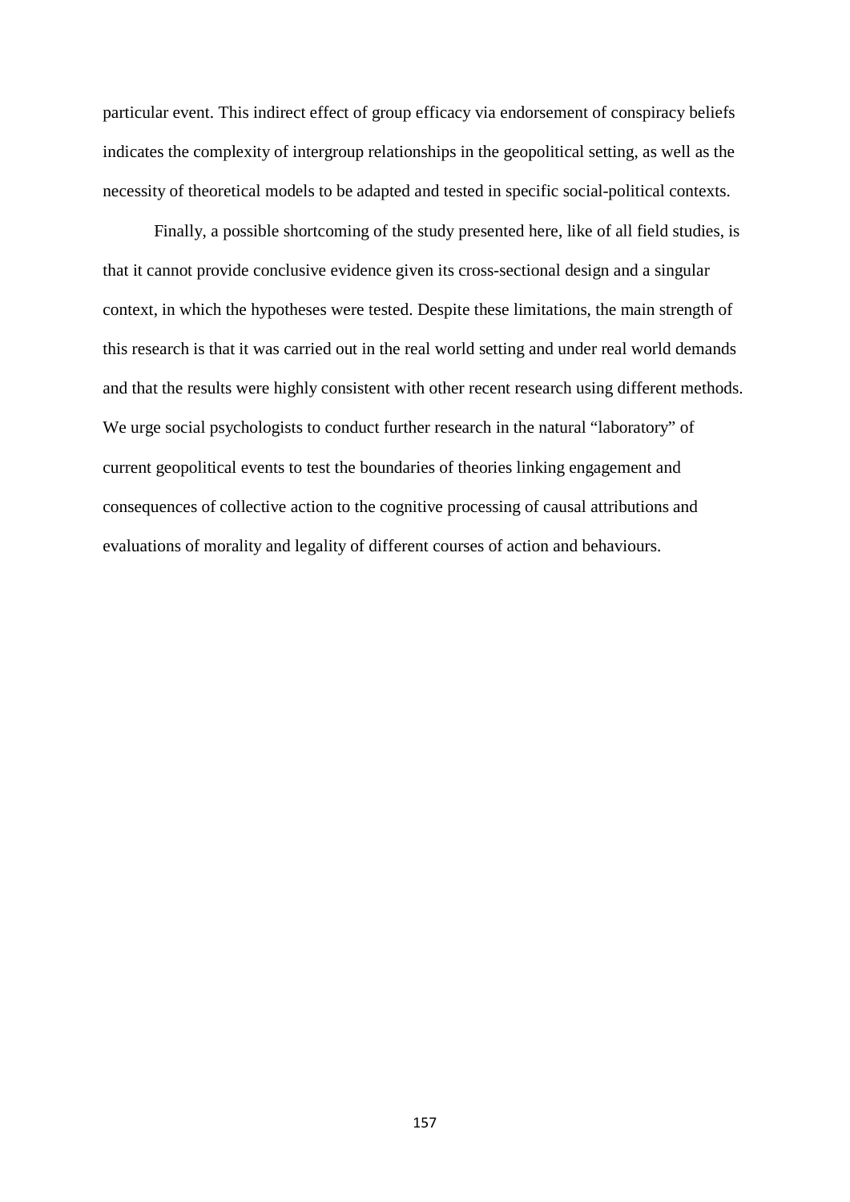particular event. This indirect effect of group efficacy via endorsement of conspiracy beliefs indicates the complexity of intergroup relationships in the geopolitical setting, as well as the necessity of theoretical models to be adapted and tested in specific social-political contexts.

Finally, a possible shortcoming of the study presented here, like of all field studies, is that it cannot provide conclusive evidence given its cross-sectional design and a singular context, in which the hypotheses were tested. Despite these limitations, the main strength of this research is that it was carried out in the real world setting and under real world demands and that the results were highly consistent with other recent research using different methods. We urge social psychologists to conduct further research in the natural "laboratory" of current geopolitical events to test the boundaries of theories linking engagement and consequences of collective action to the cognitive processing of causal attributions and evaluations of morality and legality of different courses of action and behaviours.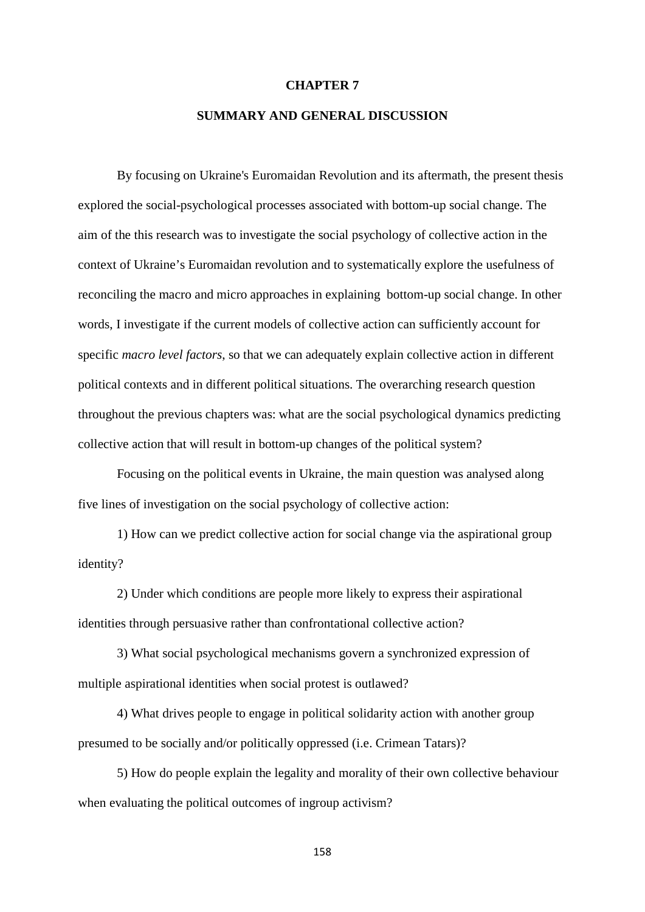# CHAPTER 7

## SUMMARY AND GENERAL DISCUSSION

By focusing on Ukraine's Euromaidan Revolution and its aftermath, the present thesis explored the social-psychological processes associated with bottom-up social change. The aim of the this research was to investigate the social psychology of collective action in the context of Ukraine's Euromaidan revolution and to systematically explore the usefulness of reconciling the macro and micro approaches in explaining bottom-up social change. In other words, I investigate if the current models of collective action can sufficiently account for specific *macro level factors*, so that we can adequately explain collective action in different political contexts and in different political situations. The overarching research question throughout the previous chapters was: what are the social psychological dynamics predicting collective action that will result in bottom-up changes of the political system?

Focusing on the political events in Ukraine, the main question was analysed along five lines of investigation on the social psychology of collective action:

1) How can we predict collective action for social change via the aspirational group identity?

2) Under which conditions are people more likely to express their aspirational identities through persuasive rather than confrontational collective action?

3) What social psychological mechanisms govern a synchronized expression of multiple aspirational identities when social protest is outlawed?

4) What drives people to engage in political solidarity action with another group presumed to be socially and/or politically oppressed (i.e. Crimean Tatars)?

5) How do people explain the legality and morality of their own collective behaviour when evaluating the political outcomes of ingroup activism?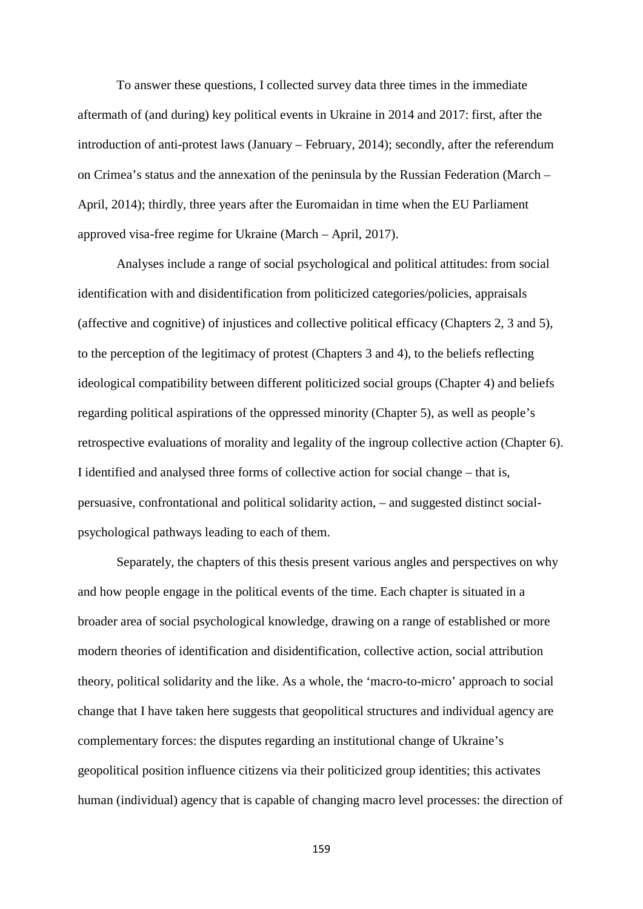To answer these questions, I collected survey data three times in the immediate aftermath of (and during) key political events in Ukraine in 2014 and 2017: first, after the introduction of anti-protest laws (January – February, 2014); secondly, after the referendum on Crimea's status and the annexation of the peninsula by the Russian Federation (March – April, 2014); thirdly, three years after the Euromaidan in time when the EU Parliament approved visa-free regime for Ukraine (March – April, 2017).

Analyses include a range of social psychological and political attitudes: from social identification with and disidentification from politicized categories/policies, appraisals (affective and cognitive) of injustices and collective political efficacy (Chapters 2, 3 and 5), to the perception of the legitimacy of protest (Chapters 3 and 4), to the beliefs reflecting ideological compatibility between different politicized social groups (Chapter 4) and beliefs regarding political aspirations of the oppressed minority (Chapter 5), as well as people's retrospective evaluations of morality and legality of the ingroup collective action (Chapter 6). I identified and analysed three forms of collective action for social change – that is, persuasive, confrontational and political solidarity action, – and suggested distinct social-psychological pathways leading to each of them.

Separately, the chapters of this thesis present various angles and perspectives on why and how people engage in the political events of the time. Each chapter is situated in a broader area of social psychological knowledge, drawing on a range of established or more modern theories of identification and disidentification, collective action, social attribution theory, political solidarity and the like. As a whole, the 'macro-to-micro' approach to social change that I have taken here suggests that geopolitical structures and individual agency are complementary forces: the disputes regarding an institutional change of Ukraine's geopolitical position influence citizens via their politicized group identities; this activates human (individual) agency that is capable of changing macro level processes: the direction of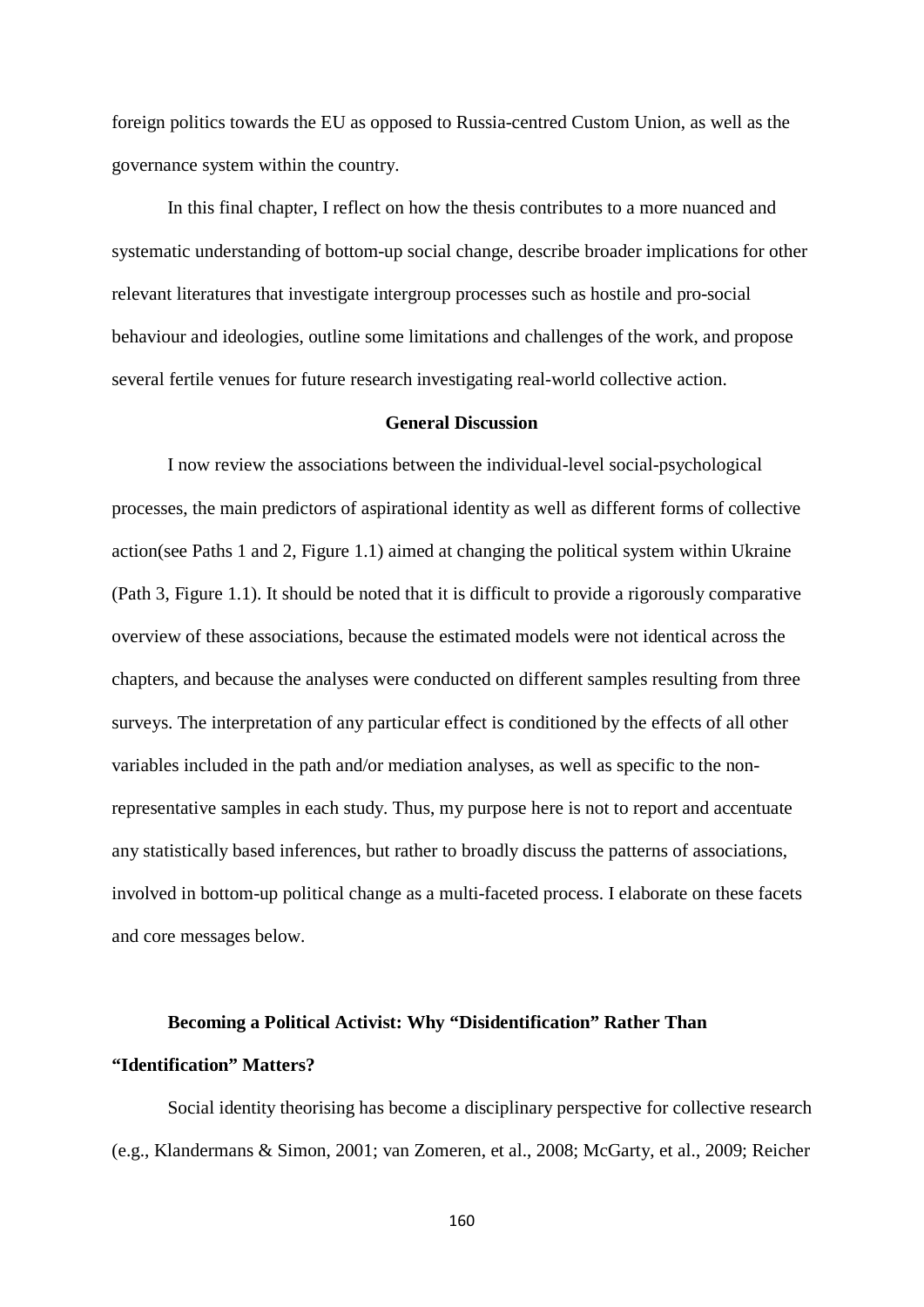foreign politics towards the EU as opposed to Russia-centred Custom Union, as well as the governance system within the country.

In this final chapter, I reflect on how the thesis contributes to a more nuanced and systematic understanding of bottom-up social change, describe broader implications for other relevant literatures that investigate intergroup processes such as hostile and pro-social behaviour and ideologies, outline some limitations and challenges of the work, and propose several fertile venues for future research investigating real-world collective action.

## General Discussion

I now review the associations between the individual-level social-psychological processes, the main predictors of aspirational identity as well as different forms of collective action(see Paths 1 and 2, Figure 1.1) aimed at changing the political system within Ukraine (Path 3, Figure 1.1). It should be noted that it is difficult to provide a rigorously comparative overview of these associations, because the estimated models were not identical across the chapters, and because the analyses were conducted on different samples resulting from three surveys. The interpretation of any particular effect is conditioned by the effects of all other variables included in the path and/or mediation analyses, as well as specific to the non-representative samples in each study. Thus, my purpose here is not to report and accentuate any statistically based inferences, but rather to broadly discuss the patterns of associations, involved in bottom-up political change as a multi-faceted process. I elaborate on these facets and core messages below.

### Becoming a Political Activist: Why "Disidentification" Rather Than "Identification" Matters?

Social identity theorising has become a disciplinary perspective for collective research (e.g., Klandermans & Simon, 2001; van Zomeren, et al., 2008; McGarty, et al., 2009; Reicher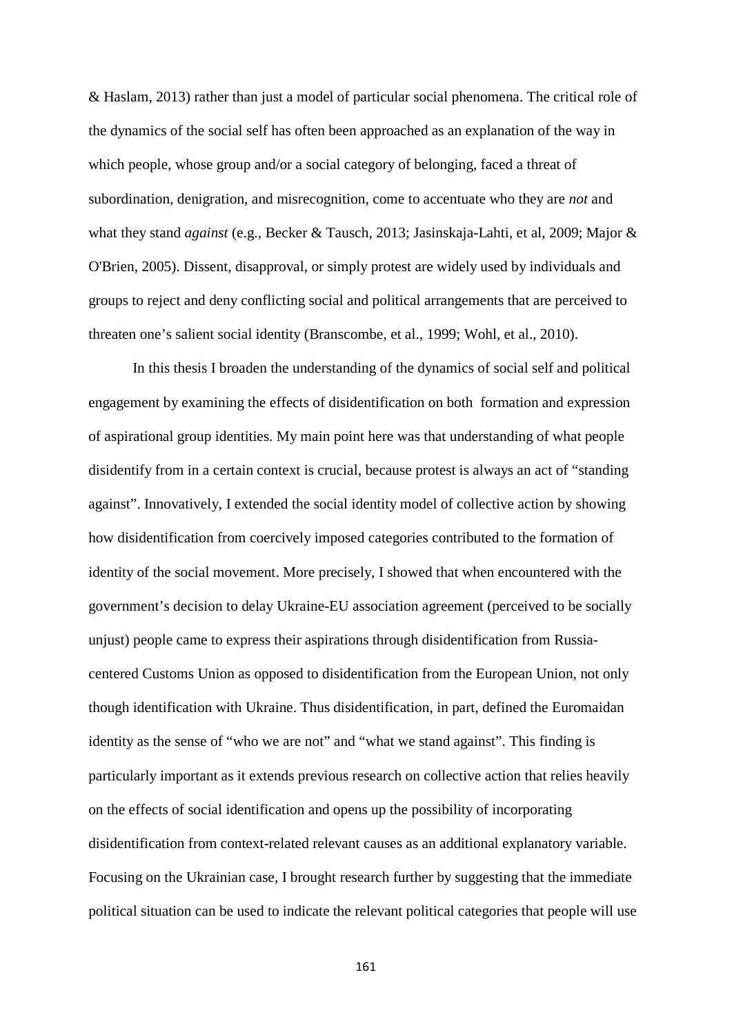& Haslam, 2013) rather than just a model of particular social phenomena. The critical role of the dynamics of the social self has often been approached as an explanation of the way in which people, whose group and/or a social category of belonging, faced a threat of subordination, denigration, and misrecognition, come to accentuate who they are *not* and what they stand *against* (e.g., Becker & Tausch, 2013; Jasinskaja-Lahti, et al, 2009; Major & O'Brien, 2005). Dissent, disapproval, or simply protest are widely used by individuals and groups to reject and deny conflicting social and political arrangements that are perceived to threaten one's salient social identity (Branscombe, et al., 1999; Wohl, et al., 2010).

In this thesis I broaden the understanding of the dynamics of social self and political engagement by examining the effects of disidentification on both formation and expression of aspirational group identities. My main point here was that understanding of what people disidentify from in a certain context is crucial, because protest is always an act of "standing against". Innovatively, I extended the social identity model of collective action by showing how disidentification from coercively imposed categories contributed to the formation of identity of the social movement. More precisely, I showed that when encountered with the government's decision to delay Ukraine-EU association agreement (perceived to be socially unjust) people came to express their aspirations through disidentification from Russia-centered Customs Union as opposed to disidentification from the European Union, not only though identification with Ukraine. Thus disidentification, in part, defined the Euromaidan identity as the sense of "who we are not" and "what we stand against". This finding is particularly important as it extends previous research on collective action that relies heavily on the effects of social identification and opens up the possibility of incorporating disidentification from context-related relevant causes as an additional explanatory variable. Focusing on the Ukrainian case, I brought research further by suggesting that the immediate political situation can be used to indicate the relevant political categories that people will use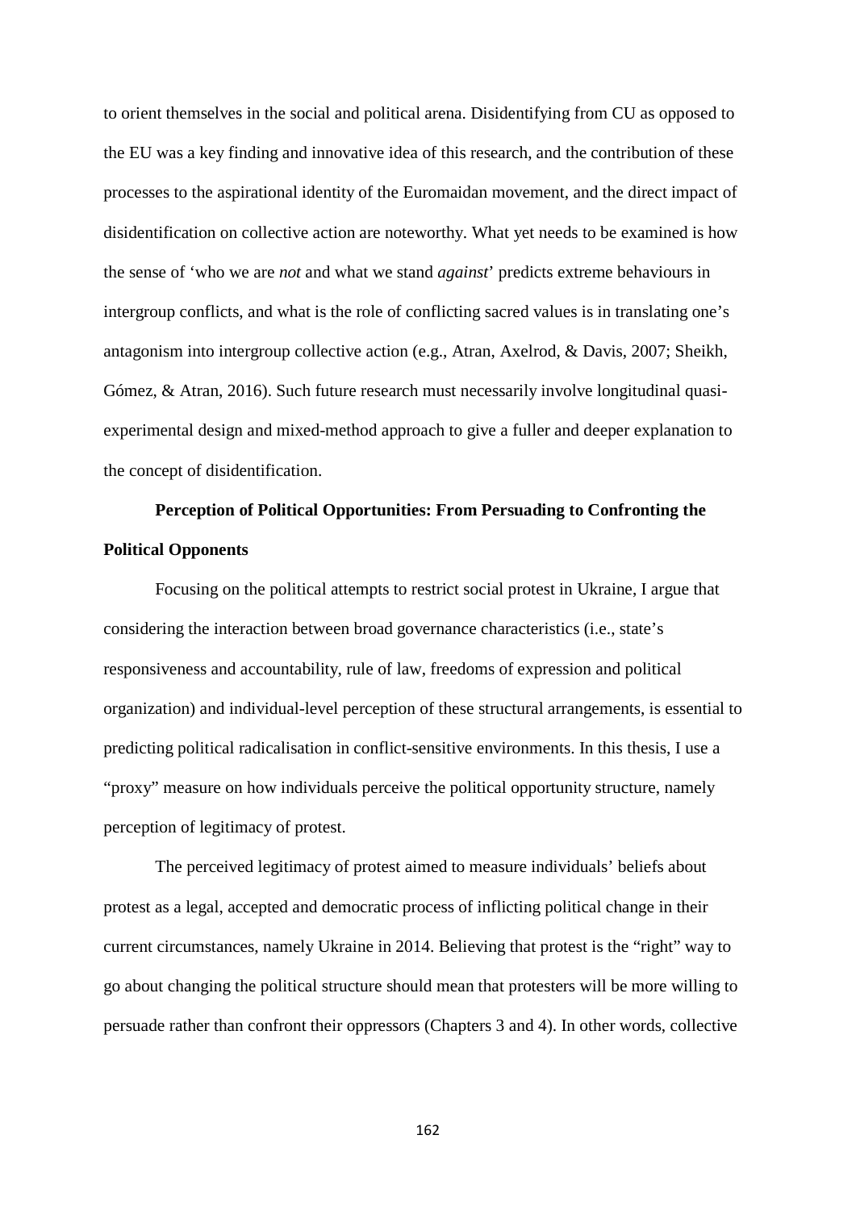to orient themselves in the social and political arena. Disidentifying from CU as opposed to the EU was a key finding and innovative idea of this research, and the contribution of these processes to the aspirational identity of the Euromaidan movement, and the direct impact of disidentification on collective action are noteworthy. What yet needs to be examined is how the sense of 'who we are *not* and what we stand *against*' predicts extreme behaviours in intergroup conflicts, and what is the role of conflicting sacred values is in translating one's antagonism into intergroup collective action (e.g., Atran, Axelrod, & Davis, 2007; Sheikh, Gómez, & Atran, 2016). Such future research must necessarily involve longitudinal quasi-experimental design and mixed-method approach to give a fuller and deeper explanation to the concept of disidentification.

## Perception of Political Opportunities: From Persuading to Confronting the Political Opponents

Focusing on the political attempts to restrict social protest in Ukraine, I argue that considering the interaction between broad governance characteristics (i.e., state's responsiveness and accountability, rule of law, freedoms of expression and political organization) and individual-level perception of these structural arrangements, is essential to predicting political radicalisation in conflict-sensitive environments. In this thesis, I use a "proxy" measure on how individuals perceive the political opportunity structure, namely perception of legitimacy of protest.

The perceived legitimacy of protest aimed to measure individuals' beliefs about protest as a legal, accepted and democratic process of inflicting political change in their current circumstances, namely Ukraine in 2014. Believing that protest is the "right" way to go about changing the political structure should mean that protesters will be more willing to persuade rather than confront their oppressors (Chapters 3 and 4). In other words, collective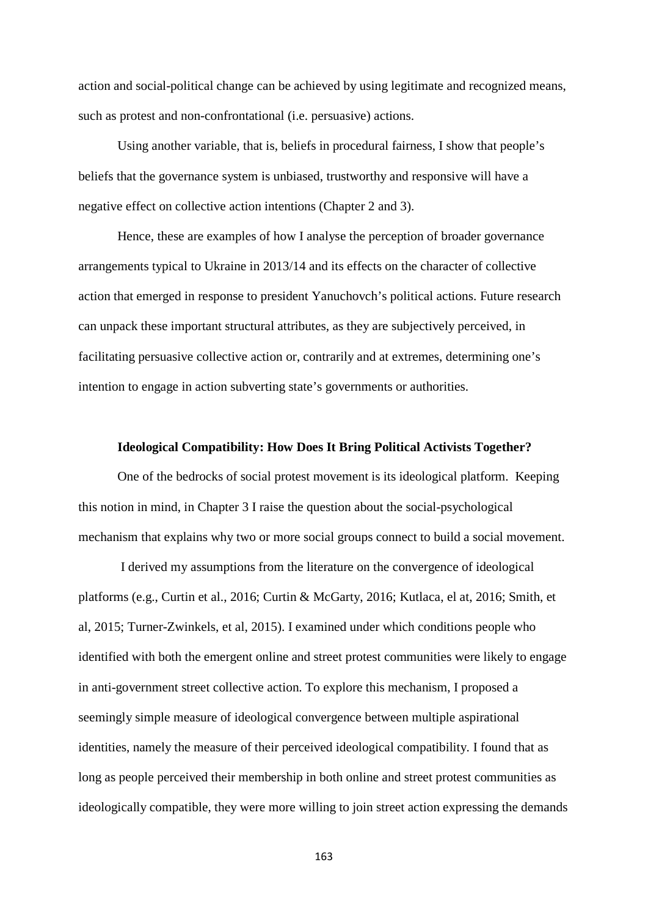action and social-political change can be achieved by using legitimate and recognized means, such as protest and non-confrontational (i.e. persuasive) actions.

Using another variable, that is, beliefs in procedural fairness, I show that people's beliefs that the governance system is unbiased, trustworthy and responsive will have a negative effect on collective action intentions (Chapter 2 and 3).

Hence, these are examples of how I analyse the perception of broader governance arrangements typical to Ukraine in 2013/14 and its effects on the character of collective action that emerged in response to president Yanuchovch's political actions. Future research can unpack these important structural attributes, as they are subjectively perceived, in facilitating persuasive collective action or, contrarily and at extremes, determining one's intention to engage in action subverting state's governments or authorities.

**Ideological Compatibility: How Does It Bring Political Activists Together?**

One of the bedrocks of social protest movement is its ideological platform. Keeping this notion in mind, in Chapter 3 I raise the question about the social-psychological mechanism that explains why two or more social groups connect to build a social movement.

I derived my assumptions from the literature on the convergence of ideological platforms (e.g., Curtin et al., 2016; Curtin & McGarty, 2016; Kutlaca, el at, 2016; Smith, et al, 2015; Turner-Zwinkels, et al, 2015). I examined under which conditions people who identified with both the emergent online and street protest communities were likely to engage in anti-government street collective action. To explore this mechanism, I proposed a seemingly simple measure of ideological convergence between multiple aspirational identities, namely the measure of their perceived ideological compatibility. I found that as long as people perceived their membership in both online and street protest communities as ideologically compatible, they were more willing to join street action expressing the demands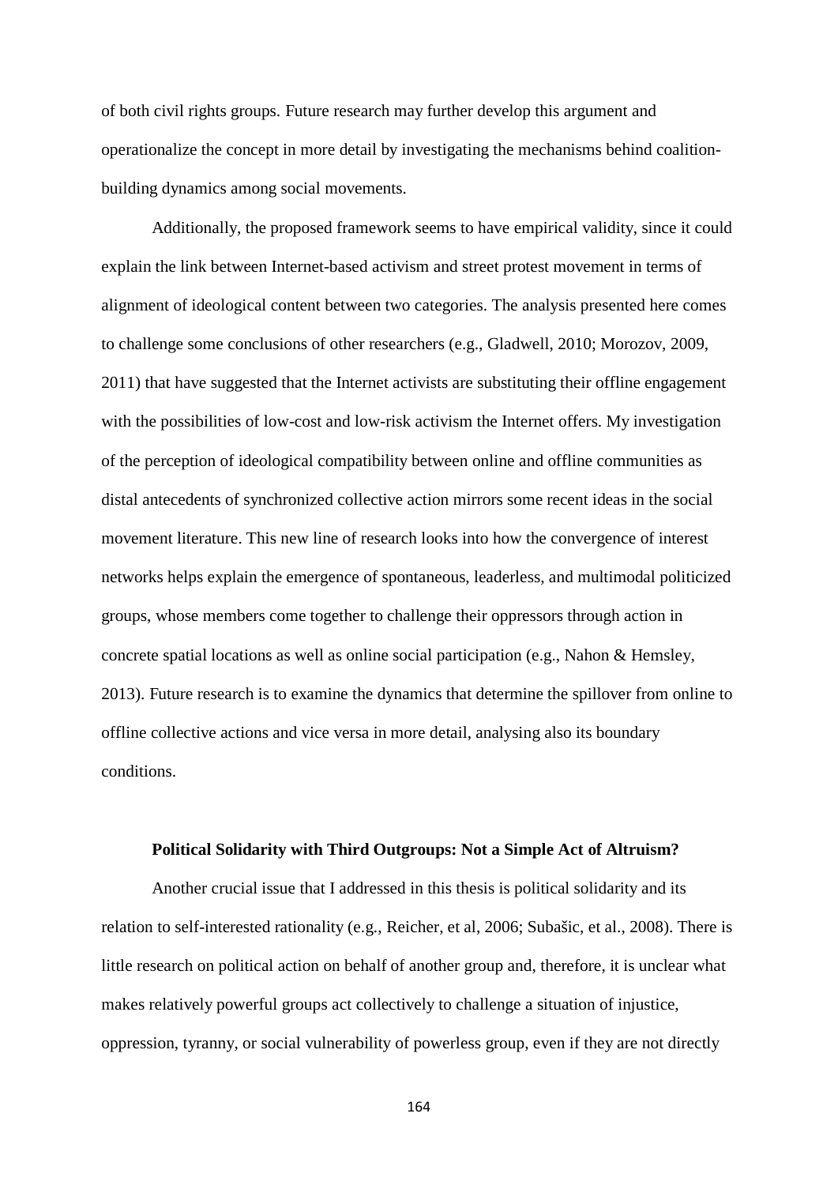of both civil rights groups. Future research may further develop this argument and operationalize the concept in more detail by investigating the mechanisms behind coalition-building dynamics among social movements.

Additionally, the proposed framework seems to have empirical validity, since it could explain the link between Internet-based activism and street protest movement in terms of alignment of ideological content between two categories. The analysis presented here comes to challenge some conclusions of other researchers (e.g., Gladwell, 2010; Morozov, 2009, 2011) that have suggested that the Internet activists are substituting their offline engagement with the possibilities of low-cost and low-risk activism the Internet offers. My investigation of the perception of ideological compatibility between online and offline communities as distal antecedents of synchronized collective action mirrors some recent ideas in the social movement literature. This new line of research looks into how the convergence of interest networks helps explain the emergence of spontaneous, leaderless, and multimodal politicized groups, whose members come together to challenge their oppressors through action in concrete spatial locations as well as online social participation (e.g., Nahon & Hemsley, 2013). Future research is to examine the dynamics that determine the spillover from online to offline collective actions and vice versa in more detail, analysing also its boundary conditions.

## Political Solidarity with Third Outgroups: Not a Simple Act of Altruism?

Another crucial issue that I addressed in this thesis is political solidarity and its relation to self-interested rationality (e.g., Reicher, et al, 2006; Subašic, et al., 2008). There is little research on political action on behalf of another group and, therefore, it is unclear what makes relatively powerful groups act collectively to challenge a situation of injustice, oppression, tyranny, or social vulnerability of powerless group, even if they are not directly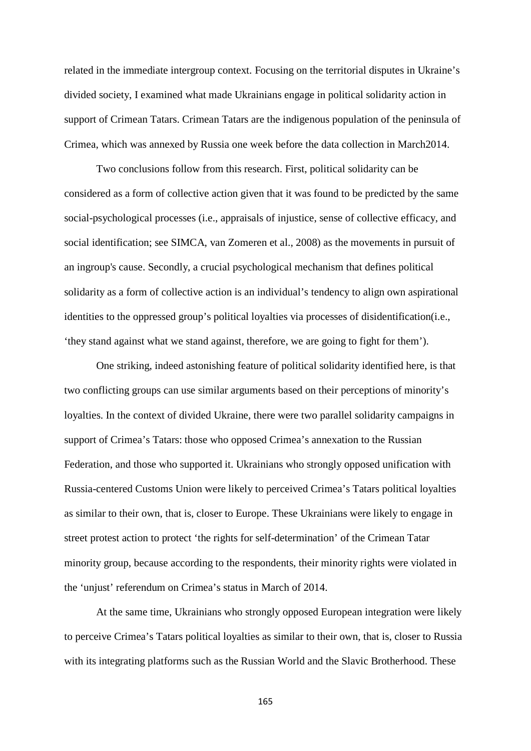related in the immediate intergroup context. Focusing on the territorial disputes in Ukraine's divided society, I examined what made Ukrainians engage in political solidarity action in support of Crimean Tatars. Crimean Tatars are the indigenous population of the peninsula of Crimea, which was annexed by Russia one week before the data collection in March2014.

Two conclusions follow from this research. First, political solidarity can be considered as a form of collective action given that it was found to be predicted by the same social-psychological processes (i.e., appraisals of injustice, sense of collective efficacy, and social identification; see SIMCA, van Zomeren et al., 2008) as the movements in pursuit of an ingroup's cause. Secondly, a crucial psychological mechanism that defines political solidarity as a form of collective action is an individual's tendency to align own aspirational identities to the oppressed group's political loyalties via processes of disidentification(i.e., 'they stand against what we stand against, therefore, we are going to fight for them').

One striking, indeed astonishing feature of political solidarity identified here, is that two conflicting groups can use similar arguments based on their perceptions of minority's loyalties. In the context of divided Ukraine, there were two parallel solidarity campaigns in support of Crimea's Tatars: those who opposed Crimea's annexation to the Russian Federation, and those who supported it. Ukrainians who strongly opposed unification with Russia-centered Customs Union were likely to perceived Crimea's Tatars political loyalties as similar to their own, that is, closer to Europe. These Ukrainians were likely to engage in street protest action to protect 'the rights for self-determination' of the Crimean Tatar minority group, because according to the respondents, their minority rights were violated in the 'unjust' referendum on Crimea's status in March of 2014.

At the same time, Ukrainians who strongly opposed European integration were likely to perceive Crimea's Tatars political loyalties as similar to their own, that is, closer to Russia with its integrating platforms such as the Russian World and the Slavic Brotherhood. These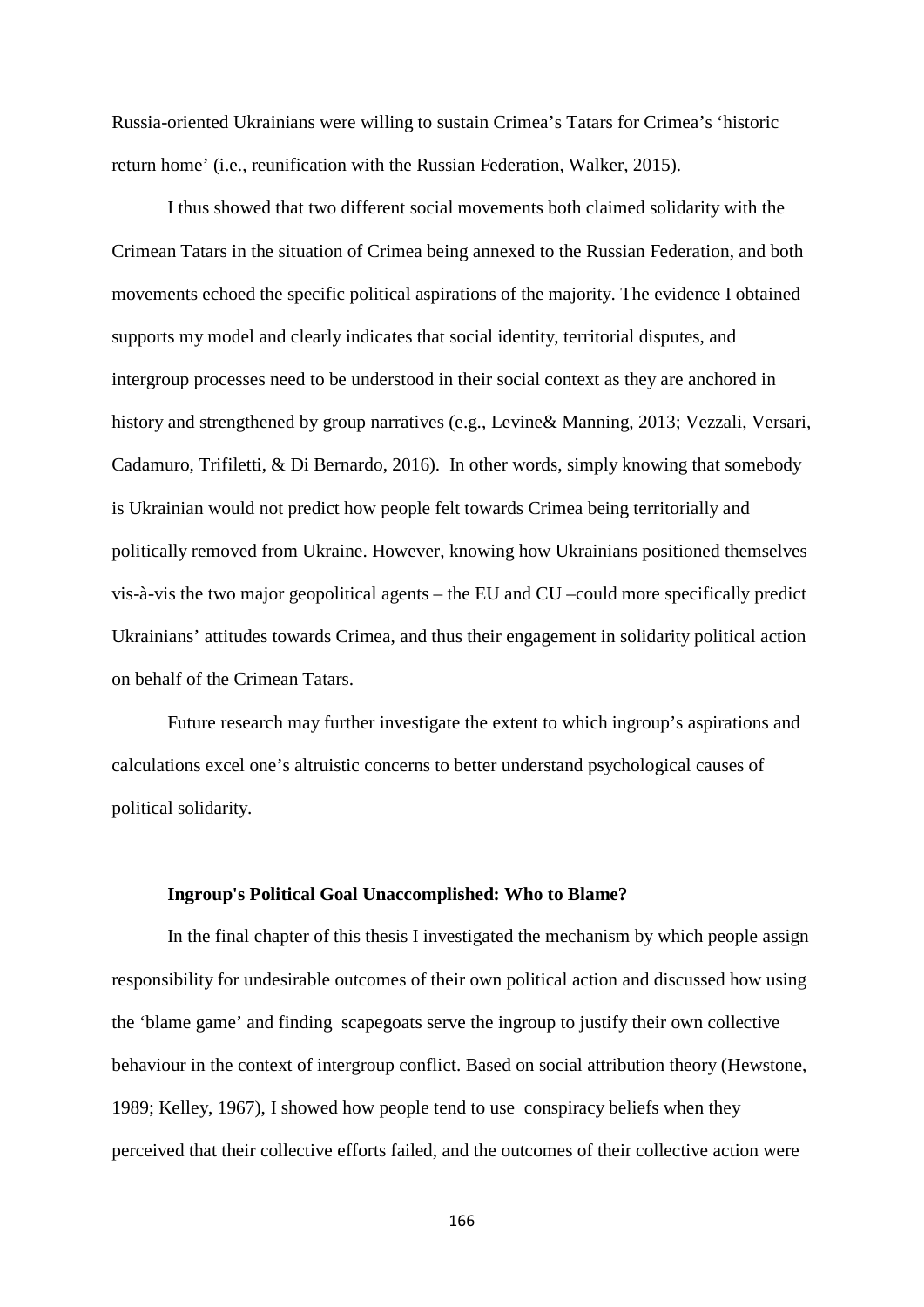Russia-oriented Ukrainians were willing to sustain Crimea's Tatars for Crimea's 'historic return home' (i.e., reunification with the Russian Federation, Walker, 2015).

I thus showed that two different social movements both claimed solidarity with the Crimean Tatars in the situation of Crimea being annexed to the Russian Federation, and both movements echoed the specific political aspirations of the majority. The evidence I obtained supports my model and clearly indicates that social identity, territorial disputes, and intergroup processes need to be understood in their social context as they are anchored in history and strengthened by group narratives (e.g., Levine& Manning, 2013; Vezzali, Versari, Cadamuro, Trifiletti, & Di Bernardo, 2016). In other words, simply knowing that somebody is Ukrainian would not predict how people felt towards Crimea being territorially and politically removed from Ukraine. However, knowing how Ukrainians positioned themselves vis-à-vis the two major geopolitical agents – the EU and CU –could more specifically predict Ukrainians' attitudes towards Crimea, and thus their engagement in solidarity political action on behalf of the Crimean Tatars.

Future research may further investigate the extent to which ingroup's aspirations and calculations excel one's altruistic concerns to better understand psychological causes of political solidarity.

### Ingroup's Political Goal Unaccomplished: Who to Blame?

In the final chapter of this thesis I investigated the mechanism by which people assign responsibility for undesirable outcomes of their own political action and discussed how using the 'blame game' and finding scapegoats serve the ingroup to justify their own collective behaviour in the context of intergroup conflict. Based on social attribution theory (Hewstone, 1989; Kelley, 1967), I showed how people tend to use conspiracy beliefs when they perceived that their collective efforts failed, and the outcomes of their collective action were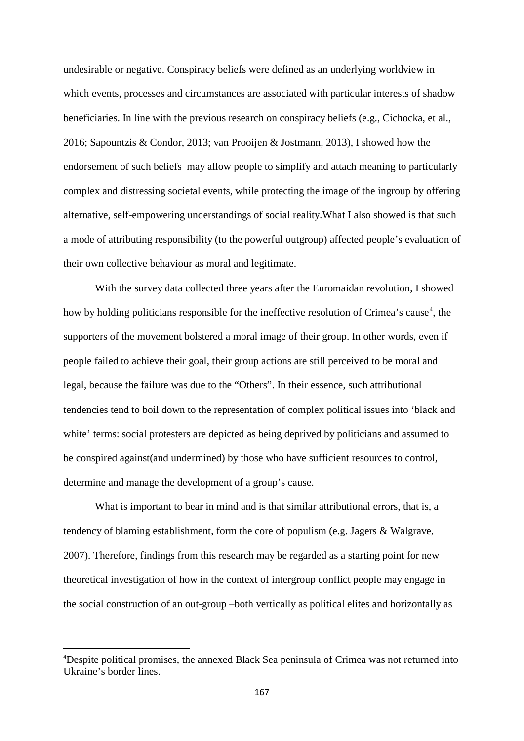undesirable or negative. Conspiracy beliefs were defined as an underlying worldview in which events, processes and circumstances are associated with particular interests of shadow beneficiaries. In line with the previous research on conspiracy beliefs (e.g., Cichocka, et al., 2016; Sapountzis & Condor, 2013; van Prooijen & Jostmann, 2013), I showed how the endorsement of such beliefs may allow people to simplify and attach meaning to particularly complex and distressing societal events, while protecting the image of the ingroup by offering alternative, self-empowering understandings of social reality.What I also showed is that such a mode of attributing responsibility (to the powerful outgroup) affected people's evaluation of their own collective behaviour as moral and legitimate.

With the survey data collected three years after the Euromaidan revolution, I showed how by holding politicians responsible for the ineffective resolution of Crimea's cause[4], the supporters of the movement bolstered a moral image of their group. In other words, even if people failed to achieve their goal, their group actions are still perceived to be moral and legal, because the failure was due to the "Others". In their essence, such attributional tendencies tend to boil down to the representation of complex political issues into 'black and white' terms: social protesters are depicted as being deprived by politicians and assumed to be conspired against(and undermined) by those who have sufficient resources to control, determine and manage the development of a group's cause.

What is important to bear in mind and is that similar attributional errors, that is, a tendency of blaming establishment, form the core of populism (e.g. Jagers & Walgrave, 2007). Therefore, findings from this research may be regarded as a starting point for new theoretical investigation of how in the context of intergroup conflict people may engage in the social construction of an out-group –both vertically as political elites and horizontally as

---

[4]Despite political promises, the annexed Black Sea peninsula of Crimea was not returned into Ukraine's border lines.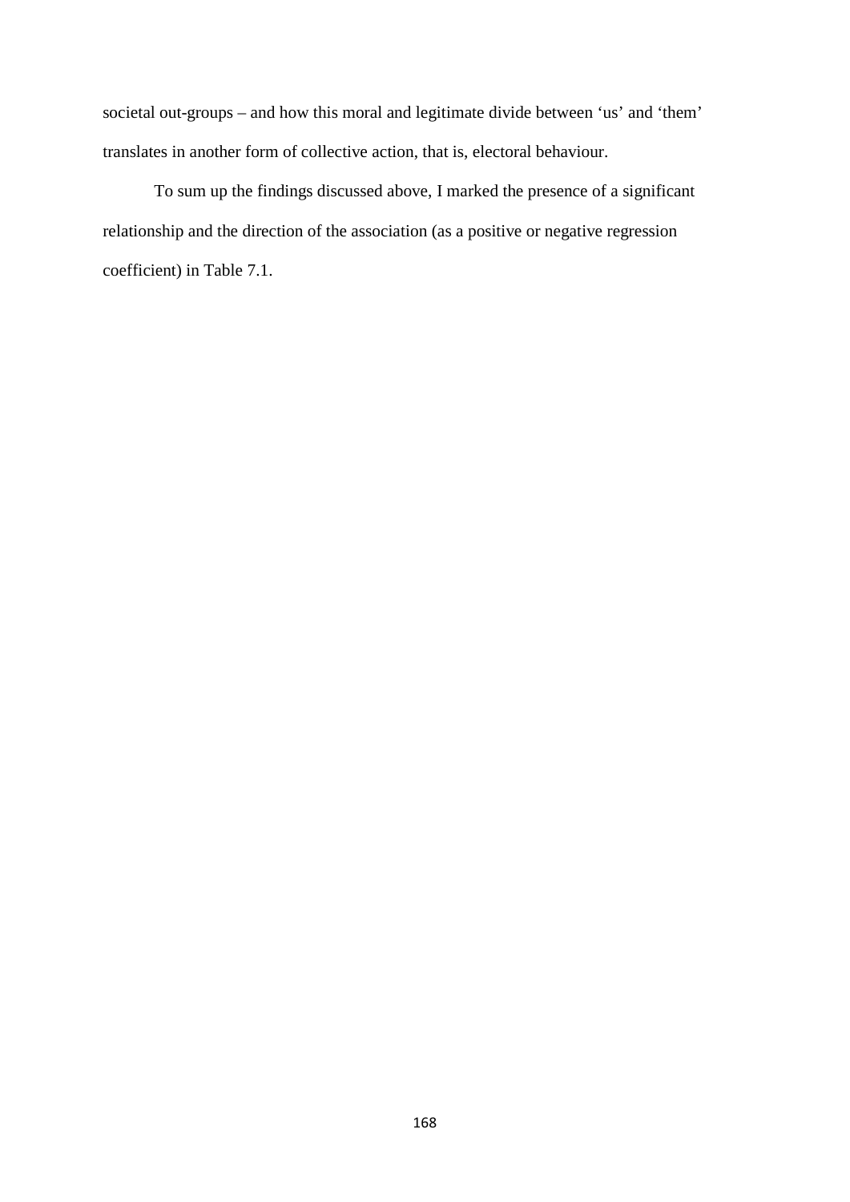societal out-groups – and how this moral and legitimate divide between 'us' and 'them' translates in another form of collective action, that is, electoral behaviour.

To sum up the findings discussed above, I marked the presence of a significant relationship and the direction of the association (as a positive or negative regression coefficient) in Table 7.1.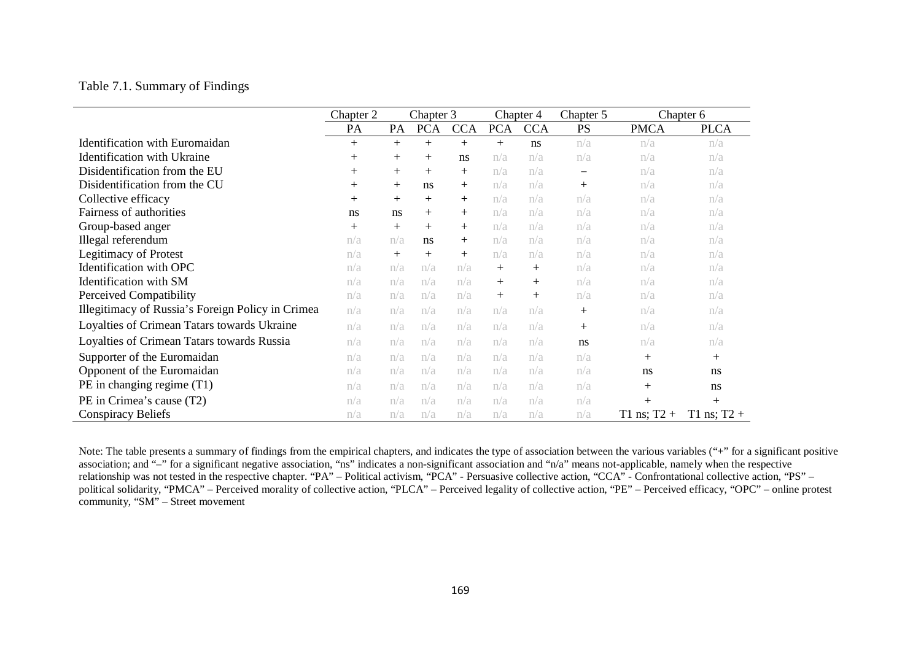Table 7.1. Summary of Findings

| | Chapter 2 | Chapter 3 | | | Chapter 4 | | Chapter 5 | Chapter 6 | |
|---|---|---|---|---|---|---|---|---|---|
| | PA | PA | PCA | CCA | PCA | CCA | PS | PMCA | PLCA |
| Identification with Euromaidan | + | + | + | + | + | ns | n/a | n/a | n/a |
| Identification with Ukraine | + | + | + | ns | n/a | n/a | n/a | n/a | n/a |
| Disidentification from the EU | + | + | + | + | n/a | n/a | – | n/a | n/a |
| Disidentification from the CU | + | + | ns | + | n/a | n/a | + | n/a | n/a |
| Collective efficacy | + | + | + | + | n/a | n/a | n/a | n/a | n/a |
| Fairness of authorities | ns | ns | + | + | n/a | n/a | n/a | n/a | n/a |
| Group-based anger | + | + | + | + | n/a | n/a | n/a | n/a | n/a |
| Illegal referendum | n/a | n/a | ns | + | n/a | n/a | n/a | n/a | n/a |
| Legitimacy of Protest | n/a | + | + | + | n/a | n/a | n/a | n/a | n/a |
| Identification with OPC | n/a | n/a | n/a | n/a | + | + | n/a | n/a | n/a |
| Identification with SM | n/a | n/a | n/a | n/a | + | + | n/a | n/a | n/a |
| Perceived Compatibility | n/a | n/a | n/a | n/a | + | + | n/a | n/a | n/a |
| Illegitimacy of Russia's Foreign Policy in Crimea | n/a | n/a | n/a | n/a | n/a | n/a | + | n/a | n/a |
| Loyalties of Crimean Tatars towards Ukraine | n/a | n/a | n/a | n/a | n/a | n/a | + | n/a | n/a |
| Loyalties of Crimean Tatars towards Russia | n/a | n/a | n/a | n/a | n/a | n/a | ns | n/a | n/a |
| Supporter of the Euromaidan | n/a | n/a | n/a | n/a | n/a | n/a | n/a | + | + |
| Opponent of the Euromaidan | n/a | n/a | n/a | n/a | n/a | n/a | n/a | ns | ns |
| PE in changing regime (T1) | n/a | n/a | n/a | n/a | n/a | n/a | n/a | + | ns |
| PE in Crimea's cause (T2) | n/a | n/a | n/a | n/a | n/a | n/a | n/a | + | + |
| Conspiracy Beliefs | n/a | n/a | n/a | n/a | n/a | n/a | n/a | T1 ns; T2 + | T1 ns; T2 + |

Note: The table presents a summary of findings from the empirical chapters, and indicates the type of association between the various variables ("+" for a significant positive association; and "–" for a significant negative association, "ns" indicates a non-significant association and "n/a" means not-applicable, namely when the respective relationship was not tested in the respective chapter. "PA" – Political activism, "PCA" - Persuasive collective action, "CCA" - Confrontational collective action, "PS" – political solidarity, "PMCA" – Perceived morality of collective action, "PLCA" – Perceived legality of collective action, "PE" – Perceived efficacy, "OPC" – online protest community, "SM" – Street movement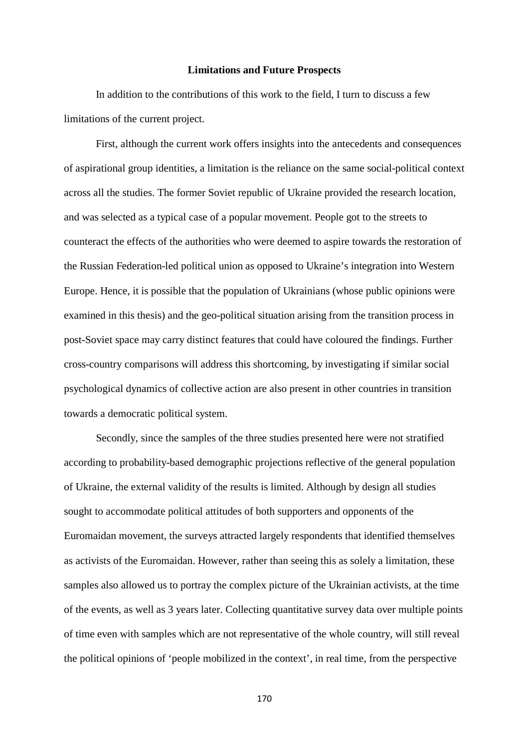## Limitations and Future Prospects

In addition to the contributions of this work to the field, I turn to discuss a few limitations of the current project.

First, although the current work offers insights into the antecedents and consequences of aspirational group identities, a limitation is the reliance on the same social-political context across all the studies. The former Soviet republic of Ukraine provided the research location, and was selected as a typical case of a popular movement. People got to the streets to counteract the effects of the authorities who were deemed to aspire towards the restoration of the Russian Federation-led political union as opposed to Ukraine's integration into Western Europe. Hence, it is possible that the population of Ukrainians (whose public opinions were examined in this thesis) and the geo-political situation arising from the transition process in post-Soviet space may carry distinct features that could have coloured the findings. Further cross-country comparisons will address this shortcoming, by investigating if similar social psychological dynamics of collective action are also present in other countries in transition towards a democratic political system.

Secondly, since the samples of the three studies presented here were not stratified according to probability-based demographic projections reflective of the general population of Ukraine, the external validity of the results is limited. Although by design all studies sought to accommodate political attitudes of both supporters and opponents of the Euromaidan movement, the surveys attracted largely respondents that identified themselves as activists of the Euromaidan. However, rather than seeing this as solely a limitation, these samples also allowed us to portray the complex picture of the Ukrainian activists, at the time of the events, as well as 3 years later. Collecting quantitative survey data over multiple points of time even with samples which are not representative of the whole country, will still reveal the political opinions of 'people mobilized in the context', in real time, from the perspective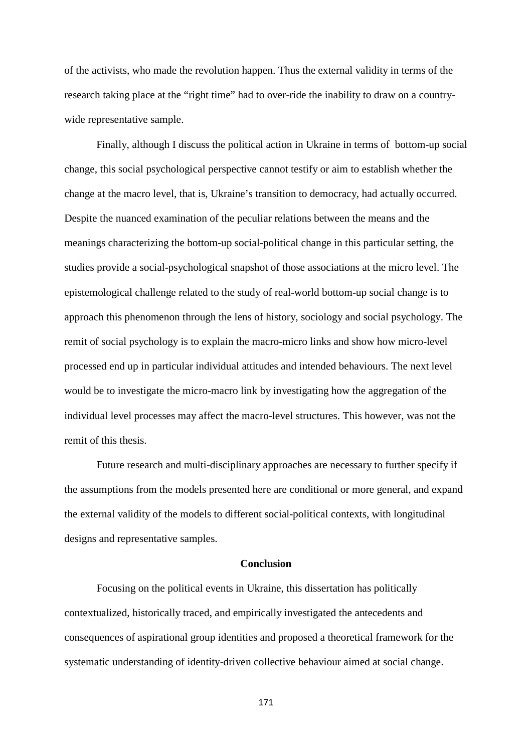of the activists, who made the revolution happen. Thus the external validity in terms of the research taking place at the "right time" had to over-ride the inability to draw on a country-wide representative sample.

Finally, although I discuss the political action in Ukraine in terms of bottom-up social change, this social psychological perspective cannot testify or aim to establish whether the change at the macro level, that is, Ukraine's transition to democracy, had actually occurred. Despite the nuanced examination of the peculiar relations between the means and the meanings characterizing the bottom-up social-political change in this particular setting, the studies provide a social-psychological snapshot of those associations at the micro level. The epistemological challenge related to the study of real-world bottom-up social change is to approach this phenomenon through the lens of history, sociology and social psychology. The remit of social psychology is to explain the macro-micro links and show how micro-level processed end up in particular individual attitudes and intended behaviours. The next level would be to investigate the micro-macro link by investigating how the aggregation of the individual level processes may affect the macro-level structures. This however, was not the remit of this thesis.

Future research and multi-disciplinary approaches are necessary to further specify if the assumptions from the models presented here are conditional or more general, and expand the external validity of the models to different social-political contexts, with longitudinal designs and representative samples.

## Conclusion

Focusing on the political events in Ukraine, this dissertation has politically contextualized, historically traced, and empirically investigated the antecedents and consequences of aspirational group identities and proposed a theoretical framework for the systematic understanding of identity-driven collective behaviour aimed at social change.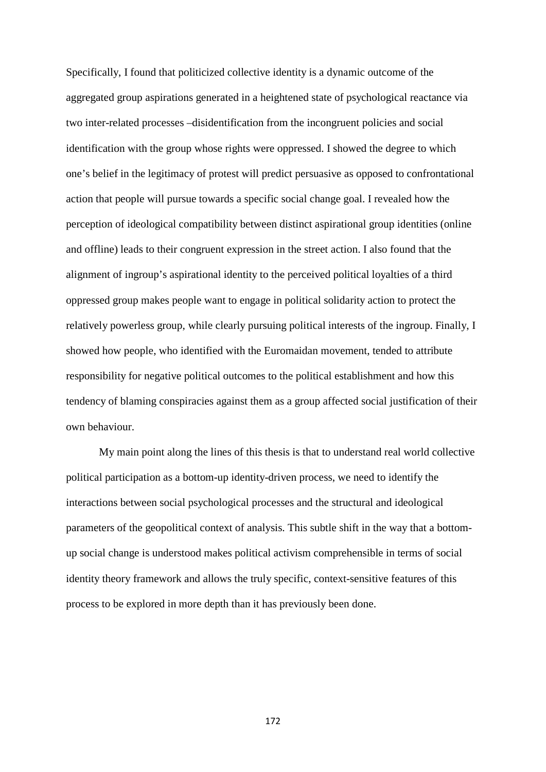Specifically, I found that politicized collective identity is a dynamic outcome of the aggregated group aspirations generated in a heightened state of psychological reactance via two inter-related processes –disidentification from the incongruent policies and social identification with the group whose rights were oppressed. I showed the degree to which one's belief in the legitimacy of protest will predict persuasive as opposed to confrontational action that people will pursue towards a specific social change goal. I revealed how the perception of ideological compatibility between distinct aspirational group identities (online and offline) leads to their congruent expression in the street action. I also found that the alignment of ingroup's aspirational identity to the perceived political loyalties of a third oppressed group makes people want to engage in political solidarity action to protect the relatively powerless group, while clearly pursuing political interests of the ingroup. Finally, I showed how people, who identified with the Euromaidan movement, tended to attribute responsibility for negative political outcomes to the political establishment and how this tendency of blaming conspiracies against them as a group affected social justification of their own behaviour.

My main point along the lines of this thesis is that to understand real world collective political participation as a bottom-up identity-driven process, we need to identify the interactions between social psychological processes and the structural and ideological parameters of the geopolitical context of analysis. This subtle shift in the way that a bottom-up social change is understood makes political activism comprehensible in terms of social identity theory framework and allows the truly specific, context-sensitive features of this process to be explored in more depth than it has previously been done.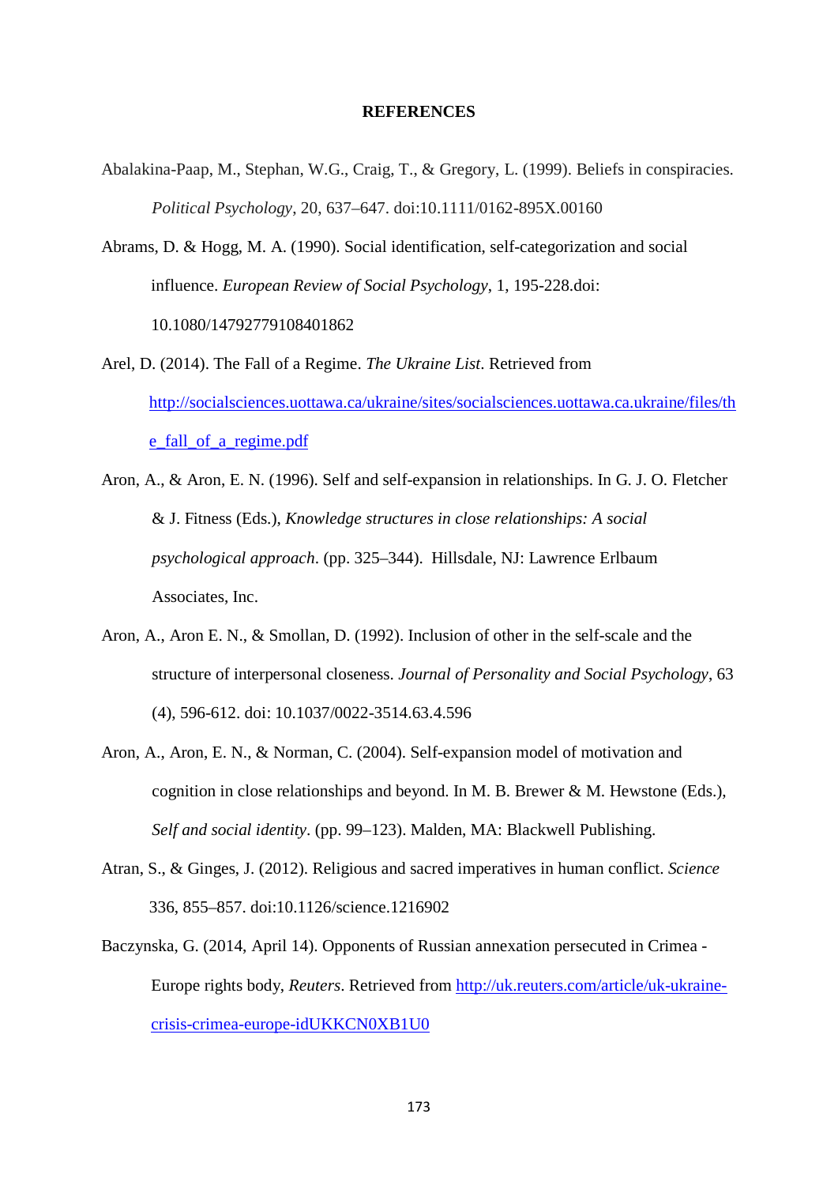# REFERENCES

Abalakina-Paap, M., Stephan, W.G., Craig, T., & Gregory, L. (1999). Beliefs in conspiracies. *Political Psychology*, 20, 637–647. doi:10.1111/0162-895X.00160

Abrams, D. & Hogg, M. A. (1990). Social identification, self-categorization and social influence. *European Review of Social Psychology*, 1, 195-228.doi: 10.1080/14792779108401862

Arel, D. (2014). The Fall of a Regime. *The Ukraine List*. Retrieved from http://socialsciences.uottawa.ca/ukraine/sites/socialsciences.uottawa.ca.ukraine/files/the_fall_of_a_regime.pdf

Aron, A., & Aron, E. N. (1996). Self and self-expansion in relationships. In G. J. O. Fletcher & J. Fitness (Eds.), *Knowledge structures in close relationships: A social psychological approach*. (pp. 325–344). Hillsdale, NJ: Lawrence Erlbaum Associates, Inc.

Aron, A., Aron E. N., & Smollan, D. (1992). Inclusion of other in the self-scale and the structure of interpersonal closeness. *Journal of Personality and Social Psychology*, 63 (4), 596-612. doi: 10.1037/0022-3514.63.4.596

Aron, A., Aron, E. N., & Norman, C. (2004). Self-expansion model of motivation and cognition in close relationships and beyond. In M. B. Brewer & M. Hewstone (Eds.), *Self and social identity*. (pp. 99–123). Malden, MA: Blackwell Publishing.

Atran, S., & Ginges, J. (2012). Religious and sacred imperatives in human conflict. *Science* 336, 855–857. doi:10.1126/science.1216902

Baczynska, G. (2014, April 14). Opponents of Russian annexation persecuted in Crimea - Europe rights body, *Reuters*. Retrieved from http://uk.reuters.com/article/uk-ukraine-crisis-crimea-europe-idUKKCN0XB1U0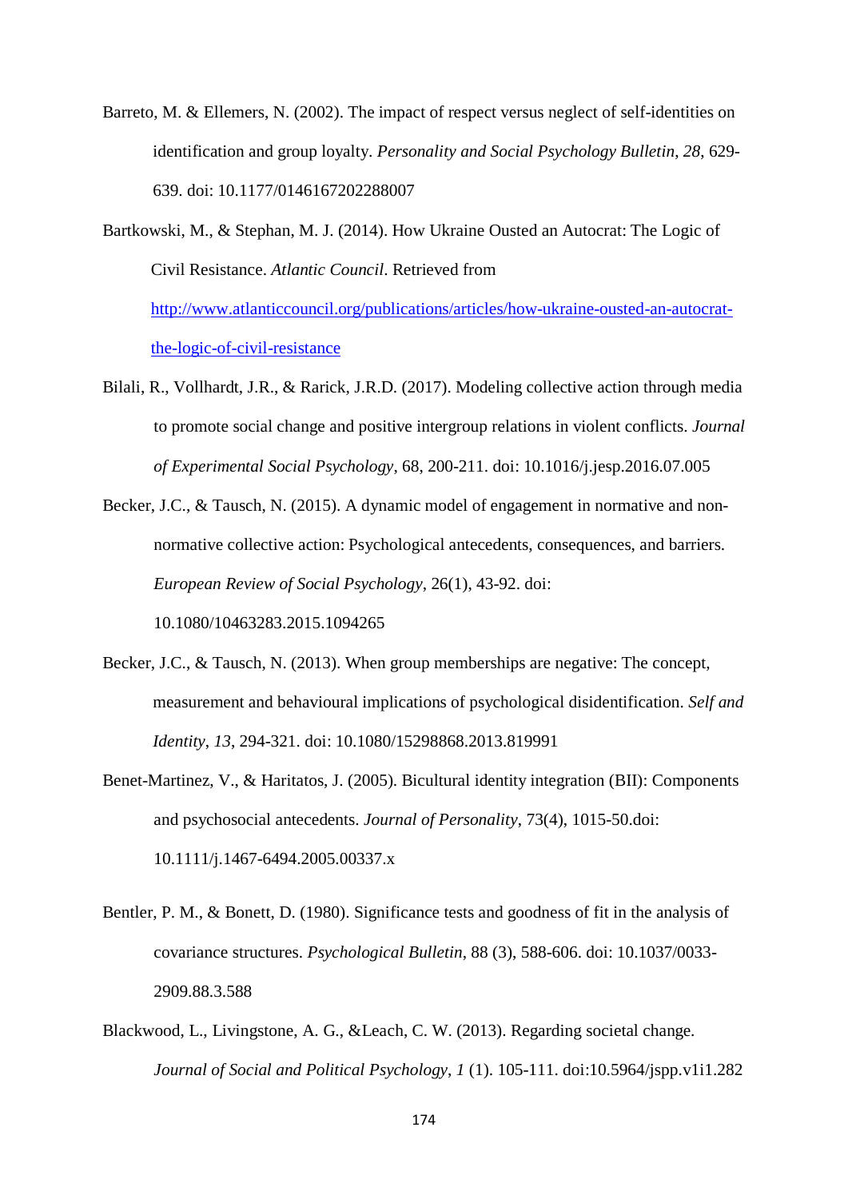Barreto, M. & Ellemers, N. (2002). The impact of respect versus neglect of self-identities on identification and group loyalty. *Personality and Social Psychology Bulletin*, *28*, 629-639. doi: 10.1177/0146167202288007

Bartkowski, M., & Stephan, M. J. (2014). How Ukraine Ousted an Autocrat: The Logic of Civil Resistance. *Atlantic Council*. Retrieved from http://www.atlanticcouncil.org/publications/articles/how-ukraine-ousted-an-autocrat-the-logic-of-civil-resistance

Bilali, R., Vollhardt, J.R., & Rarick, J.R.D. (2017). Modeling collective action through media to promote social change and positive intergroup relations in violent conflicts. *Journal of Experimental Social Psychology*, 68, 200-211. doi: 10.1016/j.jesp.2016.07.005

Becker, J.C., & Tausch, N. (2015). A dynamic model of engagement in normative and non-normative collective action: Psychological antecedents, consequences, and barriers. *European Review of Social Psychology*, 26(1), 43-92. doi: 10.1080/10463283.2015.1094265

Becker, J.C., & Tausch, N. (2013). When group memberships are negative: The concept, measurement and behavioural implications of psychological disidentification. *Self and Identity*, *13*, 294-321. doi: 10.1080/15298868.2013.819991

Benet-Martinez, V., & Haritatos, J. (2005). Bicultural identity integration (BII): Components and psychosocial antecedents. *Journal of Personality*, 73(4), 1015-50.doi: 10.1111/j.1467-6494.2005.00337.x

Bentler, P. M., & Bonett, D. (1980). Significance tests and goodness of fit in the analysis of covariance structures. *Psychological Bulletin*, 88 (3), 588-606. doi: 10.1037/0033-2909.88.3.588

Blackwood, L., Livingstone, A. G., &Leach, C. W. (2013). Regarding societal change. *Journal of Social and Political Psychology*, *1* (1). 105-111. doi:10.5964/jspp.v1i1.282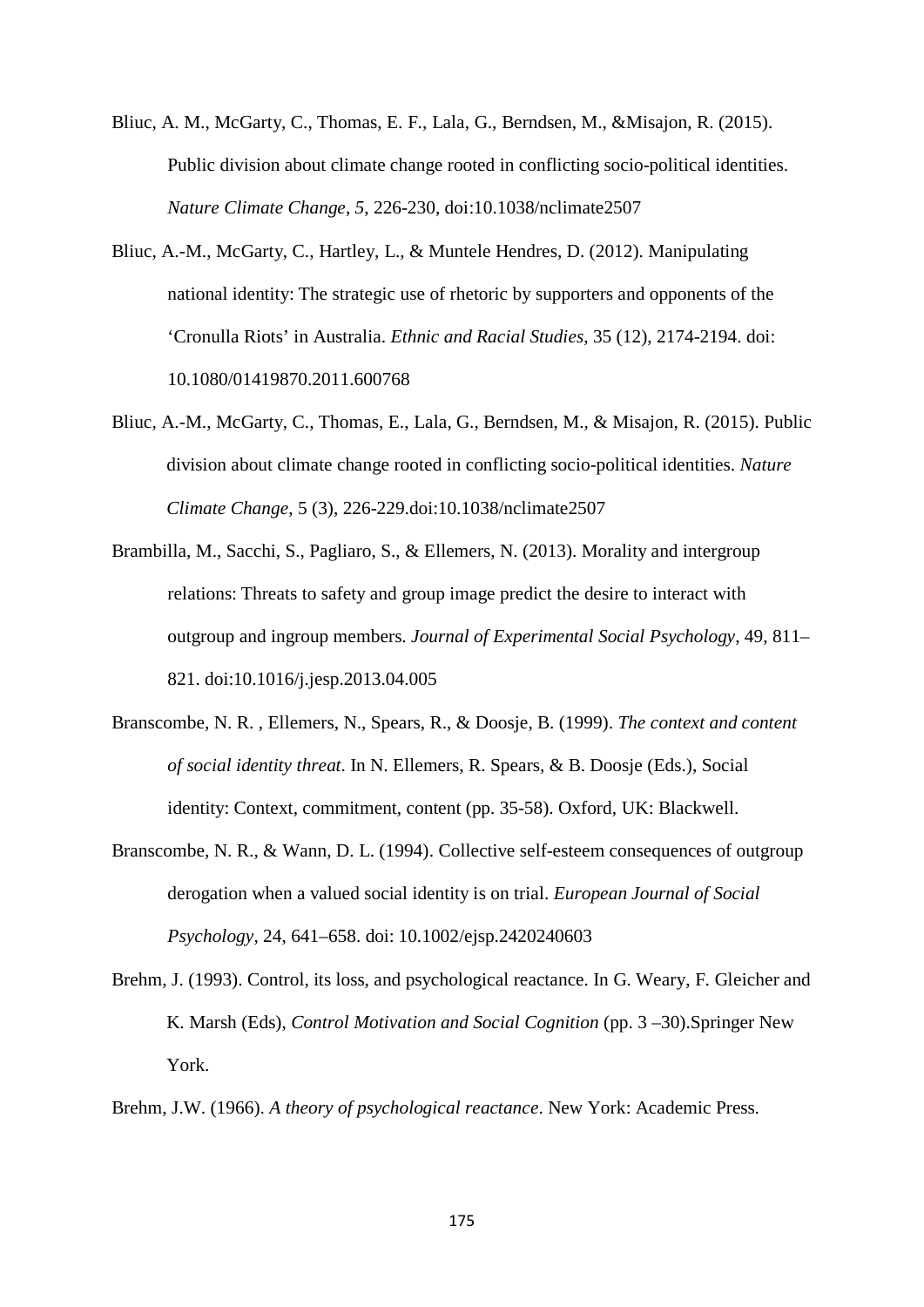Bliuc, A. M., McGarty, C., Thomas, E. F., Lala, G., Berndsen, M., &Misajon, R. (2015). Public division about climate change rooted in conflicting socio-political identities. *Nature Climate Change*, *5*, 226-230, doi:10.1038/nclimate2507

Bliuc, A.-M., McGarty, C., Hartley, L., & Muntele Hendres, D. (2012). Manipulating national identity: The strategic use of rhetoric by supporters and opponents of the 'Cronulla Riots' in Australia. *Ethnic and Racial Studies*, 35 (12), 2174-2194. doi: 10.1080/01419870.2011.600768

Bliuc, A.-M., McGarty, C., Thomas, E., Lala, G., Berndsen, M., & Misajon, R. (2015). Public division about climate change rooted in conflicting socio-political identities. *Nature Climate Change*, 5 (3), 226-229.doi:10.1038/nclimate2507

Brambilla, M., Sacchi, S., Pagliaro, S., & Ellemers, N. (2013). Morality and intergroup relations: Threats to safety and group image predict the desire to interact with outgroup and ingroup members. *Journal of Experimental Social Psychology*, 49, 811–821. doi:10.1016/j.jesp.2013.04.005

Branscombe, N. R. , Ellemers, N., Spears, R., & Doosje, B. (1999). *The context and content of social identity threat*. In N. Ellemers, R. Spears, & B. Doosje (Eds.), Social identity: Context, commitment, content (pp. 35-58). Oxford, UK: Blackwell.

Branscombe, N. R., & Wann, D. L. (1994). Collective self-esteem consequences of outgroup derogation when a valued social identity is on trial. *European Journal of Social Psychology*, 24, 641–658. doi: 10.1002/ejsp.2420240603

Brehm, J. (1993). Control, its loss, and psychological reactance. In G. Weary, F. Gleicher and K. Marsh (Eds), *Control Motivation and Social Cognition* (pp. 3 –30).Springer New York.

Brehm, J.W. (1966). *A theory of psychological reactance*. New York: Academic Press.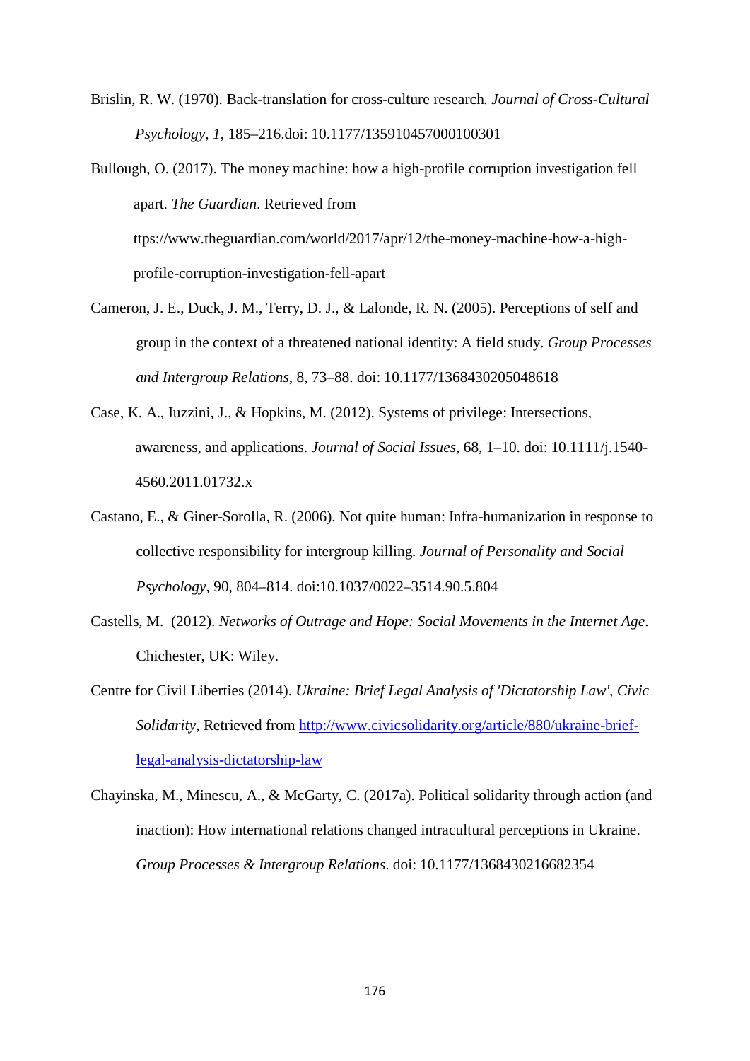Brislin, R. W. (1970). Back-translation for cross-culture research. *Journal of Cross-Cultural Psychology*, *1*, 185–216.doi: 10.1177/135910457000100301

Bullough, O. (2017). The money machine: how a high-profile corruption investigation fell apart. *The Guardian*. Retrieved from ttps://www.theguardian.com/world/2017/apr/12/the-money-machine-how-a-high-profile-corruption-investigation-fell-apart

Cameron, J. E., Duck, J. M., Terry, D. J., & Lalonde, R. N. (2005). Perceptions of self and group in the context of a threatened national identity: A field study. *Group Processes and Intergroup Relations*, 8, 73–88. doi: 10.1177/1368430205048618

Case, K. A., Iuzzini, J., & Hopkins, M. (2012). Systems of privilege: Intersections, awareness, and applications. *Journal of Social Issues*, 68, 1–10. doi: 10.1111/j.1540-4560.2011.01732.x

Castano, E., & Giner-Sorolla, R. (2006). Not quite human: Infra-humanization in response to collective responsibility for intergroup killing. *Journal of Personality and Social Psychology*, 90, 804–814. doi:10.1037/0022–3514.90.5.804

Castells, M. (2012). *Networks of Outrage and Hope: Social Movements in the Internet Age*. Chichester, UK: Wiley.

Centre for Civil Liberties (2014). *Ukraine: Brief Legal Analysis of 'Dictatorship Law', Civic Solidarity*, Retrieved from http://www.civicsolidarity.org/article/880/ukraine-brief-legal-analysis-dictatorship-law

Chayinska, M., Minescu, A., & McGarty, C. (2017a). Political solidarity through action (and inaction): How international relations changed intracultural perceptions in Ukraine. *Group Processes & Intergroup Relations*. doi: 10.1177/1368430216682354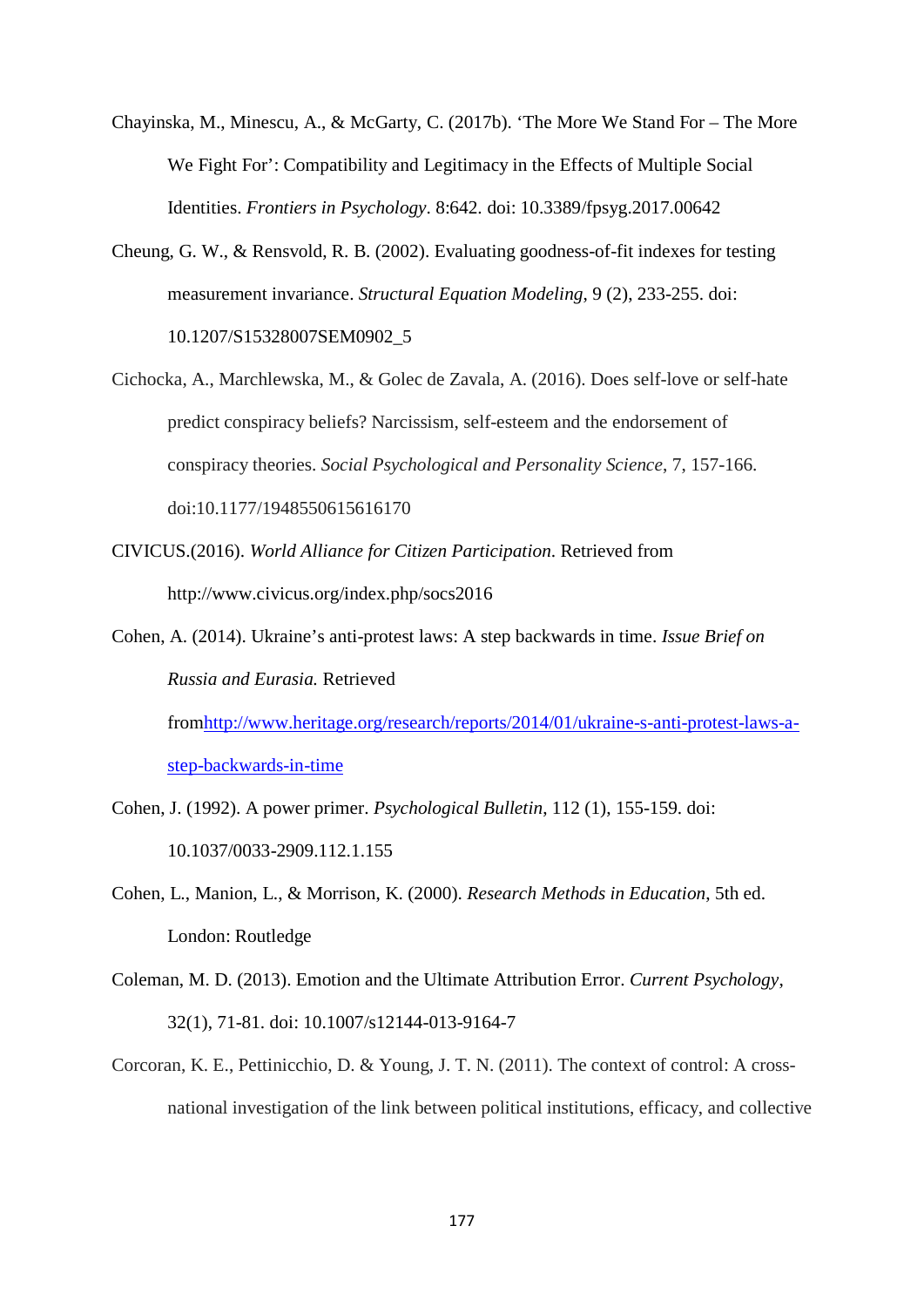Chayinska, M., Minescu, A., & McGarty, C. (2017b). ‘The More We Stand For – The More We Fight For’: Compatibility and Legitimacy in the Effects of Multiple Social Identities. *Frontiers in Psychology*. 8:642. doi: 10.3389/fpsyg.2017.00642

Cheung, G. W., & Rensvold, R. B. (2002). Evaluating goodness-of-fit indexes for testing measurement invariance. *Structural Equation Modeling*, 9 (2), 233-255. doi: 10.1207/S15328007SEM0902_5

Cichocka, A., Marchlewska, M., & Golec de Zavala, A. (2016). Does self-love or self-hate predict conspiracy beliefs? Narcissism, self-esteem and the endorsement of conspiracy theories. *Social Psychological and Personality Science*, 7, 157-166. doi:10.1177/1948550615616170

CIVICUS.(2016). *World Alliance for Citizen Participation.* Retrieved from http://www.civicus.org/index.php/socs2016

Cohen, A. (2014). Ukraine’s anti-protest laws: A step backwards in time. *Issue Brief on Russia and Eurasia.* Retrieved fromhttp://www.heritage.org/research/reports/2014/01/ukraine-s-anti-protest-laws-a-step-backwards-in-time

Cohen, J. (1992). A power primer. *Psychological Bulletin*, 112 (1), 155-159. doi: 10.1037/0033-2909.112.1.155

Cohen, L., Manion, L., & Morrison, K. (2000). *Research Methods in Education*, 5th ed. London: Routledge

Coleman, M. D. (2013). Emotion and the Ultimate Attribution Error. *Current Psychology*, 32(1), 71-81. doi: 10.1007/s12144-013-9164-7

Corcoran, K. E., Pettinicchio, D. & Young, J. T. N. (2011). The context of control: A cross-national investigation of the link between political institutions, efficacy, and collective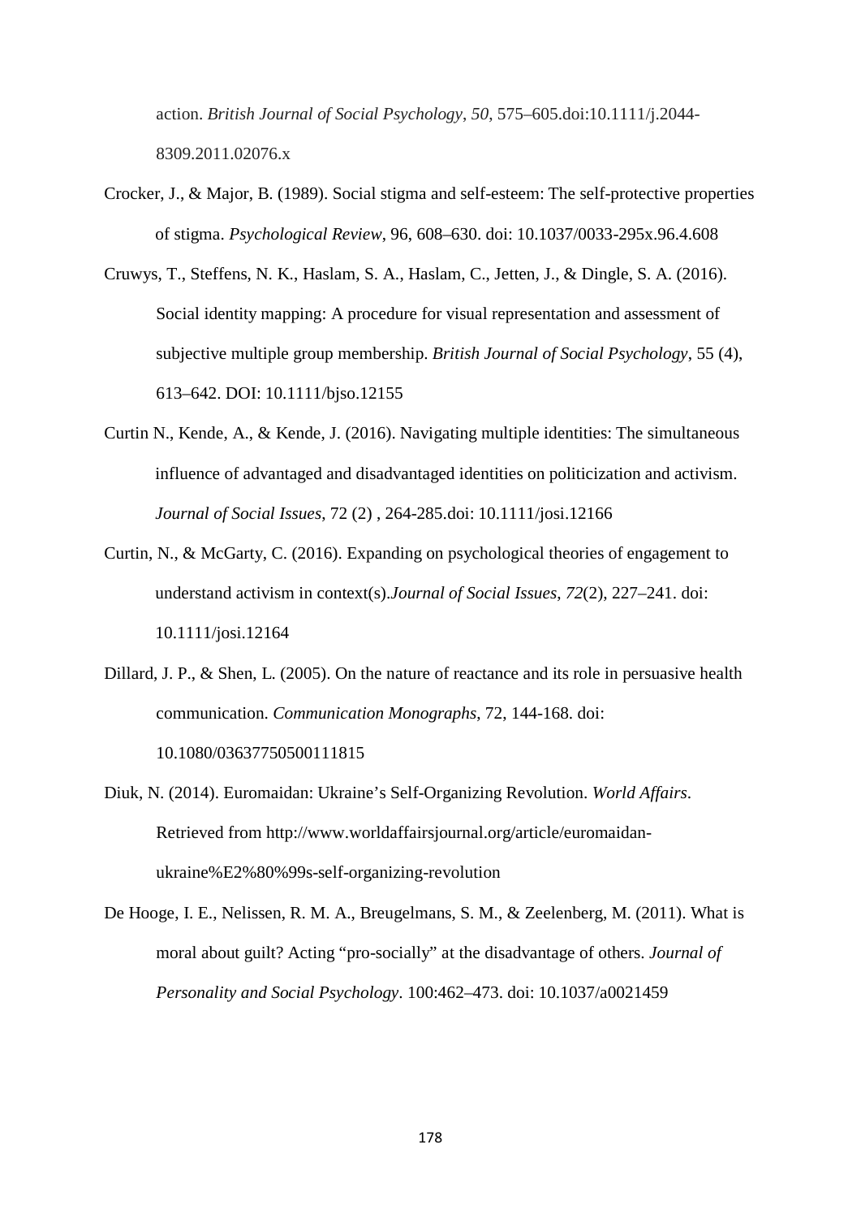action. *British Journal of Social Psychology*, *50*, 575–605.doi:10.1111/j.2044-8309.2011.02076.x

Crocker, J., & Major, B. (1989). Social stigma and self-esteem: The self-protective properties of stigma. *Psychological Review*, 96, 608–630. doi: 10.1037/0033-295x.96.4.608

Cruwys, T., Steffens, N. K., Haslam, S. A., Haslam, C., Jetten, J., & Dingle, S. A. (2016). Social identity mapping: A procedure for visual representation and assessment of subjective multiple group membership. *British Journal of Social Psychology*, 55 (4), 613–642. DOI: 10.1111/bjso.12155

Curtin N., Kende, A., & Kende, J. (2016). Navigating multiple identities: The simultaneous influence of advantaged and disadvantaged identities on politicization and activism. *Journal of Social Issues*, 72 (2) , 264-285.doi: 10.1111/josi.12166

Curtin, N., & McGarty, C. (2016). Expanding on psychological theories of engagement to understand activism in context(s).*Journal of Social Issues*, *72*(2), 227–241. doi: 10.1111/josi.12164

Dillard, J. P., & Shen, L. (2005). On the nature of reactance and its role in persuasive health communication. *Communication Monographs*, 72, 144-168. doi: 10.1080/03637750500111815

Diuk, N. (2014). Euromaidan: Ukraine's Self-Organizing Revolution. *World Affairs*. Retrieved from http://www.worldaffairsjournal.org/article/euromaidan-ukraine%E2%80%99s-self-organizing-revolution

De Hooge, I. E., Nelissen, R. M. A., Breugelmans, S. M., & Zeelenberg, M. (2011). What is moral about guilt? Acting "pro-socially" at the disadvantage of others. *Journal of Personality and Social Psychology*. 100:462–473. doi: 10.1037/a0021459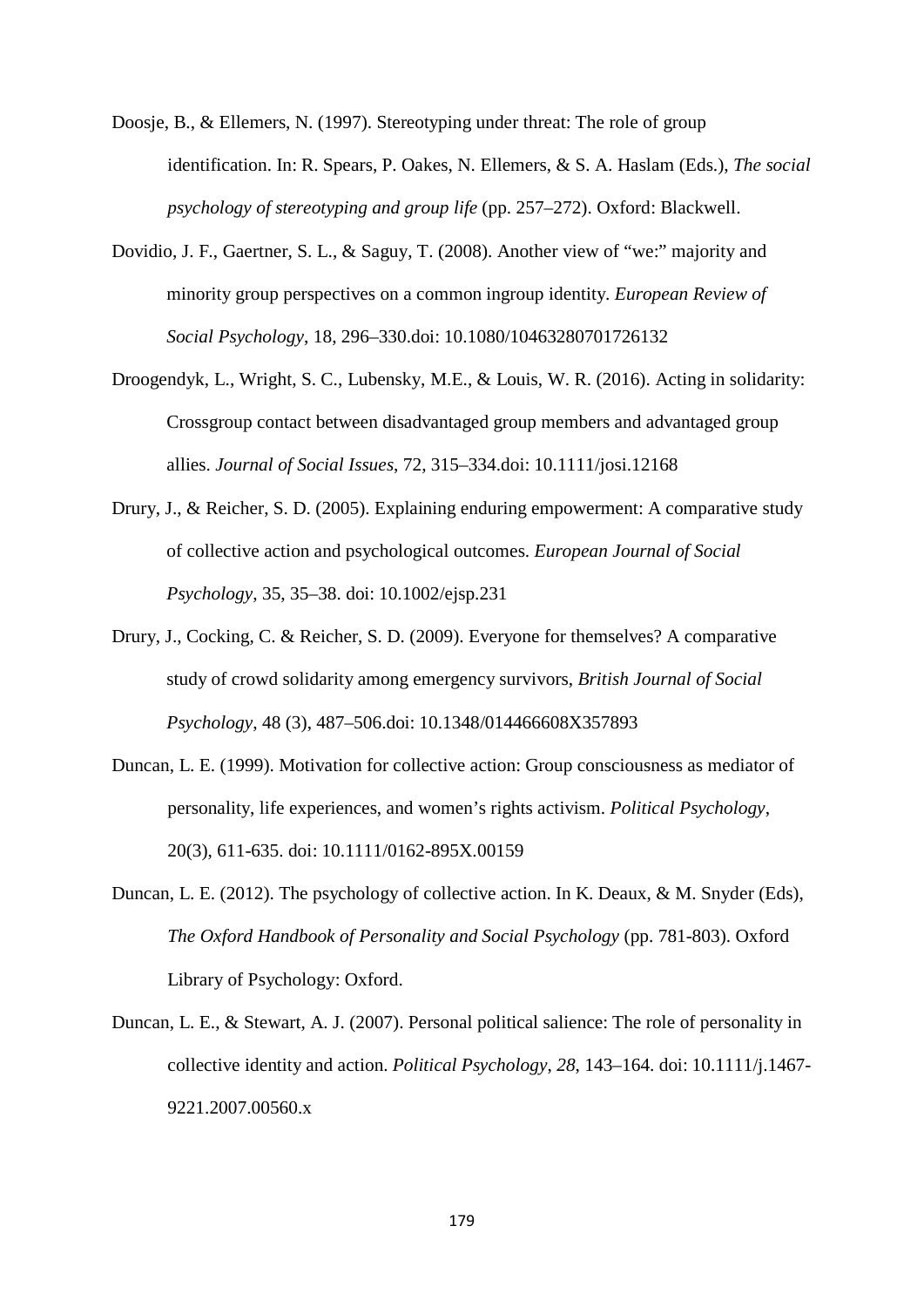Doosje, B., & Ellemers, N. (1997). Stereotyping under threat: The role of group identification. In: R. Spears, P. Oakes, N. Ellemers, & S. A. Haslam (Eds.), *The social psychology of stereotyping and group life* (pp. 257–272). Oxford: Blackwell.

Dovidio, J. F., Gaertner, S. L., & Saguy, T. (2008). Another view of "we:" majority and minority group perspectives on a common ingroup identity. *European Review of Social Psychology*, 18, 296–330.doi: 10.1080/10463280701726132

Droogendyk, L., Wright, S. C., Lubensky, M.E., & Louis, W. R. (2016). Acting in solidarity: Crossgroup contact between disadvantaged group members and advantaged group allies. *Journal of Social Issues*, 72, 315–334.doi: 10.1111/josi.12168

Drury, J., & Reicher, S. D. (2005). Explaining enduring empowerment: A comparative study of collective action and psychological outcomes. *European Journal of Social Psychology*, 35, 35–38. doi: 10.1002/ejsp.231

Drury, J., Cocking, C. & Reicher, S. D. (2009). Everyone for themselves? A comparative study of crowd solidarity among emergency survivors, *British Journal of Social Psychology*, 48 (3), 487–506.doi: 10.1348/014466608X357893

Duncan, L. E. (1999). Motivation for collective action: Group consciousness as mediator of personality, life experiences, and women's rights activism. *Political Psychology*, 20(3), 611-635. doi: 10.1111/0162-895X.00159

Duncan, L. E. (2012). The psychology of collective action. In K. Deaux, & M. Snyder (Eds), *The Oxford Handbook of Personality and Social Psychology* (pp. 781-803). Oxford Library of Psychology: Oxford.

Duncan, L. E., & Stewart, A. J. (2007). Personal political salience: The role of personality in collective identity and action. *Political Psychology*, *28*, 143–164. doi: 10.1111/j.1467-9221.2007.00560.x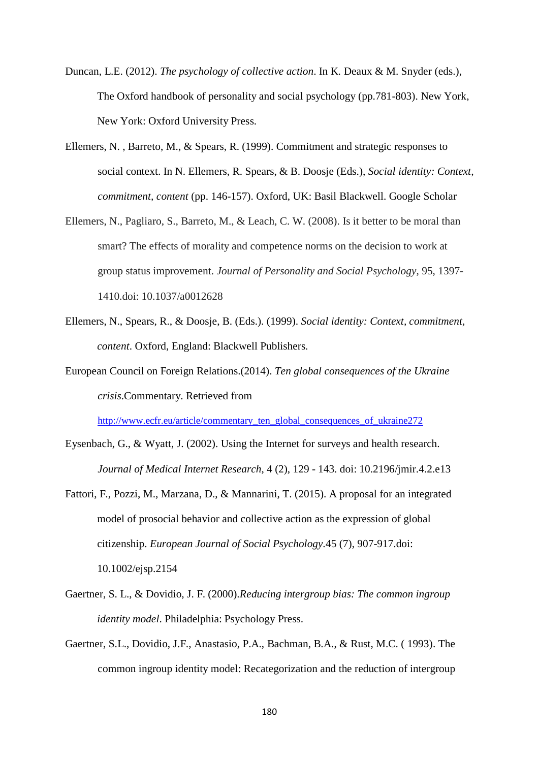Duncan, L.E. (2012). *The psychology of collective action*. In K. Deaux & M. Snyder (eds.), The Oxford handbook of personality and social psychology (pp.781-803). New York, New York: Oxford University Press.

Ellemers, N. , Barreto, M., & Spears, R. (1999). Commitment and strategic responses to social context. In N. Ellemers, R. Spears, & B. Doosje (Eds.), *Social identity: Context, commitment, content* (pp. 146-157). Oxford, UK: Basil Blackwell. Google Scholar

Ellemers, N., Pagliaro, S., Barreto, M., & Leach, C. W. (2008). Is it better to be moral than smart? The effects of morality and competence norms on the decision to work at group status improvement. *Journal of Personality and Social Psychology*, 95, 1397-1410.doi: 10.1037/a0012628

Ellemers, N., Spears, R., & Doosje, B. (Eds.). (1999). *Social identity: Context, commitment, content*. Oxford, England: Blackwell Publishers.

European Council on Foreign Relations.(2014). *Ten global consequences of the Ukraine crisis*.Commentary. Retrieved from http://www.ecfr.eu/article/commentary_ten_global_consequences_of_ukraine272

Eysenbach, G., & Wyatt, J. (2002). Using the Internet for surveys and health research. *Journal of Medical Internet Research*, 4 (2), 129 - 143. doi: 10.2196/jmir.4.2.e13

Fattori, F., Pozzi, M., Marzana, D., & Mannarini, T. (2015). A proposal for an integrated model of prosocial behavior and collective action as the expression of global citizenship. *European Journal of Social Psychology*.45 (7), 907-917.doi: 10.1002/ejsp.2154

Gaertner, S. L., & Dovidio, J. F. (2000).*Reducing intergroup bias: The common ingroup identity model*. Philadelphia: Psychology Press.

Gaertner, S.L., Dovidio, J.F., Anastasio, P.A., Bachman, B.A., & Rust, M.C. ( 1993). The common ingroup identity model: Recategorization and the reduction of intergroup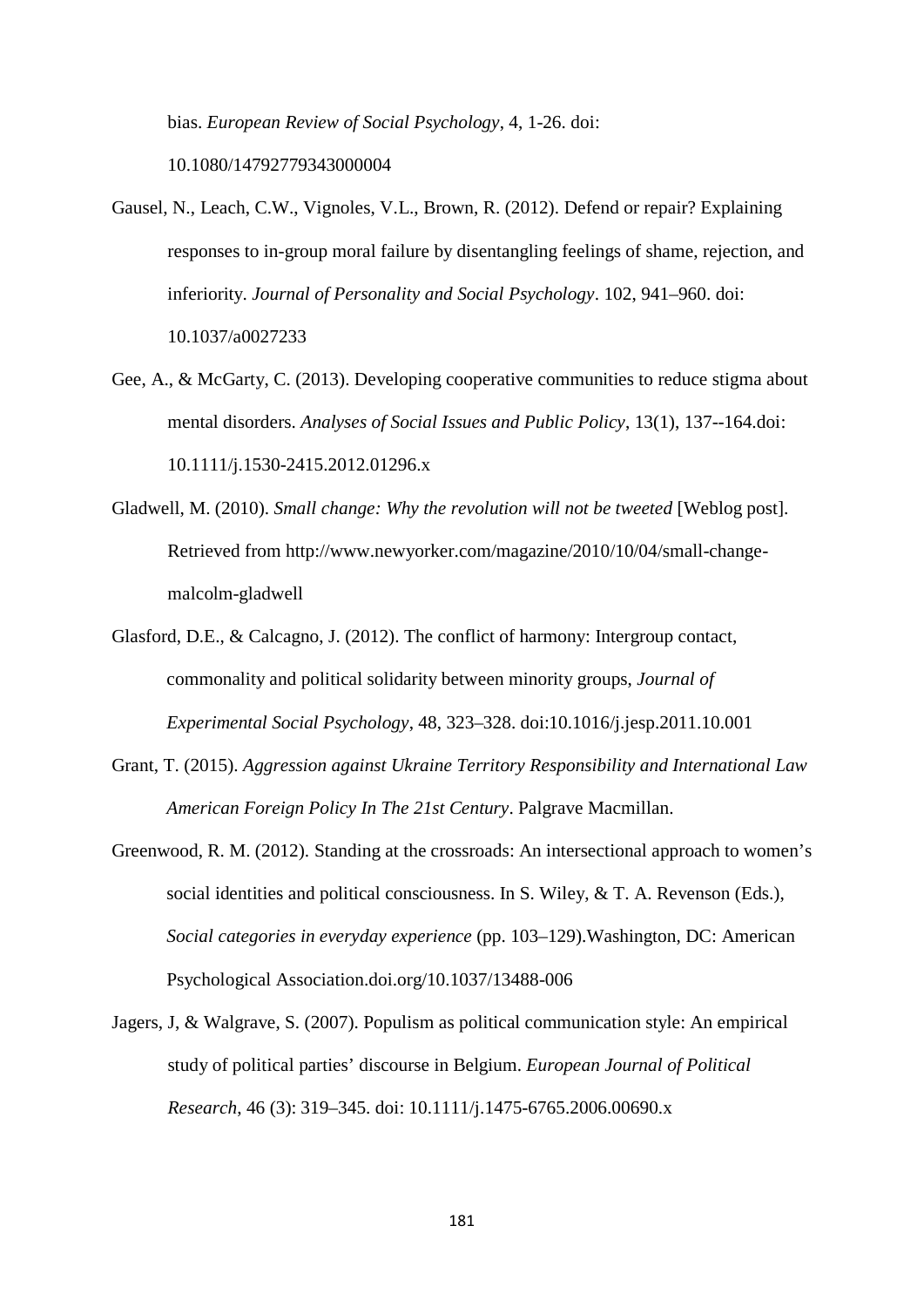bias. *European Review of Social Psychology*, 4, 1-26. doi: 10.1080/14792779343000004

Gausel, N., Leach, C.W., Vignoles, V.L., Brown, R. (2012). Defend or repair? Explaining responses to in-group moral failure by disentangling feelings of shame, rejection, and inferiority. *Journal of Personality and Social Psychology*. 102, 941–960. doi: 10.1037/a0027233

Gee, A., & McGarty, C. (2013). Developing cooperative communities to reduce stigma about mental disorders. *Analyses of Social Issues and Public Policy*, 13(1), 137--164.doi: 10.1111/j.1530-2415.2012.01296.x

Gladwell, M. (2010). *Small change: Why the revolution will not be tweeted* [Weblog post]. Retrieved from http://www.newyorker.com/magazine/2010/10/04/small-change-malcolm-gladwell

Glasford, D.E., & Calcagno, J. (2012). The conflict of harmony: Intergroup contact, commonality and political solidarity between minority groups, *Journal of Experimental Social Psychology*, 48, 323–328. doi:10.1016/j.jesp.2011.10.001

Grant, T. (2015). *Aggression against Ukraine Territory Responsibility and International Law American Foreign Policy In The 21st Century*. Palgrave Macmillan.

Greenwood, R. M. (2012). Standing at the crossroads: An intersectional approach to women's social identities and political consciousness. In S. Wiley, & T. A. Revenson (Eds.), *Social categories in everyday experience* (pp. 103–129).Washington, DC: American Psychological Association.doi.org/10.1037/13488-006

Jagers, J, & Walgrave, S. (2007). Populism as political communication style: An empirical study of political parties' discourse in Belgium. *European Journal of Political Research*, 46 (3): 319–345. doi: 10.1111/j.1475-6765.2006.00690.x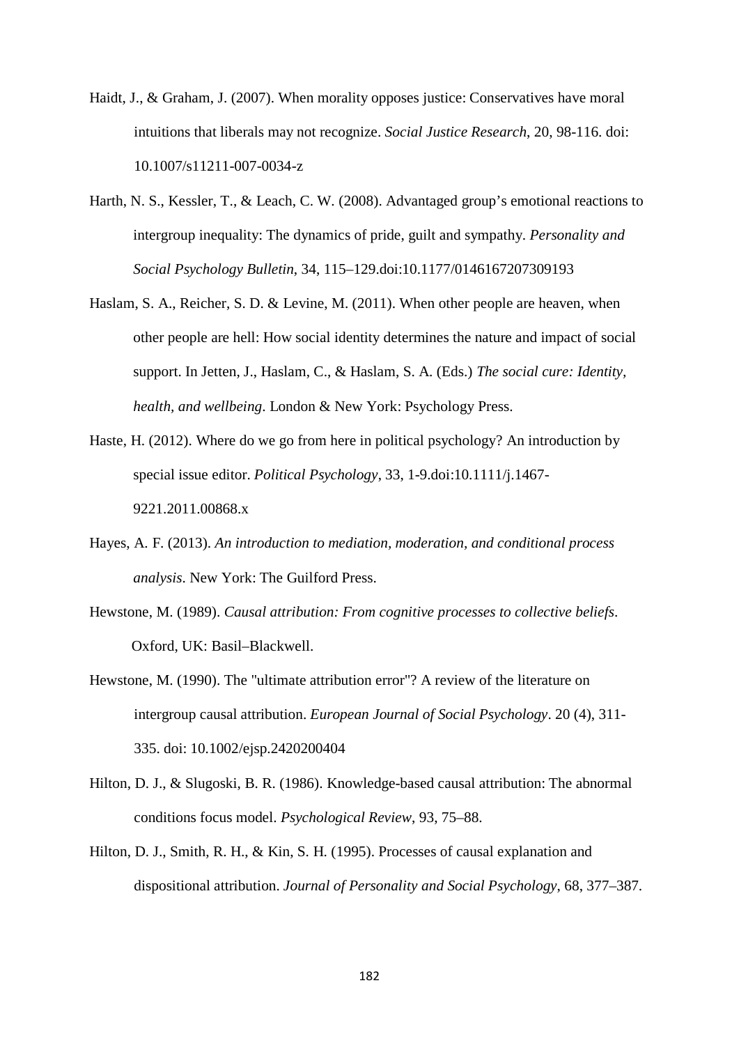Haidt, J., & Graham, J. (2007). When morality opposes justice: Conservatives have moral intuitions that liberals may not recognize. *Social Justice Research*, 20, 98-116. doi: 10.1007/s11211-007-0034-z

Harth, N. S., Kessler, T., & Leach, C. W. (2008). Advantaged group's emotional reactions to intergroup inequality: The dynamics of pride, guilt and sympathy. *Personality and Social Psychology Bulletin*, 34, 115–129.doi:10.1177/0146167207309193

Haslam, S. A., Reicher, S. D. & Levine, M. (2011). When other people are heaven, when other people are hell: How social identity determines the nature and impact of social support. In Jetten, J., Haslam, C., & Haslam, S. A. (Eds.) *The social cure: Identity, health, and wellbeing*. London & New York: Psychology Press.

Haste, H. (2012). Where do we go from here in political psychology? An introduction by special issue editor. *Political Psychology*, 33, 1-9.doi:10.1111/j.1467-9221.2011.00868.x

Hayes, A. F. (2013). *An introduction to mediation, moderation, and conditional process analysis*. New York: The Guilford Press.

Hewstone, M. (1989). *Causal attribution: From cognitive processes to collective beliefs*. Oxford, UK: Basil–Blackwell.

Hewstone, M. (1990). The "ultimate attribution error"? A review of the literature on intergroup causal attribution. *European Journal of Social Psychology*. 20 (4), 311-335. doi: 10.1002/ejsp.2420200404

Hilton, D. J., & Slugoski, B. R. (1986). Knowledge-based causal attribution: The abnormal conditions focus model. *Psychological Review*, 93, 75–88.

Hilton, D. J., Smith, R. H., & Kin, S. H. (1995). Processes of causal explanation and dispositional attribution. *Journal of Personality and Social Psychology*, 68, 377–387.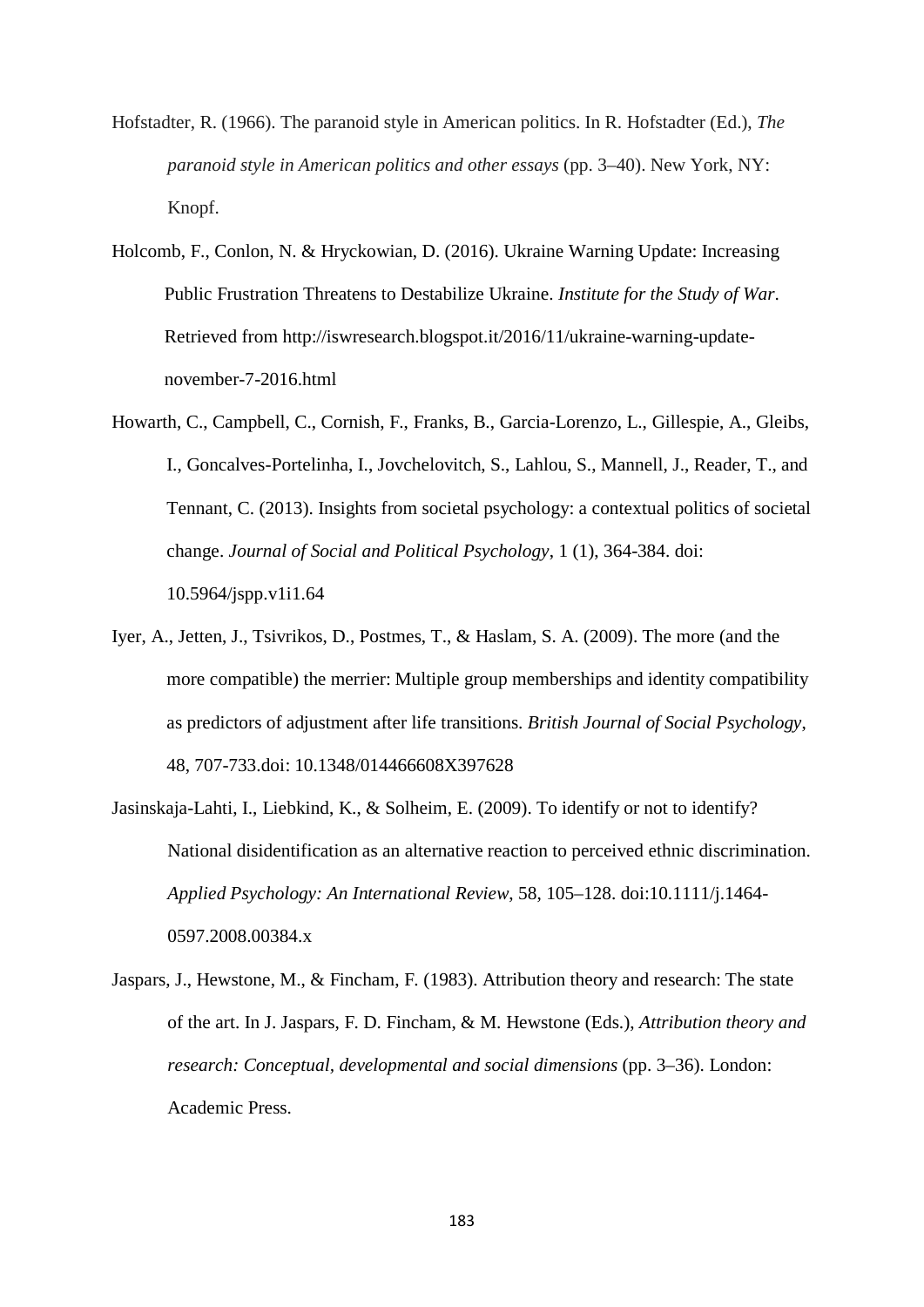Hofstadter, R. (1966). The paranoid style in American politics. In R. Hofstadter (Ed.), *The paranoid style in American politics and other essays* (pp. 3–40). New York, NY: Knopf.

Holcomb, F., Conlon, N. & Hryckowian, D. (2016). Ukraine Warning Update: Increasing Public Frustration Threatens to Destabilize Ukraine. *Institute for the Study of War*. Retrieved from http://iswresearch.blogspot.it/2016/11/ukraine-warning-update-november-7-2016.html

Howarth, C., Campbell, C., Cornish, F., Franks, B., Garcia-Lorenzo, L., Gillespie, A., Gleibs, I., Goncalves-Portelinha, I., Jovchelovitch, S., Lahlou, S., Mannell, J., Reader, T., and Tennant, C. (2013). Insights from societal psychology: a contextual politics of societal change. *Journal of Social and Political Psychology*, 1 (1), 364-384. doi: 10.5964/jspp.v1i1.64

Iyer, A., Jetten, J., Tsivrikos, D., Postmes, T., & Haslam, S. A. (2009). The more (and the more compatible) the merrier: Multiple group memberships and identity compatibility as predictors of adjustment after life transitions. *British Journal of Social Psychology*, 48, 707-733.doi: 10.1348/014466608X397628

Jasinskaja-Lahti, I., Liebkind, K., & Solheim, E. (2009). To identify or not to identify? National disidentification as an alternative reaction to perceived ethnic discrimination. *Applied Psychology: An International Review*, 58, 105–128. doi:10.1111/j.1464-0597.2008.00384.x

Jaspars, J., Hewstone, M., & Fincham, F. (1983). Attribution theory and research: The state of the art. In J. Jaspars, F. D. Fincham, & M. Hewstone (Eds.), *Attribution theory and research: Conceptual, developmental and social dimensions* (pp. 3–36). London: Academic Press.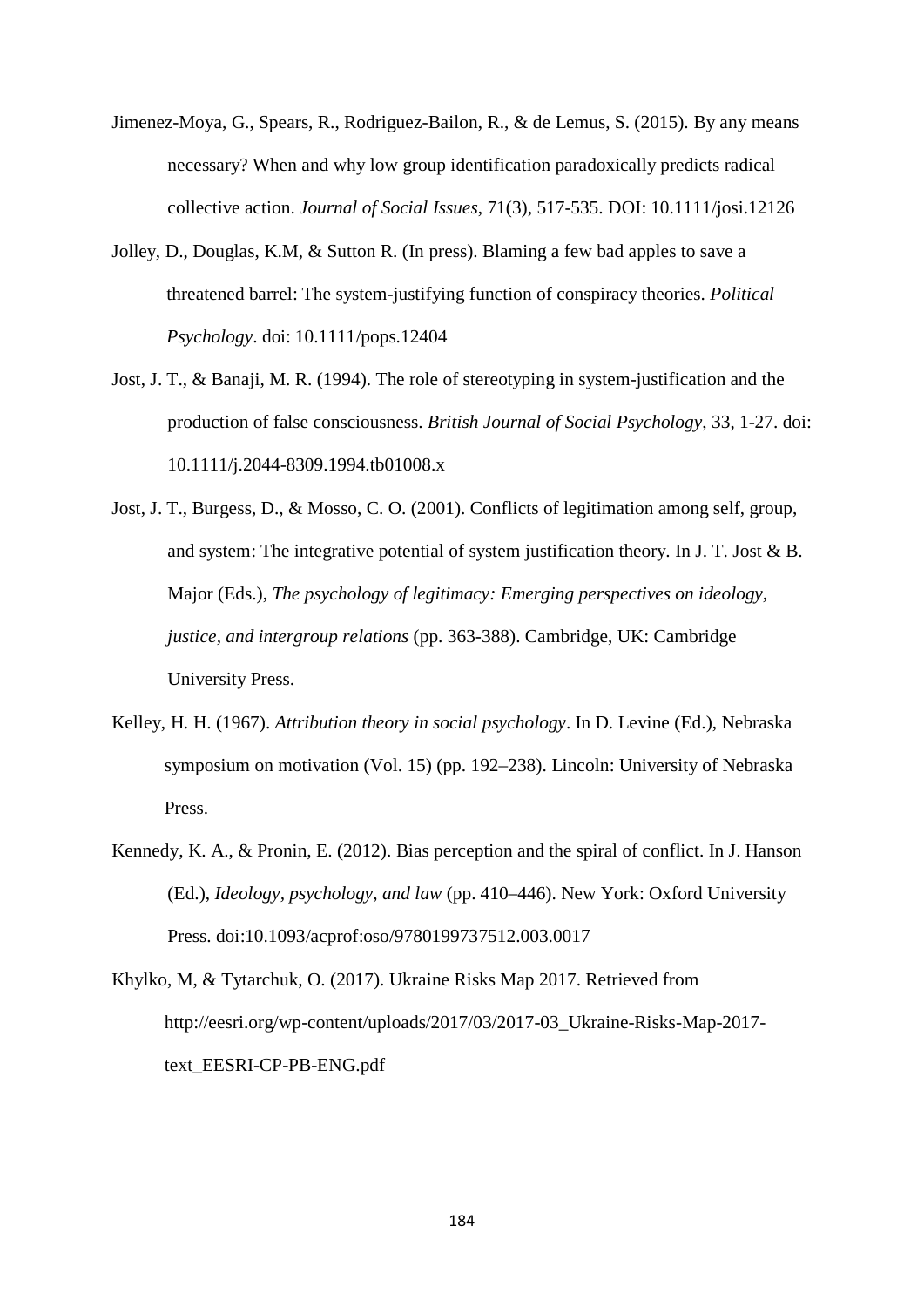Jimenez-Moya, G., Spears, R., Rodriguez-Bailon, R., & de Lemus, S. (2015). By any means necessary? When and why low group identification paradoxically predicts radical collective action. *Journal of Social Issues*, 71(3), 517-535. DOI: 10.1111/josi.12126

Jolley, D., Douglas, K.M, & Sutton R. (In press). Blaming a few bad apples to save a threatened barrel: The system-justifying function of conspiracy theories. *Political Psychology*. doi: 10.1111/pops.12404

Jost, J. T., & Banaji, M. R. (1994). The role of stereotyping in system-justification and the production of false consciousness. *British Journal of Social Psychology*, 33, 1-27. doi: 10.1111/j.2044-8309.1994.tb01008.x

Jost, J. T., Burgess, D., & Mosso, C. O. (2001). Conflicts of legitimation among self, group, and system: The integrative potential of system justification theory. In J. T. Jost & B. Major (Eds.), *The psychology of legitimacy: Emerging perspectives on ideology, justice, and intergroup relations* (pp. 363-388). Cambridge, UK: Cambridge University Press.

Kelley, H. H. (1967). *Attribution theory in social psychology*. In D. Levine (Ed.), Nebraska symposium on motivation (Vol. 15) (pp. 192–238). Lincoln: University of Nebraska Press.

Kennedy, K. A., & Pronin, E. (2012). Bias perception and the spiral of conflict. In J. Hanson (Ed.), *Ideology, psychology, and law* (pp. 410–446). New York: Oxford University Press. doi:10.1093/acprof:oso/9780199737512.003.0017

Khylko, M, & Tytarchuk, O. (2017). Ukraine Risks Map 2017. Retrieved from http://eesri.org/wp-content/uploads/2017/03/2017-03_Ukraine-Risks-Map-2017-text_EESRI-CP-PB-ENG.pdf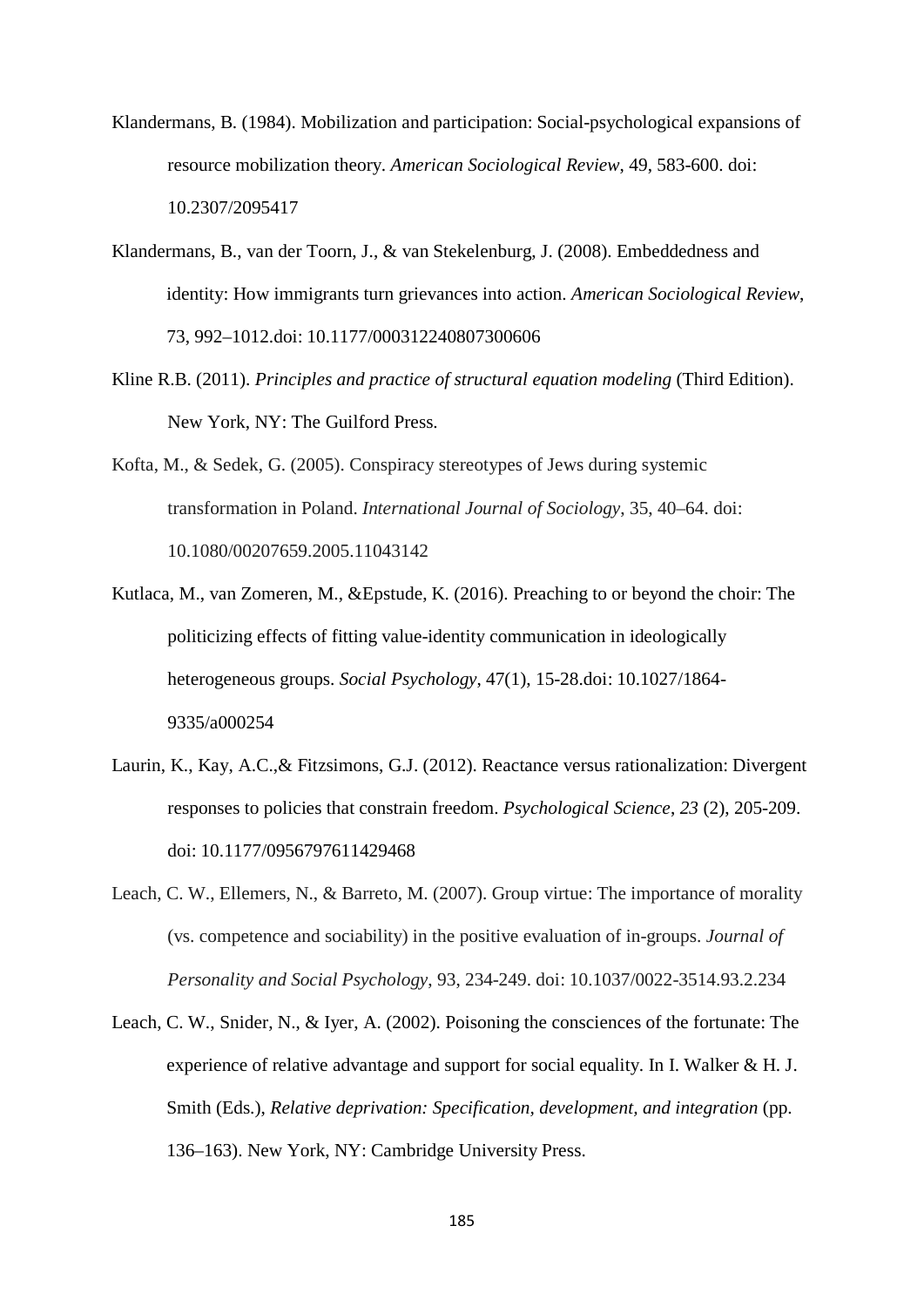Klandermans, B. (1984). Mobilization and participation: Social-psychological expansions of resource mobilization theory. *American Sociological Review*, 49, 583-600. doi: 10.2307/2095417

Klandermans, B., van der Toorn, J., & van Stekelenburg, J. (2008). Embeddedness and identity: How immigrants turn grievances into action. *American Sociological Review*, 73, 992–1012.doi: 10.1177/000312240807300606

Kline R.B. (2011). *Principles and practice of structural equation modeling* (Third Edition). New York, NY: The Guilford Press.

Kofta, M., & Sedek, G. (2005). Conspiracy stereotypes of Jews during systemic transformation in Poland. *International Journal of Sociology*, 35, 40–64. doi: 10.1080/00207659.2005.11043142

Kutlaca, M., van Zomeren, M., &Epstude, K. (2016). Preaching to or beyond the choir: The politicizing effects of fitting value-identity communication in ideologically heterogeneous groups. *Social Psychology*, 47(1), 15-28.doi: 10.1027/1864-9335/a000254

Laurin, K., Kay, A.C.,& Fitzsimons, G.J. (2012). Reactance versus rationalization: Divergent responses to policies that constrain freedom. *Psychological Science*, *23* (2), 205-209. doi: 10.1177/0956797611429468

Leach, C. W., Ellemers, N., & Barreto, M. (2007). Group virtue: The importance of morality (vs. competence and sociability) in the positive evaluation of in-groups. *Journal of Personality and Social Psychology*, 93, 234-249. doi: 10.1037/0022-3514.93.2.234

Leach, C. W., Snider, N., & Iyer, A. (2002). Poisoning the consciences of the fortunate: The experience of relative advantage and support for social equality. In I. Walker & H. J. Smith (Eds.), *Relative deprivation: Specification, development, and integration* (pp. 136–163). New York, NY: Cambridge University Press.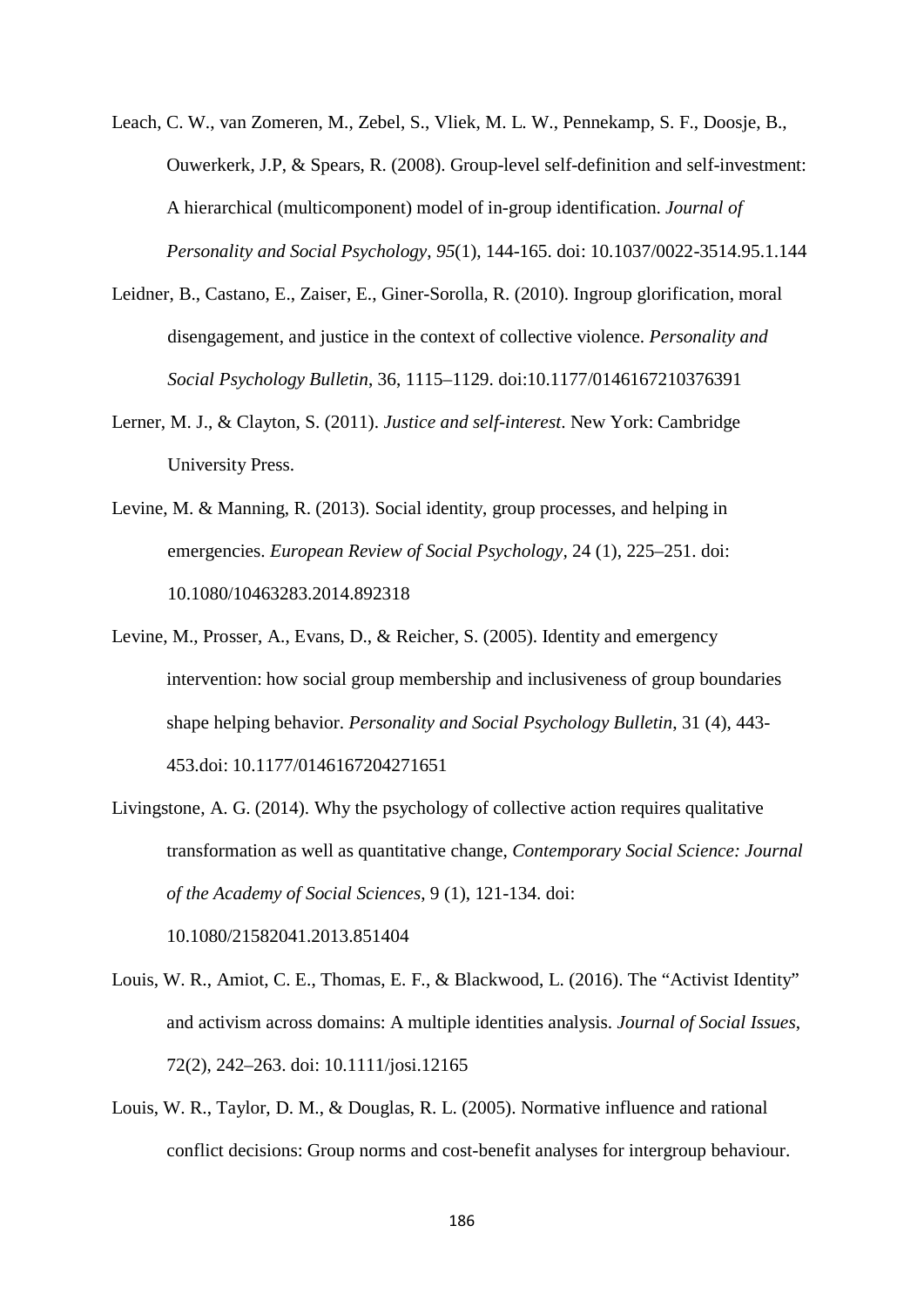Leach, C. W., van Zomeren, M., Zebel, S., Vliek, M. L. W., Pennekamp, S. F., Doosje, B., Ouwerkerk, J.P, & Spears, R. (2008). Group-level self-definition and self-investment: A hierarchical (multicomponent) model of in-group identification. *Journal of Personality and Social Psychology, 95*(1), 144-165. doi: 10.1037/0022-3514.95.1.144

Leidner, B., Castano, E., Zaiser, E., Giner-Sorolla, R. (2010). Ingroup glorification, moral disengagement, and justice in the context of collective violence. *Personality and Social Psychology Bulletin*, 36, 1115–1129. doi:10.1177/0146167210376391

Lerner, M. J., & Clayton, S. (2011). *Justice and self-interest*. New York: Cambridge University Press.

Levine, M. & Manning, R. (2013). Social identity, group processes, and helping in emergencies. *European Review of Social Psychology,* 24 (1), 225–251. doi: 10.1080/10463283.2014.892318

Levine, M., Prosser, A., Evans, D., & Reicher, S. (2005). Identity and emergency intervention: how social group membership and inclusiveness of group boundaries shape helping behavior. *Personality and Social Psychology Bulletin*, 31 (4), 443-453.doi: 10.1177/0146167204271651

Livingstone, A. G. (2014). Why the psychology of collective action requires qualitative transformation as well as quantitative change, *Contemporary Social Science: Journal of the Academy of Social Sciences*, 9 (1), 121-134. doi: 10.1080/21582041.2013.851404

Louis, W. R., Amiot, C. E., Thomas, E. F., & Blackwood, L. (2016). The "Activist Identity" and activism across domains: A multiple identities analysis. *Journal of Social Issues*, 72(2), 242–263. doi: 10.1111/josi.12165

Louis, W. R., Taylor, D. M., & Douglas, R. L. (2005). Normative influence and rational conflict decisions: Group norms and cost-benefit analyses for intergroup behaviour.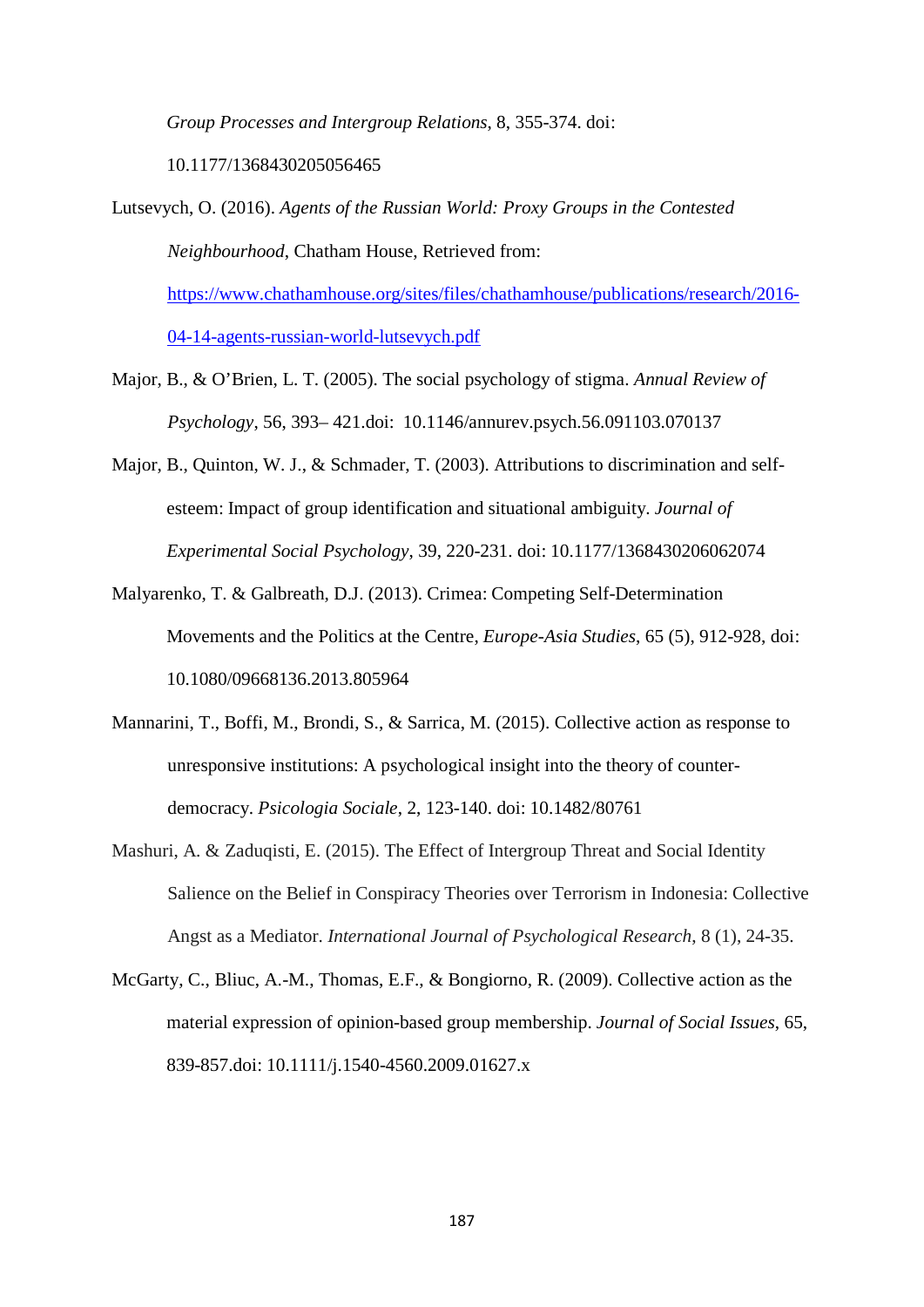*Group Processes and Intergroup Relations*, 8, 355-374. doi: 10.1177/1368430205056465

Lutsevych, O. (2016). *Agents of the Russian World: Proxy Groups in the Contested Neighbourhood*, Chatham House, Retrieved from: https://www.chathamhouse.org/sites/files/chathamhouse/publications/research/2016-04-14-agents-russian-world-lutsevych.pdf

Major, B., & O'Brien, L. T. (2005). The social psychology of stigma. *Annual Review of Psychology*, 56, 393– 421.doi: 10.1146/annurev.psych.56.091103.070137

Major, B., Quinton, W. J., & Schmader, T. (2003). Attributions to discrimination and self-esteem: Impact of group identification and situational ambiguity. *Journal of Experimental Social Psychology*, 39, 220-231. doi: 10.1177/1368430206062074

Malyarenko, T. & Galbreath, D.J. (2013). Crimea: Competing Self-Determination Movements and the Politics at the Centre, *Europe-Asia Studies*, 65 (5), 912-928, doi: 10.1080/09668136.2013.805964

Mannarini, T., Boffi, M., Brondi, S., & Sarrica, M. (2015). Collective action as response to unresponsive institutions: A psychological insight into the theory of counter-democracy. *Psicologia Sociale*, 2, 123-140. doi: 10.1482/80761

Mashuri, A. & Zaduqisti, E. (2015). The Effect of Intergroup Threat and Social Identity Salience on the Belief in Conspiracy Theories over Terrorism in Indonesia: Collective Angst as a Mediator. *International Journal of Psychological Research*, 8 (1), 24-35.

McGarty, C., Bliuc, A.-M., Thomas, E.F., & Bongiorno, R. (2009). Collective action as the material expression of opinion-based group membership. *Journal of Social Issues*, 65, 839-857.doi: 10.1111/j.1540-4560.2009.01627.x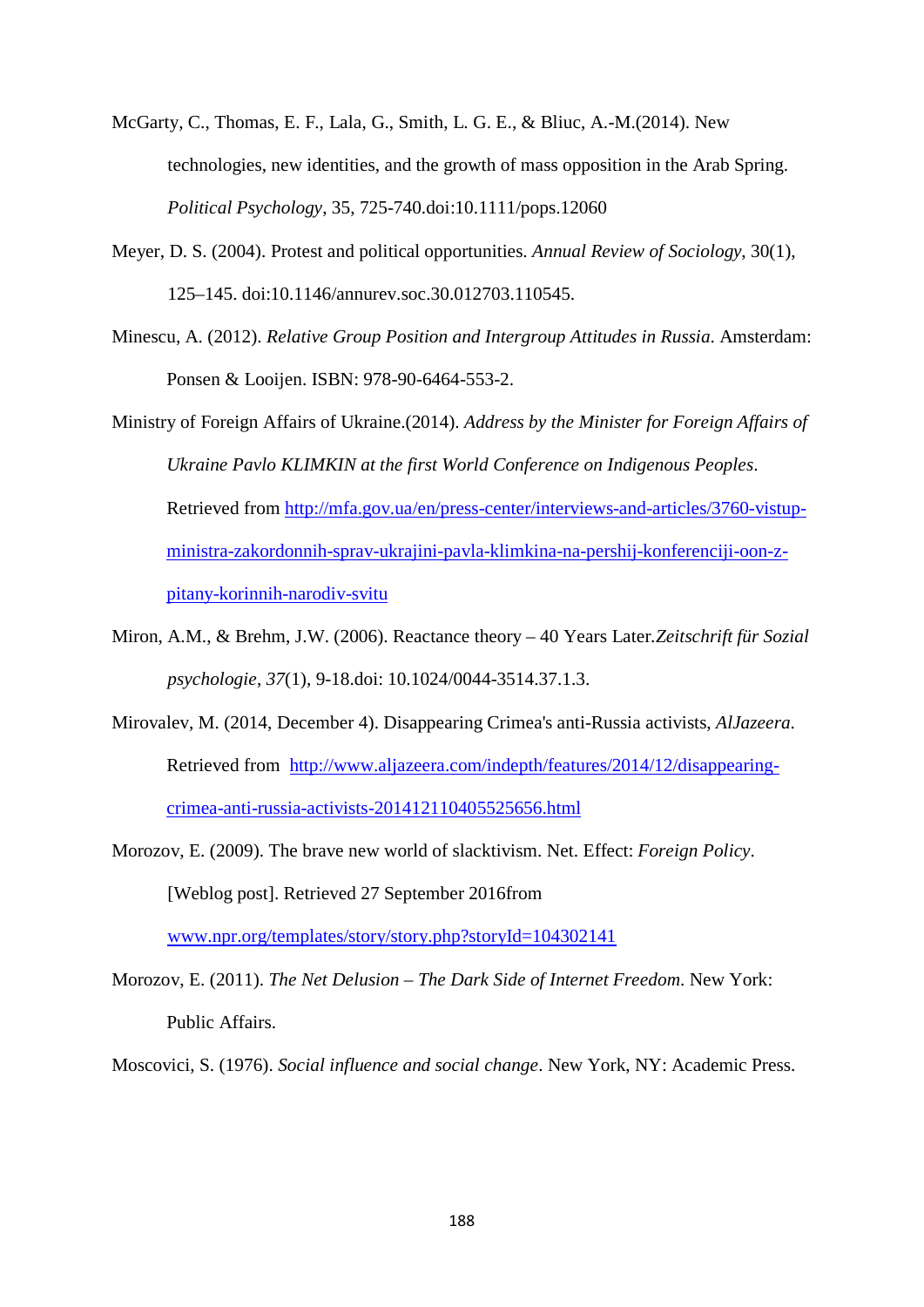McGarty, C., Thomas, E. F., Lala, G., Smith, L. G. E., & Bliuc, A.-M.(2014). New technologies, new identities, and the growth of mass opposition in the Arab Spring. *Political Psychology*, 35, 725-740.doi:10.1111/pops.12060

Meyer, D. S. (2004). Protest and political opportunities. *Annual Review of Sociology*, 30(1), 125–145. doi:10.1146/annurev.soc.30.012703.110545.

Minescu, A. (2012). *Relative Group Position and Intergroup Attitudes in Russia*. Amsterdam: Ponsen & Looijen. ISBN: 978-90-6464-553-2.

Ministry of Foreign Affairs of Ukraine.(2014). *Address by the Minister for Foreign Affairs of Ukraine Pavlo KLIMKIN at the first World Conference on Indigenous Peoples*. Retrieved from http://mfa.gov.ua/en/press-center/interviews-and-articles/3760-vistup-ministra-zakordonnih-sprav-ukrajini-pavla-klimkina-na-pershij-konferenciji-oon-z-pitany-korinnih-narodiv-svitu

Miron, A.M., & Brehm, J.W. (2006). Reactance theory – 40 Years Later.*Zeitschrift für Sozial psychologie*, *37*(1), 9-18.doi: 10.1024/0044-3514.37.1.3.

Mirovalev, M. (2014, December 4). Disappearing Crimea's anti-Russia activists, *AlJazeera*. Retrieved from http://www.aljazeera.com/indepth/features/2014/12/disappearing-crimea-anti-russia-activists-201412110405525656.html

Morozov, E. (2009). The brave new world of slacktivism. Net. Effect: *Foreign Policy*. [Weblog post]. Retrieved 27 September 2016from www.npr.org/templates/story/story.php?storyId=104302141

Morozov, E. (2011). *The Net Delusion – The Dark Side of Internet Freedom*. New York: Public Affairs.

Moscovici, S. (1976). *Social influence and social change*. New York, NY: Academic Press.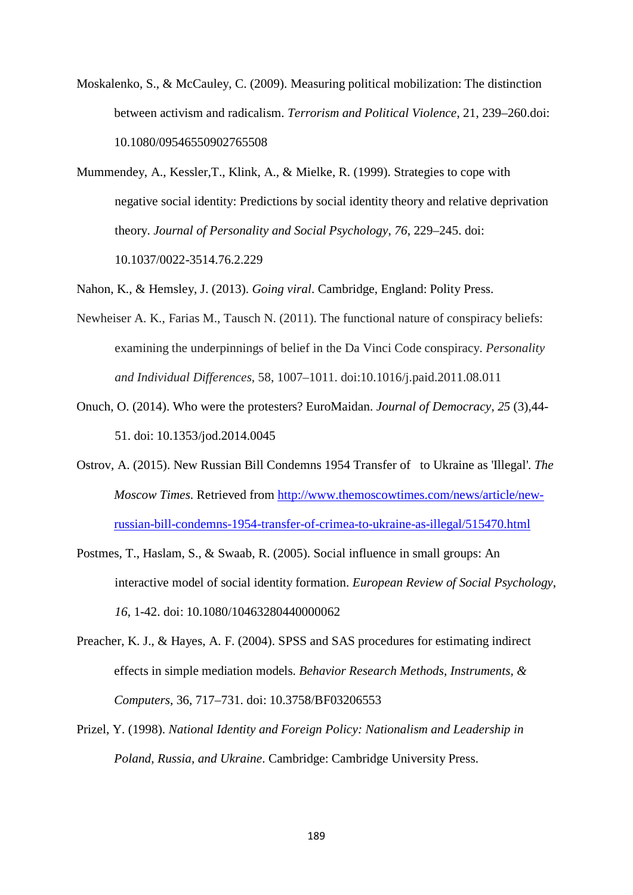Moskalenko, S., & McCauley, C. (2009). Measuring political mobilization: The distinction between activism and radicalism. *Terrorism and Political Violence*, 21, 239–260.doi: 10.1080/09546550902765508

Mummendey, A., Kessler,T., Klink, A., & Mielke, R. (1999). Strategies to cope with negative social identity: Predictions by social identity theory and relative deprivation theory. *Journal of Personality and Social Psychology*, *76*, 229–245. doi: 10.1037/0022-3514.76.2.229

Nahon, K., & Hemsley, J. (2013). *Going viral*. Cambridge, England: Polity Press.

Newheiser A. K., Farias M., Tausch N. (2011). The functional nature of conspiracy beliefs: examining the underpinnings of belief in the Da Vinci Code conspiracy. *Personality and Individual Differences*, 58, 1007–1011. doi:10.1016/j.paid.2011.08.011

Onuch, O. (2014). Who were the protesters? EuroMaidan. *Journal of Democracy*, *25* (3),44-51. doi: 10.1353/jod.2014.0045

Ostrov, A. (2015). New Russian Bill Condemns 1954 Transfer of  to Ukraine as 'Illegal'. *The Moscow Times*. Retrieved from http://www.themoscowtimes.com/news/article/new-russian-bill-condemns-1954-transfer-of-crimea-to-ukraine-as-illegal/515470.html

Postmes, T., Haslam, S., & Swaab, R. (2005). Social influence in small groups: An interactive model of social identity formation. *European Review of Social Psychology*, *16*, 1-42. doi: 10.1080/10463280440000062

Preacher, K. J., & Hayes, A. F. (2004). SPSS and SAS procedures for estimating indirect effects in simple mediation models. *Behavior Research Methods, Instruments, & Computers*, 36, 717–731. doi: 10.3758/BF03206553

Prizel, Y. (1998). *National Identity and Foreign Policy: Nationalism and Leadership in Poland, Russia, and Ukraine*. Cambridge: Cambridge University Press.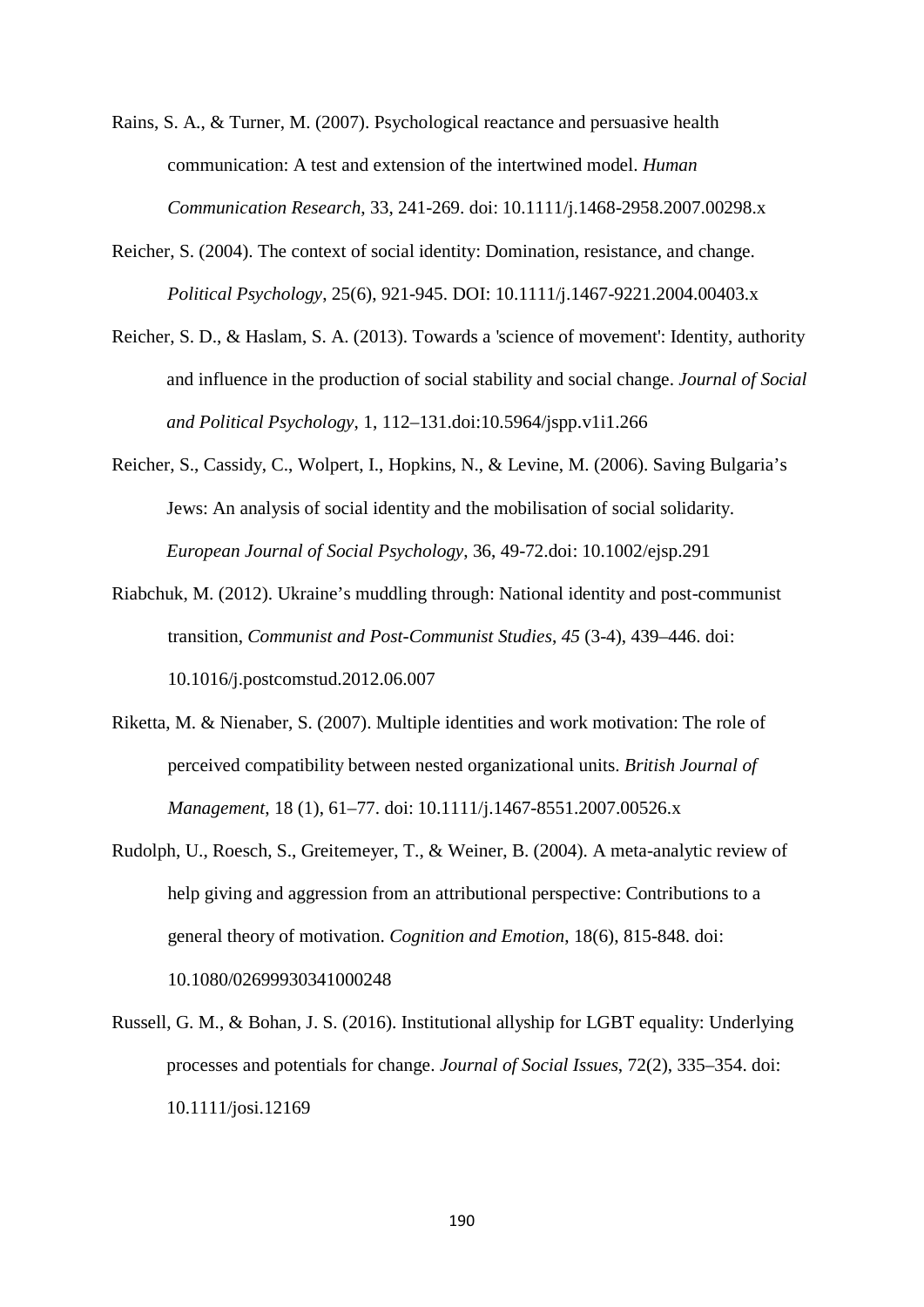Rains, S. A., & Turner, M. (2007). Psychological reactance and persuasive health communication: A test and extension of the intertwined model. *Human Communication Research*, 33, 241-269. doi: 10.1111/j.1468-2958.2007.00298.x

Reicher, S. (2004). The context of social identity: Domination, resistance, and change. *Political Psychology*, 25(6), 921-945. DOI: 10.1111/j.1467-9221.2004.00403.x

Reicher, S. D., & Haslam, S. A. (2013). Towards a 'science of movement': Identity, authority and influence in the production of social stability and social change. *Journal of Social and Political Psychology*, 1, 112–131.doi:10.5964/jspp.v1i1.266

Reicher, S., Cassidy, C., Wolpert, I., Hopkins, N., & Levine, M. (2006). Saving Bulgaria's Jews: An analysis of social identity and the mobilisation of social solidarity. *European Journal of Social Psychology*, 36, 49-72.doi: 10.1002/ejsp.291

Riabchuk, M. (2012). Ukraine's muddling through: National identity and post-communist transition, *Communist and Post-Communist Studies*, *45* (3-4), 439–446. doi: 10.1016/j.postcomstud.2012.06.007

Riketta, M. & Nienaber, S. (2007). Multiple identities and work motivation: The role of perceived compatibility between nested organizational units. *British Journal of Management*, 18 (1), 61–77. doi: 10.1111/j.1467-8551.2007.00526.x

Rudolph, U., Roesch, S., Greitemeyer, T., & Weiner, B. (2004). A meta-analytic review of help giving and aggression from an attributional perspective: Contributions to a general theory of motivation. *Cognition and Emotion*, 18(6), 815-848. doi: 10.1080/02699930341000248

Russell, G. M., & Bohan, J. S. (2016). Institutional allyship for LGBT equality: Underlying processes and potentials for change. *Journal of Social Issues*, 72(2), 335–354. doi: 10.1111/josi.12169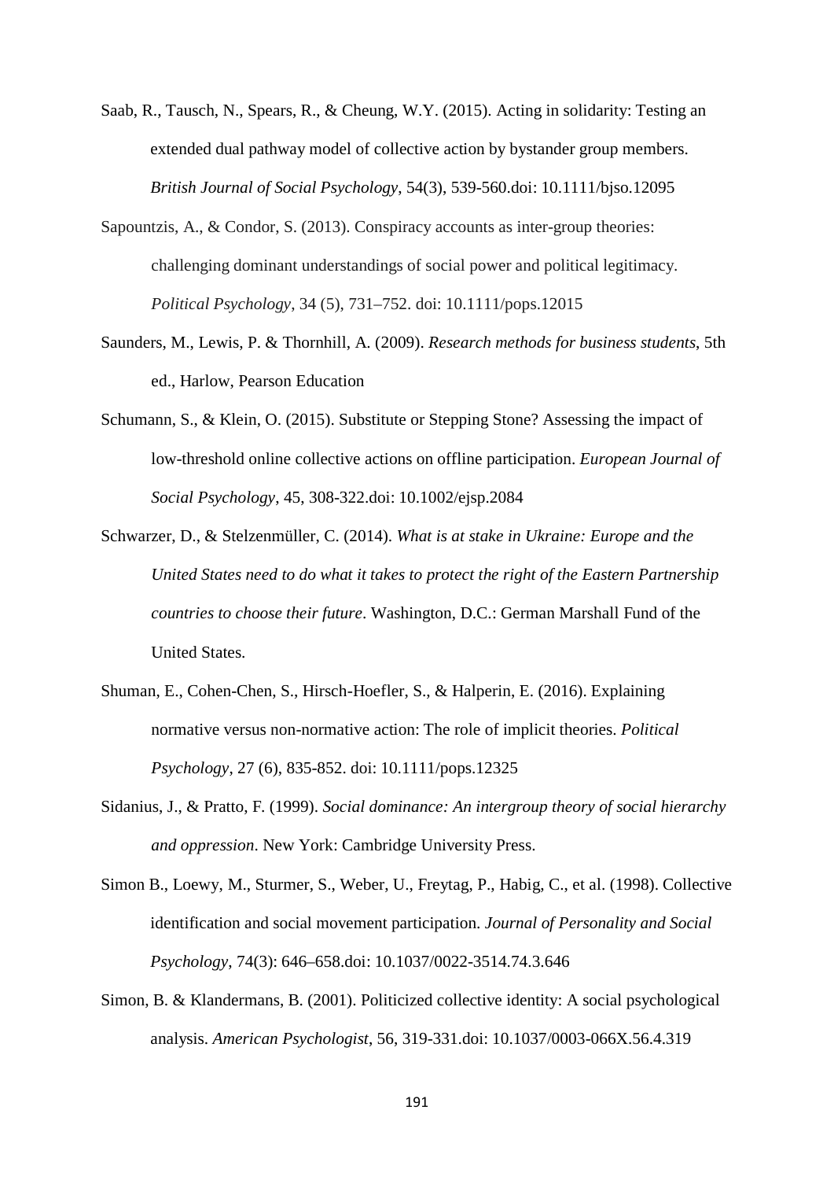Saab, R., Tausch, N., Spears, R., & Cheung, W.Y. (2015). Acting in solidarity: Testing an extended dual pathway model of collective action by bystander group members. *British Journal of Social Psychology*, 54(3), 539-560.doi: 10.1111/bjso.12095

Sapountzis, A., & Condor, S. (2013). Conspiracy accounts as inter-group theories: challenging dominant understandings of social power and political legitimacy. *Political Psychology*, 34 (5), 731–752. doi: 10.1111/pops.12015

Saunders, M., Lewis, P. & Thornhill, A. (2009). *Research methods for business students*, 5th ed., Harlow, Pearson Education

Schumann, S., & Klein, O. (2015). Substitute or Stepping Stone? Assessing the impact of low-threshold online collective actions on offline participation. *European Journal of Social Psychology*, 45, 308-322.doi: 10.1002/ejsp.2084

Schwarzer, D., & Stelzenmüller, C. (2014). *What is at stake in Ukraine: Europe and the United States need to do what it takes to protect the right of the Eastern Partnership countries to choose their future*. Washington, D.C.: German Marshall Fund of the United States.

Shuman, E., Cohen-Chen, S., Hirsch-Hoefler, S., & Halperin, E. (2016). Explaining normative versus non-normative action: The role of implicit theories. *Political Psychology*, 27 (6), 835-852. doi: 10.1111/pops.12325

Sidanius, J., & Pratto, F. (1999). *Social dominance: An intergroup theory of social hierarchy and oppression*. New York: Cambridge University Press.

Simon B., Loewy, M., Sturmer, S., Weber, U., Freytag, P., Habig, C., et al. (1998). Collective identification and social movement participation. *Journal of Personality and Social Psychology*, 74(3): 646–658.doi: 10.1037/0022-3514.74.3.646

Simon, B. & Klandermans, B. (2001). Politicized collective identity: A social psychological analysis. *American Psychologist*, 56, 319-331.doi: 10.1037/0003-066X.56.4.319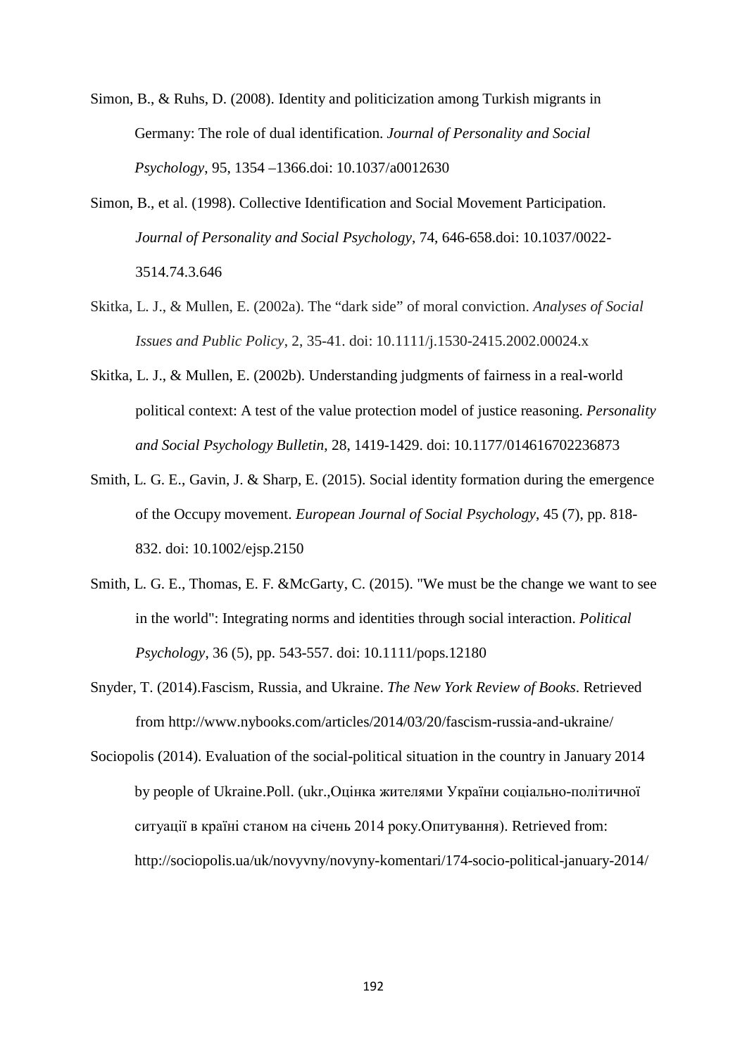Simon, B., & Ruhs, D. (2008). Identity and politicization among Turkish migrants in Germany: The role of dual identification. *Journal of Personality and Social Psychology*, 95, 1354 –1366.doi: 10.1037/a0012630

Simon, B., et al. (1998). Collective Identification and Social Movement Participation. *Journal of Personality and Social Psychology*, 74, 646-658.doi: 10.1037/0022-3514.74.3.646

Skitka, L. J., & Mullen, E. (2002a). The "dark side" of moral conviction. *Analyses of Social Issues and Public Policy*, 2, 35-41. doi: 10.1111/j.1530-2415.2002.00024.x

Skitka, L. J., & Mullen, E. (2002b). Understanding judgments of fairness in a real-world political context: A test of the value protection model of justice reasoning. *Personality and Social Psychology Bulletin*, 28, 1419-1429. doi: 10.1177/014616702236873

Smith, L. G. E., Gavin, J. & Sharp, E. (2015). Social identity formation during the emergence of the Occupy movement. *European Journal of Social Psychology*, 45 (7), pp. 818-832. doi: 10.1002/ejsp.2150

Smith, L. G. E., Thomas, E. F. &McGarty, C. (2015). "We must be the change we want to see in the world": Integrating norms and identities through social interaction. *Political Psychology*, 36 (5), pp. 543-557. doi: 10.1111/pops.12180

Snyder, T. (2014).Fascism, Russia, and Ukraine. *The New York Review of Books*. Retrieved from http://www.nybooks.com/articles/2014/03/20/fascism-russia-and-ukraine/

Sociopolis (2014). Evaluation of the social-political situation in the country in January 2014 by people of Ukraine.Poll. (ukr.,Оцінка жителями України соціально-політичної ситуації в країні станом на січень 2014 року.Опитування). Retrieved from: http://sociopolis.ua/uk/novyvny/novyny-komentari/174-socio-political-january-2014/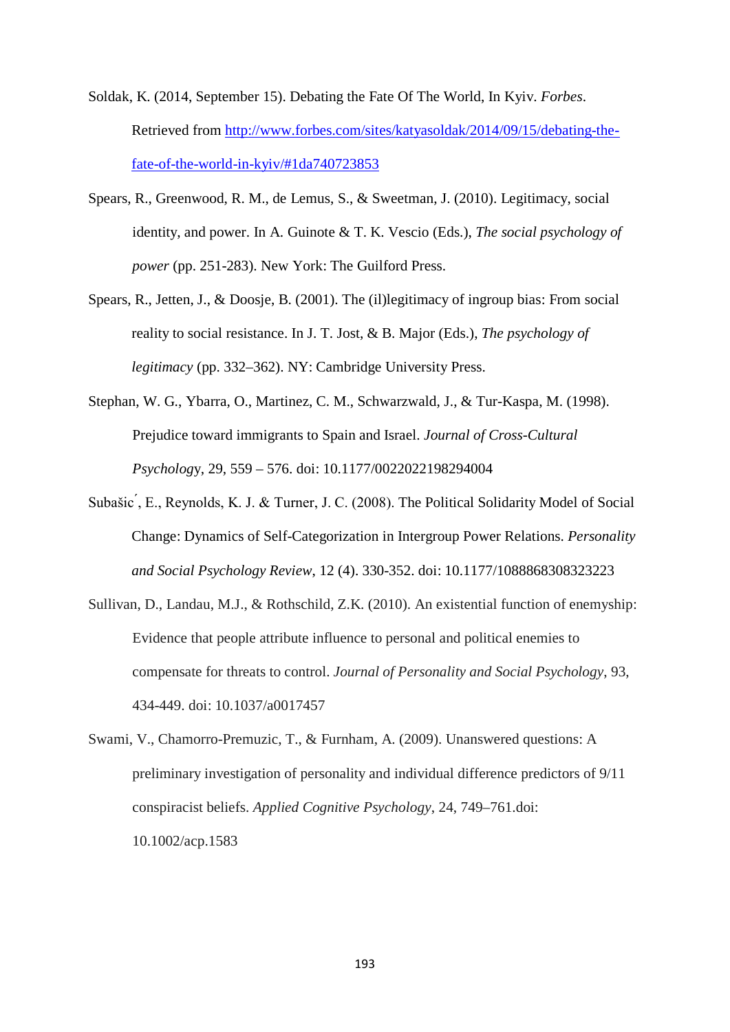Soldak, K. (2014, September 15). Debating the Fate Of The World, In Kyiv. *Forbes*. Retrieved from [http://www.forbes.com/sites/katyasoldak/2014/09/15/debating-the-fate-of-the-world-in-kyiv/#1da740723853](http://www.forbes.com/sites/katyasoldak/2014/09/15/debating-the-fate-of-the-world-in-kyiv/#1da740723853)

Spears, R., Greenwood, R. M., de Lemus, S., & Sweetman, J. (2010). Legitimacy, social identity, and power. In A. Guinote & T. K. Vescio (Eds.), *The social psychology of power* (pp. 251-283). New York: The Guilford Press.

Spears, R., Jetten, J., & Doosje, B. (2001). The (il)legitimacy of ingroup bias: From social reality to social resistance. In J. T. Jost, & B. Major (Eds.), *The psychology of legitimacy* (pp. 332–362). NY: Cambridge University Press.

Stephan, W. G., Ybarra, O., Martinez, C. M., Schwarzwald, J., & Tur-Kaspa, M. (1998). Prejudice toward immigrants to Spain and Israel. *Journal of Cross-Cultural Psychology*, 29, 559 – 576. doi: 10.1177/0022022198294004

Subašic´, E., Reynolds, K. J. & Turner, J. C. (2008). The Political Solidarity Model of Social Change: Dynamics of Self-Categorization in Intergroup Power Relations. *Personality and Social Psychology Review*, 12 (4). 330-352. doi: 10.1177/1088868308323223

Sullivan, D., Landau, M.J., & Rothschild, Z.K. (2010). An existential function of enemyship: Evidence that people attribute influence to personal and political enemies to compensate for threats to control. *Journal of Personality and Social Psychology*, 93, 434-449. doi: 10.1037/a0017457

Swami, V., Chamorro-Premuzic, T., & Furnham, A. (2009). Unanswered questions: A preliminary investigation of personality and individual difference predictors of 9/11 conspiracist beliefs. *Applied Cognitive Psychology*, 24, 749–761.doi: 10.1002/acp.1583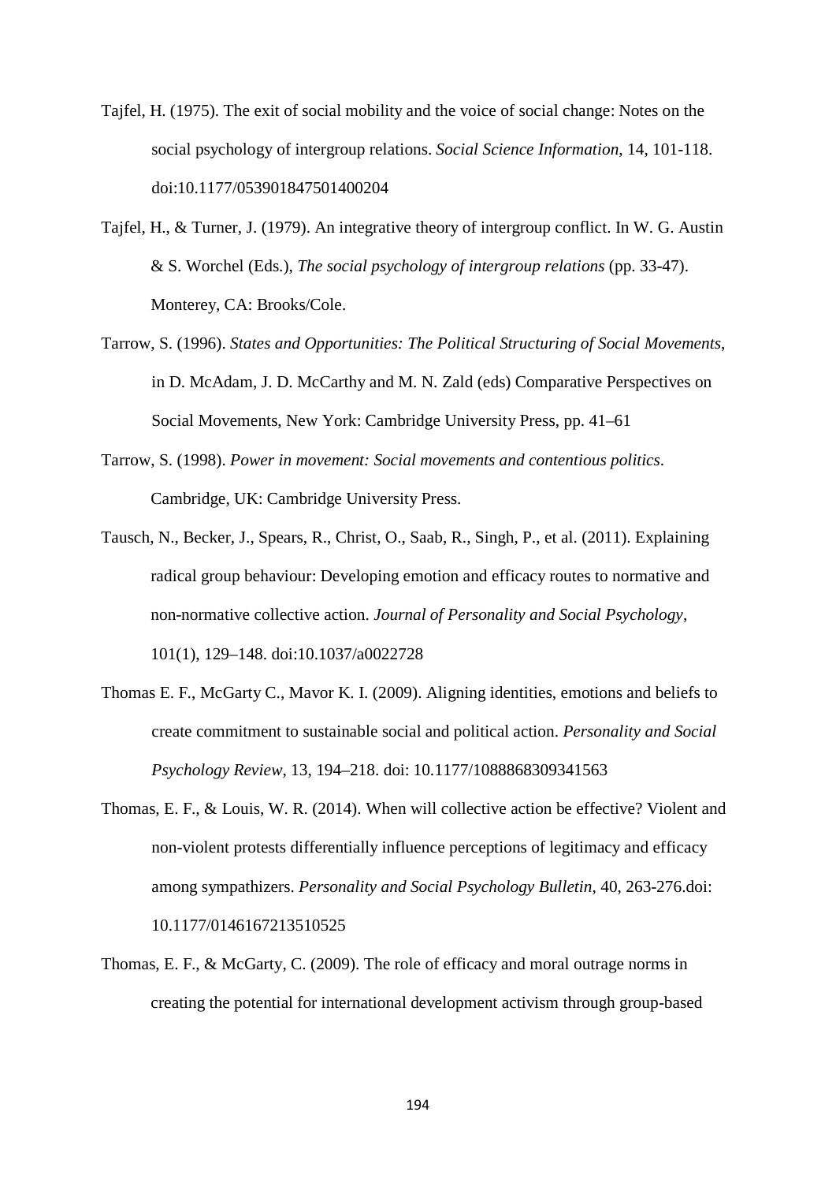Tajfel, H. (1975). The exit of social mobility and the voice of social change: Notes on the social psychology of intergroup relations. *Social Science Information*, 14, 101-118. doi:10.1177/053901847501400204

Tajfel, H., & Turner, J. (1979). An integrative theory of intergroup conflict. In W. G. Austin & S. Worchel (Eds.), *The social psychology of intergroup relations* (pp. 33-47). Monterey, CA: Brooks/Cole.

Tarrow, S. (1996). *States and Opportunities: The Political Structuring of Social Movements*, in D. McAdam, J. D. McCarthy and M. N. Zald (eds) Comparative Perspectives on Social Movements, New York: Cambridge University Press, pp. 41–61

Tarrow, S. (1998). *Power in movement: Social movements and contentious politics*. Cambridge, UK: Cambridge University Press.

Tausch, N., Becker, J., Spears, R., Christ, O., Saab, R., Singh, P., et al. (2011). Explaining radical group behaviour: Developing emotion and efficacy routes to normative and non-normative collective action. *Journal of Personality and Social Psychology*, 101(1), 129–148. doi:10.1037/a0022728

Thomas E. F., McGarty C., Mavor K. I. (2009). Aligning identities, emotions and beliefs to create commitment to sustainable social and political action. *Personality and Social Psychology Review*, 13, 194–218. doi: 10.1177/1088868309341563

Thomas, E. F., & Louis, W. R. (2014). When will collective action be effective? Violent and non-violent protests differentially influence perceptions of legitimacy and efficacy among sympathizers. *Personality and Social Psychology Bulletin*, 40, 263-276.doi: 10.1177/0146167213510525

Thomas, E. F., & McGarty, C. (2009). The role of efficacy and moral outrage norms in creating the potential for international development activism through group-based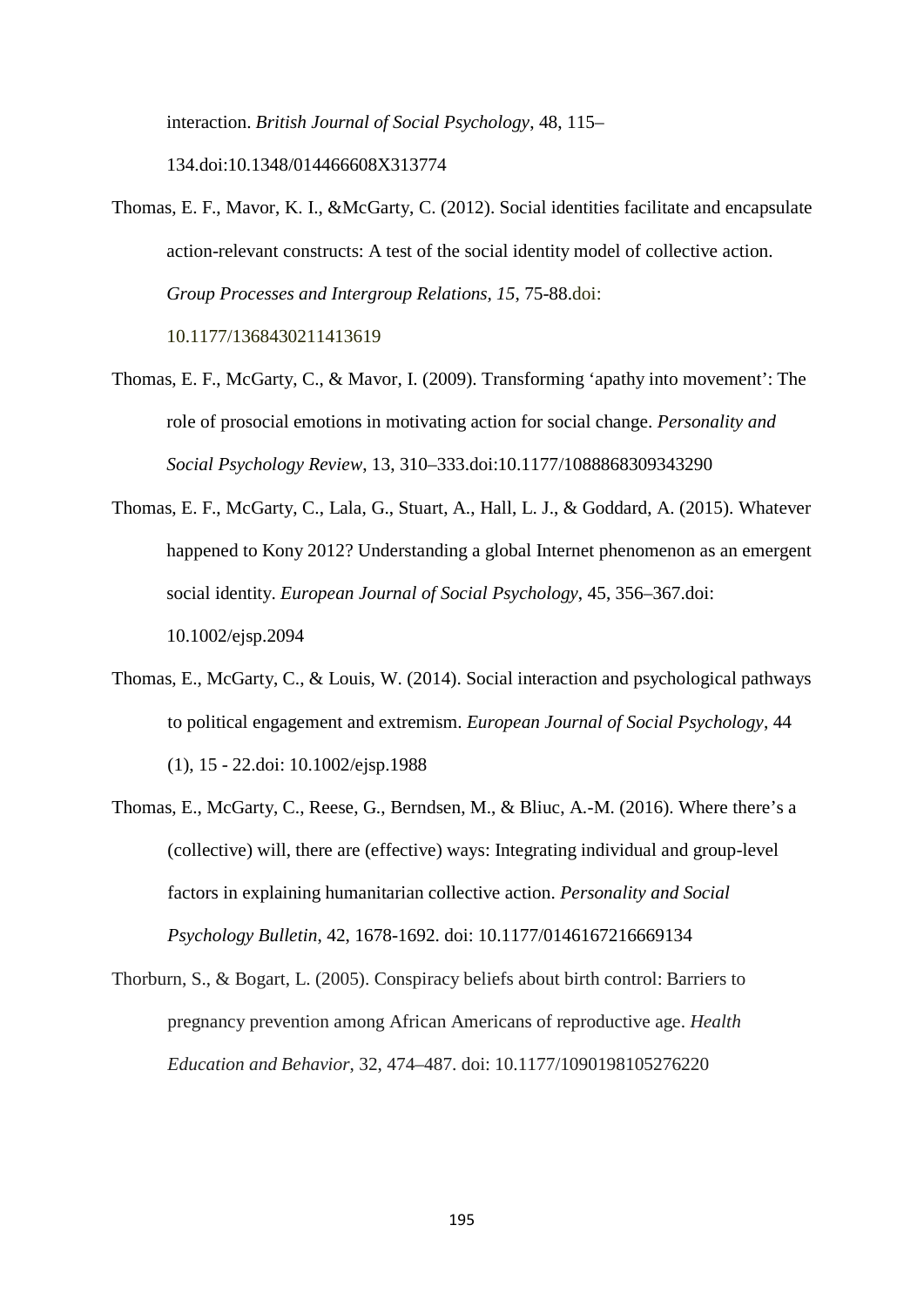interaction. *British Journal of Social Psychology*, 48, 115–134.doi:10.1348/014466608X313774

Thomas, E. F., Mavor, K. I., &McGarty, C. (2012). Social identities facilitate and encapsulate action-relevant constructs: A test of the social identity model of collective action. *Group Processes and Intergroup Relations, 15*, 75-88.doi: 10.1177/1368430211413619

Thomas, E. F., McGarty, C., & Mavor, I. (2009). Transforming 'apathy into movement': The role of prosocial emotions in motivating action for social change. *Personality and Social Psychology Review*, 13, 310–333.doi:10.1177/1088868309343290

Thomas, E. F., McGarty, C., Lala, G., Stuart, A., Hall, L. J., & Goddard, A. (2015). Whatever happened to Kony 2012? Understanding a global Internet phenomenon as an emergent social identity. *European Journal of Social Psychology*, 45, 356–367.doi: 10.1002/ejsp.2094

Thomas, E., McGarty, C., & Louis, W. (2014). Social interaction and psychological pathways to political engagement and extremism. *European Journal of Social Psychology*, 44 (1), 15 - 22.doi: 10.1002/ejsp.1988

Thomas, E., McGarty, C., Reese, G., Berndsen, M., & Bliuc, A.-M. (2016). Where there's a (collective) will, there are (effective) ways: Integrating individual and group-level factors in explaining humanitarian collective action. *Personality and Social Psychology Bulletin*, 42, 1678-1692. doi: 10.1177/0146167216669134

Thorburn, S., & Bogart, L. (2005). Conspiracy beliefs about birth control: Barriers to pregnancy prevention among African Americans of reproductive age. *Health Education and Behavior*, 32, 474–487. doi: 10.1177/1090198105276220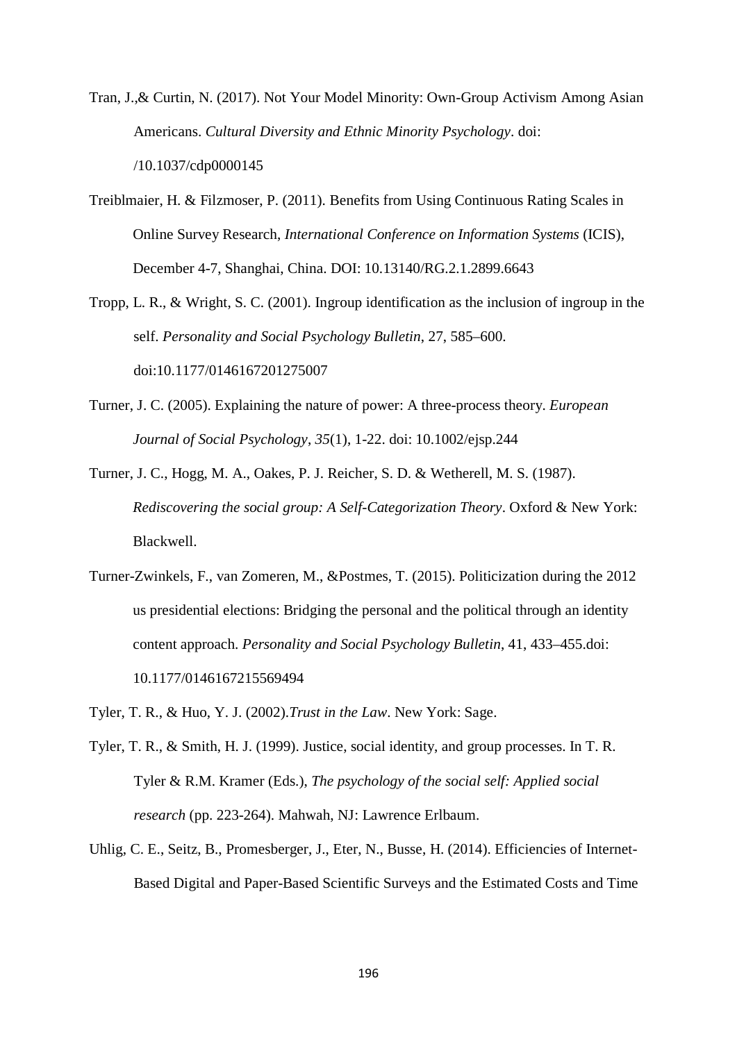Tran, J.,& Curtin, N. (2017). Not Your Model Minority: Own-Group Activism Among Asian Americans. *Cultural Diversity and Ethnic Minority Psychology*. doi: /10.1037/cdp0000145

Treiblmaier, H. & Filzmoser, P. (2011). Benefits from Using Continuous Rating Scales in Online Survey Research, *International Conference on Information Systems* (ICIS), December 4-7, Shanghai, China. DOI: 10.13140/RG.2.1.2899.6643

Tropp, L. R., & Wright, S. C. (2001). Ingroup identification as the inclusion of ingroup in the self. *Personality and Social Psychology Bulletin*, 27, 585–600. doi:10.1177/0146167201275007

Turner, J. C. (2005). Explaining the nature of power: A three-process theory. *European Journal of Social Psychology*, *35*(1), 1-22. doi: 10.1002/ejsp.244

Turner, J. C., Hogg, M. A., Oakes, P. J. Reicher, S. D. & Wetherell, M. S. (1987). *Rediscovering the social group: A Self-Categorization Theory*. Oxford & New York: Blackwell.

Turner-Zwinkels, F., van Zomeren, M., &Postmes, T. (2015). Politicization during the 2012 us presidential elections: Bridging the personal and the political through an identity content approach. *Personality and Social Psychology Bulletin*, 41, 433–455.doi: 10.1177/0146167215569494

Tyler, T. R., & Huo, Y. J. (2002).*Trust in the Law*. New York: Sage.

Tyler, T. R., & Smith, H. J. (1999). Justice, social identity, and group processes. In T. R. Tyler & R.M. Kramer (Eds.), *The psychology of the social self: Applied social research* (pp. 223-264). Mahwah, NJ: Lawrence Erlbaum.

Uhlig, C. E., Seitz, B., Promesberger, J., Eter, N., Busse, H. (2014). Efficiencies of Internet-Based Digital and Paper-Based Scientific Surveys and the Estimated Costs and Time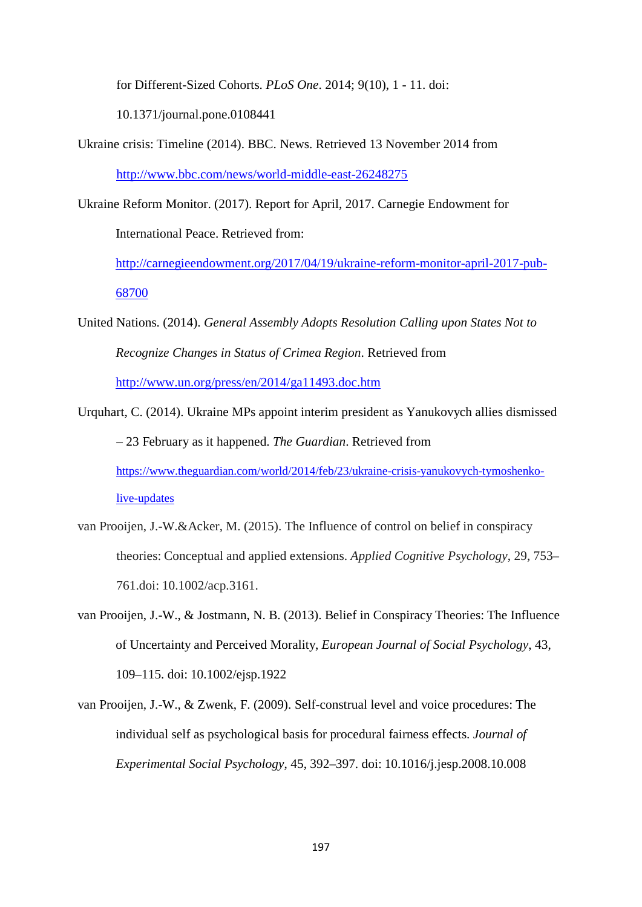for Different-Sized Cohorts. *PLoS One*. 2014; 9(10), 1 - 11. doi: 10.1371/journal.pone.0108441

Ukraine crisis: Timeline (2014). BBC. News. Retrieved 13 November 2014 from http://www.bbc.com/news/world-middle-east-26248275

Ukraine Reform Monitor. (2017). Report for April, 2017. Carnegie Endowment for International Peace. Retrieved from: http://carnegieendowment.org/2017/04/19/ukraine-reform-monitor-april-2017-pub-68700

United Nations. (2014). *General Assembly Adopts Resolution Calling upon States Not to Recognize Changes in Status of Crimea Region*. Retrieved from http://www.un.org/press/en/2014/ga11493.doc.htm

Urquhart, C. (2014). Ukraine MPs appoint interim president as Yanukovych allies dismissed – 23 February as it happened. *The Guardian*. Retrieved from https://www.theguardian.com/world/2014/feb/23/ukraine-crisis-yanukovych-tymoshenko-live-updates

van Prooijen, J.-W.&Acker, M. (2015). The Influence of control on belief in conspiracy theories: Conceptual and applied extensions. *Applied Cognitive Psychology*, 29, 753–761.doi: 10.1002/acp.3161.

van Prooijen, J.-W., & Jostmann, N. B. (2013). Belief in Conspiracy Theories: The Influence of Uncertainty and Perceived Morality, *European Journal of Social Psychology*, 43, 109–115. doi: 10.1002/ejsp.1922

van Prooijen, J.-W., & Zwenk, F. (2009). Self-construal level and voice procedures: The individual self as psychological basis for procedural fairness effects. *Journal of Experimental Social Psychology*, 45, 392–397. doi: 10.1016/j.jesp.2008.10.008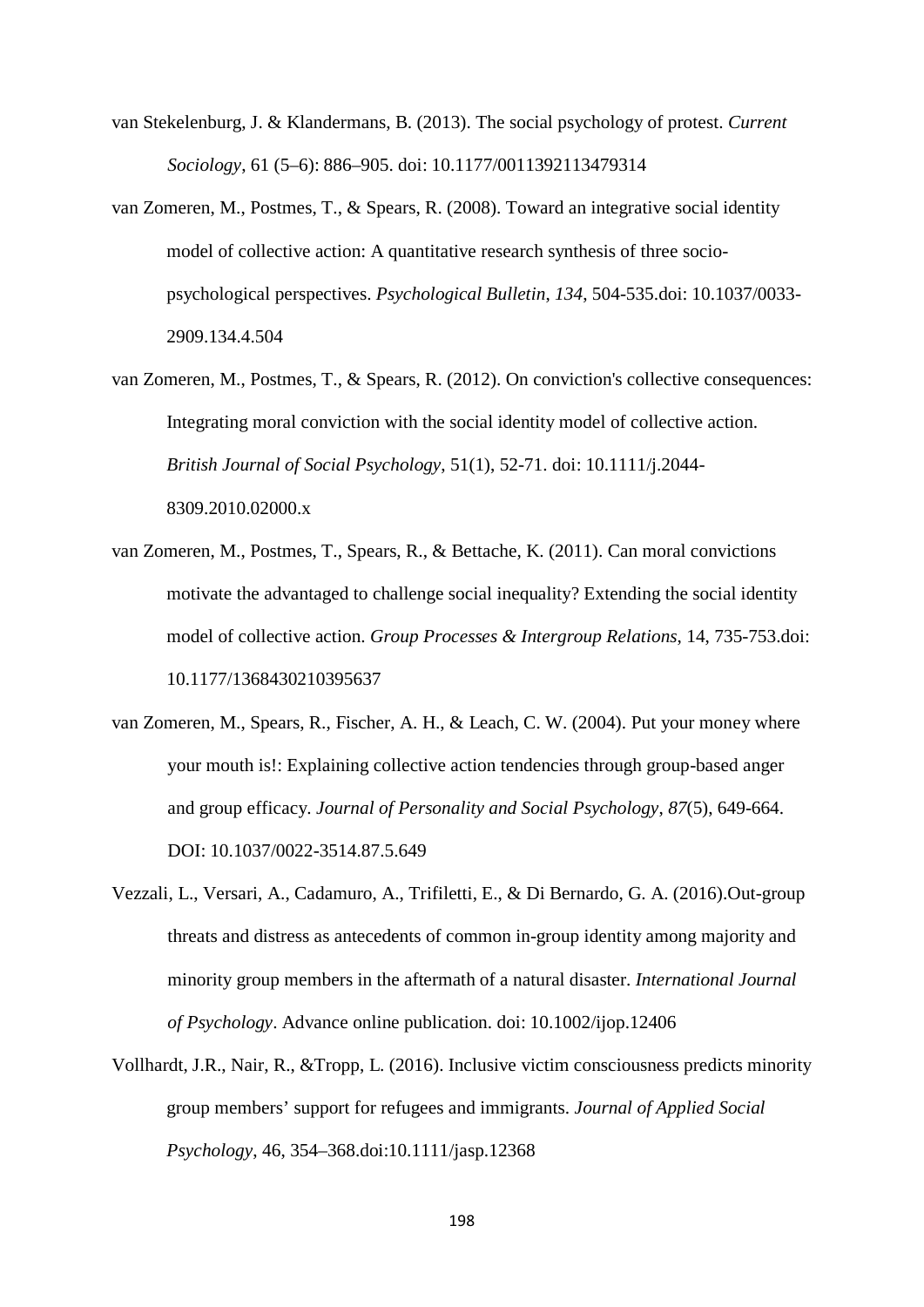van Stekelenburg, J. & Klandermans, B. (2013). The social psychology of protest. *Current Sociology*, 61 (5–6): 886–905. doi: 10.1177/0011392113479314

van Zomeren, M., Postmes, T., & Spears, R. (2008). Toward an integrative social identity model of collective action: A quantitative research synthesis of three socio-psychological perspectives. *Psychological Bulletin*, *134*, 504-535.doi: 10.1037/0033-2909.134.4.504

van Zomeren, M., Postmes, T., & Spears, R. (2012). On conviction's collective consequences: Integrating moral conviction with the social identity model of collective action. *British Journal of Social Psychology*, 51(1), 52-71. doi: 10.1111/j.2044-8309.2010.02000.x

van Zomeren, M., Postmes, T., Spears, R., & Bettache, K. (2011). Can moral convictions motivate the advantaged to challenge social inequality? Extending the social identity model of collective action. *Group Processes & Intergroup Relations*, 14, 735-753.doi: 10.1177/1368430210395637

van Zomeren, M., Spears, R., Fischer, A. H., & Leach, C. W. (2004). Put your money where your mouth is!: Explaining collective action tendencies through group-based anger and group efficacy. *Journal of Personality and Social Psychology*, *87*(5), 649-664. DOI: 10.1037/0022-3514.87.5.649

Vezzali, L., Versari, A., Cadamuro, A., Trifiletti, E., & Di Bernardo, G. A. (2016).Out-group threats and distress as antecedents of common in-group identity among majority and minority group members in the aftermath of a natural disaster. *International Journal of Psychology*. Advance online publication. doi: 10.1002/ijop.12406

Vollhardt, J.R., Nair, R., &Tropp, L. (2016). Inclusive victim consciousness predicts minority group members' support for refugees and immigrants. *Journal of Applied Social Psychology*, 46, 354–368.doi:10.1111/jasp.12368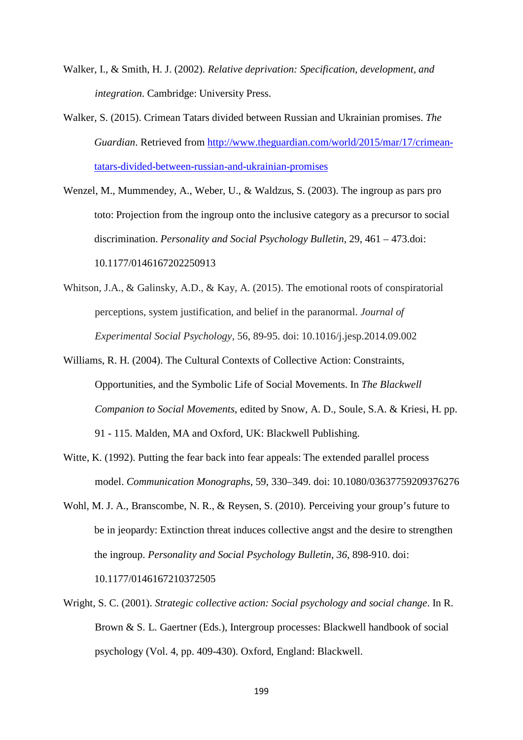Walker, I., & Smith, H. J. (2002). *Relative deprivation: Specification, development, and integration*. Cambridge: University Press.

Walker, S. (2015). Crimean Tatars divided between Russian and Ukrainian promises. *The Guardian*. Retrieved from http://www.theguardian.com/world/2015/mar/17/crimean-tatars-divided-between-russian-and-ukrainian-promises

Wenzel, M., Mummendey, A., Weber, U., & Waldzus, S. (2003). The ingroup as pars pro toto: Projection from the ingroup onto the inclusive category as a precursor to social discrimination. *Personality and Social Psychology Bulletin*, 29, 461 – 473.doi: 10.1177/0146167202250913

Whitson, J.A., & Galinsky, A.D., & Kay, A. (2015). The emotional roots of conspiratorial perceptions, system justification, and belief in the paranormal. *Journal of Experimental Social Psychology*, 56, 89-95. doi: 10.1016/j.jesp.2014.09.002

Williams, R. H. (2004). The Cultural Contexts of Collective Action: Constraints, Opportunities, and the Symbolic Life of Social Movements. In *The Blackwell Companion to Social Movements*, edited by Snow, A. D., Soule, S.A. & Kriesi, H. pp. 91 - 115. Malden, MA and Oxford, UK: Blackwell Publishing.

Witte, K. (1992). Putting the fear back into fear appeals: The extended parallel process model. *Communication Monographs*, 59, 330–349. doi: 10.1080/03637759209376276

Wohl, M. J. A., Branscombe, N. R., & Reysen, S. (2010). Perceiving your group's future to be in jeopardy: Extinction threat induces collective angst and the desire to strengthen the ingroup. *Personality and Social Psychology Bulletin*, *36*, 898-910. doi: 10.1177/0146167210372505

Wright, S. C. (2001). *Strategic collective action: Social psychology and social change*. In R. Brown & S. L. Gaertner (Eds.), Intergroup processes: Blackwell handbook of social psychology (Vol. 4, pp. 409-430). Oxford, England: Blackwell.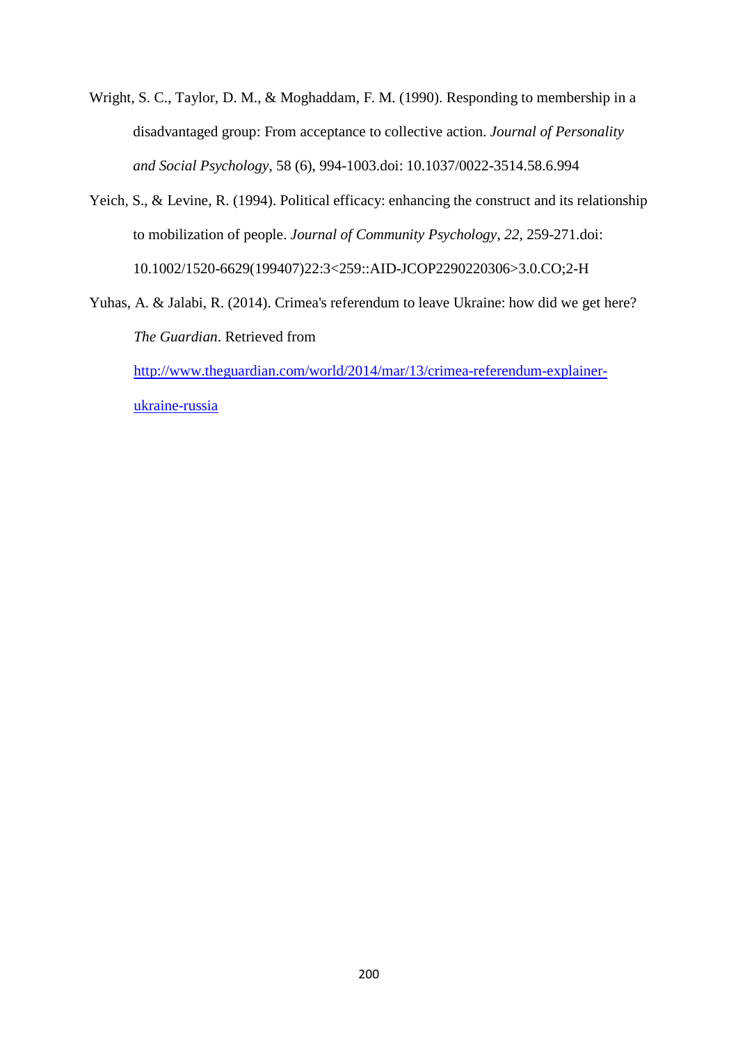Wright, S. C., Taylor, D. M., & Moghaddam, F. M. (1990). Responding to membership in a disadvantaged group: From acceptance to collective action. *Journal of Personality and Social Psychology*, 58 (6), 994-1003.doi: 10.1037/0022-3514.58.6.994

Yeich, S., & Levine, R. (1994). Political efficacy: enhancing the construct and its relationship to mobilization of people. *Journal of Community Psychology*, *22*, 259-271.doi: 10.1002/1520-6629(199407)22:3<259::AID-JCOP2290220306>3.0.CO;2-H

Yuhas, A. & Jalabi, R. (2014). Crimea's referendum to leave Ukraine: how did we get here? *The Guardian*. Retrieved from http://www.theguardian.com/world/2014/mar/13/crimea-referendum-explainer-ukraine-russia